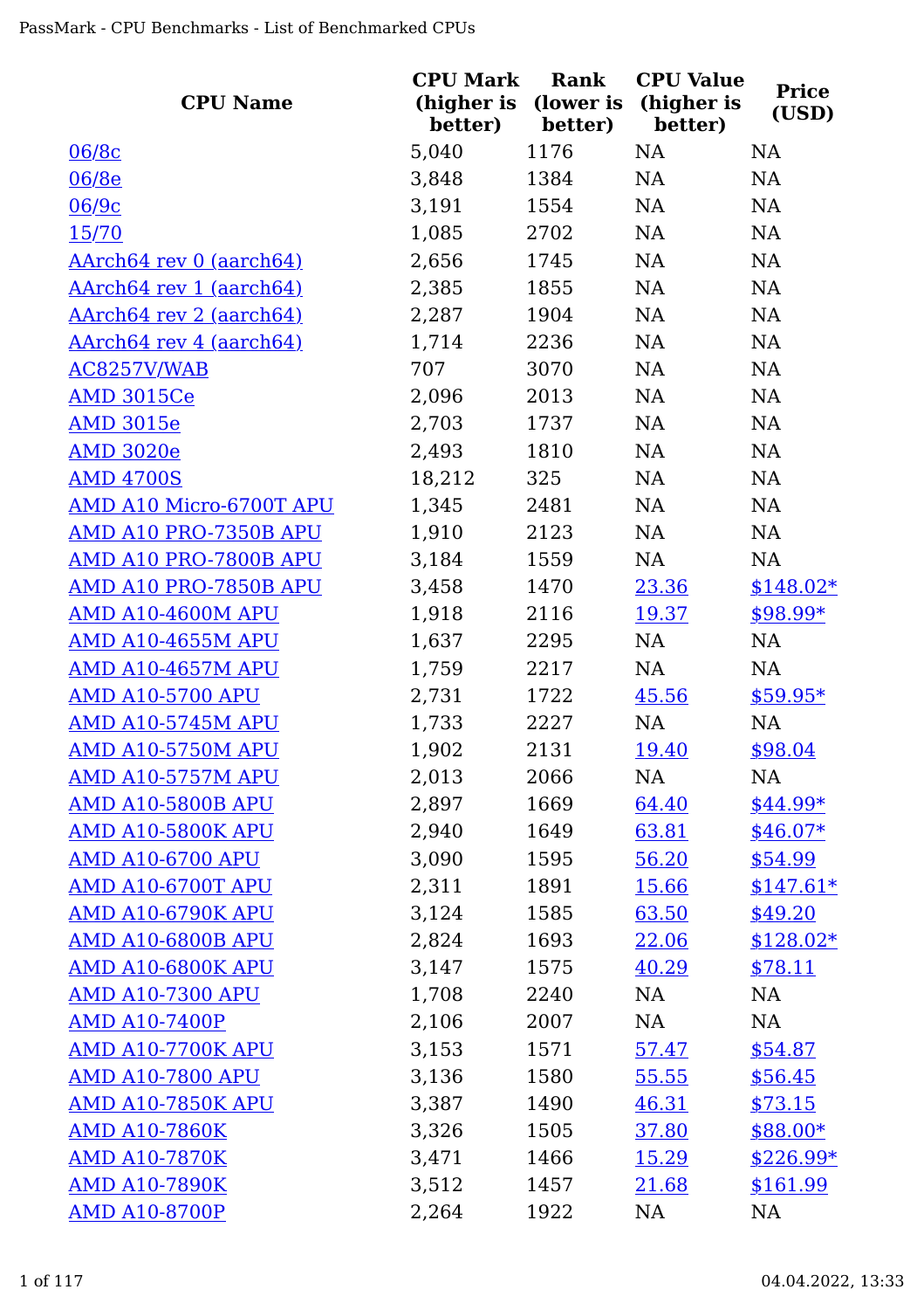| CPU Name | CPU Mark (higher is better) | Rank (lower is better) | CPU Value (higher is better) | Price (USD) |
| --- | --- | --- | --- | --- |
| 06/8c | 5,040 | 1176 | NA | NA |
| 06/8e | 3,848 | 1384 | NA | NA |
| 06/9c | 3,191 | 1554 | NA | NA |
| 15/70 | 1,085 | 2702 | NA | NA |
| AArch64 rev 0 (aarch64) | 2,656 | 1745 | NA | NA |
| AArch64 rev 1 (aarch64) | 2,385 | 1855 | NA | NA |
| AArch64 rev 2 (aarch64) | 2,287 | 1904 | NA | NA |
| AArch64 rev 4 (aarch64) | 1,714 | 2236 | NA | NA |
| AC8257V/WAB | 707 | 3070 | NA | NA |
| AMD 3015Ce | 2,096 | 2013 | NA | NA |
| AMD 3015e | 2,703 | 1737 | NA | NA |
| AMD 3020e | 2,493 | 1810 | NA | NA |
| AMD 4700S | 18,212 | 325 | NA | NA |
| AMD A10 Micro-6700T APU | 1,345 | 2481 | NA | NA |
| AMD A10 PRO-7350B APU | 1,910 | 2123 | NA | NA |
| AMD A10 PRO-7800B APU | 3,184 | 1559 | NA | NA |
| AMD A10 PRO-7850B APU | 3,458 | 1470 | 23.36 | $148.02* |
| AMD A10-4600M APU | 1,918 | 2116 | 19.37 | $98.99* |
| AMD A10-4655M APU | 1,637 | 2295 | NA | NA |
| AMD A10-4657M APU | 1,759 | 2217 | NA | NA |
| AMD A10-5700 APU | 2,731 | 1722 | 45.56 | $59.95* |
| AMD A10-5745M APU | 1,733 | 2227 | NA | NA |
| AMD A10-5750M APU | 1,902 | 2131 | 19.40 | $98.04 |
| AMD A10-5757M APU | 2,013 | 2066 | NA | NA |
| AMD A10-5800B APU | 2,897 | 1669 | 64.40 | $44.99* |
| AMD A10-5800K APU | 2,940 | 1649 | 63.81 | $46.07* |
| AMD A10-6700 APU | 3,090 | 1595 | 56.20 | $54.99 |
| AMD A10-6700T APU | 2,311 | 1891 | 15.66 | $147.61* |
| AMD A10-6790K APU | 3,124 | 1585 | 63.50 | $49.20 |
| AMD A10-6800B APU | 2,824 | 1693 | 22.06 | $128.02* |
| AMD A10-6800K APU | 3,147 | 1575 | 40.29 | $78.11 |
| AMD A10-7300 APU | 1,708 | 2240 | NA | NA |
| AMD A10-7400P | 2,106 | 2007 | NA | NA |
| AMD A10-7700K APU | 3,153 | 1571 | 57.47 | $54.87 |
| AMD A10-7800 APU | 3,136 | 1580 | 55.55 | $56.45 |
| AMD A10-7850K APU | 3,387 | 1490 | 46.31 | $73.15 |
| AMD A10-7860K | 3,326 | 1505 | 37.80 | $88.00* |
| AMD A10-7870K | 3,471 | 1466 | 15.29 | $226.99* |
| AMD A10-7890K | 3,512 | 1457 | 21.68 | $161.99 |
| AMD A10-8700P | 2,264 | 1922 | NA | NA |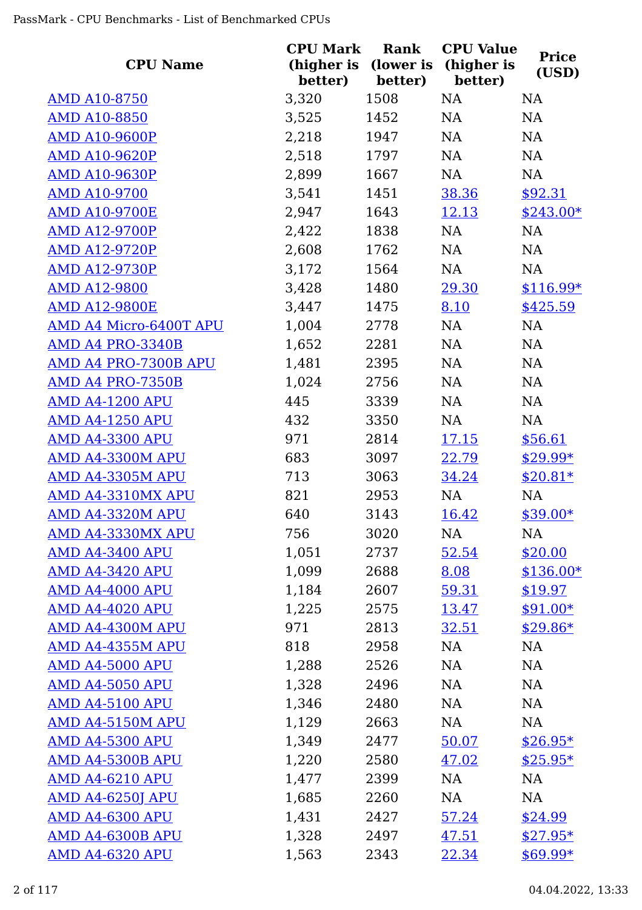| CPU Name | CPU Mark (higher is better) | Rank (lower is better) | CPU Value (higher is better) | Price (USD) |
|---|---|---|---|---|
| AMD A10-8750 | 3,320 | 1508 | NA | NA |
| AMD A10-8850 | 3,525 | 1452 | NA | NA |
| AMD A10-9600P | 2,218 | 1947 | NA | NA |
| AMD A10-9620P | 2,518 | 1797 | NA | NA |
| AMD A10-9630P | 2,899 | 1667 | NA | NA |
| AMD A10-9700 | 3,541 | 1451 | 38.36 | $92.31 |
| AMD A10-9700E | 2,947 | 1643 | 12.13 | $243.00* |
| AMD A12-9700P | 2,422 | 1838 | NA | NA |
| AMD A12-9720P | 2,608 | 1762 | NA | NA |
| AMD A12-9730P | 3,172 | 1564 | NA | NA |
| AMD A12-9800 | 3,428 | 1480 | 29.30 | $116.99* |
| AMD A12-9800E | 3,447 | 1475 | 8.10 | $425.59 |
| AMD A4 Micro-6400T APU | 1,004 | 2778 | NA | NA |
| AMD A4 PRO-3340B | 1,652 | 2281 | NA | NA |
| AMD A4 PRO-7300B APU | 1,481 | 2395 | NA | NA |
| AMD A4 PRO-7350B | 1,024 | 2756 | NA | NA |
| AMD A4-1200 APU | 445 | 3339 | NA | NA |
| AMD A4-1250 APU | 432 | 3350 | NA | NA |
| AMD A4-3300 APU | 971 | 2814 | 17.15 | $56.61 |
| AMD A4-3300M APU | 683 | 3097 | 22.79 | $29.99* |
| AMD A4-3305M APU | 713 | 3063 | 34.24 | $20.81* |
| AMD A4-3310MX APU | 821 | 2953 | NA | NA |
| AMD A4-3320M APU | 640 | 3143 | 16.42 | $39.00* |
| AMD A4-3330MX APU | 756 | 3020 | NA | NA |
| AMD A4-3400 APU | 1,051 | 2737 | 52.54 | $20.00 |
| AMD A4-3420 APU | 1,099 | 2688 | 8.08 | $136.00* |
| AMD A4-4000 APU | 1,184 | 2607 | 59.31 | $19.97 |
| AMD A4-4020 APU | 1,225 | 2575 | 13.47 | $91.00* |
| AMD A4-4300M APU | 971 | 2813 | 32.51 | $29.86* |
| AMD A4-4355M APU | 818 | 2958 | NA | NA |
| AMD A4-5000 APU | 1,288 | 2526 | NA | NA |
| AMD A4-5050 APU | 1,328 | 2496 | NA | NA |
| AMD A4-5100 APU | 1,346 | 2480 | NA | NA |
| AMD A4-5150M APU | 1,129 | 2663 | NA | NA |
| AMD A4-5300 APU | 1,349 | 2477 | 50.07 | $26.95* |
| AMD A4-5300B APU | 1,220 | 2580 | 47.02 | $25.95* |
| AMD A4-6210 APU | 1,477 | 2399 | NA | NA |
| AMD A4-6250J APU | 1,685 | 2260 | NA | NA |
| AMD A4-6300 APU | 1,431 | 2427 | 57.24 | $24.99 |
| AMD A4-6300B APU | 1,328 | 2497 | 47.51 | $27.95* |
| AMD A4-6320 APU | 1,563 | 2343 | 22.34 | $69.99* |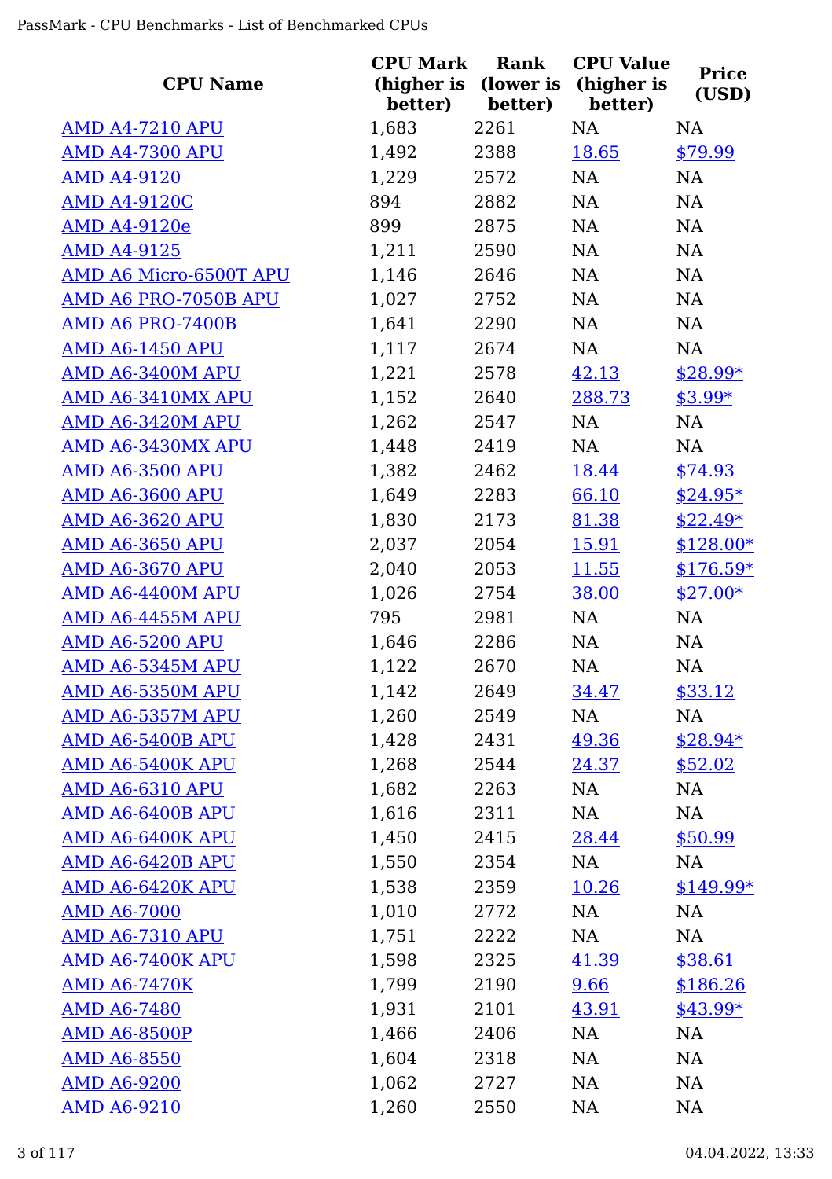| CPU Name | CPU Mark (higher is better) | Rank (lower is better) | CPU Value (higher is better) | Price (USD) |
|---|---|---|---|---|
| AMD A4-7210 APU | 1,683 | 2261 | NA | NA |
| AMD A4-7300 APU | 1,492 | 2388 | 18.65 | $79.99 |
| AMD A4-9120 | 1,229 | 2572 | NA | NA |
| AMD A4-9120C | 894 | 2882 | NA | NA |
| AMD A4-9120e | 899 | 2875 | NA | NA |
| AMD A4-9125 | 1,211 | 2590 | NA | NA |
| AMD A6 Micro-6500T APU | 1,146 | 2646 | NA | NA |
| AMD A6 PRO-7050B APU | 1,027 | 2752 | NA | NA |
| AMD A6 PRO-7400B | 1,641 | 2290 | NA | NA |
| AMD A6-1450 APU | 1,117 | 2674 | NA | NA |
| AMD A6-3400M APU | 1,221 | 2578 | 42.13 | $28.99* |
| AMD A6-3410MX APU | 1,152 | 2640 | 288.73 | $3.99* |
| AMD A6-3420M APU | 1,262 | 2547 | NA | NA |
| AMD A6-3430MX APU | 1,448 | 2419 | NA | NA |
| AMD A6-3500 APU | 1,382 | 2462 | 18.44 | $74.93 |
| AMD A6-3600 APU | 1,649 | 2283 | 66.10 | $24.95* |
| AMD A6-3620 APU | 1,830 | 2173 | 81.38 | $22.49* |
| AMD A6-3650 APU | 2,037 | 2054 | 15.91 | $128.00* |
| AMD A6-3670 APU | 2,040 | 2053 | 11.55 | $176.59* |
| AMD A6-4400M APU | 1,026 | 2754 | 38.00 | $27.00* |
| AMD A6-4455M APU | 795 | 2981 | NA | NA |
| AMD A6-5200 APU | 1,646 | 2286 | NA | NA |
| AMD A6-5345M APU | 1,122 | 2670 | NA | NA |
| AMD A6-5350M APU | 1,142 | 2649 | 34.47 | $33.12 |
| AMD A6-5357M APU | 1,260 | 2549 | NA | NA |
| AMD A6-5400B APU | 1,428 | 2431 | 49.36 | $28.94* |
| AMD A6-5400K APU | 1,268 | 2544 | 24.37 | $52.02 |
| AMD A6-6310 APU | 1,682 | 2263 | NA | NA |
| AMD A6-6400B APU | 1,616 | 2311 | NA | NA |
| AMD A6-6400K APU | 1,450 | 2415 | 28.44 | $50.99 |
| AMD A6-6420B APU | 1,550 | 2354 | NA | NA |
| AMD A6-6420K APU | 1,538 | 2359 | 10.26 | $149.99* |
| AMD A6-7000 | 1,010 | 2772 | NA | NA |
| AMD A6-7310 APU | 1,751 | 2222 | NA | NA |
| AMD A6-7400K APU | 1,598 | 2325 | 41.39 | $38.61 |
| AMD A6-7470K | 1,799 | 2190 | 9.66 | $186.26 |
| AMD A6-7480 | 1,931 | 2101 | 43.91 | $43.99* |
| AMD A6-8500P | 1,466 | 2406 | NA | NA |
| AMD A6-8550 | 1,604 | 2318 | NA | NA |
| AMD A6-9200 | 1,062 | 2727 | NA | NA |
| AMD A6-9210 | 1,260 | 2550 | NA | NA |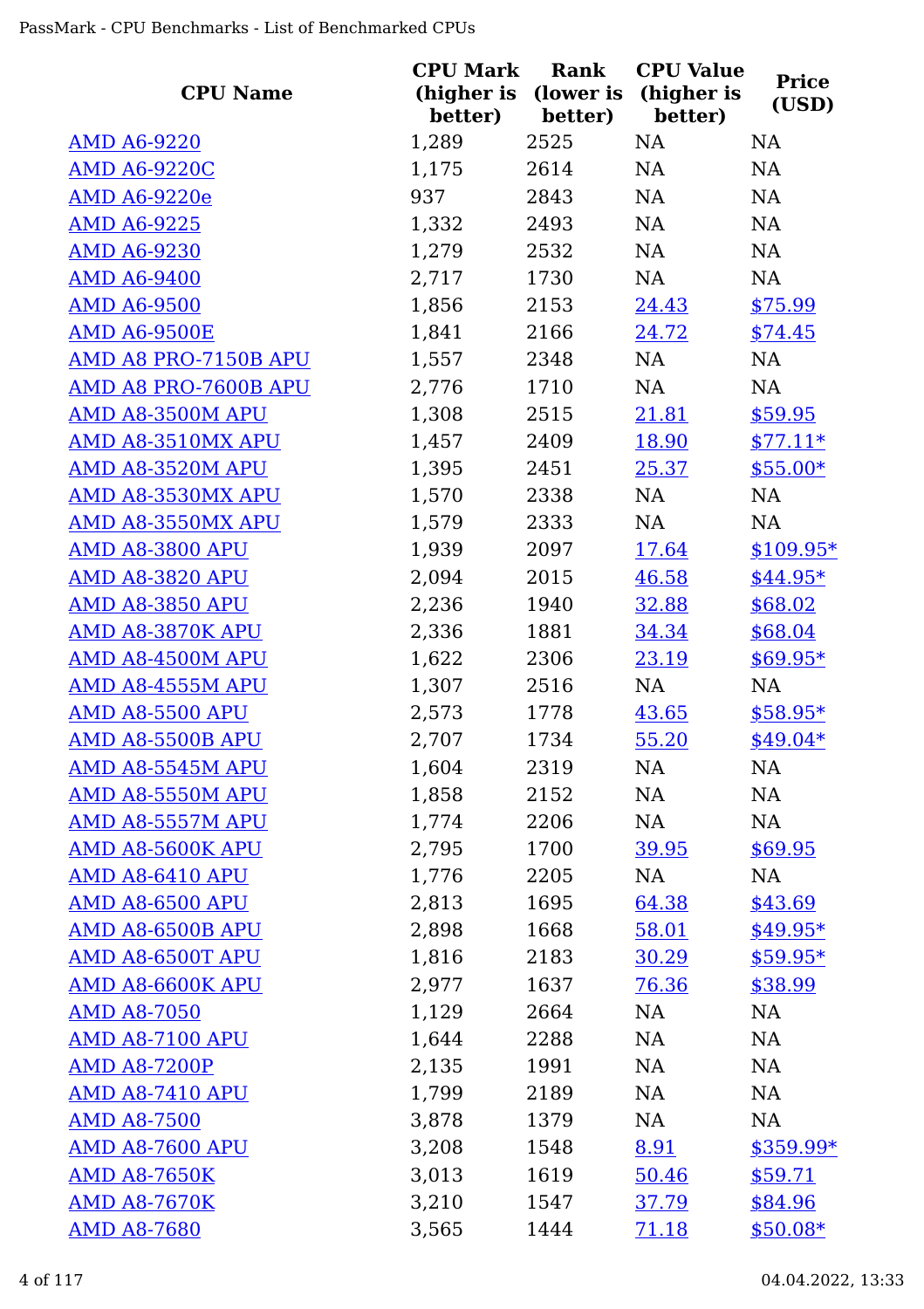| CPU Name | CPU Mark (higher is better) | Rank (lower is better) | CPU Value (higher is better) | Price (USD) |
| --- | --- | --- | --- | --- |
| AMD A6-9220 | 1,289 | 2525 | NA | NA |
| AMD A6-9220C | 1,175 | 2614 | NA | NA |
| AMD A6-9220e | 937 | 2843 | NA | NA |
| AMD A6-9225 | 1,332 | 2493 | NA | NA |
| AMD A6-9230 | 1,279 | 2532 | NA | NA |
| AMD A6-9400 | 2,717 | 1730 | NA | NA |
| AMD A6-9500 | 1,856 | 2153 | 24.43 | $75.99 |
| AMD A6-9500E | 1,841 | 2166 | 24.72 | $74.45 |
| AMD A8 PRO-7150B APU | 1,557 | 2348 | NA | NA |
| AMD A8 PRO-7600B APU | 2,776 | 1710 | NA | NA |
| AMD A8-3500M APU | 1,308 | 2515 | 21.81 | $59.95 |
| AMD A8-3510MX APU | 1,457 | 2409 | 18.90 | $77.11* |
| AMD A8-3520M APU | 1,395 | 2451 | 25.37 | $55.00* |
| AMD A8-3530MX APU | 1,570 | 2338 | NA | NA |
| AMD A8-3550MX APU | 1,579 | 2333 | NA | NA |
| AMD A8-3800 APU | 1,939 | 2097 | 17.64 | $109.95* |
| AMD A8-3820 APU | 2,094 | 2015 | 46.58 | $44.95* |
| AMD A8-3850 APU | 2,236 | 1940 | 32.88 | $68.02 |
| AMD A8-3870K APU | 2,336 | 1881 | 34.34 | $68.04 |
| AMD A8-4500M APU | 1,622 | 2306 | 23.19 | $69.95* |
| AMD A8-4555M APU | 1,307 | 2516 | NA | NA |
| AMD A8-5500 APU | 2,573 | 1778 | 43.65 | $58.95* |
| AMD A8-5500B APU | 2,707 | 1734 | 55.20 | $49.04* |
| AMD A8-5545M APU | 1,604 | 2319 | NA | NA |
| AMD A8-5550M APU | 1,858 | 2152 | NA | NA |
| AMD A8-5557M APU | 1,774 | 2206 | NA | NA |
| AMD A8-5600K APU | 2,795 | 1700 | 39.95 | $69.95 |
| AMD A8-6410 APU | 1,776 | 2205 | NA | NA |
| AMD A8-6500 APU | 2,813 | 1695 | 64.38 | $43.69 |
| AMD A8-6500B APU | 2,898 | 1668 | 58.01 | $49.95* |
| AMD A8-6500T APU | 1,816 | 2183 | 30.29 | $59.95* |
| AMD A8-6600K APU | 2,977 | 1637 | 76.36 | $38.99 |
| AMD A8-7050 | 1,129 | 2664 | NA | NA |
| AMD A8-7100 APU | 1,644 | 2288 | NA | NA |
| AMD A8-7200P | 2,135 | 1991 | NA | NA |
| AMD A8-7410 APU | 1,799 | 2189 | NA | NA |
| AMD A8-7500 | 3,878 | 1379 | NA | NA |
| AMD A8-7600 APU | 3,208 | 1548 | 8.91 | $359.99* |
| AMD A8-7650K | 3,013 | 1619 | 50.46 | $59.71 |
| AMD A8-7670K | 3,210 | 1547 | 37.79 | $84.96 |
| AMD A8-7680 | 3,565 | 1444 | 71.18 | $50.08* |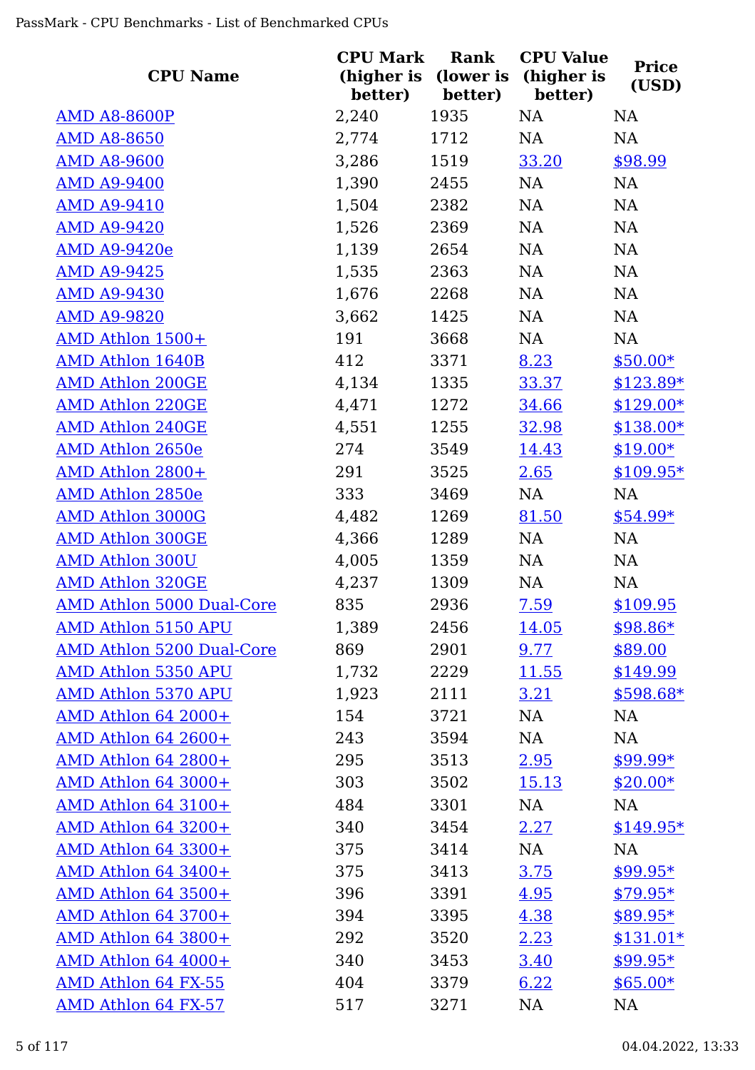| CPU Name | CPU Mark (higher is better) | Rank (lower is better) | CPU Value (higher is better) | Price (USD) |
|---|---|---|---|---|
| AMD A8-8600P | 2,240 | 1935 | NA | NA |
| AMD A8-8650 | 2,774 | 1712 | NA | NA |
| AMD A8-9600 | 3,286 | 1519 | 33.20 | $98.99 |
| AMD A9-9400 | 1,390 | 2455 | NA | NA |
| AMD A9-9410 | 1,504 | 2382 | NA | NA |
| AMD A9-9420 | 1,526 | 2369 | NA | NA |
| AMD A9-9420e | 1,139 | 2654 | NA | NA |
| AMD A9-9425 | 1,535 | 2363 | NA | NA |
| AMD A9-9430 | 1,676 | 2268 | NA | NA |
| AMD A9-9820 | 3,662 | 1425 | NA | NA |
| AMD Athlon 1500+ | 191 | 3668 | NA | NA |
| AMD Athlon 1640B | 412 | 3371 | 8.23 | $50.00* |
| AMD Athlon 200GE | 4,134 | 1335 | 33.37 | $123.89* |
| AMD Athlon 220GE | 4,471 | 1272 | 34.66 | $129.00* |
| AMD Athlon 240GE | 4,551 | 1255 | 32.98 | $138.00* |
| AMD Athlon 2650e | 274 | 3549 | 14.43 | $19.00* |
| AMD Athlon 2800+ | 291 | 3525 | 2.65 | $109.95* |
| AMD Athlon 2850e | 333 | 3469 | NA | NA |
| AMD Athlon 3000G | 4,482 | 1269 | 81.50 | $54.99* |
| AMD Athlon 300GE | 4,366 | 1289 | NA | NA |
| AMD Athlon 300U | 4,005 | 1359 | NA | NA |
| AMD Athlon 320GE | 4,237 | 1309 | NA | NA |
| AMD Athlon 5000 Dual-Core | 835 | 2936 | 7.59 | $109.95 |
| AMD Athlon 5150 APU | 1,389 | 2456 | 14.05 | $98.86* |
| AMD Athlon 5200 Dual-Core | 869 | 2901 | 9.77 | $89.00 |
| AMD Athlon 5350 APU | 1,732 | 2229 | 11.55 | $149.99 |
| AMD Athlon 5370 APU | 1,923 | 2111 | 3.21 | $598.68* |
| AMD Athlon 64 2000+ | 154 | 3721 | NA | NA |
| AMD Athlon 64 2600+ | 243 | 3594 | NA | NA |
| AMD Athlon 64 2800+ | 295 | 3513 | 2.95 | $99.99* |
| AMD Athlon 64 3000+ | 303 | 3502 | 15.13 | $20.00* |
| AMD Athlon 64 3100+ | 484 | 3301 | NA | NA |
| AMD Athlon 64 3200+ | 340 | 3454 | 2.27 | $149.95* |
| AMD Athlon 64 3300+ | 375 | 3414 | NA | NA |
| AMD Athlon 64 3400+ | 375 | 3413 | 3.75 | $99.95* |
| AMD Athlon 64 3500+ | 396 | 3391 | 4.95 | $79.95* |
| AMD Athlon 64 3700+ | 394 | 3395 | 4.38 | $89.95* |
| AMD Athlon 64 3800+ | 292 | 3520 | 2.23 | $131.01* |
| AMD Athlon 64 4000+ | 340 | 3453 | 3.40 | $99.95* |
| AMD Athlon 64 FX-55 | 404 | 3379 | 6.22 | $65.00* |
| AMD Athlon 64 FX-57 | 517 | 3271 | NA | NA |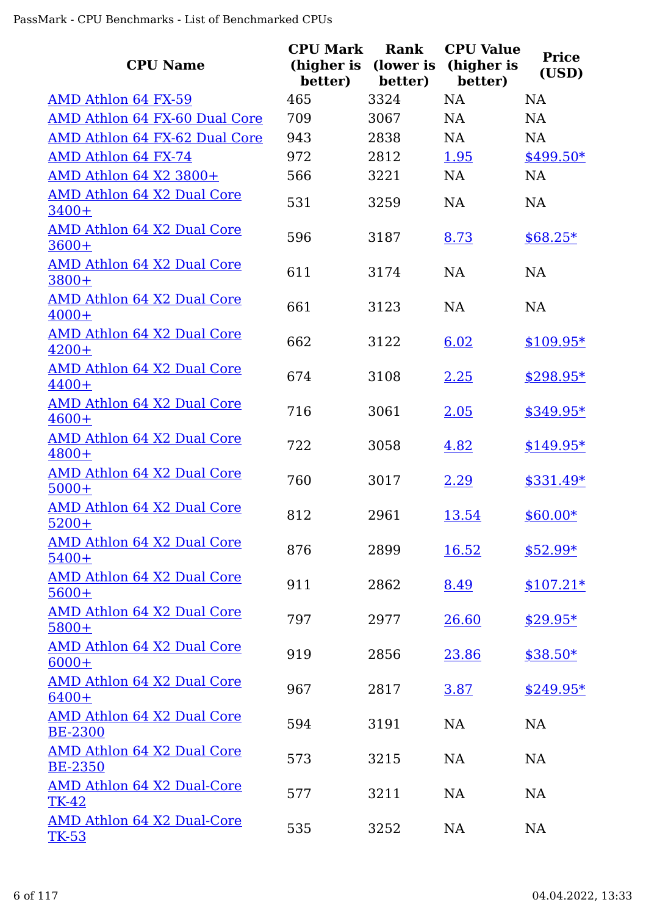| CPU Name | CPU Mark (higher is better) | Rank (lower is better) | CPU Value (higher is better) | Price (USD) |
|---|---|---|---|---|
| AMD Athlon 64 FX-59 | 465 | 3324 | NA | NA |
| AMD Athlon 64 FX-60 Dual Core | 709 | 3067 | NA | NA |
| AMD Athlon 64 FX-62 Dual Core | 943 | 2838 | NA | NA |
| AMD Athlon 64 FX-74 | 972 | 2812 | 1.95 | $499.50* |
| AMD Athlon 64 X2 3800+ | 566 | 3221 | NA | NA |
| AMD Athlon 64 X2 Dual Core 3400+ | 531 | 3259 | NA | NA |
| AMD Athlon 64 X2 Dual Core 3600+ | 596 | 3187 | 8.73 | $68.25* |
| AMD Athlon 64 X2 Dual Core 3800+ | 611 | 3174 | NA | NA |
| AMD Athlon 64 X2 Dual Core 4000+ | 661 | 3123 | NA | NA |
| AMD Athlon 64 X2 Dual Core 4200+ | 662 | 3122 | 6.02 | $109.95* |
| AMD Athlon 64 X2 Dual Core 4400+ | 674 | 3108 | 2.25 | $298.95* |
| AMD Athlon 64 X2 Dual Core 4600+ | 716 | 3061 | 2.05 | $349.95* |
| AMD Athlon 64 X2 Dual Core 4800+ | 722 | 3058 | 4.82 | $149.95* |
| AMD Athlon 64 X2 Dual Core 5000+ | 760 | 3017 | 2.29 | $331.49* |
| AMD Athlon 64 X2 Dual Core 5200+ | 812 | 2961 | 13.54 | $60.00* |
| AMD Athlon 64 X2 Dual Core 5400+ | 876 | 2899 | 16.52 | $52.99* |
| AMD Athlon 64 X2 Dual Core 5600+ | 911 | 2862 | 8.49 | $107.21* |
| AMD Athlon 64 X2 Dual Core 5800+ | 797 | 2977 | 26.60 | $29.95* |
| AMD Athlon 64 X2 Dual Core 6000+ | 919 | 2856 | 23.86 | $38.50* |
| AMD Athlon 64 X2 Dual Core 6400+ | 967 | 2817 | 3.87 | $249.95* |
| AMD Athlon 64 X2 Dual Core BE-2300 | 594 | 3191 | NA | NA |
| AMD Athlon 64 X2 Dual Core BE-2350 | 573 | 3215 | NA | NA |
| AMD Athlon 64 X2 Dual-Core TK-42 | 577 | 3211 | NA | NA |
| AMD Athlon 64 X2 Dual-Core TK-53 | 535 | 3252 | NA | NA |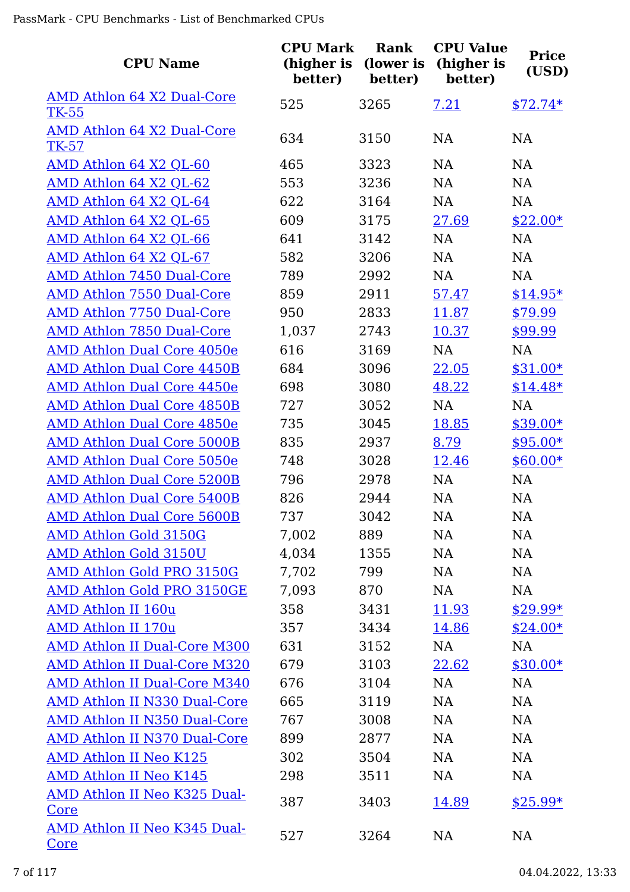| CPU Name | CPU Mark (higher is better) | Rank (lower is better) | CPU Value (higher is better) | Price (USD) |
|---|---|---|---|---|
| AMD Athlon 64 X2 Dual-Core TK-55 | 525 | 3265 | 7.21 | $72.74* |
| AMD Athlon 64 X2 Dual-Core TK-57 | 634 | 3150 | NA | NA |
| AMD Athlon 64 X2 QL-60 | 465 | 3323 | NA | NA |
| AMD Athlon 64 X2 QL-62 | 553 | 3236 | NA | NA |
| AMD Athlon 64 X2 QL-64 | 622 | 3164 | NA | NA |
| AMD Athlon 64 X2 QL-65 | 609 | 3175 | 27.69 | $22.00* |
| AMD Athlon 64 X2 QL-66 | 641 | 3142 | NA | NA |
| AMD Athlon 64 X2 QL-67 | 582 | 3206 | NA | NA |
| AMD Athlon 7450 Dual-Core | 789 | 2992 | NA | NA |
| AMD Athlon 7550 Dual-Core | 859 | 2911 | 57.47 | $14.95* |
| AMD Athlon 7750 Dual-Core | 950 | 2833 | 11.87 | $79.99 |
| AMD Athlon 7850 Dual-Core | 1,037 | 2743 | 10.37 | $99.99 |
| AMD Athlon Dual Core 4050e | 616 | 3169 | NA | NA |
| AMD Athlon Dual Core 4450B | 684 | 3096 | 22.05 | $31.00* |
| AMD Athlon Dual Core 4450e | 698 | 3080 | 48.22 | $14.48* |
| AMD Athlon Dual Core 4850B | 727 | 3052 | NA | NA |
| AMD Athlon Dual Core 4850e | 735 | 3045 | 18.85 | $39.00* |
| AMD Athlon Dual Core 5000B | 835 | 2937 | 8.79 | $95.00* |
| AMD Athlon Dual Core 5050e | 748 | 3028 | 12.46 | $60.00* |
| AMD Athlon Dual Core 5200B | 796 | 2978 | NA | NA |
| AMD Athlon Dual Core 5400B | 826 | 2944 | NA | NA |
| AMD Athlon Dual Core 5600B | 737 | 3042 | NA | NA |
| AMD Athlon Gold 3150G | 7,002 | 889 | NA | NA |
| AMD Athlon Gold 3150U | 4,034 | 1355 | NA | NA |
| AMD Athlon Gold PRO 3150G | 7,702 | 799 | NA | NA |
| AMD Athlon Gold PRO 3150GE | 7,093 | 870 | NA | NA |
| AMD Athlon II 160u | 358 | 3431 | 11.93 | $29.99* |
| AMD Athlon II 170u | 357 | 3434 | 14.86 | $24.00* |
| AMD Athlon II Dual-Core M300 | 631 | 3152 | NA | NA |
| AMD Athlon II Dual-Core M320 | 679 | 3103 | 22.62 | $30.00* |
| AMD Athlon II Dual-Core M340 | 676 | 3104 | NA | NA |
| AMD Athlon II N330 Dual-Core | 665 | 3119 | NA | NA |
| AMD Athlon II N350 Dual-Core | 767 | 3008 | NA | NA |
| AMD Athlon II N370 Dual-Core | 899 | 2877 | NA | NA |
| AMD Athlon II Neo K125 | 302 | 3504 | NA | NA |
| AMD Athlon II Neo K145 | 298 | 3511 | NA | NA |
| AMD Athlon II Neo K325 Dual-Core | 387 | 3403 | 14.89 | $25.99* |
| AMD Athlon II Neo K345 Dual-Core | 527 | 3264 | NA | NA |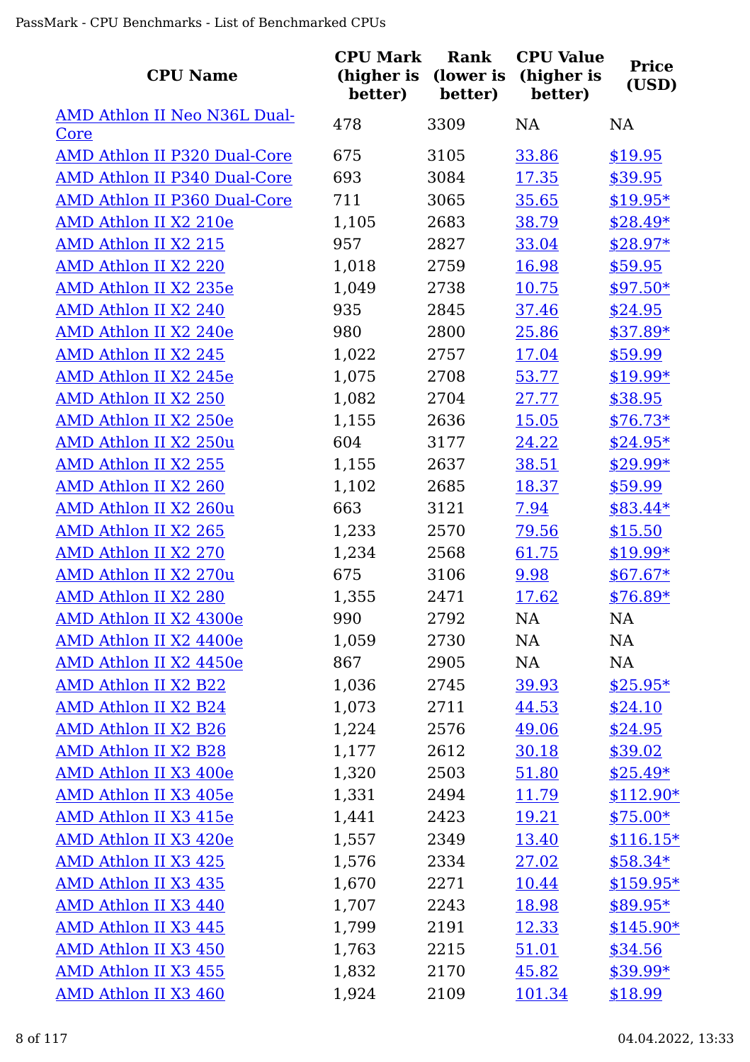| CPU Name | CPU Mark (higher is better) | Rank (lower is better) | CPU Value (higher is better) | Price (USD) |
|---|---|---|---|---|
| AMD Athlon II Neo N36L Dual-Core | 478 | 3309 | NA | NA |
| AMD Athlon II P320 Dual-Core | 675 | 3105 | 33.86 | $19.95 |
| AMD Athlon II P340 Dual-Core | 693 | 3084 | 17.35 | $39.95 |
| AMD Athlon II P360 Dual-Core | 711 | 3065 | 35.65 | $19.95* |
| AMD Athlon II X2 210e | 1,105 | 2683 | 38.79 | $28.49* |
| AMD Athlon II X2 215 | 957 | 2827 | 33.04 | $28.97* |
| AMD Athlon II X2 220 | 1,018 | 2759 | 16.98 | $59.95 |
| AMD Athlon II X2 235e | 1,049 | 2738 | 10.75 | $97.50* |
| AMD Athlon II X2 240 | 935 | 2845 | 37.46 | $24.95 |
| AMD Athlon II X2 240e | 980 | 2800 | 25.86 | $37.89* |
| AMD Athlon II X2 245 | 1,022 | 2757 | 17.04 | $59.99 |
| AMD Athlon II X2 245e | 1,075 | 2708 | 53.77 | $19.99* |
| AMD Athlon II X2 250 | 1,082 | 2704 | 27.77 | $38.95 |
| AMD Athlon II X2 250e | 1,155 | 2636 | 15.05 | $76.73* |
| AMD Athlon II X2 250u | 604 | 3177 | 24.22 | $24.95* |
| AMD Athlon II X2 255 | 1,155 | 2637 | 38.51 | $29.99* |
| AMD Athlon II X2 260 | 1,102 | 2685 | 18.37 | $59.99 |
| AMD Athlon II X2 260u | 663 | 3121 | 7.94 | $83.44* |
| AMD Athlon II X2 265 | 1,233 | 2570 | 79.56 | $15.50 |
| AMD Athlon II X2 270 | 1,234 | 2568 | 61.75 | $19.99* |
| AMD Athlon II X2 270u | 675 | 3106 | 9.98 | $67.67* |
| AMD Athlon II X2 280 | 1,355 | 2471 | 17.62 | $76.89* |
| AMD Athlon II X2 4300e | 990 | 2792 | NA | NA |
| AMD Athlon II X2 4400e | 1,059 | 2730 | NA | NA |
| AMD Athlon II X2 4450e | 867 | 2905 | NA | NA |
| AMD Athlon II X2 B22 | 1,036 | 2745 | 39.93 | $25.95* |
| AMD Athlon II X2 B24 | 1,073 | 2711 | 44.53 | $24.10 |
| AMD Athlon II X2 B26 | 1,224 | 2576 | 49.06 | $24.95 |
| AMD Athlon II X2 B28 | 1,177 | 2612 | 30.18 | $39.02 |
| AMD Athlon II X3 400e | 1,320 | 2503 | 51.80 | $25.49* |
| AMD Athlon II X3 405e | 1,331 | 2494 | 11.79 | $112.90* |
| AMD Athlon II X3 415e | 1,441 | 2423 | 19.21 | $75.00* |
| AMD Athlon II X3 420e | 1,557 | 2349 | 13.40 | $116.15* |
| AMD Athlon II X3 425 | 1,576 | 2334 | 27.02 | $58.34* |
| AMD Athlon II X3 435 | 1,670 | 2271 | 10.44 | $159.95* |
| AMD Athlon II X3 440 | 1,707 | 2243 | 18.98 | $89.95* |
| AMD Athlon II X3 445 | 1,799 | 2191 | 12.33 | $145.90* |
| AMD Athlon II X3 450 | 1,763 | 2215 | 51.01 | $34.56 |
| AMD Athlon II X3 455 | 1,832 | 2170 | 45.82 | $39.99* |
| AMD Athlon II X3 460 | 1,924 | 2109 | 101.34 | $18.99 |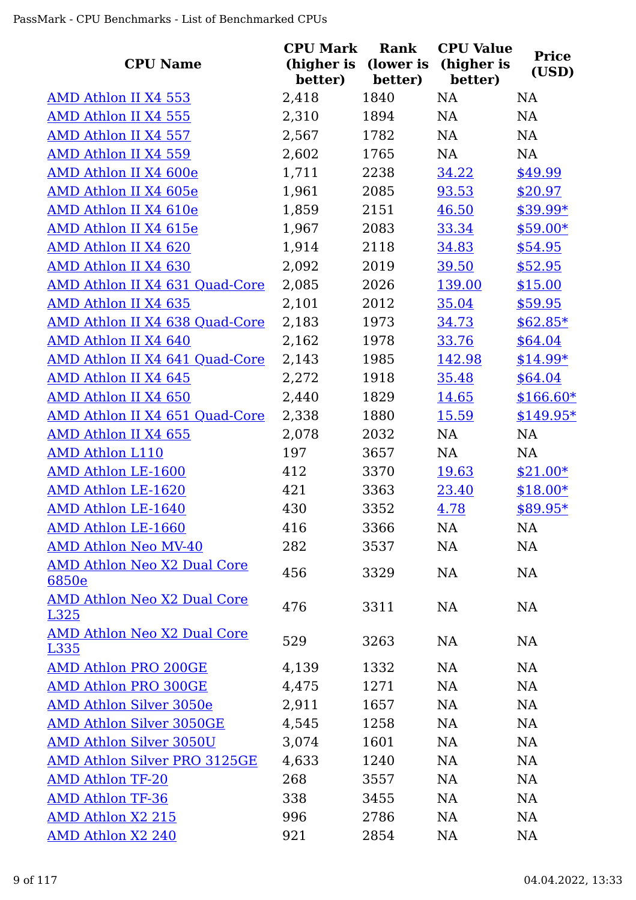| CPU Name | CPU Mark (higher is better) | Rank (lower is better) | CPU Value (higher is better) | Price (USD) |
|---|---|---|---|---|
| AMD Athlon II X4 553 | 2,418 | 1840 | NA | NA |
| AMD Athlon II X4 555 | 2,310 | 1894 | NA | NA |
| AMD Athlon II X4 557 | 2,567 | 1782 | NA | NA |
| AMD Athlon II X4 559 | 2,602 | 1765 | NA | NA |
| AMD Athlon II X4 600e | 1,711 | 2238 | 34.22 | $49.99 |
| AMD Athlon II X4 605e | 1,961 | 2085 | 93.53 | $20.97 |
| AMD Athlon II X4 610e | 1,859 | 2151 | 46.50 | $39.99* |
| AMD Athlon II X4 615e | 1,967 | 2083 | 33.34 | $59.00* |
| AMD Athlon II X4 620 | 1,914 | 2118 | 34.83 | $54.95 |
| AMD Athlon II X4 630 | 2,092 | 2019 | 39.50 | $52.95 |
| AMD Athlon II X4 631 Quad-Core | 2,085 | 2026 | 139.00 | $15.00 |
| AMD Athlon II X4 635 | 2,101 | 2012 | 35.04 | $59.95 |
| AMD Athlon II X4 638 Quad-Core | 2,183 | 1973 | 34.73 | $62.85* |
| AMD Athlon II X4 640 | 2,162 | 1978 | 33.76 | $64.04 |
| AMD Athlon II X4 641 Quad-Core | 2,143 | 1985 | 142.98 | $14.99* |
| AMD Athlon II X4 645 | 2,272 | 1918 | 35.48 | $64.04 |
| AMD Athlon II X4 650 | 2,440 | 1829 | 14.65 | $166.60* |
| AMD Athlon II X4 651 Quad-Core | 2,338 | 1880 | 15.59 | $149.95* |
| AMD Athlon II X4 655 | 2,078 | 2032 | NA | NA |
| AMD Athlon L110 | 197 | 3657 | NA | NA |
| AMD Athlon LE-1600 | 412 | 3370 | 19.63 | $21.00* |
| AMD Athlon LE-1620 | 421 | 3363 | 23.40 | $18.00* |
| AMD Athlon LE-1640 | 430 | 3352 | 4.78 | $89.95* |
| AMD Athlon LE-1660 | 416 | 3366 | NA | NA |
| AMD Athlon Neo MV-40 | 282 | 3537 | NA | NA |
| AMD Athlon Neo X2 Dual Core 6850e | 456 | 3329 | NA | NA |
| AMD Athlon Neo X2 Dual Core L325 | 476 | 3311 | NA | NA |
| AMD Athlon Neo X2 Dual Core L335 | 529 | 3263 | NA | NA |
| AMD Athlon PRO 200GE | 4,139 | 1332 | NA | NA |
| AMD Athlon PRO 300GE | 4,475 | 1271 | NA | NA |
| AMD Athlon Silver 3050e | 2,911 | 1657 | NA | NA |
| AMD Athlon Silver 3050GE | 4,545 | 1258 | NA | NA |
| AMD Athlon Silver 3050U | 3,074 | 1601 | NA | NA |
| AMD Athlon Silver PRO 3125GE | 4,633 | 1240 | NA | NA |
| AMD Athlon TF-20 | 268 | 3557 | NA | NA |
| AMD Athlon TF-36 | 338 | 3455 | NA | NA |
| AMD Athlon X2 215 | 996 | 2786 | NA | NA |
| AMD Athlon X2 240 | 921 | 2854 | NA | NA |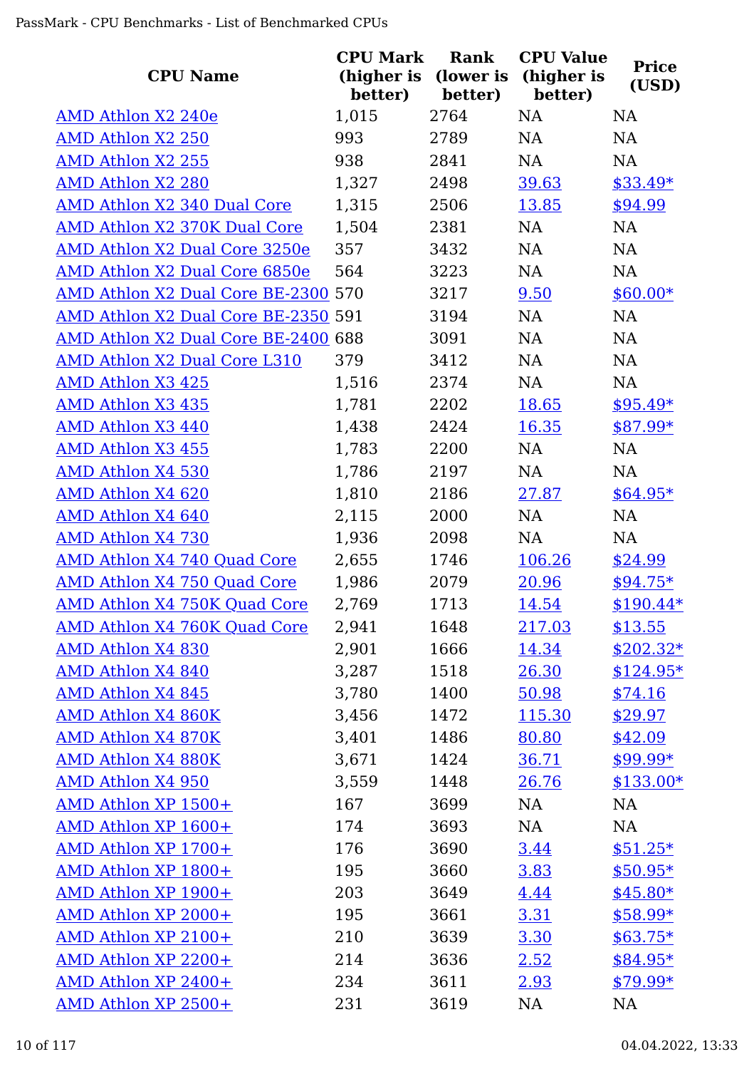| CPU Name | CPU Mark (higher is better) | Rank (lower is better) | CPU Value (higher is better) | Price (USD) |
|---|---|---|---|---|
| AMD Athlon X2 240e | 1,015 | 2764 | NA | NA |
| AMD Athlon X2 250 | 993 | 2789 | NA | NA |
| AMD Athlon X2 255 | 938 | 2841 | NA | NA |
| AMD Athlon X2 280 | 1,327 | 2498 | 39.63 | $33.49* |
| AMD Athlon X2 340 Dual Core | 1,315 | 2506 | 13.85 | $94.99 |
| AMD Athlon X2 370K Dual Core | 1,504 | 2381 | NA | NA |
| AMD Athlon X2 Dual Core 3250e | 357 | 3432 | NA | NA |
| AMD Athlon X2 Dual Core 6850e | 564 | 3223 | NA | NA |
| AMD Athlon X2 Dual Core BE-2300 | 570 | 3217 | 9.50 | $60.00* |
| AMD Athlon X2 Dual Core BE-2350 | 591 | 3194 | NA | NA |
| AMD Athlon X2 Dual Core BE-2400 | 688 | 3091 | NA | NA |
| AMD Athlon X2 Dual Core L310 | 379 | 3412 | NA | NA |
| AMD Athlon X3 425 | 1,516 | 2374 | NA | NA |
| AMD Athlon X3 435 | 1,781 | 2202 | 18.65 | $95.49* |
| AMD Athlon X3 440 | 1,438 | 2424 | 16.35 | $87.99* |
| AMD Athlon X3 455 | 1,783 | 2200 | NA | NA |
| AMD Athlon X4 530 | 1,786 | 2197 | NA | NA |
| AMD Athlon X4 620 | 1,810 | 2186 | 27.87 | $64.95* |
| AMD Athlon X4 640 | 2,115 | 2000 | NA | NA |
| AMD Athlon X4 730 | 1,936 | 2098 | NA | NA |
| AMD Athlon X4 740 Quad Core | 2,655 | 1746 | 106.26 | $24.99 |
| AMD Athlon X4 750 Quad Core | 1,986 | 2079 | 20.96 | $94.75* |
| AMD Athlon X4 750K Quad Core | 2,769 | 1713 | 14.54 | $190.44* |
| AMD Athlon X4 760K Quad Core | 2,941 | 1648 | 217.03 | $13.55 |
| AMD Athlon X4 830 | 2,901 | 1666 | 14.34 | $202.32* |
| AMD Athlon X4 840 | 3,287 | 1518 | 26.30 | $124.95* |
| AMD Athlon X4 845 | 3,780 | 1400 | 50.98 | $74.16 |
| AMD Athlon X4 860K | 3,456 | 1472 | 115.30 | $29.97 |
| AMD Athlon X4 870K | 3,401 | 1486 | 80.80 | $42.09 |
| AMD Athlon X4 880K | 3,671 | 1424 | 36.71 | $99.99* |
| AMD Athlon X4 950 | 3,559 | 1448 | 26.76 | $133.00* |
| AMD Athlon XP 1500+ | 167 | 3699 | NA | NA |
| AMD Athlon XP 1600+ | 174 | 3693 | NA | NA |
| AMD Athlon XP 1700+ | 176 | 3690 | 3.44 | $51.25* |
| AMD Athlon XP 1800+ | 195 | 3660 | 3.83 | $50.95* |
| AMD Athlon XP 1900+ | 203 | 3649 | 4.44 | $45.80* |
| AMD Athlon XP 2000+ | 195 | 3661 | 3.31 | $58.99* |
| AMD Athlon XP 2100+ | 210 | 3639 | 3.30 | $63.75* |
| AMD Athlon XP 2200+ | 214 | 3636 | 2.52 | $84.95* |
| AMD Athlon XP 2400+ | 234 | 3611 | 2.93 | $79.99* |
| AMD Athlon XP 2500+ | 231 | 3619 | NA | NA |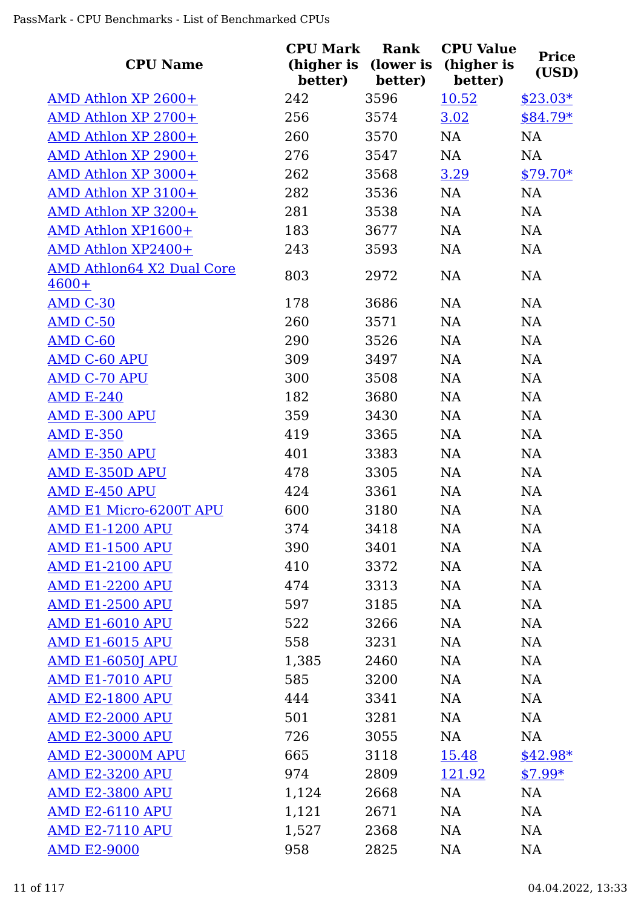| CPU Name | CPU Mark (higher is better) | Rank (lower is better) | CPU Value (higher is better) | Price (USD) |
|---|---|---|---|---|
| AMD Athlon XP 2600+ | 242 | 3596 | 10.52 | $23.03* |
| AMD Athlon XP 2700+ | 256 | 3574 | 3.02 | $84.79* |
| AMD Athlon XP 2800+ | 260 | 3570 | NA | NA |
| AMD Athlon XP 2900+ | 276 | 3547 | NA | NA |
| AMD Athlon XP 3000+ | 262 | 3568 | 3.29 | $79.70* |
| AMD Athlon XP 3100+ | 282 | 3536 | NA | NA |
| AMD Athlon XP 3200+ | 281 | 3538 | NA | NA |
| AMD Athlon XP1600+ | 183 | 3677 | NA | NA |
| AMD Athlon XP2400+ | 243 | 3593 | NA | NA |
| AMD Athlon64 X2 Dual Core 4600+ | 803 | 2972 | NA | NA |
| AMD C-30 | 178 | 3686 | NA | NA |
| AMD C-50 | 260 | 3571 | NA | NA |
| AMD C-60 | 290 | 3526 | NA | NA |
| AMD C-60 APU | 309 | 3497 | NA | NA |
| AMD C-70 APU | 300 | 3508 | NA | NA |
| AMD E-240 | 182 | 3680 | NA | NA |
| AMD E-300 APU | 359 | 3430 | NA | NA |
| AMD E-350 | 419 | 3365 | NA | NA |
| AMD E-350 APU | 401 | 3383 | NA | NA |
| AMD E-350D APU | 478 | 3305 | NA | NA |
| AMD E-450 APU | 424 | 3361 | NA | NA |
| AMD E1 Micro-6200T APU | 600 | 3180 | NA | NA |
| AMD E1-1200 APU | 374 | 3418 | NA | NA |
| AMD E1-1500 APU | 390 | 3401 | NA | NA |
| AMD E1-2100 APU | 410 | 3372 | NA | NA |
| AMD E1-2200 APU | 474 | 3313 | NA | NA |
| AMD E1-2500 APU | 597 | 3185 | NA | NA |
| AMD E1-6010 APU | 522 | 3266 | NA | NA |
| AMD E1-6015 APU | 558 | 3231 | NA | NA |
| AMD E1-6050J APU | 1,385 | 2460 | NA | NA |
| AMD E1-7010 APU | 585 | 3200 | NA | NA |
| AMD E2-1800 APU | 444 | 3341 | NA | NA |
| AMD E2-2000 APU | 501 | 3281 | NA | NA |
| AMD E2-3000 APU | 726 | 3055 | NA | NA |
| AMD E2-3000M APU | 665 | 3118 | 15.48 | $42.98* |
| AMD E2-3200 APU | 974 | 2809 | 121.92 | $7.99* |
| AMD E2-3800 APU | 1,124 | 2668 | NA | NA |
| AMD E2-6110 APU | 1,121 | 2671 | NA | NA |
| AMD E2-7110 APU | 1,527 | 2368 | NA | NA |
| AMD E2-9000 | 958 | 2825 | NA | NA |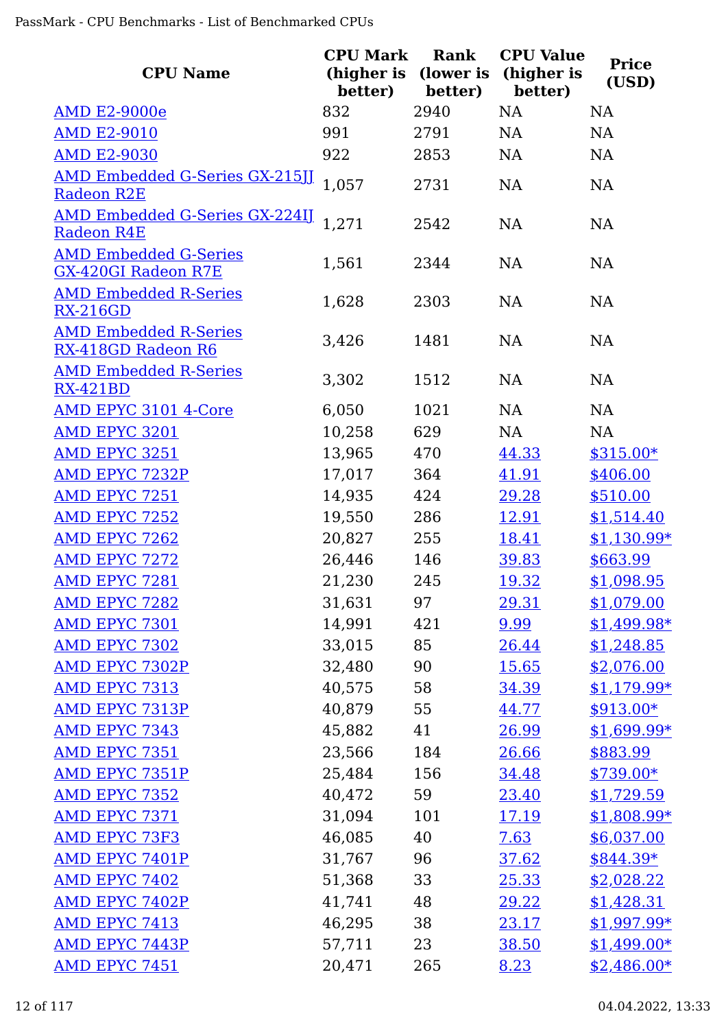| CPU Name | CPU Mark (higher is better) | Rank (lower is better) | CPU Value (higher is better) | Price (USD) |
|---|---|---|---|---|
| AMD E2-9000e | 832 | 2940 | NA | NA |
| AMD E2-9010 | 991 | 2791 | NA | NA |
| AMD E2-9030 | 922 | 2853 | NA | NA |
| AMD Embedded G-Series GX-215JJ Radeon R2E | 1,057 | 2731 | NA | NA |
| AMD Embedded G-Series GX-224IJ Radeon R4E | 1,271 | 2542 | NA | NA |
| AMD Embedded G-Series GX-420GI Radeon R7E | 1,561 | 2344 | NA | NA |
| AMD Embedded R-Series RX-216GD | 1,628 | 2303 | NA | NA |
| AMD Embedded R-Series RX-418GD Radeon R6 | 3,426 | 1481 | NA | NA |
| AMD Embedded R-Series RX-421BD | 3,302 | 1512 | NA | NA |
| AMD EPYC 3101 4-Core | 6,050 | 1021 | NA | NA |
| AMD EPYC 3201 | 10,258 | 629 | NA | NA |
| AMD EPYC 3251 | 13,965 | 470 | 44.33 | $315.00* |
| AMD EPYC 7232P | 17,017 | 364 | 41.91 | $406.00 |
| AMD EPYC 7251 | 14,935 | 424 | 29.28 | $510.00 |
| AMD EPYC 7252 | 19,550 | 286 | 12.91 | $1,514.40 |
| AMD EPYC 7262 | 20,827 | 255 | 18.41 | $1,130.99* |
| AMD EPYC 7272 | 26,446 | 146 | 39.83 | $663.99 |
| AMD EPYC 7281 | 21,230 | 245 | 19.32 | $1,098.95 |
| AMD EPYC 7282 | 31,631 | 97 | 29.31 | $1,079.00 |
| AMD EPYC 7301 | 14,991 | 421 | 9.99 | $1,499.98* |
| AMD EPYC 7302 | 33,015 | 85 | 26.44 | $1,248.85 |
| AMD EPYC 7302P | 32,480 | 90 | 15.65 | $2,076.00 |
| AMD EPYC 7313 | 40,575 | 58 | 34.39 | $1,179.99* |
| AMD EPYC 7313P | 40,879 | 55 | 44.77 | $913.00* |
| AMD EPYC 7343 | 45,882 | 41 | 26.99 | $1,699.99* |
| AMD EPYC 7351 | 23,566 | 184 | 26.66 | $883.99 |
| AMD EPYC 7351P | 25,484 | 156 | 34.48 | $739.00* |
| AMD EPYC 7352 | 40,472 | 59 | 23.40 | $1,729.59 |
| AMD EPYC 7371 | 31,094 | 101 | 17.19 | $1,808.99* |
| AMD EPYC 73F3 | 46,085 | 40 | 7.63 | $6,037.00 |
| AMD EPYC 7401P | 31,767 | 96 | 37.62 | $844.39* |
| AMD EPYC 7402 | 51,368 | 33 | 25.33 | $2,028.22 |
| AMD EPYC 7402P | 41,741 | 48 | 29.22 | $1,428.31 |
| AMD EPYC 7413 | 46,295 | 38 | 23.17 | $1,997.99* |
| AMD EPYC 7443P | 57,711 | 23 | 38.50 | $1,499.00* |
| AMD EPYC 7451 | 20,471 | 265 | 8.23 | $2,486.00* |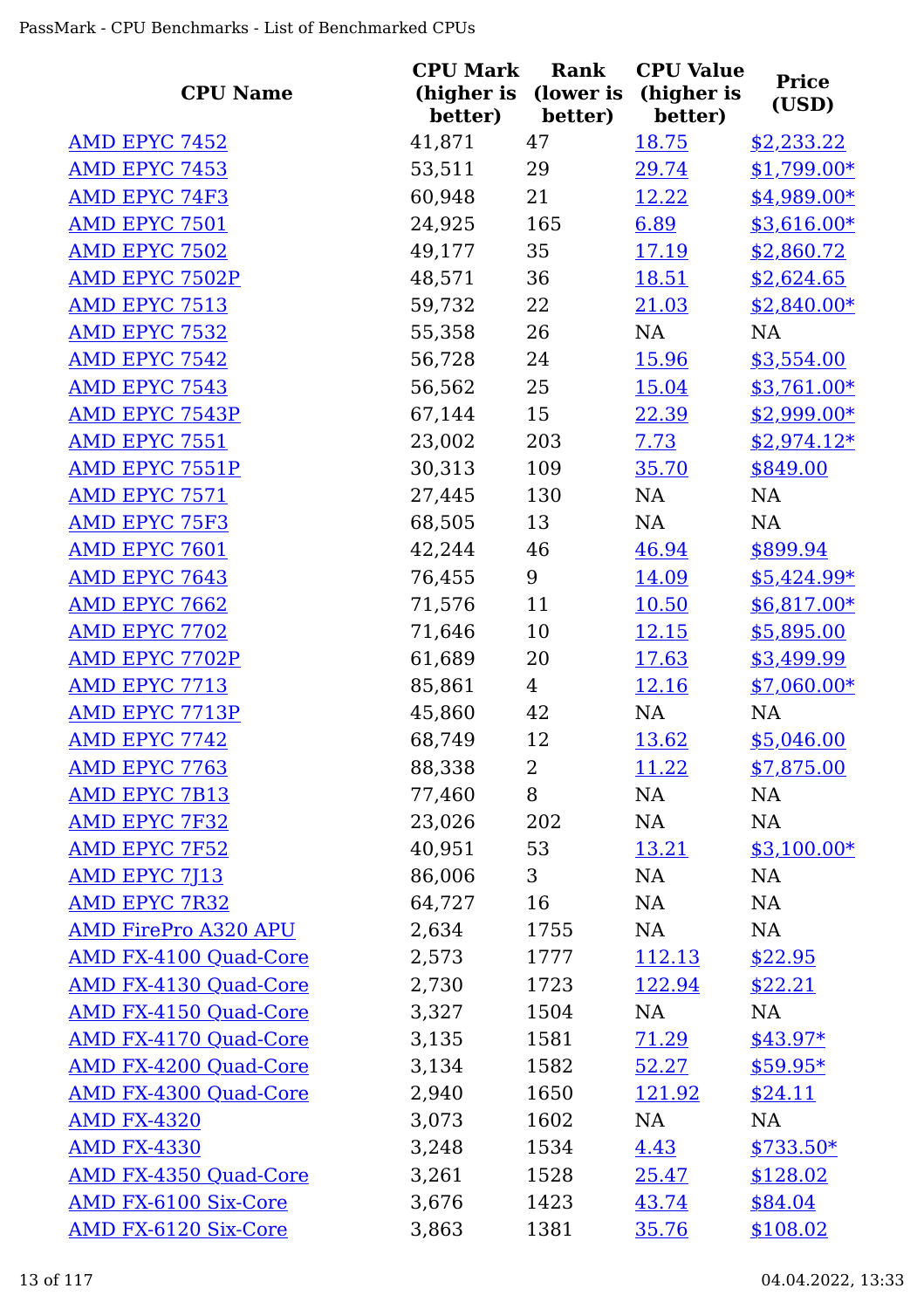| CPU Name | CPU Mark (higher is better) | Rank (lower is better) | CPU Value (higher is better) | Price (USD) |
|---|---|---|---|---|
| AMD EPYC 7452 | 41,871 | 47 | 18.75 | $2,233.22 |
| AMD EPYC 7453 | 53,511 | 29 | 29.74 | $1,799.00* |
| AMD EPYC 74F3 | 60,948 | 21 | 12.22 | $4,989.00* |
| AMD EPYC 7501 | 24,925 | 165 | 6.89 | $3,616.00* |
| AMD EPYC 7502 | 49,177 | 35 | 17.19 | $2,860.72 |
| AMD EPYC 7502P | 48,571 | 36 | 18.51 | $2,624.65 |
| AMD EPYC 7513 | 59,732 | 22 | 21.03 | $2,840.00* |
| AMD EPYC 7532 | 55,358 | 26 | NA | NA |
| AMD EPYC 7542 | 56,728 | 24 | 15.96 | $3,554.00 |
| AMD EPYC 7543 | 56,562 | 25 | 15.04 | $3,761.00* |
| AMD EPYC 7543P | 67,144 | 15 | 22.39 | $2,999.00* |
| AMD EPYC 7551 | 23,002 | 203 | 7.73 | $2,974.12* |
| AMD EPYC 7551P | 30,313 | 109 | 35.70 | $849.00 |
| AMD EPYC 7571 | 27,445 | 130 | NA | NA |
| AMD EPYC 75F3 | 68,505 | 13 | NA | NA |
| AMD EPYC 7601 | 42,244 | 46 | 46.94 | $899.94 |
| AMD EPYC 7643 | 76,455 | 9 | 14.09 | $5,424.99* |
| AMD EPYC 7662 | 71,576 | 11 | 10.50 | $6,817.00* |
| AMD EPYC 7702 | 71,646 | 10 | 12.15 | $5,895.00 |
| AMD EPYC 7702P | 61,689 | 20 | 17.63 | $3,499.99 |
| AMD EPYC 7713 | 85,861 | 4 | 12.16 | $7,060.00* |
| AMD EPYC 7713P | 45,860 | 42 | NA | NA |
| AMD EPYC 7742 | 68,749 | 12 | 13.62 | $5,046.00 |
| AMD EPYC 7763 | 88,338 | 2 | 11.22 | $7,875.00 |
| AMD EPYC 7B13 | 77,460 | 8 | NA | NA |
| AMD EPYC 7F32 | 23,026 | 202 | NA | NA |
| AMD EPYC 7F52 | 40,951 | 53 | 13.21 | $3,100.00* |
| AMD EPYC 7J13 | 86,006 | 3 | NA | NA |
| AMD EPYC 7R32 | 64,727 | 16 | NA | NA |
| AMD FirePro A320 APU | 2,634 | 1755 | NA | NA |
| AMD FX-4100 Quad-Core | 2,573 | 1777 | 112.13 | $22.95 |
| AMD FX-4130 Quad-Core | 2,730 | 1723 | 122.94 | $22.21 |
| AMD FX-4150 Quad-Core | 3,327 | 1504 | NA | NA |
| AMD FX-4170 Quad-Core | 3,135 | 1581 | 71.29 | $43.97* |
| AMD FX-4200 Quad-Core | 3,134 | 1582 | 52.27 | $59.95* |
| AMD FX-4300 Quad-Core | 2,940 | 1650 | 121.92 | $24.11 |
| AMD FX-4320 | 3,073 | 1602 | NA | NA |
| AMD FX-4330 | 3,248 | 1534 | 4.43 | $733.50* |
| AMD FX-4350 Quad-Core | 3,261 | 1528 | 25.47 | $128.02 |
| AMD FX-6100 Six-Core | 3,676 | 1423 | 43.74 | $84.04 |
| AMD FX-6120 Six-Core | 3,863 | 1381 | 35.76 | $108.02 |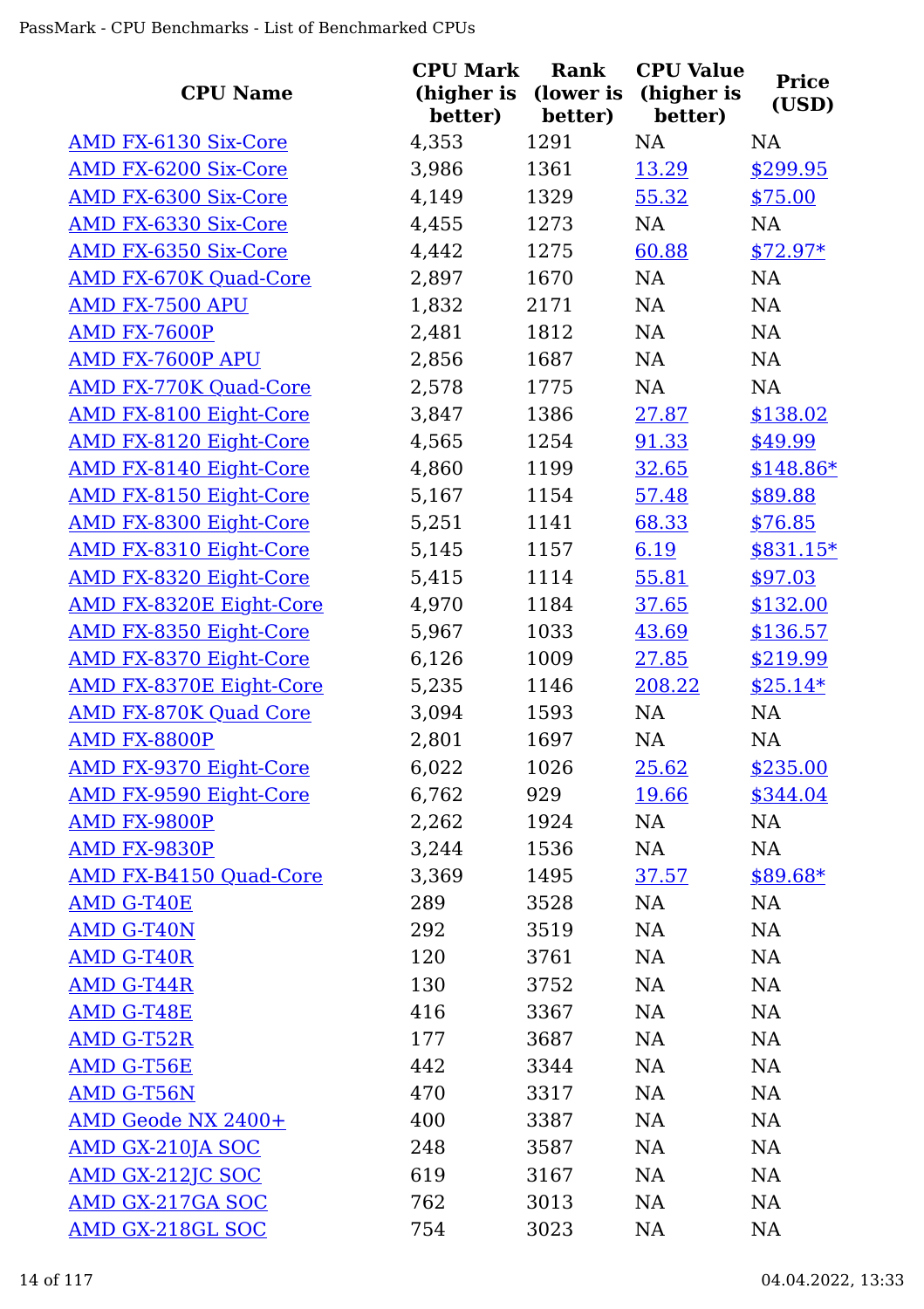| CPU Name | CPU Mark (higher is better) | Rank (lower is better) | CPU Value (higher is better) | Price (USD) |
|---|---|---|---|---|
| AMD FX-6130 Six-Core | 4,353 | 1291 | NA | NA |
| AMD FX-6200 Six-Core | 3,986 | 1361 | 13.29 | $299.95 |
| AMD FX-6300 Six-Core | 4,149 | 1329 | 55.32 | $75.00 |
| AMD FX-6330 Six-Core | 4,455 | 1273 | NA | NA |
| AMD FX-6350 Six-Core | 4,442 | 1275 | 60.88 | $72.97* |
| AMD FX-670K Quad-Core | 2,897 | 1670 | NA | NA |
| AMD FX-7500 APU | 1,832 | 2171 | NA | NA |
| AMD FX-7600P | 2,481 | 1812 | NA | NA |
| AMD FX-7600P APU | 2,856 | 1687 | NA | NA |
| AMD FX-770K Quad-Core | 2,578 | 1775 | NA | NA |
| AMD FX-8100 Eight-Core | 3,847 | 1386 | 27.87 | $138.02 |
| AMD FX-8120 Eight-Core | 4,565 | 1254 | 91.33 | $49.99 |
| AMD FX-8140 Eight-Core | 4,860 | 1199 | 32.65 | $148.86* |
| AMD FX-8150 Eight-Core | 5,167 | 1154 | 57.48 | $89.88 |
| AMD FX-8300 Eight-Core | 5,251 | 1141 | 68.33 | $76.85 |
| AMD FX-8310 Eight-Core | 5,145 | 1157 | 6.19 | $831.15* |
| AMD FX-8320 Eight-Core | 5,415 | 1114 | 55.81 | $97.03 |
| AMD FX-8320E Eight-Core | 4,970 | 1184 | 37.65 | $132.00 |
| AMD FX-8350 Eight-Core | 5,967 | 1033 | 43.69 | $136.57 |
| AMD FX-8370 Eight-Core | 6,126 | 1009 | 27.85 | $219.99 |
| AMD FX-8370E Eight-Core | 5,235 | 1146 | 208.22 | $25.14* |
| AMD FX-870K Quad Core | 3,094 | 1593 | NA | NA |
| AMD FX-8800P | 2,801 | 1697 | NA | NA |
| AMD FX-9370 Eight-Core | 6,022 | 1026 | 25.62 | $235.00 |
| AMD FX-9590 Eight-Core | 6,762 | 929 | 19.66 | $344.04 |
| AMD FX-9800P | 2,262 | 1924 | NA | NA |
| AMD FX-9830P | 3,244 | 1536 | NA | NA |
| AMD FX-B4150 Quad-Core | 3,369 | 1495 | 37.57 | $89.68* |
| AMD G-T40E | 289 | 3528 | NA | NA |
| AMD G-T40N | 292 | 3519 | NA | NA |
| AMD G-T40R | 120 | 3761 | NA | NA |
| AMD G-T44R | 130 | 3752 | NA | NA |
| AMD G-T48E | 416 | 3367 | NA | NA |
| AMD G-T52R | 177 | 3687 | NA | NA |
| AMD G-T56E | 442 | 3344 | NA | NA |
| AMD G-T56N | 470 | 3317 | NA | NA |
| AMD Geode NX 2400+ | 400 | 3387 | NA | NA |
| AMD GX-210JA SOC | 248 | 3587 | NA | NA |
| AMD GX-212JC SOC | 619 | 3167 | NA | NA |
| AMD GX-217GA SOC | 762 | 3013 | NA | NA |
| AMD GX-218GL SOC | 754 | 3023 | NA | NA |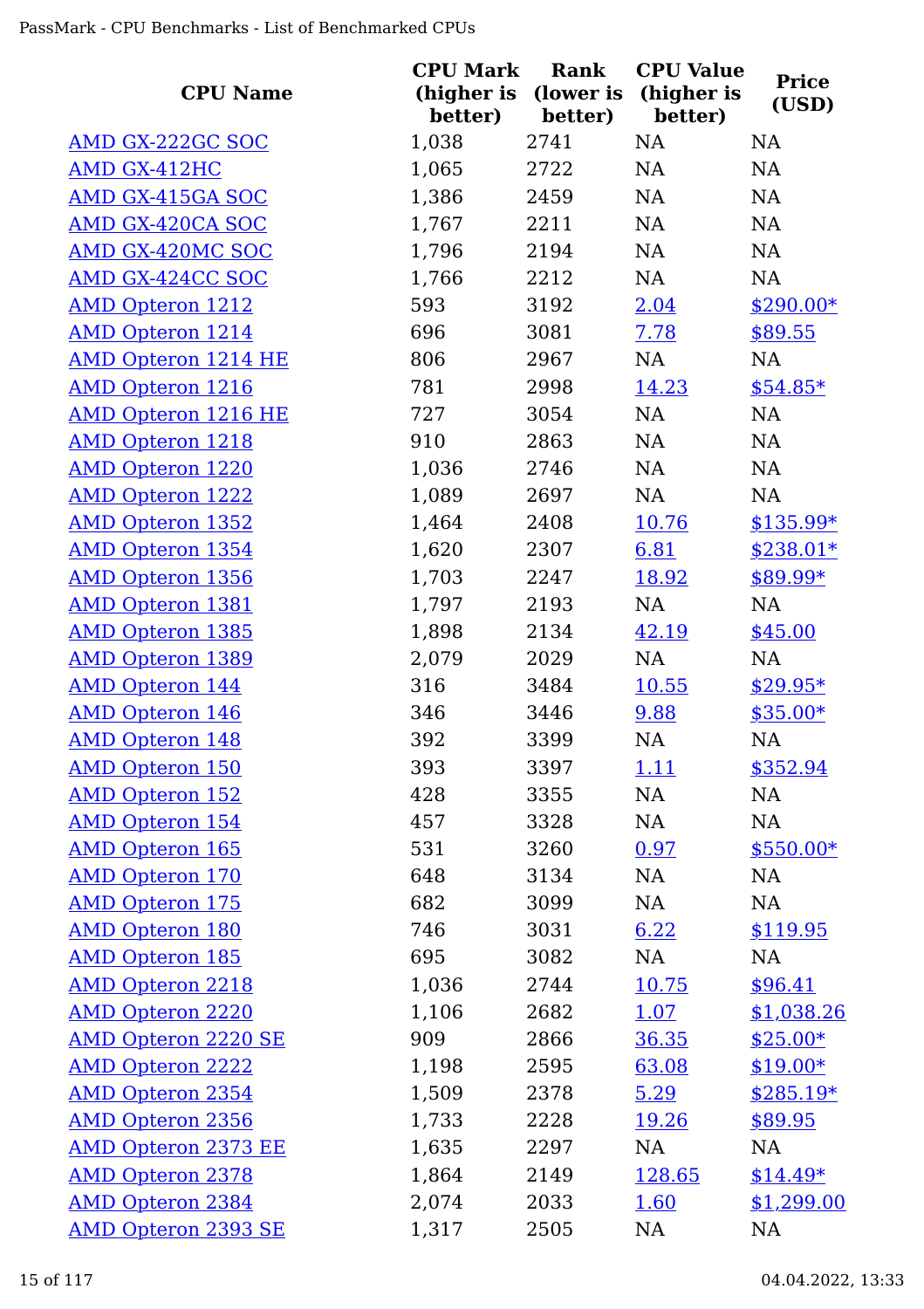| CPU Name | CPU Mark (higher is better) | Rank (lower is better) | CPU Value (higher is better) | Price (USD) |
|---|---|---|---|---|
| AMD GX-222GC SOC | 1,038 | 2741 | NA | NA |
| AMD GX-412HC | 1,065 | 2722 | NA | NA |
| AMD GX-415GA SOC | 1,386 | 2459 | NA | NA |
| AMD GX-420CA SOC | 1,767 | 2211 | NA | NA |
| AMD GX-420MC SOC | 1,796 | 2194 | NA | NA |
| AMD GX-424CC SOC | 1,766 | 2212 | NA | NA |
| AMD Opteron 1212 | 593 | 3192 | 2.04 | $290.00* |
| AMD Opteron 1214 | 696 | 3081 | 7.78 | $89.55 |
| AMD Opteron 1214 HE | 806 | 2967 | NA | NA |
| AMD Opteron 1216 | 781 | 2998 | 14.23 | $54.85* |
| AMD Opteron 1216 HE | 727 | 3054 | NA | NA |
| AMD Opteron 1218 | 910 | 2863 | NA | NA |
| AMD Opteron 1220 | 1,036 | 2746 | NA | NA |
| AMD Opteron 1222 | 1,089 | 2697 | NA | NA |
| AMD Opteron 1352 | 1,464 | 2408 | 10.76 | $135.99* |
| AMD Opteron 1354 | 1,620 | 2307 | 6.81 | $238.01* |
| AMD Opteron 1356 | 1,703 | 2247 | 18.92 | $89.99* |
| AMD Opteron 1381 | 1,797 | 2193 | NA | NA |
| AMD Opteron 1385 | 1,898 | 2134 | 42.19 | $45.00 |
| AMD Opteron 1389 | 2,079 | 2029 | NA | NA |
| AMD Opteron 144 | 316 | 3484 | 10.55 | $29.95* |
| AMD Opteron 146 | 346 | 3446 | 9.88 | $35.00* |
| AMD Opteron 148 | 392 | 3399 | NA | NA |
| AMD Opteron 150 | 393 | 3397 | 1.11 | $352.94 |
| AMD Opteron 152 | 428 | 3355 | NA | NA |
| AMD Opteron 154 | 457 | 3328 | NA | NA |
| AMD Opteron 165 | 531 | 3260 | 0.97 | $550.00* |
| AMD Opteron 170 | 648 | 3134 | NA | NA |
| AMD Opteron 175 | 682 | 3099 | NA | NA |
| AMD Opteron 180 | 746 | 3031 | 6.22 | $119.95 |
| AMD Opteron 185 | 695 | 3082 | NA | NA |
| AMD Opteron 2218 | 1,036 | 2744 | 10.75 | $96.41 |
| AMD Opteron 2220 | 1,106 | 2682 | 1.07 | $1,038.26 |
| AMD Opteron 2220 SE | 909 | 2866 | 36.35 | $25.00* |
| AMD Opteron 2222 | 1,198 | 2595 | 63.08 | $19.00* |
| AMD Opteron 2354 | 1,509 | 2378 | 5.29 | $285.19* |
| AMD Opteron 2356 | 1,733 | 2228 | 19.26 | $89.95 |
| AMD Opteron 2373 EE | 1,635 | 2297 | NA | NA |
| AMD Opteron 2378 | 1,864 | 2149 | 128.65 | $14.49* |
| AMD Opteron 2384 | 2,074 | 2033 | 1.60 | $1,299.00 |
| AMD Opteron 2393 SE | 1,317 | 2505 | NA | NA |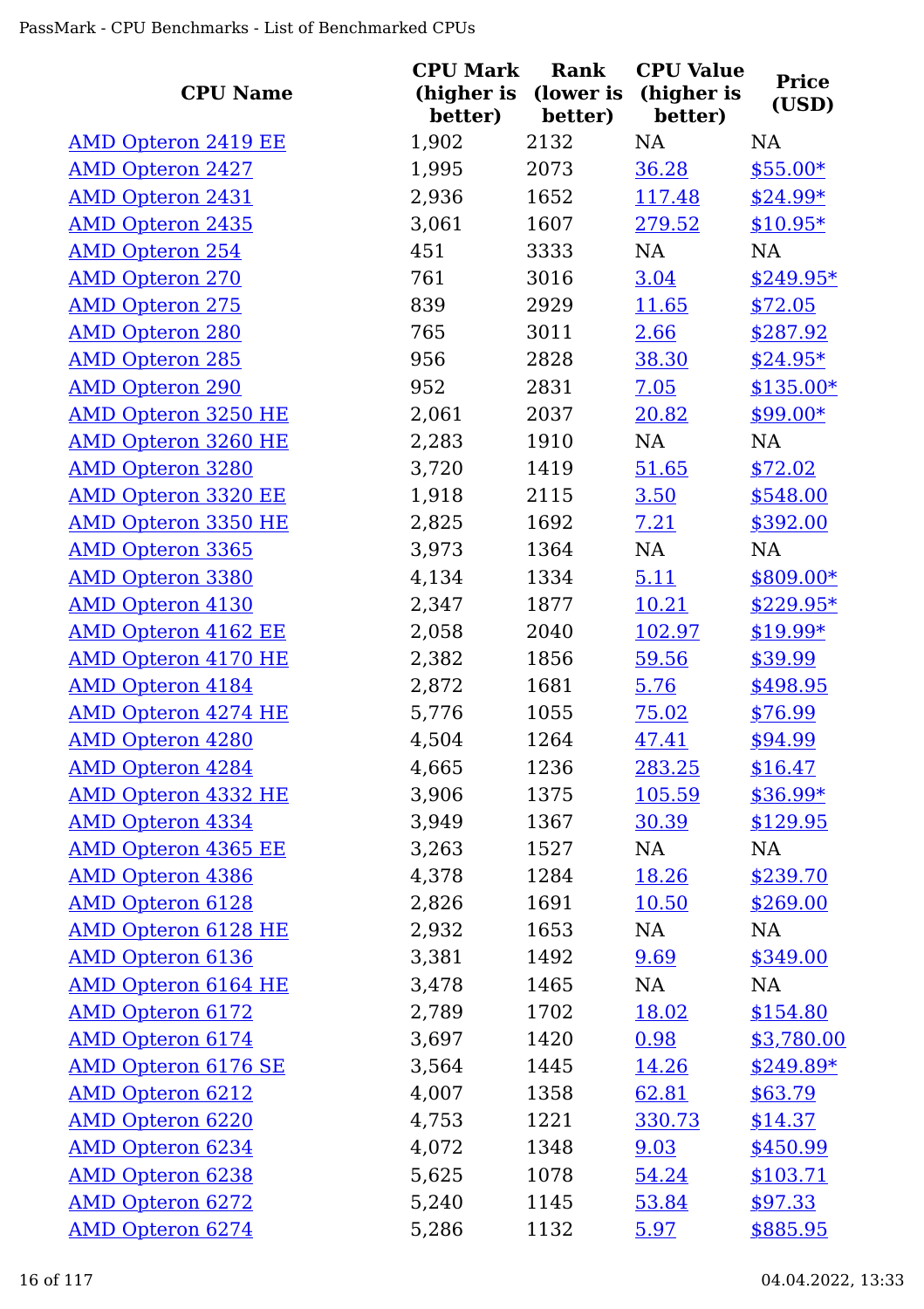| CPU Name | CPU Mark (higher is better) | Rank (lower is better) | CPU Value (higher is better) | Price (USD) |
|---|---|---|---|---|
| AMD Opteron 2419 EE | 1,902 | 2132 | NA | NA |
| AMD Opteron 2427 | 1,995 | 2073 | 36.28 | $55.00* |
| AMD Opteron 2431 | 2,936 | 1652 | 117.48 | $24.99* |
| AMD Opteron 2435 | 3,061 | 1607 | 279.52 | $10.95* |
| AMD Opteron 254 | 451 | 3333 | NA | NA |
| AMD Opteron 270 | 761 | 3016 | 3.04 | $249.95* |
| AMD Opteron 275 | 839 | 2929 | 11.65 | $72.05 |
| AMD Opteron 280 | 765 | 3011 | 2.66 | $287.92 |
| AMD Opteron 285 | 956 | 2828 | 38.30 | $24.95* |
| AMD Opteron 290 | 952 | 2831 | 7.05 | $135.00* |
| AMD Opteron 3250 HE | 2,061 | 2037 | 20.82 | $99.00* |
| AMD Opteron 3260 HE | 2,283 | 1910 | NA | NA |
| AMD Opteron 3280 | 3,720 | 1419 | 51.65 | $72.02 |
| AMD Opteron 3320 EE | 1,918 | 2115 | 3.50 | $548.00 |
| AMD Opteron 3350 HE | 2,825 | 1692 | 7.21 | $392.00 |
| AMD Opteron 3365 | 3,973 | 1364 | NA | NA |
| AMD Opteron 3380 | 4,134 | 1334 | 5.11 | $809.00* |
| AMD Opteron 4130 | 2,347 | 1877 | 10.21 | $229.95* |
| AMD Opteron 4162 EE | 2,058 | 2040 | 102.97 | $19.99* |
| AMD Opteron 4170 HE | 2,382 | 1856 | 59.56 | $39.99 |
| AMD Opteron 4184 | 2,872 | 1681 | 5.76 | $498.95 |
| AMD Opteron 4274 HE | 5,776 | 1055 | 75.02 | $76.99 |
| AMD Opteron 4280 | 4,504 | 1264 | 47.41 | $94.99 |
| AMD Opteron 4284 | 4,665 | 1236 | 283.25 | $16.47 |
| AMD Opteron 4332 HE | 3,906 | 1375 | 105.59 | $36.99* |
| AMD Opteron 4334 | 3,949 | 1367 | 30.39 | $129.95 |
| AMD Opteron 4365 EE | 3,263 | 1527 | NA | NA |
| AMD Opteron 4386 | 4,378 | 1284 | 18.26 | $239.70 |
| AMD Opteron 6128 | 2,826 | 1691 | 10.50 | $269.00 |
| AMD Opteron 6128 HE | 2,932 | 1653 | NA | NA |
| AMD Opteron 6136 | 3,381 | 1492 | 9.69 | $349.00 |
| AMD Opteron 6164 HE | 3,478 | 1465 | NA | NA |
| AMD Opteron 6172 | 2,789 | 1702 | 18.02 | $154.80 |
| AMD Opteron 6174 | 3,697 | 1420 | 0.98 | $3,780.00 |
| AMD Opteron 6176 SE | 3,564 | 1445 | 14.26 | $249.89* |
| AMD Opteron 6212 | 4,007 | 1358 | 62.81 | $63.79 |
| AMD Opteron 6220 | 4,753 | 1221 | 330.73 | $14.37 |
| AMD Opteron 6234 | 4,072 | 1348 | 9.03 | $450.99 |
| AMD Opteron 6238 | 5,625 | 1078 | 54.24 | $103.71 |
| AMD Opteron 6272 | 5,240 | 1145 | 53.84 | $97.33 |
| AMD Opteron 6274 | 5,286 | 1132 | 5.97 | $885.95 |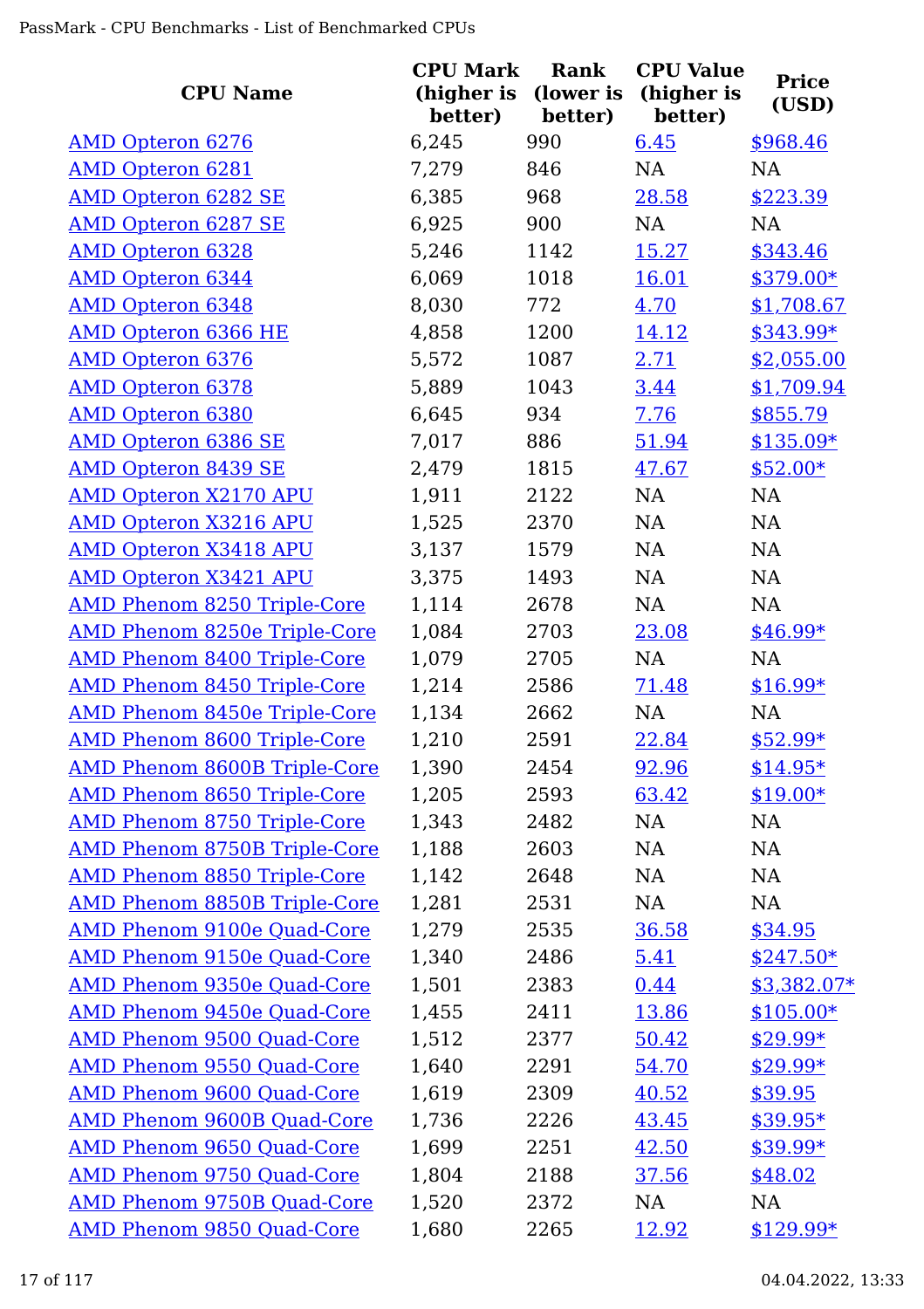| CPU Name | CPU Mark (higher is better) | Rank (lower is better) | CPU Value (higher is better) | Price (USD) |
|---|---|---|---|---|
| AMD Opteron 6276 | 6,245 | 990 | 6.45 | $968.46 |
| AMD Opteron 6281 | 7,279 | 846 | NA | NA |
| AMD Opteron 6282 SE | 6,385 | 968 | 28.58 | $223.39 |
| AMD Opteron 6287 SE | 6,925 | 900 | NA | NA |
| AMD Opteron 6328 | 5,246 | 1142 | 15.27 | $343.46 |
| AMD Opteron 6344 | 6,069 | 1018 | 16.01 | $379.00* |
| AMD Opteron 6348 | 8,030 | 772 | 4.70 | $1,708.67 |
| AMD Opteron 6366 HE | 4,858 | 1200 | 14.12 | $343.99* |
| AMD Opteron 6376 | 5,572 | 1087 | 2.71 | $2,055.00 |
| AMD Opteron 6378 | 5,889 | 1043 | 3.44 | $1,709.94 |
| AMD Opteron 6380 | 6,645 | 934 | 7.76 | $855.79 |
| AMD Opteron 6386 SE | 7,017 | 886 | 51.94 | $135.09* |
| AMD Opteron 8439 SE | 2,479 | 1815 | 47.67 | $52.00* |
| AMD Opteron X2170 APU | 1,911 | 2122 | NA | NA |
| AMD Opteron X3216 APU | 1,525 | 2370 | NA | NA |
| AMD Opteron X3418 APU | 3,137 | 1579 | NA | NA |
| AMD Opteron X3421 APU | 3,375 | 1493 | NA | NA |
| AMD Phenom 8250 Triple-Core | 1,114 | 2678 | NA | NA |
| AMD Phenom 8250e Triple-Core | 1,084 | 2703 | 23.08 | $46.99* |
| AMD Phenom 8400 Triple-Core | 1,079 | 2705 | NA | NA |
| AMD Phenom 8450 Triple-Core | 1,214 | 2586 | 71.48 | $16.99* |
| AMD Phenom 8450e Triple-Core | 1,134 | 2662 | NA | NA |
| AMD Phenom 8600 Triple-Core | 1,210 | 2591 | 22.84 | $52.99* |
| AMD Phenom 8600B Triple-Core | 1,390 | 2454 | 92.96 | $14.95* |
| AMD Phenom 8650 Triple-Core | 1,205 | 2593 | 63.42 | $19.00* |
| AMD Phenom 8750 Triple-Core | 1,343 | 2482 | NA | NA |
| AMD Phenom 8750B Triple-Core | 1,188 | 2603 | NA | NA |
| AMD Phenom 8850 Triple-Core | 1,142 | 2648 | NA | NA |
| AMD Phenom 8850B Triple-Core | 1,281 | 2531 | NA | NA |
| AMD Phenom 9100e Quad-Core | 1,279 | 2535 | 36.58 | $34.95 |
| AMD Phenom 9150e Quad-Core | 1,340 | 2486 | 5.41 | $247.50* |
| AMD Phenom 9350e Quad-Core | 1,501 | 2383 | 0.44 | $3,382.07* |
| AMD Phenom 9450e Quad-Core | 1,455 | 2411 | 13.86 | $105.00* |
| AMD Phenom 9500 Quad-Core | 1,512 | 2377 | 50.42 | $29.99* |
| AMD Phenom 9550 Quad-Core | 1,640 | 2291 | 54.70 | $29.99* |
| AMD Phenom 9600 Quad-Core | 1,619 | 2309 | 40.52 | $39.95 |
| AMD Phenom 9600B Quad-Core | 1,736 | 2226 | 43.45 | $39.95* |
| AMD Phenom 9650 Quad-Core | 1,699 | 2251 | 42.50 | $39.99* |
| AMD Phenom 9750 Quad-Core | 1,804 | 2188 | 37.56 | $48.02 |
| AMD Phenom 9750B Quad-Core | 1,520 | 2372 | NA | NA |
| AMD Phenom 9850 Quad-Core | 1,680 | 2265 | 12.92 | $129.99* |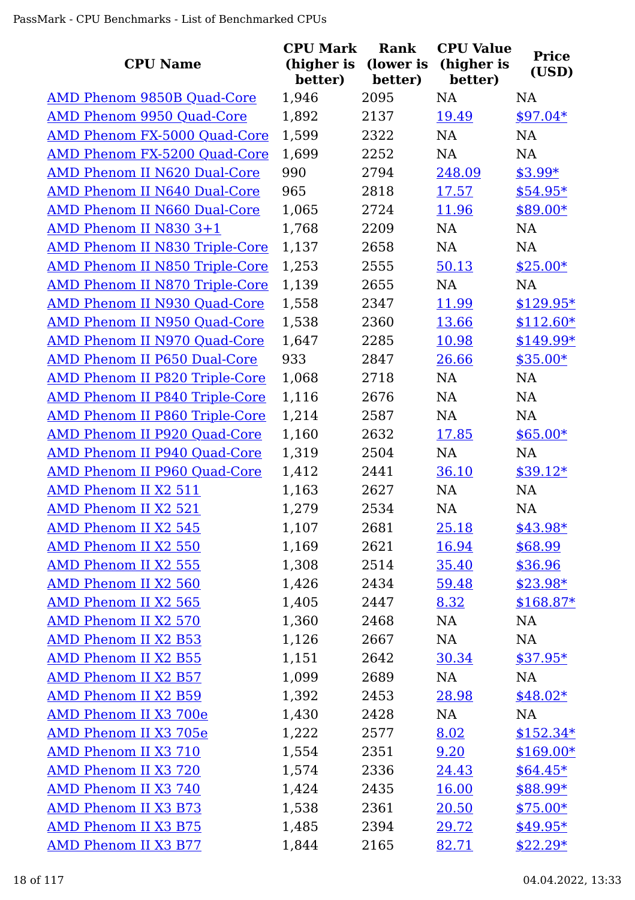| CPU Name | CPU Mark (higher is better) | Rank (lower is better) | CPU Value (higher is better) | Price (USD) |
|---|---|---|---|---|
| AMD Phenom 9850B Quad-Core | 1,946 | 2095 | NA | NA |
| AMD Phenom 9950 Quad-Core | 1,892 | 2137 | 19.49 | $97.04* |
| AMD Phenom FX-5000 Quad-Core | 1,599 | 2322 | NA | NA |
| AMD Phenom FX-5200 Quad-Core | 1,699 | 2252 | NA | NA |
| AMD Phenom II N620 Dual-Core | 990 | 2794 | 248.09 | $3.99* |
| AMD Phenom II N640 Dual-Core | 965 | 2818 | 17.57 | $54.95* |
| AMD Phenom II N660 Dual-Core | 1,065 | 2724 | 11.96 | $89.00* |
| AMD Phenom II N830 3+1 | 1,768 | 2209 | NA | NA |
| AMD Phenom II N830 Triple-Core | 1,137 | 2658 | NA | NA |
| AMD Phenom II N850 Triple-Core | 1,253 | 2555 | 50.13 | $25.00* |
| AMD Phenom II N870 Triple-Core | 1,139 | 2655 | NA | NA |
| AMD Phenom II N930 Quad-Core | 1,558 | 2347 | 11.99 | $129.95* |
| AMD Phenom II N950 Quad-Core | 1,538 | 2360 | 13.66 | $112.60* |
| AMD Phenom II N970 Quad-Core | 1,647 | 2285 | 10.98 | $149.99* |
| AMD Phenom II P650 Dual-Core | 933 | 2847 | 26.66 | $35.00* |
| AMD Phenom II P820 Triple-Core | 1,068 | 2718 | NA | NA |
| AMD Phenom II P840 Triple-Core | 1,116 | 2676 | NA | NA |
| AMD Phenom II P860 Triple-Core | 1,214 | 2587 | NA | NA |
| AMD Phenom II P920 Quad-Core | 1,160 | 2632 | 17.85 | $65.00* |
| AMD Phenom II P940 Quad-Core | 1,319 | 2504 | NA | NA |
| AMD Phenom II P960 Quad-Core | 1,412 | 2441 | 36.10 | $39.12* |
| AMD Phenom II X2 511 | 1,163 | 2627 | NA | NA |
| AMD Phenom II X2 521 | 1,279 | 2534 | NA | NA |
| AMD Phenom II X2 545 | 1,107 | 2681 | 25.18 | $43.98* |
| AMD Phenom II X2 550 | 1,169 | 2621 | 16.94 | $68.99 |
| AMD Phenom II X2 555 | 1,308 | 2514 | 35.40 | $36.96 |
| AMD Phenom II X2 560 | 1,426 | 2434 | 59.48 | $23.98* |
| AMD Phenom II X2 565 | 1,405 | 2447 | 8.32 | $168.87* |
| AMD Phenom II X2 570 | 1,360 | 2468 | NA | NA |
| AMD Phenom II X2 B53 | 1,126 | 2667 | NA | NA |
| AMD Phenom II X2 B55 | 1,151 | 2642 | 30.34 | $37.95* |
| AMD Phenom II X2 B57 | 1,099 | 2689 | NA | NA |
| AMD Phenom II X2 B59 | 1,392 | 2453 | 28.98 | $48.02* |
| AMD Phenom II X3 700e | 1,430 | 2428 | NA | NA |
| AMD Phenom II X3 705e | 1,222 | 2577 | 8.02 | $152.34* |
| AMD Phenom II X3 710 | 1,554 | 2351 | 9.20 | $169.00* |
| AMD Phenom II X3 720 | 1,574 | 2336 | 24.43 | $64.45* |
| AMD Phenom II X3 740 | 1,424 | 2435 | 16.00 | $88.99* |
| AMD Phenom II X3 B73 | 1,538 | 2361 | 20.50 | $75.00* |
| AMD Phenom II X3 B75 | 1,485 | 2394 | 29.72 | $49.95* |
| AMD Phenom II X3 B77 | 1,844 | 2165 | 82.71 | $22.29* |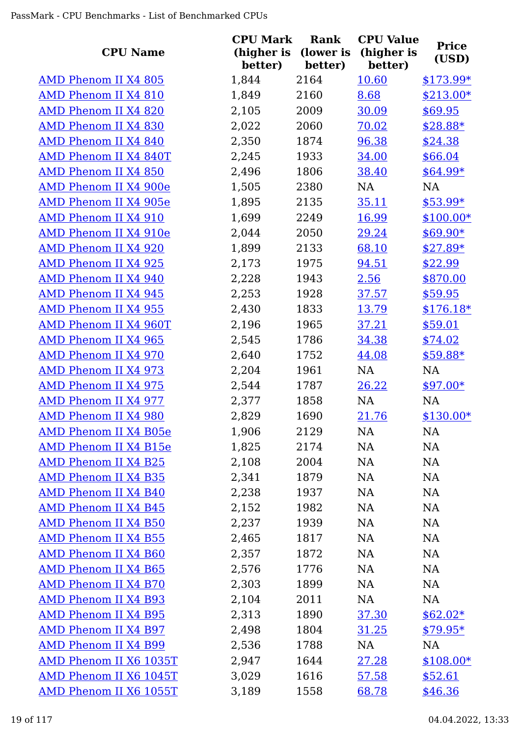| CPU Name | CPU Mark (higher is better) | Rank (lower is better) | CPU Value (higher is better) | Price (USD) |
|---|---|---|---|---|
| AMD Phenom II X4 805 | 1,844 | 2164 | 10.60 | $173.99* |
| AMD Phenom II X4 810 | 1,849 | 2160 | 8.68 | $213.00* |
| AMD Phenom II X4 820 | 2,105 | 2009 | 30.09 | $69.95 |
| AMD Phenom II X4 830 | 2,022 | 2060 | 70.02 | $28.88* |
| AMD Phenom II X4 840 | 2,350 | 1874 | 96.38 | $24.38 |
| AMD Phenom II X4 840T | 2,245 | 1933 | 34.00 | $66.04 |
| AMD Phenom II X4 850 | 2,496 | 1806 | 38.40 | $64.99* |
| AMD Phenom II X4 900e | 1,505 | 2380 | NA | NA |
| AMD Phenom II X4 905e | 1,895 | 2135 | 35.11 | $53.99* |
| AMD Phenom II X4 910 | 1,699 | 2249 | 16.99 | $100.00* |
| AMD Phenom II X4 910e | 2,044 | 2050 | 29.24 | $69.90* |
| AMD Phenom II X4 920 | 1,899 | 2133 | 68.10 | $27.89* |
| AMD Phenom II X4 925 | 2,173 | 1975 | 94.51 | $22.99 |
| AMD Phenom II X4 940 | 2,228 | 1943 | 2.56 | $870.00 |
| AMD Phenom II X4 945 | 2,253 | 1928 | 37.57 | $59.95 |
| AMD Phenom II X4 955 | 2,430 | 1833 | 13.79 | $176.18* |
| AMD Phenom II X4 960T | 2,196 | 1965 | 37.21 | $59.01 |
| AMD Phenom II X4 965 | 2,545 | 1786 | 34.38 | $74.02 |
| AMD Phenom II X4 970 | 2,640 | 1752 | 44.08 | $59.88* |
| AMD Phenom II X4 973 | 2,204 | 1961 | NA | NA |
| AMD Phenom II X4 975 | 2,544 | 1787 | 26.22 | $97.00* |
| AMD Phenom II X4 977 | 2,377 | 1858 | NA | NA |
| AMD Phenom II X4 980 | 2,829 | 1690 | 21.76 | $130.00* |
| AMD Phenom II X4 B05e | 1,906 | 2129 | NA | NA |
| AMD Phenom II X4 B15e | 1,825 | 2174 | NA | NA |
| AMD Phenom II X4 B25 | 2,108 | 2004 | NA | NA |
| AMD Phenom II X4 B35 | 2,341 | 1879 | NA | NA |
| AMD Phenom II X4 B40 | 2,238 | 1937 | NA | NA |
| AMD Phenom II X4 B45 | 2,152 | 1982 | NA | NA |
| AMD Phenom II X4 B50 | 2,237 | 1939 | NA | NA |
| AMD Phenom II X4 B55 | 2,465 | 1817 | NA | NA |
| AMD Phenom II X4 B60 | 2,357 | 1872 | NA | NA |
| AMD Phenom II X4 B65 | 2,576 | 1776 | NA | NA |
| AMD Phenom II X4 B70 | 2,303 | 1899 | NA | NA |
| AMD Phenom II X4 B93 | 2,104 | 2011 | NA | NA |
| AMD Phenom II X4 B95 | 2,313 | 1890 | 37.30 | $62.02* |
| AMD Phenom II X4 B97 | 2,498 | 1804 | 31.25 | $79.95* |
| AMD Phenom II X4 B99 | 2,536 | 1788 | NA | NA |
| AMD Phenom II X6 1035T | 2,947 | 1644 | 27.28 | $108.00* |
| AMD Phenom II X6 1045T | 3,029 | 1616 | 57.58 | $52.61 |
| AMD Phenom II X6 1055T | 3,189 | 1558 | 68.78 | $46.36 |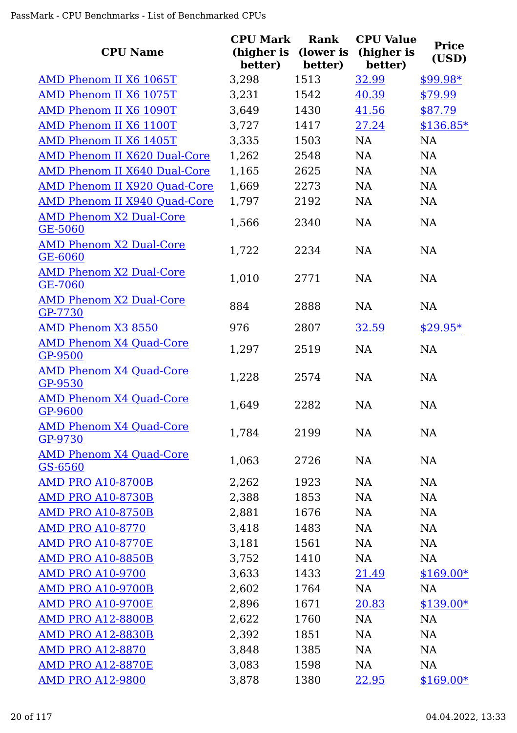| CPU Name | CPU Mark (higher is better) | Rank (lower is better) | CPU Value (higher is better) | Price (USD) |
|---|---|---|---|---|
| AMD Phenom II X6 1065T | 3,298 | 1513 | 32.99 | $99.98* |
| AMD Phenom II X6 1075T | 3,231 | 1542 | 40.39 | $79.99 |
| AMD Phenom II X6 1090T | 3,649 | 1430 | 41.56 | $87.79 |
| AMD Phenom II X6 1100T | 3,727 | 1417 | 27.24 | $136.85* |
| AMD Phenom II X6 1405T | 3,335 | 1503 | NA | NA |
| AMD Phenom II X620 Dual-Core | 1,262 | 2548 | NA | NA |
| AMD Phenom II X640 Dual-Core | 1,165 | 2625 | NA | NA |
| AMD Phenom II X920 Quad-Core | 1,669 | 2273 | NA | NA |
| AMD Phenom II X940 Quad-Core | 1,797 | 2192 | NA | NA |
| AMD Phenom X2 Dual-Core GE-5060 | 1,566 | 2340 | NA | NA |
| AMD Phenom X2 Dual-Core GE-6060 | 1,722 | 2234 | NA | NA |
| AMD Phenom X2 Dual-Core GE-7060 | 1,010 | 2771 | NA | NA |
| AMD Phenom X2 Dual-Core GP-7730 | 884 | 2888 | NA | NA |
| AMD Phenom X3 8550 | 976 | 2807 | 32.59 | $29.95* |
| AMD Phenom X4 Quad-Core GP-9500 | 1,297 | 2519 | NA | NA |
| AMD Phenom X4 Quad-Core GP-9530 | 1,228 | 2574 | NA | NA |
| AMD Phenom X4 Quad-Core GP-9600 | 1,649 | 2282 | NA | NA |
| AMD Phenom X4 Quad-Core GP-9730 | 1,784 | 2199 | NA | NA |
| AMD Phenom X4 Quad-Core GS-6560 | 1,063 | 2726 | NA | NA |
| AMD PRO A10-8700B | 2,262 | 1923 | NA | NA |
| AMD PRO A10-8730B | 2,388 | 1853 | NA | NA |
| AMD PRO A10-8750B | 2,881 | 1676 | NA | NA |
| AMD PRO A10-8770 | 3,418 | 1483 | NA | NA |
| AMD PRO A10-8770E | 3,181 | 1561 | NA | NA |
| AMD PRO A10-8850B | 3,752 | 1410 | NA | NA |
| AMD PRO A10-9700 | 3,633 | 1433 | 21.49 | $169.00* |
| AMD PRO A10-9700B | 2,602 | 1764 | NA | NA |
| AMD PRO A10-9700E | 2,896 | 1671 | 20.83 | $139.00* |
| AMD PRO A12-8800B | 2,622 | 1760 | NA | NA |
| AMD PRO A12-8830B | 2,392 | 1851 | NA | NA |
| AMD PRO A12-8870 | 3,848 | 1385 | NA | NA |
| AMD PRO A12-8870E | 3,083 | 1598 | NA | NA |
| AMD PRO A12-9800 | 3,878 | 1380 | 22.95 | $169.00* |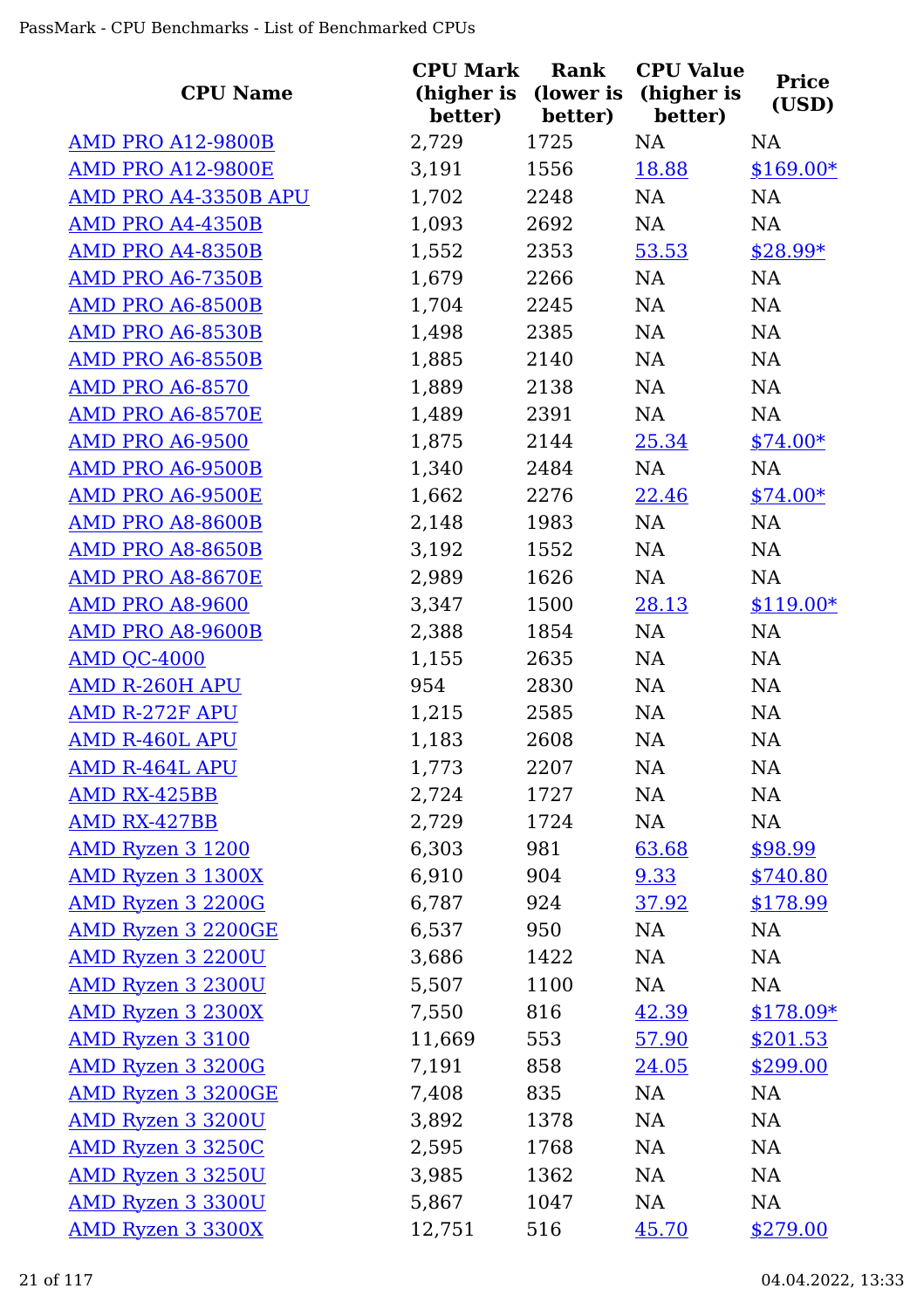| CPU Name | CPU Mark (higher is better) | Rank (lower is better) | CPU Value (higher is better) | Price (USD) |
|---|---|---|---|---|
| AMD PRO A12-9800B | 2,729 | 1725 | NA | NA |
| AMD PRO A12-9800E | 3,191 | 1556 | 18.88 | $169.00* |
| AMD PRO A4-3350B APU | 1,702 | 2248 | NA | NA |
| AMD PRO A4-4350B | 1,093 | 2692 | NA | NA |
| AMD PRO A4-8350B | 1,552 | 2353 | 53.53 | $28.99* |
| AMD PRO A6-7350B | 1,679 | 2266 | NA | NA |
| AMD PRO A6-8500B | 1,704 | 2245 | NA | NA |
| AMD PRO A6-8530B | 1,498 | 2385 | NA | NA |
| AMD PRO A6-8550B | 1,885 | 2140 | NA | NA |
| AMD PRO A6-8570 | 1,889 | 2138 | NA | NA |
| AMD PRO A6-8570E | 1,489 | 2391 | NA | NA |
| AMD PRO A6-9500 | 1,875 | 2144 | 25.34 | $74.00* |
| AMD PRO A6-9500B | 1,340 | 2484 | NA | NA |
| AMD PRO A6-9500E | 1,662 | 2276 | 22.46 | $74.00* |
| AMD PRO A8-8600B | 2,148 | 1983 | NA | NA |
| AMD PRO A8-8650B | 3,192 | 1552 | NA | NA |
| AMD PRO A8-8670E | 2,989 | 1626 | NA | NA |
| AMD PRO A8-9600 | 3,347 | 1500 | 28.13 | $119.00* |
| AMD PRO A8-9600B | 2,388 | 1854 | NA | NA |
| AMD QC-4000 | 1,155 | 2635 | NA | NA |
| AMD R-260H APU | 954 | 2830 | NA | NA |
| AMD R-272F APU | 1,215 | 2585 | NA | NA |
| AMD R-460L APU | 1,183 | 2608 | NA | NA |
| AMD R-464L APU | 1,773 | 2207 | NA | NA |
| AMD RX-425BB | 2,724 | 1727 | NA | NA |
| AMD RX-427BB | 2,729 | 1724 | NA | NA |
| AMD Ryzen 3 1200 | 6,303 | 981 | 63.68 | $98.99 |
| AMD Ryzen 3 1300X | 6,910 | 904 | 9.33 | $740.80 |
| AMD Ryzen 3 2200G | 6,787 | 924 | 37.92 | $178.99 |
| AMD Ryzen 3 2200GE | 6,537 | 950 | NA | NA |
| AMD Ryzen 3 2200U | 3,686 | 1422 | NA | NA |
| AMD Ryzen 3 2300U | 5,507 | 1100 | NA | NA |
| AMD Ryzen 3 2300X | 7,550 | 816 | 42.39 | $178.09* |
| AMD Ryzen 3 3100 | 11,669 | 553 | 57.90 | $201.53 |
| AMD Ryzen 3 3200G | 7,191 | 858 | 24.05 | $299.00 |
| AMD Ryzen 3 3200GE | 7,408 | 835 | NA | NA |
| AMD Ryzen 3 3200U | 3,892 | 1378 | NA | NA |
| AMD Ryzen 3 3250C | 2,595 | 1768 | NA | NA |
| AMD Ryzen 3 3250U | 3,985 | 1362 | NA | NA |
| AMD Ryzen 3 3300U | 5,867 | 1047 | NA | NA |
| AMD Ryzen 3 3300X | 12,751 | 516 | 45.70 | $279.00 |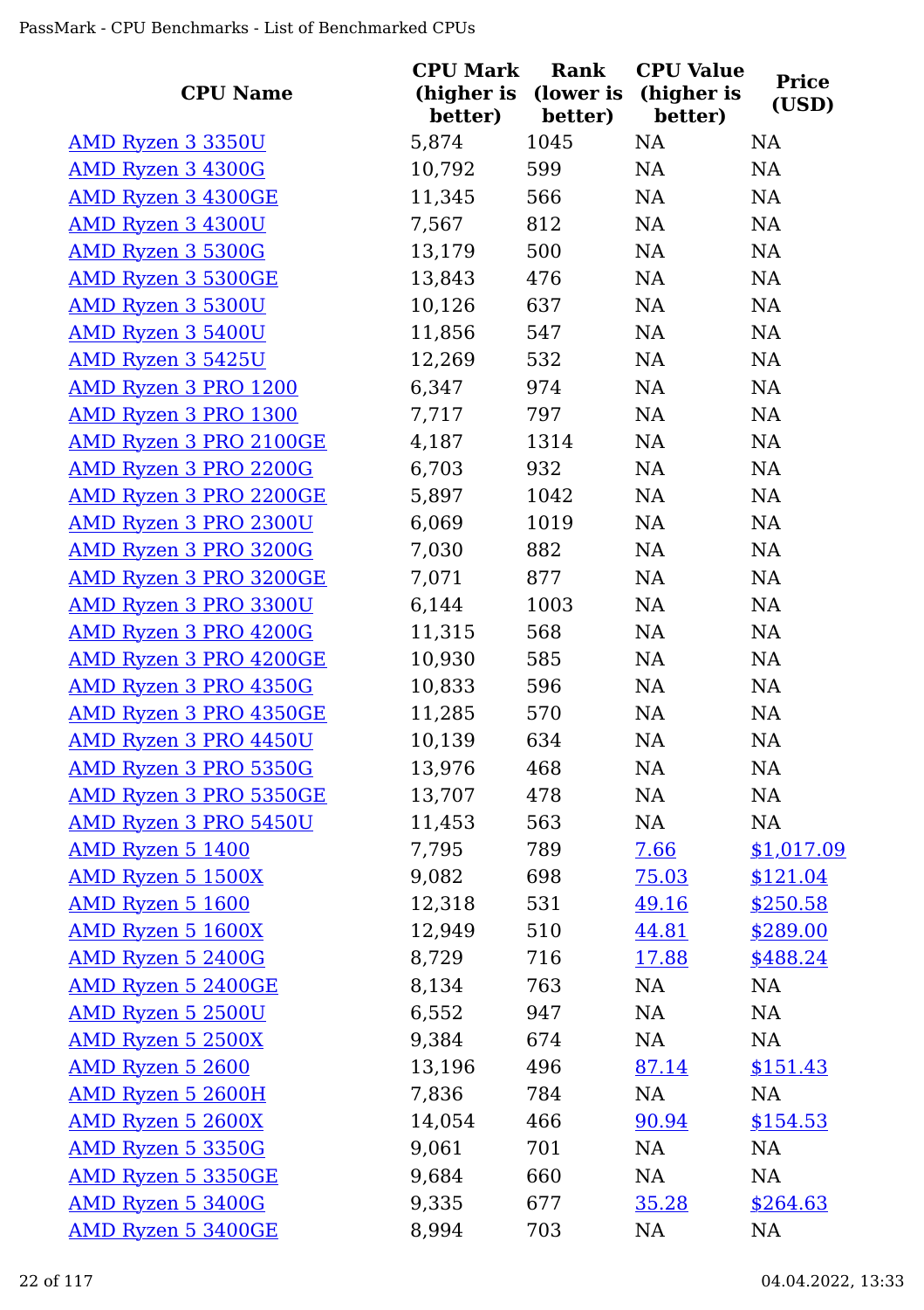| CPU Name | CPU Mark (higher is better) | Rank (lower is better) | CPU Value (higher is better) | Price (USD) |
|---|---|---|---|---|
| AMD Ryzen 3 3350U | 5,874 | 1045 | NA | NA |
| AMD Ryzen 3 4300G | 10,792 | 599 | NA | NA |
| AMD Ryzen 3 4300GE | 11,345 | 566 | NA | NA |
| AMD Ryzen 3 4300U | 7,567 | 812 | NA | NA |
| AMD Ryzen 3 5300G | 13,179 | 500 | NA | NA |
| AMD Ryzen 3 5300GE | 13,843 | 476 | NA | NA |
| AMD Ryzen 3 5300U | 10,126 | 637 | NA | NA |
| AMD Ryzen 3 5400U | 11,856 | 547 | NA | NA |
| AMD Ryzen 3 5425U | 12,269 | 532 | NA | NA |
| AMD Ryzen 3 PRO 1200 | 6,347 | 974 | NA | NA |
| AMD Ryzen 3 PRO 1300 | 7,717 | 797 | NA | NA |
| AMD Ryzen 3 PRO 2100GE | 4,187 | 1314 | NA | NA |
| AMD Ryzen 3 PRO 2200G | 6,703 | 932 | NA | NA |
| AMD Ryzen 3 PRO 2200GE | 5,897 | 1042 | NA | NA |
| AMD Ryzen 3 PRO 2300U | 6,069 | 1019 | NA | NA |
| AMD Ryzen 3 PRO 3200G | 7,030 | 882 | NA | NA |
| AMD Ryzen 3 PRO 3200GE | 7,071 | 877 | NA | NA |
| AMD Ryzen 3 PRO 3300U | 6,144 | 1003 | NA | NA |
| AMD Ryzen 3 PRO 4200G | 11,315 | 568 | NA | NA |
| AMD Ryzen 3 PRO 4200GE | 10,930 | 585 | NA | NA |
| AMD Ryzen 3 PRO 4350G | 10,833 | 596 | NA | NA |
| AMD Ryzen 3 PRO 4350GE | 11,285 | 570 | NA | NA |
| AMD Ryzen 3 PRO 4450U | 10,139 | 634 | NA | NA |
| AMD Ryzen 3 PRO 5350G | 13,976 | 468 | NA | NA |
| AMD Ryzen 3 PRO 5350GE | 13,707 | 478 | NA | NA |
| AMD Ryzen 3 PRO 5450U | 11,453 | 563 | NA | NA |
| AMD Ryzen 5 1400 | 7,795 | 789 | 7.66 | $1,017.09 |
| AMD Ryzen 5 1500X | 9,082 | 698 | 75.03 | $121.04 |
| AMD Ryzen 5 1600 | 12,318 | 531 | 49.16 | $250.58 |
| AMD Ryzen 5 1600X | 12,949 | 510 | 44.81 | $289.00 |
| AMD Ryzen 5 2400G | 8,729 | 716 | 17.88 | $488.24 |
| AMD Ryzen 5 2400GE | 8,134 | 763 | NA | NA |
| AMD Ryzen 5 2500U | 6,552 | 947 | NA | NA |
| AMD Ryzen 5 2500X | 9,384 | 674 | NA | NA |
| AMD Ryzen 5 2600 | 13,196 | 496 | 87.14 | $151.43 |
| AMD Ryzen 5 2600H | 7,836 | 784 | NA | NA |
| AMD Ryzen 5 2600X | 14,054 | 466 | 90.94 | $154.53 |
| AMD Ryzen 5 3350G | 9,061 | 701 | NA | NA |
| AMD Ryzen 5 3350GE | 9,684 | 660 | NA | NA |
| AMD Ryzen 5 3400G | 9,335 | 677 | 35.28 | $264.63 |
| AMD Ryzen 5 3400GE | 8,994 | 703 | NA | NA |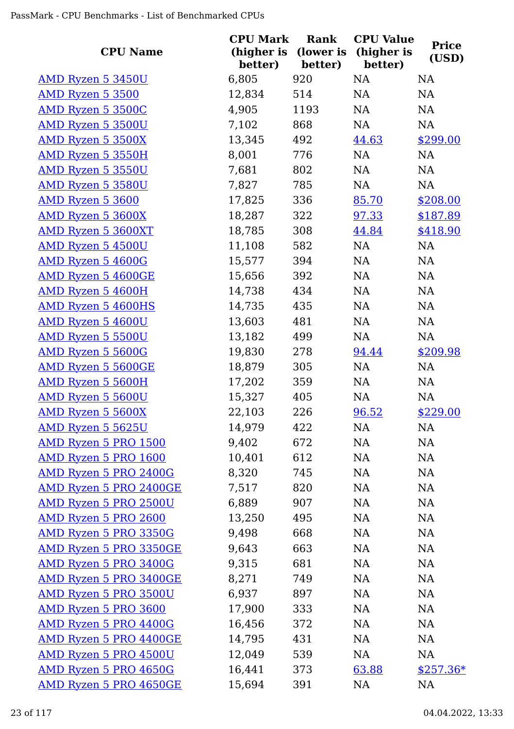| CPU Name | CPU Mark (higher is better) | Rank (lower is better) | CPU Value (higher is better) | Price (USD) |
|---|---|---|---|---|
| AMD Ryzen 5 3450U | 6,805 | 920 | NA | NA |
| AMD Ryzen 5 3500 | 12,834 | 514 | NA | NA |
| AMD Ryzen 5 3500C | 4,905 | 1193 | NA | NA |
| AMD Ryzen 5 3500U | 7,102 | 868 | NA | NA |
| AMD Ryzen 5 3500X | 13,345 | 492 | 44.63 | $299.00 |
| AMD Ryzen 5 3550H | 8,001 | 776 | NA | NA |
| AMD Ryzen 5 3550U | 7,681 | 802 | NA | NA |
| AMD Ryzen 5 3580U | 7,827 | 785 | NA | NA |
| AMD Ryzen 5 3600 | 17,825 | 336 | 85.70 | $208.00 |
| AMD Ryzen 5 3600X | 18,287 | 322 | 97.33 | $187.89 |
| AMD Ryzen 5 3600XT | 18,785 | 308 | 44.84 | $418.90 |
| AMD Ryzen 5 4500U | 11,108 | 582 | NA | NA |
| AMD Ryzen 5 4600G | 15,577 | 394 | NA | NA |
| AMD Ryzen 5 4600GE | 15,656 | 392 | NA | NA |
| AMD Ryzen 5 4600H | 14,738 | 434 | NA | NA |
| AMD Ryzen 5 4600HS | 14,735 | 435 | NA | NA |
| AMD Ryzen 5 4600U | 13,603 | 481 | NA | NA |
| AMD Ryzen 5 5500U | 13,182 | 499 | NA | NA |
| AMD Ryzen 5 5600G | 19,830 | 278 | 94.44 | $209.98 |
| AMD Ryzen 5 5600GE | 18,879 | 305 | NA | NA |
| AMD Ryzen 5 5600H | 17,202 | 359 | NA | NA |
| AMD Ryzen 5 5600U | 15,327 | 405 | NA | NA |
| AMD Ryzen 5 5600X | 22,103 | 226 | 96.52 | $229.00 |
| AMD Ryzen 5 5625U | 14,979 | 422 | NA | NA |
| AMD Ryzen 5 PRO 1500 | 9,402 | 672 | NA | NA |
| AMD Ryzen 5 PRO 1600 | 10,401 | 612 | NA | NA |
| AMD Ryzen 5 PRO 2400G | 8,320 | 745 | NA | NA |
| AMD Ryzen 5 PRO 2400GE | 7,517 | 820 | NA | NA |
| AMD Ryzen 5 PRO 2500U | 6,889 | 907 | NA | NA |
| AMD Ryzen 5 PRO 2600 | 13,250 | 495 | NA | NA |
| AMD Ryzen 5 PRO 3350G | 9,498 | 668 | NA | NA |
| AMD Ryzen 5 PRO 3350GE | 9,643 | 663 | NA | NA |
| AMD Ryzen 5 PRO 3400G | 9,315 | 681 | NA | NA |
| AMD Ryzen 5 PRO 3400GE | 8,271 | 749 | NA | NA |
| AMD Ryzen 5 PRO 3500U | 6,937 | 897 | NA | NA |
| AMD Ryzen 5 PRO 3600 | 17,900 | 333 | NA | NA |
| AMD Ryzen 5 PRO 4400G | 16,456 | 372 | NA | NA |
| AMD Ryzen 5 PRO 4400GE | 14,795 | 431 | NA | NA |
| AMD Ryzen 5 PRO 4500U | 12,049 | 539 | NA | NA |
| AMD Ryzen 5 PRO 4650G | 16,441 | 373 | 63.88 | $257.36* |
| AMD Ryzen 5 PRO 4650GE | 15,694 | 391 | NA | NA |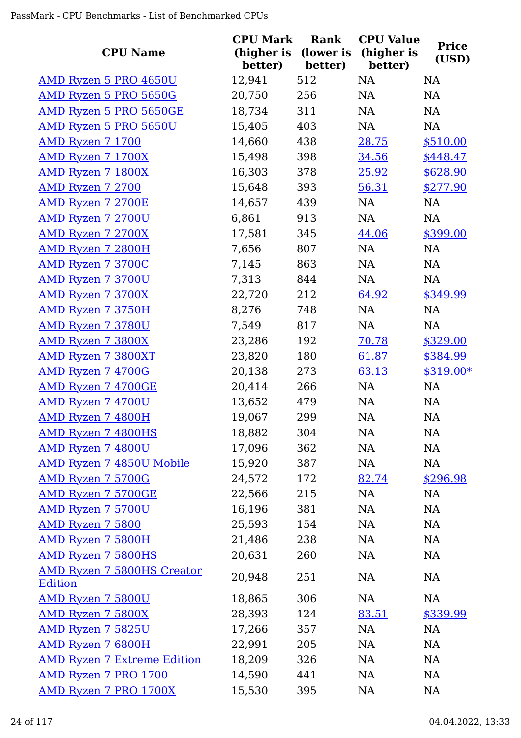| CPU Name | CPU Mark (higher is better) | Rank (lower is better) | CPU Value (higher is better) | Price (USD) |
|---|---|---|---|---|
| AMD Ryzen 5 PRO 4650U | 12,941 | 512 | NA | NA |
| AMD Ryzen 5 PRO 5650G | 20,750 | 256 | NA | NA |
| AMD Ryzen 5 PRO 5650GE | 18,734 | 311 | NA | NA |
| AMD Ryzen 5 PRO 5650U | 15,405 | 403 | NA | NA |
| AMD Ryzen 7 1700 | 14,660 | 438 | 28.75 | $510.00 |
| AMD Ryzen 7 1700X | 15,498 | 398 | 34.56 | $448.47 |
| AMD Ryzen 7 1800X | 16,303 | 378 | 25.92 | $628.90 |
| AMD Ryzen 7 2700 | 15,648 | 393 | 56.31 | $277.90 |
| AMD Ryzen 7 2700E | 14,657 | 439 | NA | NA |
| AMD Ryzen 7 2700U | 6,861 | 913 | NA | NA |
| AMD Ryzen 7 2700X | 17,581 | 345 | 44.06 | $399.00 |
| AMD Ryzen 7 2800H | 7,656 | 807 | NA | NA |
| AMD Ryzen 7 3700C | 7,145 | 863 | NA | NA |
| AMD Ryzen 7 3700U | 7,313 | 844 | NA | NA |
| AMD Ryzen 7 3700X | 22,720 | 212 | 64.92 | $349.99 |
| AMD Ryzen 7 3750H | 8,276 | 748 | NA | NA |
| AMD Ryzen 7 3780U | 7,549 | 817 | NA | NA |
| AMD Ryzen 7 3800X | 23,286 | 192 | 70.78 | $329.00 |
| AMD Ryzen 7 3800XT | 23,820 | 180 | 61.87 | $384.99 |
| AMD Ryzen 7 4700G | 20,138 | 273 | 63.13 | $319.00* |
| AMD Ryzen 7 4700GE | 20,414 | 266 | NA | NA |
| AMD Ryzen 7 4700U | 13,652 | 479 | NA | NA |
| AMD Ryzen 7 4800H | 19,067 | 299 | NA | NA |
| AMD Ryzen 7 4800HS | 18,882 | 304 | NA | NA |
| AMD Ryzen 7 4800U | 17,096 | 362 | NA | NA |
| AMD Ryzen 7 4850U Mobile | 15,920 | 387 | NA | NA |
| AMD Ryzen 7 5700G | 24,572 | 172 | 82.74 | $296.98 |
| AMD Ryzen 7 5700GE | 22,566 | 215 | NA | NA |
| AMD Ryzen 7 5700U | 16,196 | 381 | NA | NA |
| AMD Ryzen 7 5800 | 25,593 | 154 | NA | NA |
| AMD Ryzen 7 5800H | 21,486 | 238 | NA | NA |
| AMD Ryzen 7 5800HS | 20,631 | 260 | NA | NA |
| AMD Ryzen 7 5800HS Creator Edition | 20,948 | 251 | NA | NA |
| AMD Ryzen 7 5800U | 18,865 | 306 | NA | NA |
| AMD Ryzen 7 5800X | 28,393 | 124 | 83.51 | $339.99 |
| AMD Ryzen 7 5825U | 17,266 | 357 | NA | NA |
| AMD Ryzen 7 6800H | 22,991 | 205 | NA | NA |
| AMD Ryzen 7 Extreme Edition | 18,209 | 326 | NA | NA |
| AMD Ryzen 7 PRO 1700 | 14,590 | 441 | NA | NA |
| AMD Ryzen 7 PRO 1700X | 15,530 | 395 | NA | NA |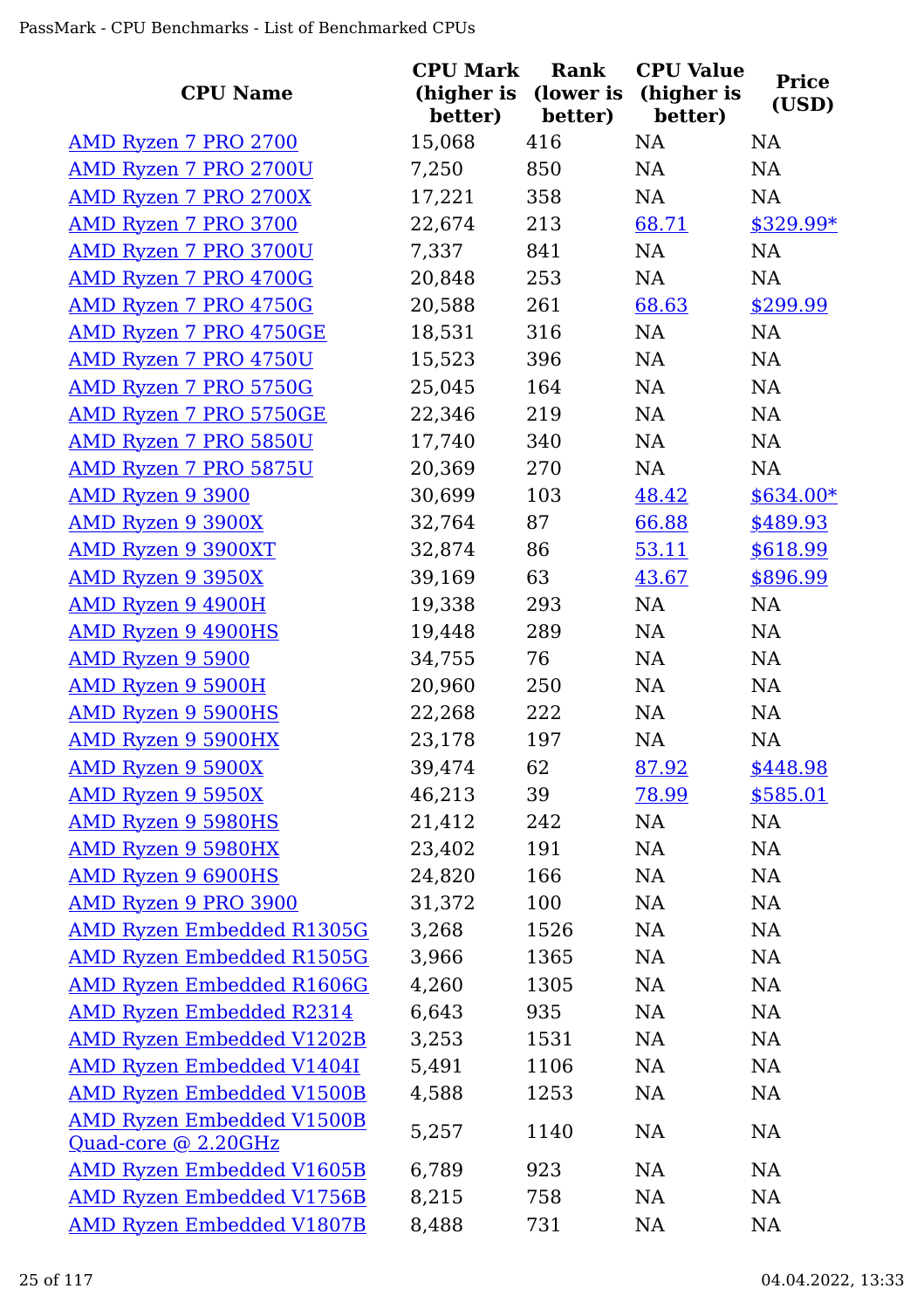| CPU Name | CPU Mark (higher is better) | Rank (lower is better) | CPU Value (higher is better) | Price (USD) |
|---|---|---|---|---|
| AMD Ryzen 7 PRO 2700 | 15,068 | 416 | NA | NA |
| AMD Ryzen 7 PRO 2700U | 7,250 | 850 | NA | NA |
| AMD Ryzen 7 PRO 2700X | 17,221 | 358 | NA | NA |
| AMD Ryzen 7 PRO 3700 | 22,674 | 213 | 68.71 | $329.99* |
| AMD Ryzen 7 PRO 3700U | 7,337 | 841 | NA | NA |
| AMD Ryzen 7 PRO 4700G | 20,848 | 253 | NA | NA |
| AMD Ryzen 7 PRO 4750G | 20,588 | 261 | 68.63 | $299.99 |
| AMD Ryzen 7 PRO 4750GE | 18,531 | 316 | NA | NA |
| AMD Ryzen 7 PRO 4750U | 15,523 | 396 | NA | NA |
| AMD Ryzen 7 PRO 5750G | 25,045 | 164 | NA | NA |
| AMD Ryzen 7 PRO 5750GE | 22,346 | 219 | NA | NA |
| AMD Ryzen 7 PRO 5850U | 17,740 | 340 | NA | NA |
| AMD Ryzen 7 PRO 5875U | 20,369 | 270 | NA | NA |
| AMD Ryzen 9 3900 | 30,699 | 103 | 48.42 | $634.00* |
| AMD Ryzen 9 3900X | 32,764 | 87 | 66.88 | $489.93 |
| AMD Ryzen 9 3900XT | 32,874 | 86 | 53.11 | $618.99 |
| AMD Ryzen 9 3950X | 39,169 | 63 | 43.67 | $896.99 |
| AMD Ryzen 9 4900H | 19,338 | 293 | NA | NA |
| AMD Ryzen 9 4900HS | 19,448 | 289 | NA | NA |
| AMD Ryzen 9 5900 | 34,755 | 76 | NA | NA |
| AMD Ryzen 9 5900H | 20,960 | 250 | NA | NA |
| AMD Ryzen 9 5900HS | 22,268 | 222 | NA | NA |
| AMD Ryzen 9 5900HX | 23,178 | 197 | NA | NA |
| AMD Ryzen 9 5900X | 39,474 | 62 | 87.92 | $448.98 |
| AMD Ryzen 9 5950X | 46,213 | 39 | 78.99 | $585.01 |
| AMD Ryzen 9 5980HS | 21,412 | 242 | NA | NA |
| AMD Ryzen 9 5980HX | 23,402 | 191 | NA | NA |
| AMD Ryzen 9 6900HS | 24,820 | 166 | NA | NA |
| AMD Ryzen 9 PRO 3900 | 31,372 | 100 | NA | NA |
| AMD Ryzen Embedded R1305G | 3,268 | 1526 | NA | NA |
| AMD Ryzen Embedded R1505G | 3,966 | 1365 | NA | NA |
| AMD Ryzen Embedded R1606G | 4,260 | 1305 | NA | NA |
| AMD Ryzen Embedded R2314 | 6,643 | 935 | NA | NA |
| AMD Ryzen Embedded V1202B | 3,253 | 1531 | NA | NA |
| AMD Ryzen Embedded V1404I | 5,491 | 1106 | NA | NA |
| AMD Ryzen Embedded V1500B | 4,588 | 1253 | NA | NA |
| AMD Ryzen Embedded V1500B Quad-core @ 2.20GHz | 5,257 | 1140 | NA | NA |
| AMD Ryzen Embedded V1605B | 6,789 | 923 | NA | NA |
| AMD Ryzen Embedded V1756B | 8,215 | 758 | NA | NA |
| AMD Ryzen Embedded V1807B | 8,488 | 731 | NA | NA |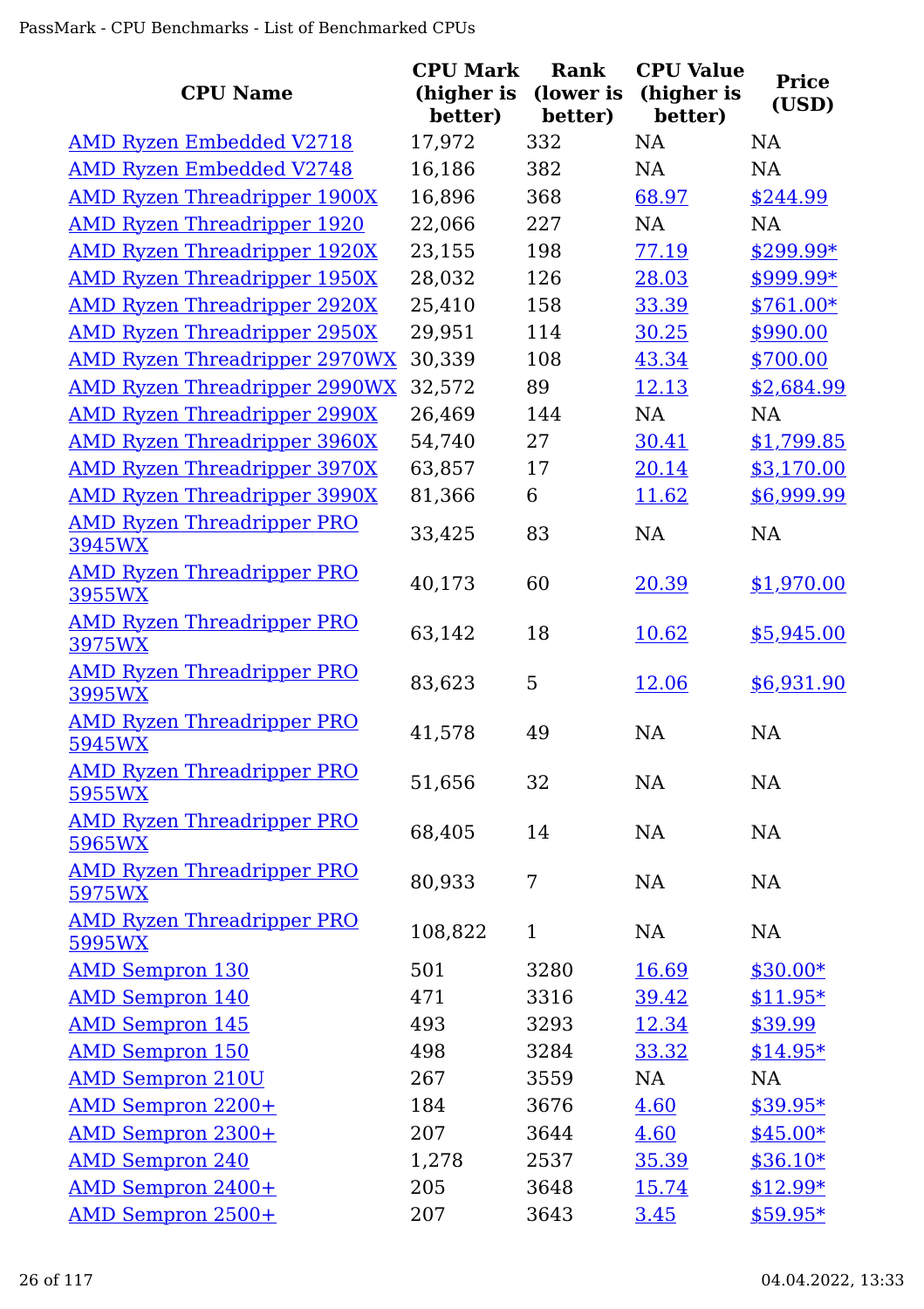| CPU Name | CPU Mark (higher is better) | Rank (lower is better) | CPU Value (higher is better) | Price (USD) |
|---|---|---|---|---|
| AMD Ryzen Embedded V2718 | 17,972 | 332 | NA | NA |
| AMD Ryzen Embedded V2748 | 16,186 | 382 | NA | NA |
| AMD Ryzen Threadripper 1900X | 16,896 | 368 | 68.97 | $244.99 |
| AMD Ryzen Threadripper 1920 | 22,066 | 227 | NA | NA |
| AMD Ryzen Threadripper 1920X | 23,155 | 198 | 77.19 | $299.99* |
| AMD Ryzen Threadripper 1950X | 28,032 | 126 | 28.03 | $999.99* |
| AMD Ryzen Threadripper 2920X | 25,410 | 158 | 33.39 | $761.00* |
| AMD Ryzen Threadripper 2950X | 29,951 | 114 | 30.25 | $990.00 |
| AMD Ryzen Threadripper 2970WX | 30,339 | 108 | 43.34 | $700.00 |
| AMD Ryzen Threadripper 2990WX | 32,572 | 89 | 12.13 | $2,684.99 |
| AMD Ryzen Threadripper 2990X | 26,469 | 144 | NA | NA |
| AMD Ryzen Threadripper 3960X | 54,740 | 27 | 30.41 | $1,799.85 |
| AMD Ryzen Threadripper 3970X | 63,857 | 17 | 20.14 | $3,170.00 |
| AMD Ryzen Threadripper 3990X | 81,366 | 6 | 11.62 | $6,999.99 |
| AMD Ryzen Threadripper PRO 3945WX | 33,425 | 83 | NA | NA |
| AMD Ryzen Threadripper PRO 3955WX | 40,173 | 60 | 20.39 | $1,970.00 |
| AMD Ryzen Threadripper PRO 3975WX | 63,142 | 18 | 10.62 | $5,945.00 |
| AMD Ryzen Threadripper PRO 3995WX | 83,623 | 5 | 12.06 | $6,931.90 |
| AMD Ryzen Threadripper PRO 5945WX | 41,578 | 49 | NA | NA |
| AMD Ryzen Threadripper PRO 5955WX | 51,656 | 32 | NA | NA |
| AMD Ryzen Threadripper PRO 5965WX | 68,405 | 14 | NA | NA |
| AMD Ryzen Threadripper PRO 5975WX | 80,933 | 7 | NA | NA |
| AMD Ryzen Threadripper PRO 5995WX | 108,822 | 1 | NA | NA |
| AMD Sempron 130 | 501 | 3280 | 16.69 | $30.00* |
| AMD Sempron 140 | 471 | 3316 | 39.42 | $11.95* |
| AMD Sempron 145 | 493 | 3293 | 12.34 | $39.99 |
| AMD Sempron 150 | 498 | 3284 | 33.32 | $14.95* |
| AMD Sempron 210U | 267 | 3559 | NA | NA |
| AMD Sempron 2200+ | 184 | 3676 | 4.60 | $39.95* |
| AMD Sempron 2300+ | 207 | 3644 | 4.60 | $45.00* |
| AMD Sempron 240 | 1,278 | 2537 | 35.39 | $36.10* |
| AMD Sempron 2400+ | 205 | 3648 | 15.74 | $12.99* |
| AMD Sempron 2500+ | 207 | 3643 | 3.45 | $59.95* |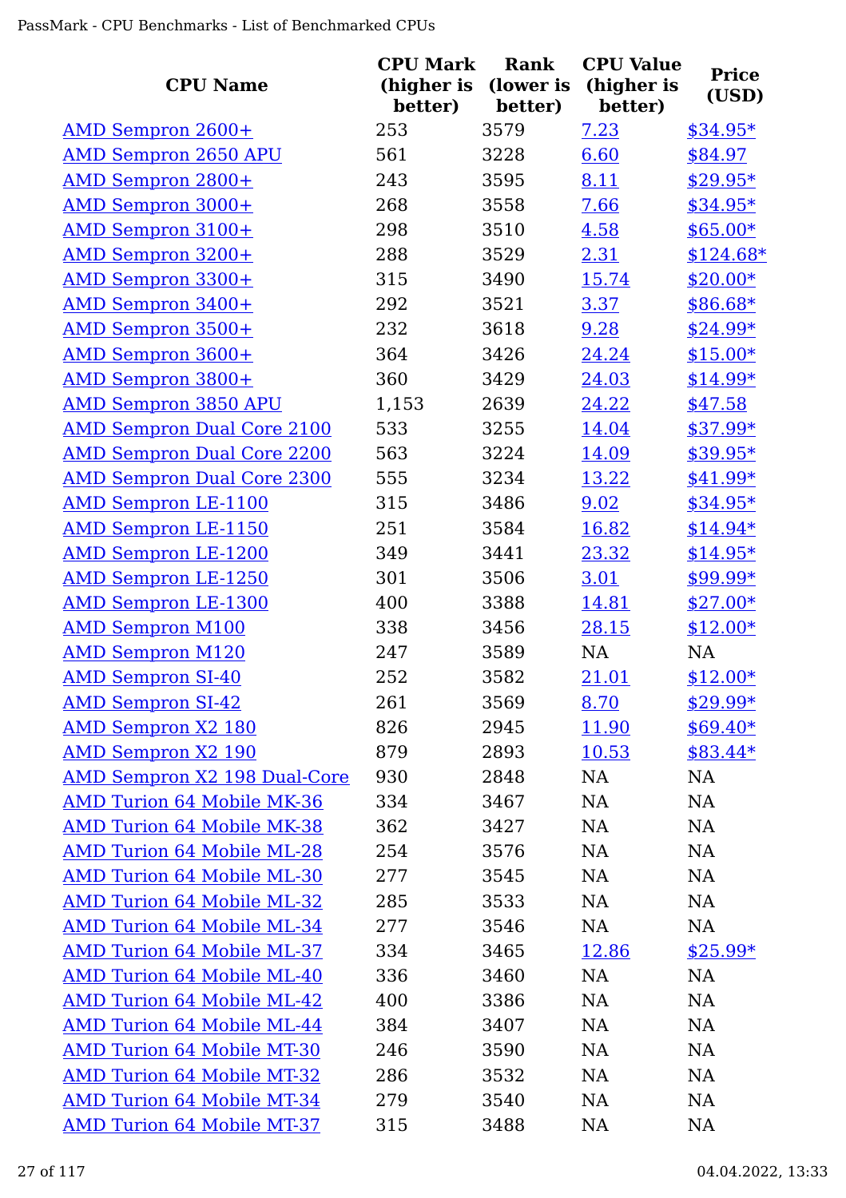| CPU Name | CPU Mark (higher is better) | Rank (lower is better) | CPU Value (higher is better) | Price (USD) |
|---|---|---|---|---|
| AMD Sempron 2600+ | 253 | 3579 | 7.23 | $34.95* |
| AMD Sempron 2650 APU | 561 | 3228 | 6.60 | $84.97 |
| AMD Sempron 2800+ | 243 | 3595 | 8.11 | $29.95* |
| AMD Sempron 3000+ | 268 | 3558 | 7.66 | $34.95* |
| AMD Sempron 3100+ | 298 | 3510 | 4.58 | $65.00* |
| AMD Sempron 3200+ | 288 | 3529 | 2.31 | $124.68* |
| AMD Sempron 3300+ | 315 | 3490 | 15.74 | $20.00* |
| AMD Sempron 3400+ | 292 | 3521 | 3.37 | $86.68* |
| AMD Sempron 3500+ | 232 | 3618 | 9.28 | $24.99* |
| AMD Sempron 3600+ | 364 | 3426 | 24.24 | $15.00* |
| AMD Sempron 3800+ | 360 | 3429 | 24.03 | $14.99* |
| AMD Sempron 3850 APU | 1,153 | 2639 | 24.22 | $47.58 |
| AMD Sempron Dual Core 2100 | 533 | 3255 | 14.04 | $37.99* |
| AMD Sempron Dual Core 2200 | 563 | 3224 | 14.09 | $39.95* |
| AMD Sempron Dual Core 2300 | 555 | 3234 | 13.22 | $41.99* |
| AMD Sempron LE-1100 | 315 | 3486 | 9.02 | $34.95* |
| AMD Sempron LE-1150 | 251 | 3584 | 16.82 | $14.94* |
| AMD Sempron LE-1200 | 349 | 3441 | 23.32 | $14.95* |
| AMD Sempron LE-1250 | 301 | 3506 | 3.01 | $99.99* |
| AMD Sempron LE-1300 | 400 | 3388 | 14.81 | $27.00* |
| AMD Sempron M100 | 338 | 3456 | 28.15 | $12.00* |
| AMD Sempron M120 | 247 | 3589 | NA | NA |
| AMD Sempron SI-40 | 252 | 3582 | 21.01 | $12.00* |
| AMD Sempron SI-42 | 261 | 3569 | 8.70 | $29.99* |
| AMD Sempron X2 180 | 826 | 2945 | 11.90 | $69.40* |
| AMD Sempron X2 190 | 879 | 2893 | 10.53 | $83.44* |
| AMD Sempron X2 198 Dual-Core | 930 | 2848 | NA | NA |
| AMD Turion 64 Mobile MK-36 | 334 | 3467 | NA | NA |
| AMD Turion 64 Mobile MK-38 | 362 | 3427 | NA | NA |
| AMD Turion 64 Mobile ML-28 | 254 | 3576 | NA | NA |
| AMD Turion 64 Mobile ML-30 | 277 | 3545 | NA | NA |
| AMD Turion 64 Mobile ML-32 | 285 | 3533 | NA | NA |
| AMD Turion 64 Mobile ML-34 | 277 | 3546 | NA | NA |
| AMD Turion 64 Mobile ML-37 | 334 | 3465 | 12.86 | $25.99* |
| AMD Turion 64 Mobile ML-40 | 336 | 3460 | NA | NA |
| AMD Turion 64 Mobile ML-42 | 400 | 3386 | NA | NA |
| AMD Turion 64 Mobile ML-44 | 384 | 3407 | NA | NA |
| AMD Turion 64 Mobile MT-30 | 246 | 3590 | NA | NA |
| AMD Turion 64 Mobile MT-32 | 286 | 3532 | NA | NA |
| AMD Turion 64 Mobile MT-34 | 279 | 3540 | NA | NA |
| AMD Turion 64 Mobile MT-37 | 315 | 3488 | NA | NA |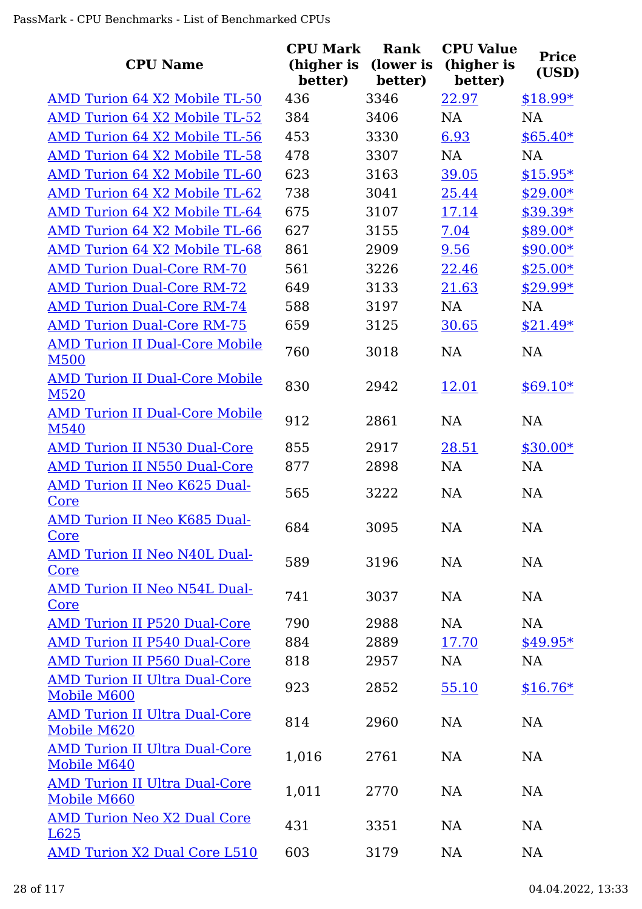| CPU Name | CPU Mark (higher is better) | Rank (lower is better) | CPU Value (higher is better) | Price (USD) |
|---|---|---|---|---|
| AMD Turion 64 X2 Mobile TL-50 | 436 | 3346 | 22.97 | $18.99* |
| AMD Turion 64 X2 Mobile TL-52 | 384 | 3406 | NA | NA |
| AMD Turion 64 X2 Mobile TL-56 | 453 | 3330 | 6.93 | $65.40* |
| AMD Turion 64 X2 Mobile TL-58 | 478 | 3307 | NA | NA |
| AMD Turion 64 X2 Mobile TL-60 | 623 | 3163 | 39.05 | $15.95* |
| AMD Turion 64 X2 Mobile TL-62 | 738 | 3041 | 25.44 | $29.00* |
| AMD Turion 64 X2 Mobile TL-64 | 675 | 3107 | 17.14 | $39.39* |
| AMD Turion 64 X2 Mobile TL-66 | 627 | 3155 | 7.04 | $89.00* |
| AMD Turion 64 X2 Mobile TL-68 | 861 | 2909 | 9.56 | $90.00* |
| AMD Turion Dual-Core RM-70 | 561 | 3226 | 22.46 | $25.00* |
| AMD Turion Dual-Core RM-72 | 649 | 3133 | 21.63 | $29.99* |
| AMD Turion Dual-Core RM-74 | 588 | 3197 | NA | NA |
| AMD Turion Dual-Core RM-75 | 659 | 3125 | 30.65 | $21.49* |
| AMD Turion II Dual-Core Mobile M500 | 760 | 3018 | NA | NA |
| AMD Turion II Dual-Core Mobile M520 | 830 | 2942 | 12.01 | $69.10* |
| AMD Turion II Dual-Core Mobile M540 | 912 | 2861 | NA | NA |
| AMD Turion II N530 Dual-Core | 855 | 2917 | 28.51 | $30.00* |
| AMD Turion II N550 Dual-Core | 877 | 2898 | NA | NA |
| AMD Turion II Neo K625 Dual-Core | 565 | 3222 | NA | NA |
| AMD Turion II Neo K685 Dual-Core | 684 | 3095 | NA | NA |
| AMD Turion II Neo N40L Dual-Core | 589 | 3196 | NA | NA |
| AMD Turion II Neo N54L Dual-Core | 741 | 3037 | NA | NA |
| AMD Turion II P520 Dual-Core | 790 | 2988 | NA | NA |
| AMD Turion II P540 Dual-Core | 884 | 2889 | 17.70 | $49.95* |
| AMD Turion II P560 Dual-Core | 818 | 2957 | NA | NA |
| AMD Turion II Ultra Dual-Core Mobile M600 | 923 | 2852 | 55.10 | $16.76* |
| AMD Turion II Ultra Dual-Core Mobile M620 | 814 | 2960 | NA | NA |
| AMD Turion II Ultra Dual-Core Mobile M640 | 1,016 | 2761 | NA | NA |
| AMD Turion II Ultra Dual-Core Mobile M660 | 1,011 | 2770 | NA | NA |
| AMD Turion Neo X2 Dual Core L625 | 431 | 3351 | NA | NA |
| AMD Turion X2 Dual Core L510 | 603 | 3179 | NA | NA |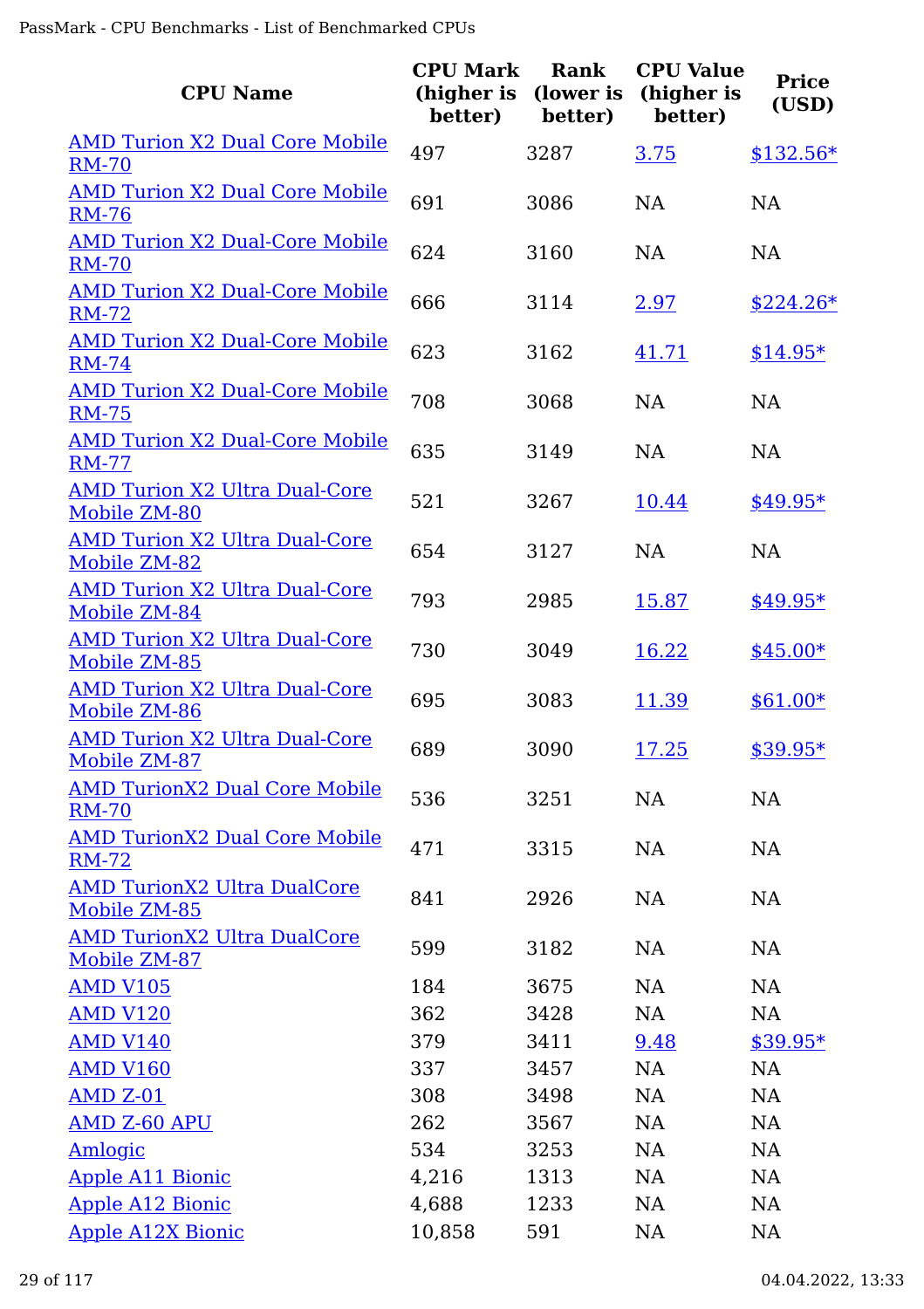| CPU Name | CPU Mark (higher is better) | Rank (lower is better) | CPU Value (higher is better) | Price (USD) |
|---|---|---|---|---|
| AMD Turion X2 Dual Core Mobile RM-70 | 497 | 3287 | 3.75 | $132.56* |
| AMD Turion X2 Dual Core Mobile RM-76 | 691 | 3086 | NA | NA |
| AMD Turion X2 Dual-Core Mobile RM-70 | 624 | 3160 | NA | NA |
| AMD Turion X2 Dual-Core Mobile RM-72 | 666 | 3114 | 2.97 | $224.26* |
| AMD Turion X2 Dual-Core Mobile RM-74 | 623 | 3162 | 41.71 | $14.95* |
| AMD Turion X2 Dual-Core Mobile RM-75 | 708 | 3068 | NA | NA |
| AMD Turion X2 Dual-Core Mobile RM-77 | 635 | 3149 | NA | NA |
| AMD Turion X2 Ultra Dual-Core Mobile ZM-80 | 521 | 3267 | 10.44 | $49.95* |
| AMD Turion X2 Ultra Dual-Core Mobile ZM-82 | 654 | 3127 | NA | NA |
| AMD Turion X2 Ultra Dual-Core Mobile ZM-84 | 793 | 2985 | 15.87 | $49.95* |
| AMD Turion X2 Ultra Dual-Core Mobile ZM-85 | 730 | 3049 | 16.22 | $45.00* |
| AMD Turion X2 Ultra Dual-Core Mobile ZM-86 | 695 | 3083 | 11.39 | $61.00* |
| AMD Turion X2 Ultra Dual-Core Mobile ZM-87 | 689 | 3090 | 17.25 | $39.95* |
| AMD TurionX2 Dual Core Mobile RM-70 | 536 | 3251 | NA | NA |
| AMD TurionX2 Dual Core Mobile RM-72 | 471 | 3315 | NA | NA |
| AMD TurionX2 Ultra DualCore Mobile ZM-85 | 841 | 2926 | NA | NA |
| AMD TurionX2 Ultra DualCore Mobile ZM-87 | 599 | 3182 | NA | NA |
| AMD V105 | 184 | 3675 | NA | NA |
| AMD V120 | 362 | 3428 | NA | NA |
| AMD V140 | 379 | 3411 | 9.48 | $39.95* |
| AMD V160 | 337 | 3457 | NA | NA |
| AMD Z-01 | 308 | 3498 | NA | NA |
| AMD Z-60 APU | 262 | 3567 | NA | NA |
| Amlogic | 534 | 3253 | NA | NA |
| Apple A11 Bionic | 4,216 | 1313 | NA | NA |
| Apple A12 Bionic | 4,688 | 1233 | NA | NA |
| Apple A12X Bionic | 10,858 | 591 | NA | NA |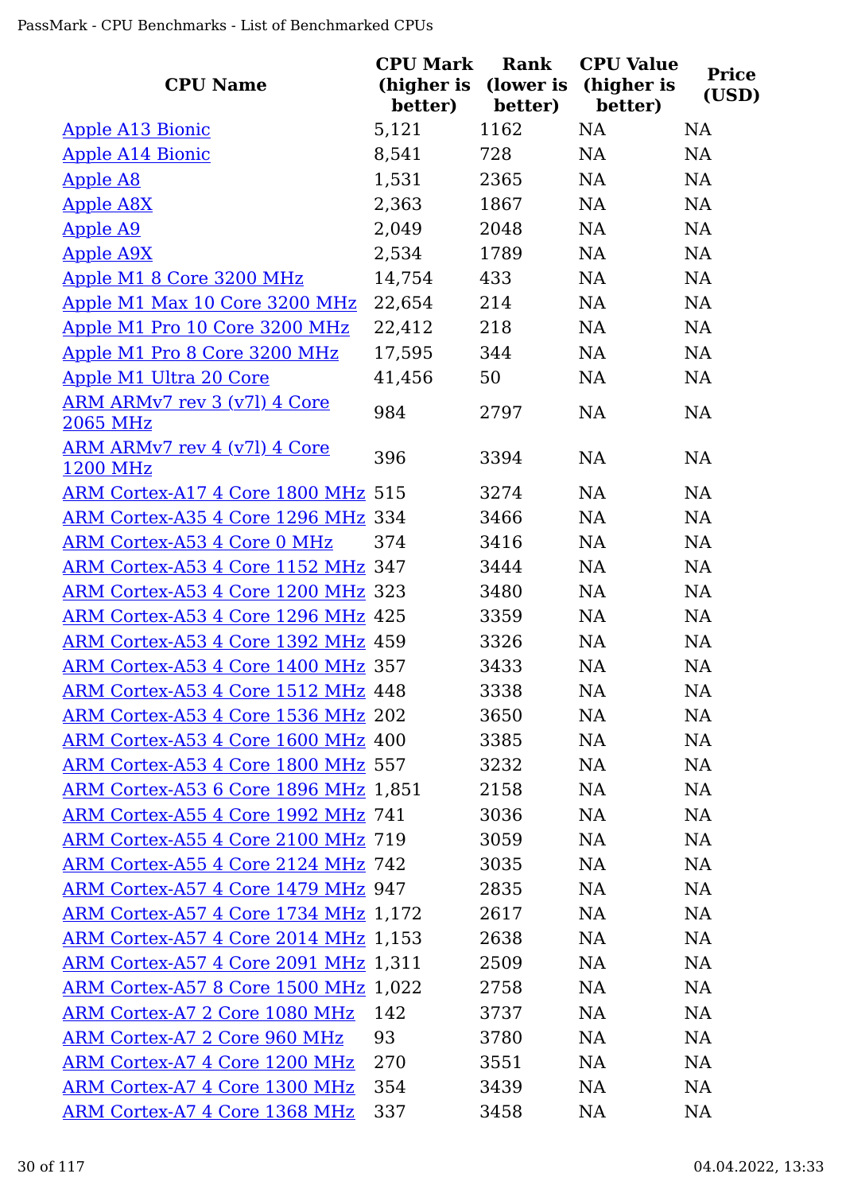| CPU Name | CPU Mark (higher is better) | Rank (lower is better) | CPU Value (higher is better) | Price (USD) |
|---|---|---|---|---|
| Apple A13 Bionic | 5,121 | 1162 | NA | NA |
| Apple A14 Bionic | 8,541 | 728 | NA | NA |
| Apple A8 | 1,531 | 2365 | NA | NA |
| Apple A8X | 2,363 | 1867 | NA | NA |
| Apple A9 | 2,049 | 2048 | NA | NA |
| Apple A9X | 2,534 | 1789 | NA | NA |
| Apple M1 8 Core 3200 MHz | 14,754 | 433 | NA | NA |
| Apple M1 Max 10 Core 3200 MHz | 22,654 | 214 | NA | NA |
| Apple M1 Pro 10 Core 3200 MHz | 22,412 | 218 | NA | NA |
| Apple M1 Pro 8 Core 3200 MHz | 17,595 | 344 | NA | NA |
| Apple M1 Ultra 20 Core | 41,456 | 50 | NA | NA |
| ARM ARMv7 rev 3 (v7l) 4 Core 2065 MHz | 984 | 2797 | NA | NA |
| ARM ARMv7 rev 4 (v7l) 4 Core 1200 MHz | 396 | 3394 | NA | NA |
| ARM Cortex-A17 4 Core 1800 MHz | 515 | 3274 | NA | NA |
| ARM Cortex-A35 4 Core 1296 MHz | 334 | 3466 | NA | NA |
| ARM Cortex-A53 4 Core 0 MHz | 374 | 3416 | NA | NA |
| ARM Cortex-A53 4 Core 1152 MHz | 347 | 3444 | NA | NA |
| ARM Cortex-A53 4 Core 1200 MHz | 323 | 3480 | NA | NA |
| ARM Cortex-A53 4 Core 1296 MHz | 425 | 3359 | NA | NA |
| ARM Cortex-A53 4 Core 1392 MHz | 459 | 3326 | NA | NA |
| ARM Cortex-A53 4 Core 1400 MHz | 357 | 3433 | NA | NA |
| ARM Cortex-A53 4 Core 1512 MHz | 448 | 3338 | NA | NA |
| ARM Cortex-A53 4 Core 1536 MHz | 202 | 3650 | NA | NA |
| ARM Cortex-A53 4 Core 1600 MHz | 400 | 3385 | NA | NA |
| ARM Cortex-A53 4 Core 1800 MHz | 557 | 3232 | NA | NA |
| ARM Cortex-A53 6 Core 1896 MHz | 1,851 | 2158 | NA | NA |
| ARM Cortex-A55 4 Core 1992 MHz | 741 | 3036 | NA | NA |
| ARM Cortex-A55 4 Core 2100 MHz | 719 | 3059 | NA | NA |
| ARM Cortex-A55 4 Core 2124 MHz | 742 | 3035 | NA | NA |
| ARM Cortex-A57 4 Core 1479 MHz | 947 | 2835 | NA | NA |
| ARM Cortex-A57 4 Core 1734 MHz | 1,172 | 2617 | NA | NA |
| ARM Cortex-A57 4 Core 2014 MHz | 1,153 | 2638 | NA | NA |
| ARM Cortex-A57 4 Core 2091 MHz | 1,311 | 2509 | NA | NA |
| ARM Cortex-A57 8 Core 1500 MHz | 1,022 | 2758 | NA | NA |
| ARM Cortex-A7 2 Core 1080 MHz | 142 | 3737 | NA | NA |
| ARM Cortex-A7 2 Core 960 MHz | 93 | 3780 | NA | NA |
| ARM Cortex-A7 4 Core 1200 MHz | 270 | 3551 | NA | NA |
| ARM Cortex-A7 4 Core 1300 MHz | 354 | 3439 | NA | NA |
| ARM Cortex-A7 4 Core 1368 MHz | 337 | 3458 | NA | NA |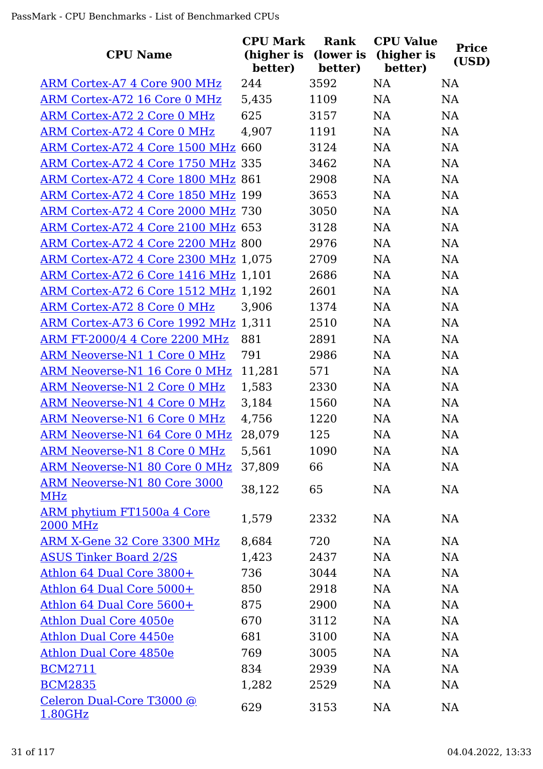| CPU Name | CPU Mark (higher is better) | Rank (lower is better) | CPU Value (higher is better) | Price (USD) |
|---|---|---|---|---|
| ARM Cortex-A7 4 Core 900 MHz | 244 | 3592 | NA | NA |
| ARM Cortex-A72 16 Core 0 MHz | 5,435 | 1109 | NA | NA |
| ARM Cortex-A72 2 Core 0 MHz | 625 | 3157 | NA | NA |
| ARM Cortex-A72 4 Core 0 MHz | 4,907 | 1191 | NA | NA |
| ARM Cortex-A72 4 Core 1500 MHz | 660 | 3124 | NA | NA |
| ARM Cortex-A72 4 Core 1750 MHz | 335 | 3462 | NA | NA |
| ARM Cortex-A72 4 Core 1800 MHz | 861 | 2908 | NA | NA |
| ARM Cortex-A72 4 Core 1850 MHz | 199 | 3653 | NA | NA |
| ARM Cortex-A72 4 Core 2000 MHz | 730 | 3050 | NA | NA |
| ARM Cortex-A72 4 Core 2100 MHz | 653 | 3128 | NA | NA |
| ARM Cortex-A72 4 Core 2200 MHz | 800 | 2976 | NA | NA |
| ARM Cortex-A72 4 Core 2300 MHz | 1,075 | 2709 | NA | NA |
| ARM Cortex-A72 6 Core 1416 MHz | 1,101 | 2686 | NA | NA |
| ARM Cortex-A72 6 Core 1512 MHz | 1,192 | 2601 | NA | NA |
| ARM Cortex-A72 8 Core 0 MHz | 3,906 | 1374 | NA | NA |
| ARM Cortex-A73 6 Core 1992 MHz | 1,311 | 2510 | NA | NA |
| ARM FT-2000/4 4 Core 2200 MHz | 881 | 2891 | NA | NA |
| ARM Neoverse-N1 1 Core 0 MHz | 791 | 2986 | NA | NA |
| ARM Neoverse-N1 16 Core 0 MHz | 11,281 | 571 | NA | NA |
| ARM Neoverse-N1 2 Core 0 MHz | 1,583 | 2330 | NA | NA |
| ARM Neoverse-N1 4 Core 0 MHz | 3,184 | 1560 | NA | NA |
| ARM Neoverse-N1 6 Core 0 MHz | 4,756 | 1220 | NA | NA |
| ARM Neoverse-N1 64 Core 0 MHz | 28,079 | 125 | NA | NA |
| ARM Neoverse-N1 8 Core 0 MHz | 5,561 | 1090 | NA | NA |
| ARM Neoverse-N1 80 Core 0 MHz | 37,809 | 66 | NA | NA |
| ARM Neoverse-N1 80 Core 3000 MHz | 38,122 | 65 | NA | NA |
| ARM phytium FT1500a 4 Core 2000 MHz | 1,579 | 2332 | NA | NA |
| ARM X-Gene 32 Core 3300 MHz | 8,684 | 720 | NA | NA |
| ASUS Tinker Board 2/2S | 1,423 | 2437 | NA | NA |
| Athlon 64 Dual Core 3800+ | 736 | 3044 | NA | NA |
| Athlon 64 Dual Core 5000+ | 850 | 2918 | NA | NA |
| Athlon 64 Dual Core 5600+ | 875 | 2900 | NA | NA |
| Athlon Dual Core 4050e | 670 | 3112 | NA | NA |
| Athlon Dual Core 4450e | 681 | 3100 | NA | NA |
| Athlon Dual Core 4850e | 769 | 3005 | NA | NA |
| BCM2711 | 834 | 2939 | NA | NA |
| BCM2835 | 1,282 | 2529 | NA | NA |
| Celeron Dual-Core T3000 @ 1.80GHz | 629 | 3153 | NA | NA |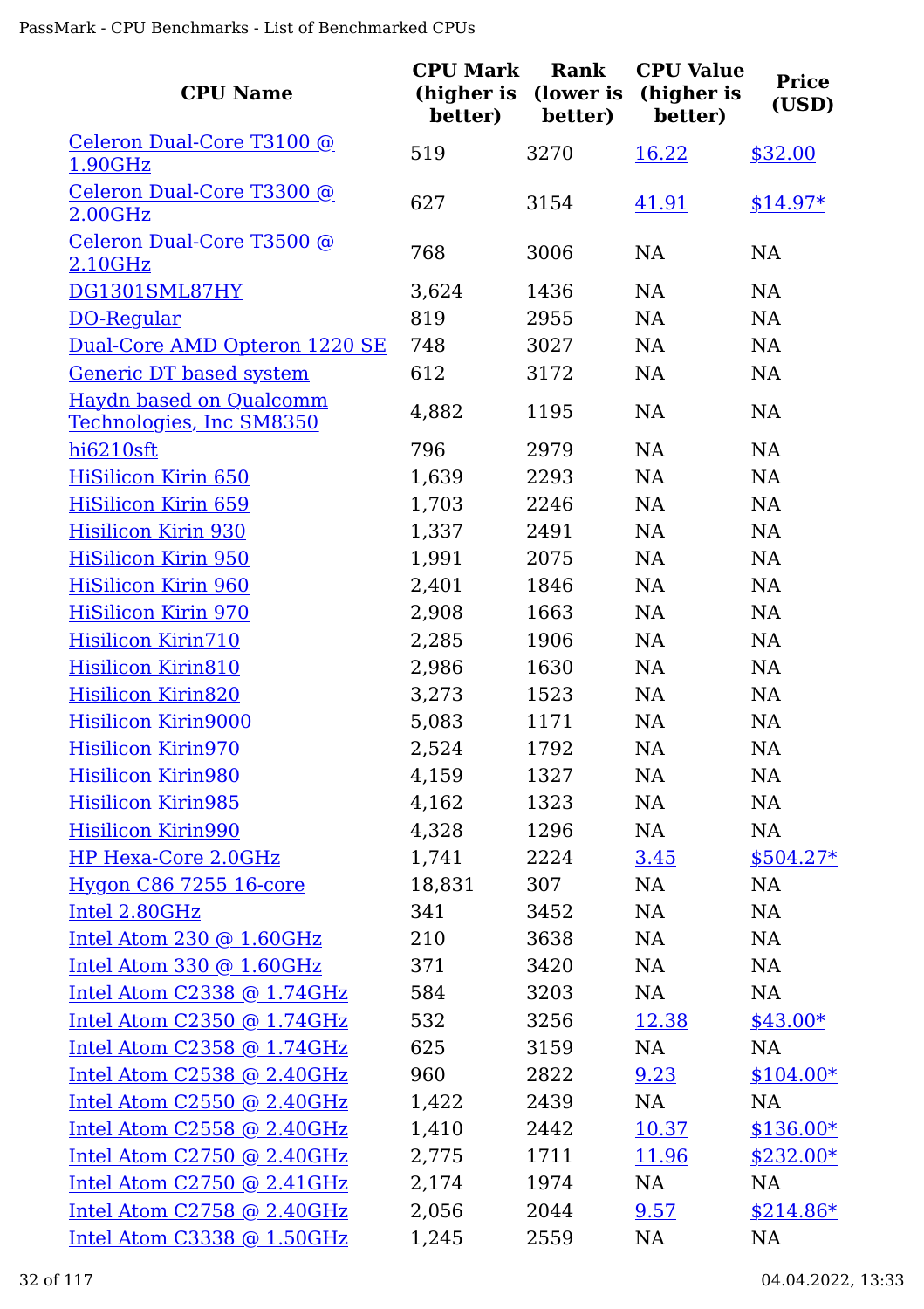| CPU Name | CPU Mark (higher is better) | Rank (lower is better) | CPU Value (higher is better) | Price (USD) |
|---|---|---|---|---|
| Celeron Dual-Core T3100 @ 1.90GHz | 519 | 3270 | 16.22 | $32.00 |
| Celeron Dual-Core T3300 @ 2.00GHz | 627 | 3154 | 41.91 | $14.97* |
| Celeron Dual-Core T3500 @ 2.10GHz | 768 | 3006 | NA | NA |
| DG1301SML87HY | 3,624 | 1436 | NA | NA |
| DO-Regular | 819 | 2955 | NA | NA |
| Dual-Core AMD Opteron 1220 SE | 748 | 3027 | NA | NA |
| Generic DT based system | 612 | 3172 | NA | NA |
| Haydn based on Qualcomm Technologies, Inc SM8350 | 4,882 | 1195 | NA | NA |
| hi6210sft | 796 | 2979 | NA | NA |
| HiSilicon Kirin 650 | 1,639 | 2293 | NA | NA |
| HiSilicon Kirin 659 | 1,703 | 2246 | NA | NA |
| Hisilicon Kirin 930 | 1,337 | 2491 | NA | NA |
| HiSilicon Kirin 950 | 1,991 | 2075 | NA | NA |
| HiSilicon Kirin 960 | 2,401 | 1846 | NA | NA |
| HiSilicon Kirin 970 | 2,908 | 1663 | NA | NA |
| Hisilicon Kirin710 | 2,285 | 1906 | NA | NA |
| Hisilicon Kirin810 | 2,986 | 1630 | NA | NA |
| Hisilicon Kirin820 | 3,273 | 1523 | NA | NA |
| Hisilicon Kirin9000 | 5,083 | 1171 | NA | NA |
| Hisilicon Kirin970 | 2,524 | 1792 | NA | NA |
| Hisilicon Kirin980 | 4,159 | 1327 | NA | NA |
| Hisilicon Kirin985 | 4,162 | 1323 | NA | NA |
| Hisilicon Kirin990 | 4,328 | 1296 | NA | NA |
| HP Hexa-Core 2.0GHz | 1,741 | 2224 | 3.45 | $504.27* |
| Hygon C86 7255 16-core | 18,831 | 307 | NA | NA |
| Intel 2.80GHz | 341 | 3452 | NA | NA |
| Intel Atom 230 @ 1.60GHz | 210 | 3638 | NA | NA |
| Intel Atom 330 @ 1.60GHz | 371 | 3420 | NA | NA |
| Intel Atom C2338 @ 1.74GHz | 584 | 3203 | NA | NA |
| Intel Atom C2350 @ 1.74GHz | 532 | 3256 | 12.38 | $43.00* |
| Intel Atom C2358 @ 1.74GHz | 625 | 3159 | NA | NA |
| Intel Atom C2538 @ 2.40GHz | 960 | 2822 | 9.23 | $104.00* |
| Intel Atom C2550 @ 2.40GHz | 1,422 | 2439 | NA | NA |
| Intel Atom C2558 @ 2.40GHz | 1,410 | 2442 | 10.37 | $136.00* |
| Intel Atom C2750 @ 2.40GHz | 2,775 | 1711 | 11.96 | $232.00* |
| Intel Atom C2750 @ 2.41GHz | 2,174 | 1974 | NA | NA |
| Intel Atom C2758 @ 2.40GHz | 2,056 | 2044 | 9.57 | $214.86* |
| Intel Atom C3338 @ 1.50GHz | 1,245 | 2559 | NA | NA |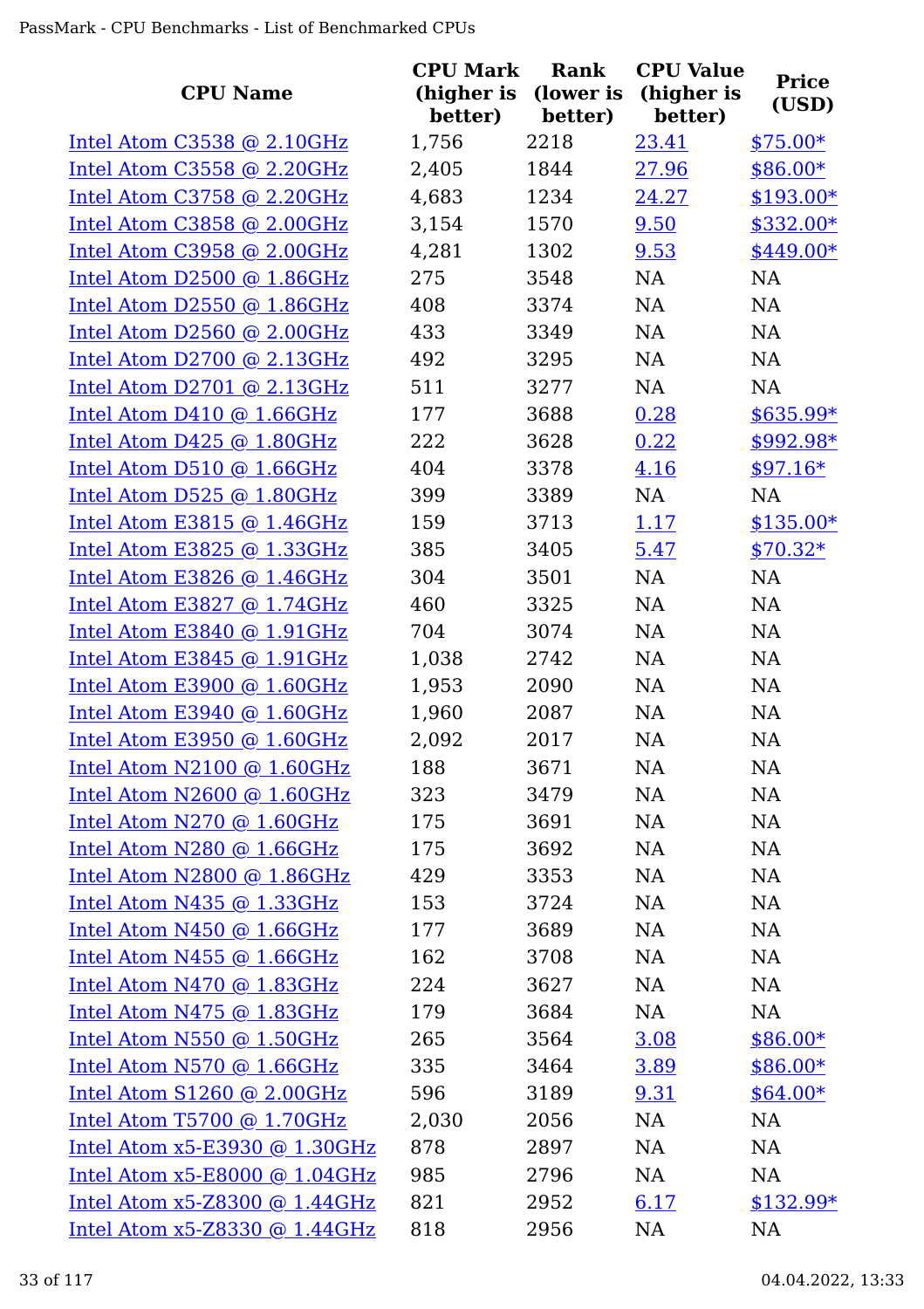| CPU Name | CPU Mark (higher is better) | Rank (lower is better) | CPU Value (higher is better) | Price (USD) |
|---|---|---|---|---|
| Intel Atom C3538 @ 2.10GHz | 1,756 | 2218 | 23.41 | $75.00* |
| Intel Atom C3558 @ 2.20GHz | 2,405 | 1844 | 27.96 | $86.00* |
| Intel Atom C3758 @ 2.20GHz | 4,683 | 1234 | 24.27 | $193.00* |
| Intel Atom C3858 @ 2.00GHz | 3,154 | 1570 | 9.50 | $332.00* |
| Intel Atom C3958 @ 2.00GHz | 4,281 | 1302 | 9.53 | $449.00* |
| Intel Atom D2500 @ 1.86GHz | 275 | 3548 | NA | NA |
| Intel Atom D2550 @ 1.86GHz | 408 | 3374 | NA | NA |
| Intel Atom D2560 @ 2.00GHz | 433 | 3349 | NA | NA |
| Intel Atom D2700 @ 2.13GHz | 492 | 3295 | NA | NA |
| Intel Atom D2701 @ 2.13GHz | 511 | 3277 | NA | NA |
| Intel Atom D410 @ 1.66GHz | 177 | 3688 | 0.28 | $635.99* |
| Intel Atom D425 @ 1.80GHz | 222 | 3628 | 0.22 | $992.98* |
| Intel Atom D510 @ 1.66GHz | 404 | 3378 | 4.16 | $97.16* |
| Intel Atom D525 @ 1.80GHz | 399 | 3389 | NA | NA |
| Intel Atom E3815 @ 1.46GHz | 159 | 3713 | 1.17 | $135.00* |
| Intel Atom E3825 @ 1.33GHz | 385 | 3405 | 5.47 | $70.32* |
| Intel Atom E3826 @ 1.46GHz | 304 | 3501 | NA | NA |
| Intel Atom E3827 @ 1.74GHz | 460 | 3325 | NA | NA |
| Intel Atom E3840 @ 1.91GHz | 704 | 3074 | NA | NA |
| Intel Atom E3845 @ 1.91GHz | 1,038 | 2742 | NA | NA |
| Intel Atom E3900 @ 1.60GHz | 1,953 | 2090 | NA | NA |
| Intel Atom E3940 @ 1.60GHz | 1,960 | 2087 | NA | NA |
| Intel Atom E3950 @ 1.60GHz | 2,092 | 2017 | NA | NA |
| Intel Atom N2100 @ 1.60GHz | 188 | 3671 | NA | NA |
| Intel Atom N2600 @ 1.60GHz | 323 | 3479 | NA | NA |
| Intel Atom N270 @ 1.60GHz | 175 | 3691 | NA | NA |
| Intel Atom N280 @ 1.66GHz | 175 | 3692 | NA | NA |
| Intel Atom N2800 @ 1.86GHz | 429 | 3353 | NA | NA |
| Intel Atom N435 @ 1.33GHz | 153 | 3724 | NA | NA |
| Intel Atom N450 @ 1.66GHz | 177 | 3689 | NA | NA |
| Intel Atom N455 @ 1.66GHz | 162 | 3708 | NA | NA |
| Intel Atom N470 @ 1.83GHz | 224 | 3627 | NA | NA |
| Intel Atom N475 @ 1.83GHz | 179 | 3684 | NA | NA |
| Intel Atom N550 @ 1.50GHz | 265 | 3564 | 3.08 | $86.00* |
| Intel Atom N570 @ 1.66GHz | 335 | 3464 | 3.89 | $86.00* |
| Intel Atom S1260 @ 2.00GHz | 596 | 3189 | 9.31 | $64.00* |
| Intel Atom T5700 @ 1.70GHz | 2,030 | 2056 | NA | NA |
| Intel Atom x5-E3930 @ 1.30GHz | 878 | 2897 | NA | NA |
| Intel Atom x5-E8000 @ 1.04GHz | 985 | 2796 | NA | NA |
| Intel Atom x5-Z8300 @ 1.44GHz | 821 | 2952 | 6.17 | $132.99* |
| Intel Atom x5-Z8330 @ 1.44GHz | 818 | 2956 | NA | NA |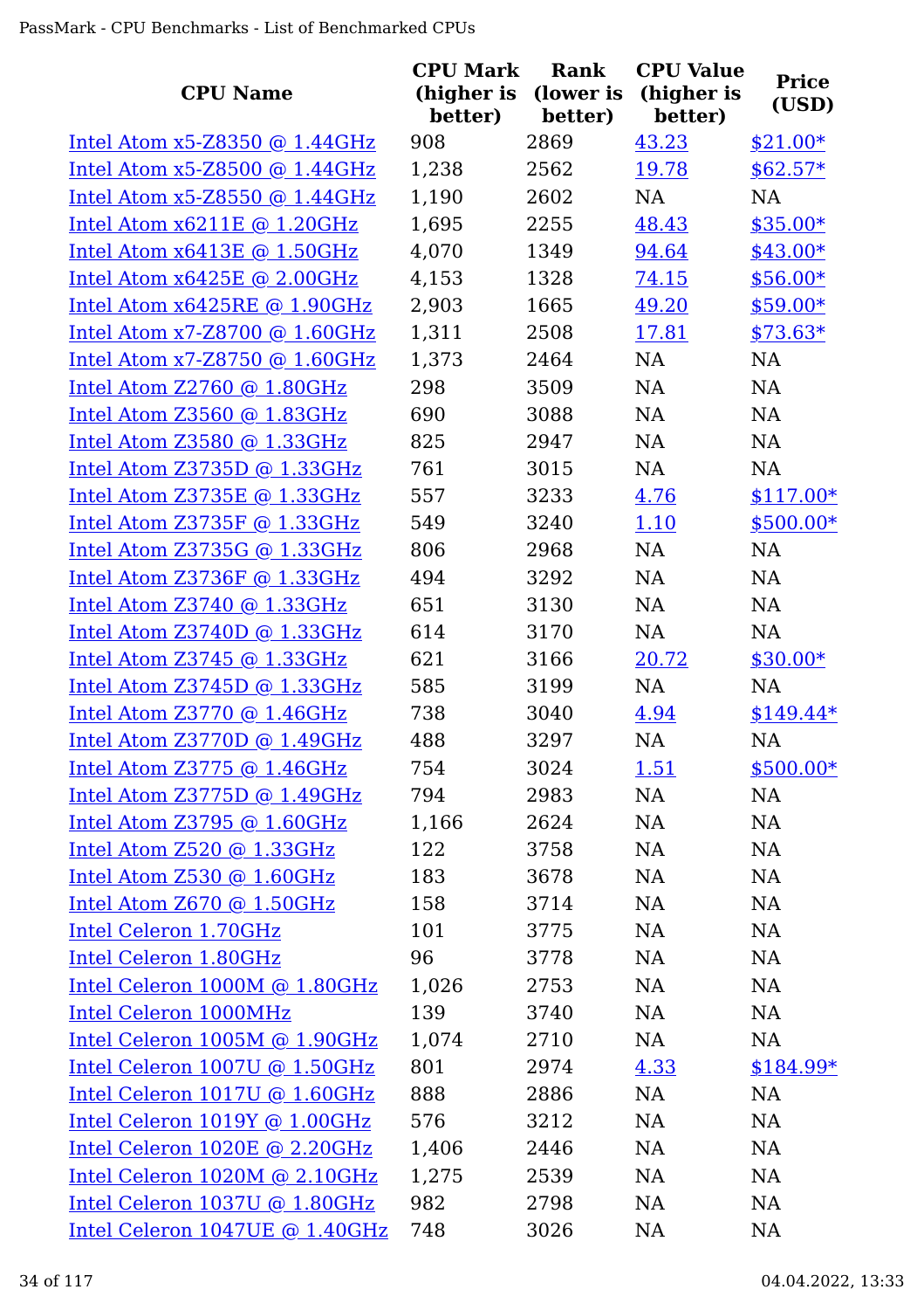| CPU Name | CPU Mark (higher is better) | Rank (lower is better) | CPU Value (higher is better) | Price (USD) |
|---|---|---|---|---|
| Intel Atom x5-Z8350 @ 1.44GHz | 908 | 2869 | 43.23 | $21.00* |
| Intel Atom x5-Z8500 @ 1.44GHz | 1,238 | 2562 | 19.78 | $62.57* |
| Intel Atom x5-Z8550 @ 1.44GHz | 1,190 | 2602 | NA | NA |
| Intel Atom x6211E @ 1.20GHz | 1,695 | 2255 | 48.43 | $35.00* |
| Intel Atom x6413E @ 1.50GHz | 4,070 | 1349 | 94.64 | $43.00* |
| Intel Atom x6425E @ 2.00GHz | 4,153 | 1328 | 74.15 | $56.00* |
| Intel Atom x6425RE @ 1.90GHz | 2,903 | 1665 | 49.20 | $59.00* |
| Intel Atom x7-Z8700 @ 1.60GHz | 1,311 | 2508 | 17.81 | $73.63* |
| Intel Atom x7-Z8750 @ 1.60GHz | 1,373 | 2464 | NA | NA |
| Intel Atom Z2760 @ 1.80GHz | 298 | 3509 | NA | NA |
| Intel Atom Z3560 @ 1.83GHz | 690 | 3088 | NA | NA |
| Intel Atom Z3580 @ 1.33GHz | 825 | 2947 | NA | NA |
| Intel Atom Z3735D @ 1.33GHz | 761 | 3015 | NA | NA |
| Intel Atom Z3735E @ 1.33GHz | 557 | 3233 | 4.76 | $117.00* |
| Intel Atom Z3735F @ 1.33GHz | 549 | 3240 | 1.10 | $500.00* |
| Intel Atom Z3735G @ 1.33GHz | 806 | 2968 | NA | NA |
| Intel Atom Z3736F @ 1.33GHz | 494 | 3292 | NA | NA |
| Intel Atom Z3740 @ 1.33GHz | 651 | 3130 | NA | NA |
| Intel Atom Z3740D @ 1.33GHz | 614 | 3170 | NA | NA |
| Intel Atom Z3745 @ 1.33GHz | 621 | 3166 | 20.72 | $30.00* |
| Intel Atom Z3745D @ 1.33GHz | 585 | 3199 | NA | NA |
| Intel Atom Z3770 @ 1.46GHz | 738 | 3040 | 4.94 | $149.44* |
| Intel Atom Z3770D @ 1.49GHz | 488 | 3297 | NA | NA |
| Intel Atom Z3775 @ 1.46GHz | 754 | 3024 | 1.51 | $500.00* |
| Intel Atom Z3775D @ 1.49GHz | 794 | 2983 | NA | NA |
| Intel Atom Z3795 @ 1.60GHz | 1,166 | 2624 | NA | NA |
| Intel Atom Z520 @ 1.33GHz | 122 | 3758 | NA | NA |
| Intel Atom Z530 @ 1.60GHz | 183 | 3678 | NA | NA |
| Intel Atom Z670 @ 1.50GHz | 158 | 3714 | NA | NA |
| Intel Celeron 1.70GHz | 101 | 3775 | NA | NA |
| Intel Celeron 1.80GHz | 96 | 3778 | NA | NA |
| Intel Celeron 1000M @ 1.80GHz | 1,026 | 2753 | NA | NA |
| Intel Celeron 1000MHz | 139 | 3740 | NA | NA |
| Intel Celeron 1005M @ 1.90GHz | 1,074 | 2710 | NA | NA |
| Intel Celeron 1007U @ 1.50GHz | 801 | 2974 | 4.33 | $184.99* |
| Intel Celeron 1017U @ 1.60GHz | 888 | 2886 | NA | NA |
| Intel Celeron 1019Y @ 1.00GHz | 576 | 3212 | NA | NA |
| Intel Celeron 1020E @ 2.20GHz | 1,406 | 2446 | NA | NA |
| Intel Celeron 1020M @ 2.10GHz | 1,275 | 2539 | NA | NA |
| Intel Celeron 1037U @ 1.80GHz | 982 | 2798 | NA | NA |
| Intel Celeron 1047UE @ 1.40GHz | 748 | 3026 | NA | NA |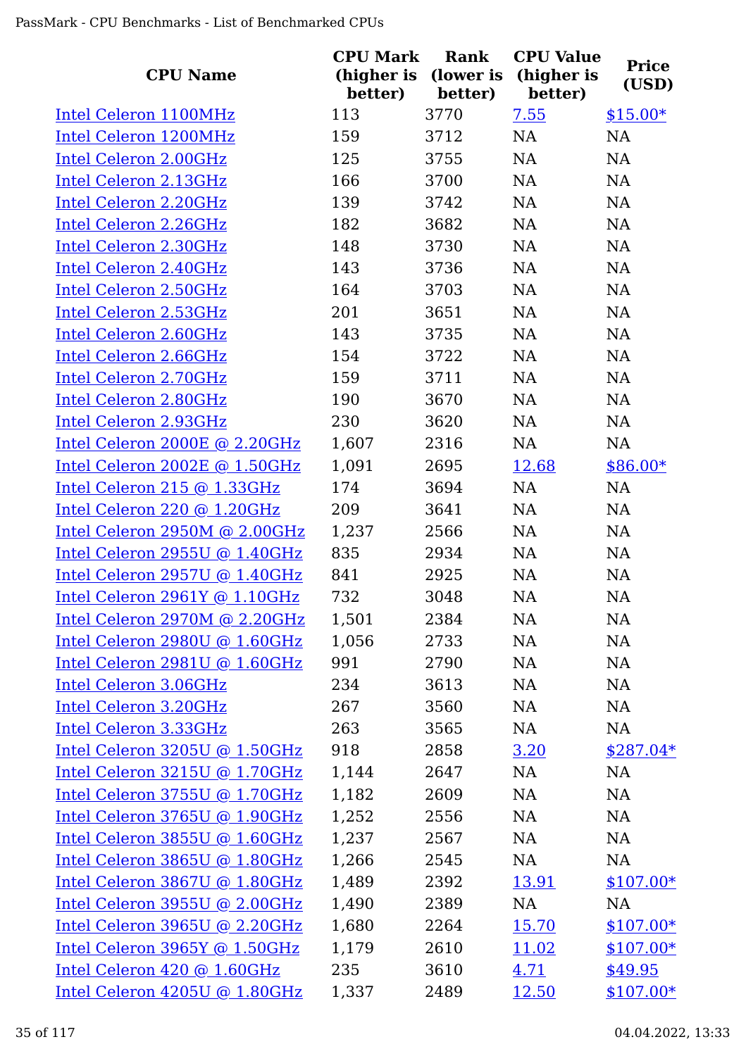| CPU Name | CPU Mark (higher is better) | Rank (lower is better) | CPU Value (higher is better) | Price (USD) |
|---|---|---|---|---|
| Intel Celeron 1100MHz | 113 | 3770 | 7.55 | $15.00* |
| Intel Celeron 1200MHz | 159 | 3712 | NA | NA |
| Intel Celeron 2.00GHz | 125 | 3755 | NA | NA |
| Intel Celeron 2.13GHz | 166 | 3700 | NA | NA |
| Intel Celeron 2.20GHz | 139 | 3742 | NA | NA |
| Intel Celeron 2.26GHz | 182 | 3682 | NA | NA |
| Intel Celeron 2.30GHz | 148 | 3730 | NA | NA |
| Intel Celeron 2.40GHz | 143 | 3736 | NA | NA |
| Intel Celeron 2.50GHz | 164 | 3703 | NA | NA |
| Intel Celeron 2.53GHz | 201 | 3651 | NA | NA |
| Intel Celeron 2.60GHz | 143 | 3735 | NA | NA |
| Intel Celeron 2.66GHz | 154 | 3722 | NA | NA |
| Intel Celeron 2.70GHz | 159 | 3711 | NA | NA |
| Intel Celeron 2.80GHz | 190 | 3670 | NA | NA |
| Intel Celeron 2.93GHz | 230 | 3620 | NA | NA |
| Intel Celeron 2000E @ 2.20GHz | 1,607 | 2316 | NA | NA |
| Intel Celeron 2002E @ 1.50GHz | 1,091 | 2695 | 12.68 | $86.00* |
| Intel Celeron 215 @ 1.33GHz | 174 | 3694 | NA | NA |
| Intel Celeron 220 @ 1.20GHz | 209 | 3641 | NA | NA |
| Intel Celeron 2950M @ 2.00GHz | 1,237 | 2566 | NA | NA |
| Intel Celeron 2955U @ 1.40GHz | 835 | 2934 | NA | NA |
| Intel Celeron 2957U @ 1.40GHz | 841 | 2925 | NA | NA |
| Intel Celeron 2961Y @ 1.10GHz | 732 | 3048 | NA | NA |
| Intel Celeron 2970M @ 2.20GHz | 1,501 | 2384 | NA | NA |
| Intel Celeron 2980U @ 1.60GHz | 1,056 | 2733 | NA | NA |
| Intel Celeron 2981U @ 1.60GHz | 991 | 2790 | NA | NA |
| Intel Celeron 3.06GHz | 234 | 3613 | NA | NA |
| Intel Celeron 3.20GHz | 267 | 3560 | NA | NA |
| Intel Celeron 3.33GHz | 263 | 3565 | NA | NA |
| Intel Celeron 3205U @ 1.50GHz | 918 | 2858 | 3.20 | $287.04* |
| Intel Celeron 3215U @ 1.70GHz | 1,144 | 2647 | NA | NA |
| Intel Celeron 3755U @ 1.70GHz | 1,182 | 2609 | NA | NA |
| Intel Celeron 3765U @ 1.90GHz | 1,252 | 2556 | NA | NA |
| Intel Celeron 3855U @ 1.60GHz | 1,237 | 2567 | NA | NA |
| Intel Celeron 3865U @ 1.80GHz | 1,266 | 2545 | NA | NA |
| Intel Celeron 3867U @ 1.80GHz | 1,489 | 2392 | 13.91 | $107.00* |
| Intel Celeron 3955U @ 2.00GHz | 1,490 | 2389 | NA | NA |
| Intel Celeron 3965U @ 2.20GHz | 1,680 | 2264 | 15.70 | $107.00* |
| Intel Celeron 3965Y @ 1.50GHz | 1,179 | 2610 | 11.02 | $107.00* |
| Intel Celeron 420 @ 1.60GHz | 235 | 3610 | 4.71 | $49.95 |
| Intel Celeron 4205U @ 1.80GHz | 1,337 | 2489 | 12.50 | $107.00* |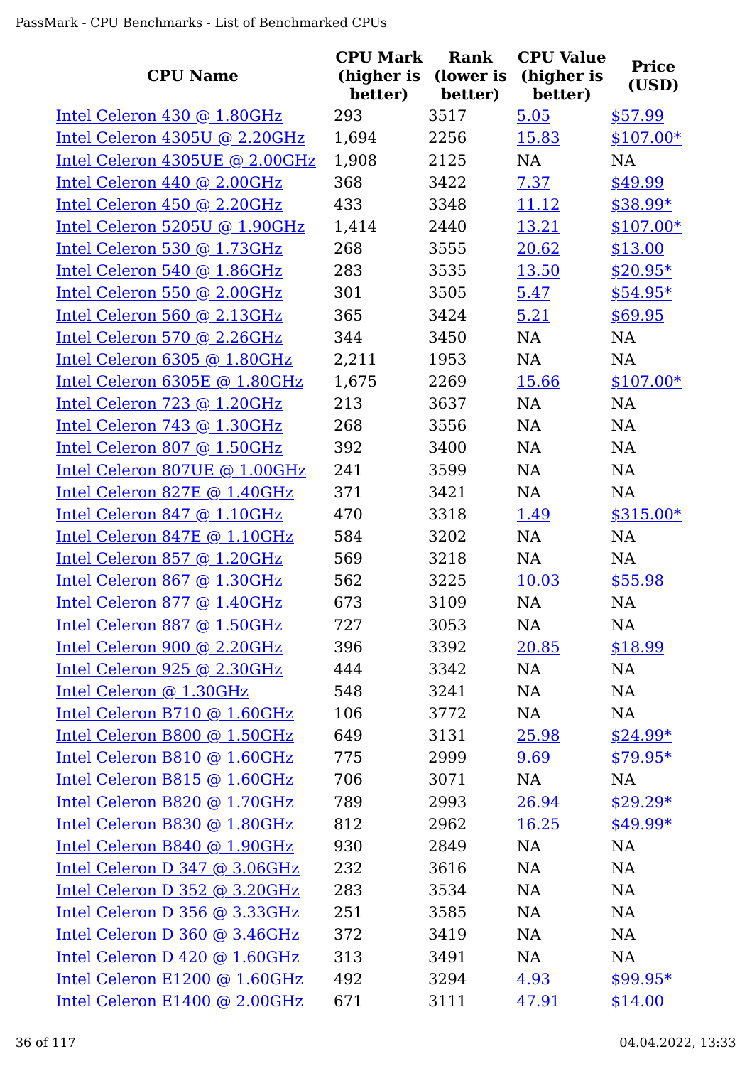| CPU Name | CPU Mark (higher is better) | Rank (lower is better) | CPU Value (higher is better) | Price (USD) |
|---|---|---|---|---|
| Intel Celeron 430 @ 1.80GHz | 293 | 3517 | 5.05 | $57.99 |
| Intel Celeron 4305U @ 2.20GHz | 1,694 | 2256 | 15.83 | $107.00* |
| Intel Celeron 4305UE @ 2.00GHz | 1,908 | 2125 | NA | NA |
| Intel Celeron 440 @ 2.00GHz | 368 | 3422 | 7.37 | $49.99 |
| Intel Celeron 450 @ 2.20GHz | 433 | 3348 | 11.12 | $38.99* |
| Intel Celeron 5205U @ 1.90GHz | 1,414 | 2440 | 13.21 | $107.00* |
| Intel Celeron 530 @ 1.73GHz | 268 | 3555 | 20.62 | $13.00 |
| Intel Celeron 540 @ 1.86GHz | 283 | 3535 | 13.50 | $20.95* |
| Intel Celeron 550 @ 2.00GHz | 301 | 3505 | 5.47 | $54.95* |
| Intel Celeron 560 @ 2.13GHz | 365 | 3424 | 5.21 | $69.95 |
| Intel Celeron 570 @ 2.26GHz | 344 | 3450 | NA | NA |
| Intel Celeron 6305 @ 1.80GHz | 2,211 | 1953 | NA | NA |
| Intel Celeron 6305E @ 1.80GHz | 1,675 | 2269 | 15.66 | $107.00* |
| Intel Celeron 723 @ 1.20GHz | 213 | 3637 | NA | NA |
| Intel Celeron 743 @ 1.30GHz | 268 | 3556 | NA | NA |
| Intel Celeron 807 @ 1.50GHz | 392 | 3400 | NA | NA |
| Intel Celeron 807UE @ 1.00GHz | 241 | 3599 | NA | NA |
| Intel Celeron 827E @ 1.40GHz | 371 | 3421 | NA | NA |
| Intel Celeron 847 @ 1.10GHz | 470 | 3318 | 1.49 | $315.00* |
| Intel Celeron 847E @ 1.10GHz | 584 | 3202 | NA | NA |
| Intel Celeron 857 @ 1.20GHz | 569 | 3218 | NA | NA |
| Intel Celeron 867 @ 1.30GHz | 562 | 3225 | 10.03 | $55.98 |
| Intel Celeron 877 @ 1.40GHz | 673 | 3109 | NA | NA |
| Intel Celeron 887 @ 1.50GHz | 727 | 3053 | NA | NA |
| Intel Celeron 900 @ 2.20GHz | 396 | 3392 | 20.85 | $18.99 |
| Intel Celeron 925 @ 2.30GHz | 444 | 3342 | NA | NA |
| Intel Celeron @ 1.30GHz | 548 | 3241 | NA | NA |
| Intel Celeron B710 @ 1.60GHz | 106 | 3772 | NA | NA |
| Intel Celeron B800 @ 1.50GHz | 649 | 3131 | 25.98 | $24.99* |
| Intel Celeron B810 @ 1.60GHz | 775 | 2999 | 9.69 | $79.95* |
| Intel Celeron B815 @ 1.60GHz | 706 | 3071 | NA | NA |
| Intel Celeron B820 @ 1.70GHz | 789 | 2993 | 26.94 | $29.29* |
| Intel Celeron B830 @ 1.80GHz | 812 | 2962 | 16.25 | $49.99* |
| Intel Celeron B840 @ 1.90GHz | 930 | 2849 | NA | NA |
| Intel Celeron D 347 @ 3.06GHz | 232 | 3616 | NA | NA |
| Intel Celeron D 352 @ 3.20GHz | 283 | 3534 | NA | NA |
| Intel Celeron D 356 @ 3.33GHz | 251 | 3585 | NA | NA |
| Intel Celeron D 360 @ 3.46GHz | 372 | 3419 | NA | NA |
| Intel Celeron D 420 @ 1.60GHz | 313 | 3491 | NA | NA |
| Intel Celeron E1200 @ 1.60GHz | 492 | 3294 | 4.93 | $99.95* |
| Intel Celeron E1400 @ 2.00GHz | 671 | 3111 | 47.91 | $14.00 |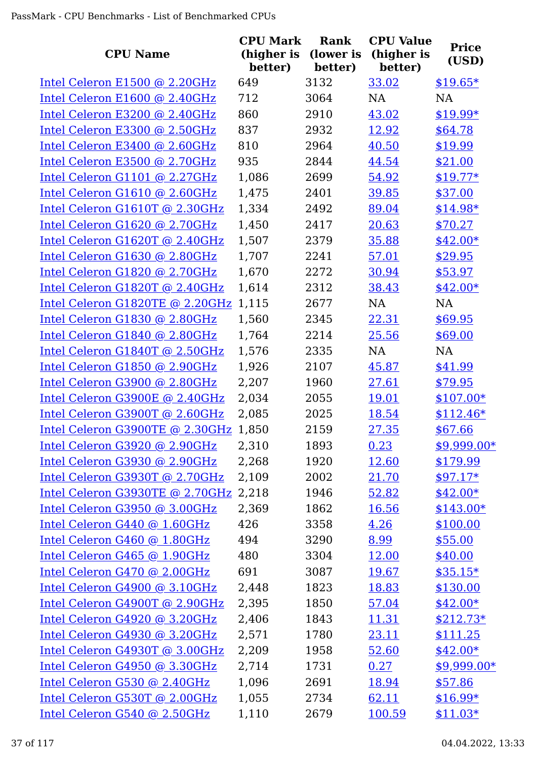| CPU Name | CPU Mark (higher is better) | Rank (lower is better) | CPU Value (higher is better) | Price (USD) |
|---|---|---|---|---|
| Intel Celeron E1500 @ 2.20GHz | 649 | 3132 | 33.02 | $19.65* |
| Intel Celeron E1600 @ 2.40GHz | 712 | 3064 | NA | NA |
| Intel Celeron E3200 @ 2.40GHz | 860 | 2910 | 43.02 | $19.99* |
| Intel Celeron E3300 @ 2.50GHz | 837 | 2932 | 12.92 | $64.78 |
| Intel Celeron E3400 @ 2.60GHz | 810 | 2964 | 40.50 | $19.99 |
| Intel Celeron E3500 @ 2.70GHz | 935 | 2844 | 44.54 | $21.00 |
| Intel Celeron G1101 @ 2.27GHz | 1,086 | 2699 | 54.92 | $19.77* |
| Intel Celeron G1610 @ 2.60GHz | 1,475 | 2401 | 39.85 | $37.00 |
| Intel Celeron G1610T @ 2.30GHz | 1,334 | 2492 | 89.04 | $14.98* |
| Intel Celeron G1620 @ 2.70GHz | 1,450 | 2417 | 20.63 | $70.27 |
| Intel Celeron G1620T @ 2.40GHz | 1,507 | 2379 | 35.88 | $42.00* |
| Intel Celeron G1630 @ 2.80GHz | 1,707 | 2241 | 57.01 | $29.95 |
| Intel Celeron G1820 @ 2.70GHz | 1,670 | 2272 | 30.94 | $53.97 |
| Intel Celeron G1820T @ 2.40GHz | 1,614 | 2312 | 38.43 | $42.00* |
| Intel Celeron G1820TE @ 2.20GHz | 1,115 | 2677 | NA | NA |
| Intel Celeron G1830 @ 2.80GHz | 1,560 | 2345 | 22.31 | $69.95 |
| Intel Celeron G1840 @ 2.80GHz | 1,764 | 2214 | 25.56 | $69.00 |
| Intel Celeron G1840T @ 2.50GHz | 1,576 | 2335 | NA | NA |
| Intel Celeron G1850 @ 2.90GHz | 1,926 | 2107 | 45.87 | $41.99 |
| Intel Celeron G3900 @ 2.80GHz | 2,207 | 1960 | 27.61 | $79.95 |
| Intel Celeron G3900E @ 2.40GHz | 2,034 | 2055 | 19.01 | $107.00* |
| Intel Celeron G3900T @ 2.60GHz | 2,085 | 2025 | 18.54 | $112.46* |
| Intel Celeron G3900TE @ 2.30GHz | 1,850 | 2159 | 27.35 | $67.66 |
| Intel Celeron G3920 @ 2.90GHz | 2,310 | 1893 | 0.23 | $9,999.00* |
| Intel Celeron G3930 @ 2.90GHz | 2,268 | 1920 | 12.60 | $179.99 |
| Intel Celeron G3930T @ 2.70GHz | 2,109 | 2002 | 21.70 | $97.17* |
| Intel Celeron G3930TE @ 2.70GHz | 2,218 | 1946 | 52.82 | $42.00* |
| Intel Celeron G3950 @ 3.00GHz | 2,369 | 1862 | 16.56 | $143.00* |
| Intel Celeron G440 @ 1.60GHz | 426 | 3358 | 4.26 | $100.00 |
| Intel Celeron G460 @ 1.80GHz | 494 | 3290 | 8.99 | $55.00 |
| Intel Celeron G465 @ 1.90GHz | 480 | 3304 | 12.00 | $40.00 |
| Intel Celeron G470 @ 2.00GHz | 691 | 3087 | 19.67 | $35.15* |
| Intel Celeron G4900 @ 3.10GHz | 2,448 | 1823 | 18.83 | $130.00 |
| Intel Celeron G4900T @ 2.90GHz | 2,395 | 1850 | 57.04 | $42.00* |
| Intel Celeron G4920 @ 3.20GHz | 2,406 | 1843 | 11.31 | $212.73* |
| Intel Celeron G4930 @ 3.20GHz | 2,571 | 1780 | 23.11 | $111.25 |
| Intel Celeron G4930T @ 3.00GHz | 2,209 | 1958 | 52.60 | $42.00* |
| Intel Celeron G4950 @ 3.30GHz | 2,714 | 1731 | 0.27 | $9,999.00* |
| Intel Celeron G530 @ 2.40GHz | 1,096 | 2691 | 18.94 | $57.86 |
| Intel Celeron G530T @ 2.00GHz | 1,055 | 2734 | 62.11 | $16.99* |
| Intel Celeron G540 @ 2.50GHz | 1,110 | 2679 | 100.59 | $11.03* |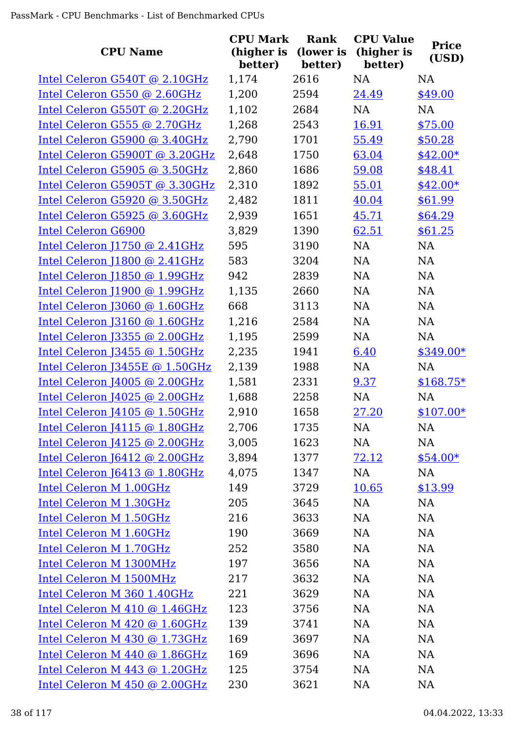| CPU Name | CPU Mark (higher is better) | Rank (lower is better) | CPU Value (higher is better) | Price (USD) |
|---|---|---|---|---|
| Intel Celeron G540T @ 2.10GHz | 1,174 | 2616 | NA | NA |
| Intel Celeron G550 @ 2.60GHz | 1,200 | 2594 | 24.49 | $49.00 |
| Intel Celeron G550T @ 2.20GHz | 1,102 | 2684 | NA | NA |
| Intel Celeron G555 @ 2.70GHz | 1,268 | 2543 | 16.91 | $75.00 |
| Intel Celeron G5900 @ 3.40GHz | 2,790 | 1701 | 55.49 | $50.28 |
| Intel Celeron G5900T @ 3.20GHz | 2,648 | 1750 | 63.04 | $42.00* |
| Intel Celeron G5905 @ 3.50GHz | 2,860 | 1686 | 59.08 | $48.41 |
| Intel Celeron G5905T @ 3.30GHz | 2,310 | 1892 | 55.01 | $42.00* |
| Intel Celeron G5920 @ 3.50GHz | 2,482 | 1811 | 40.04 | $61.99 |
| Intel Celeron G5925 @ 3.60GHz | 2,939 | 1651 | 45.71 | $64.29 |
| Intel Celeron G6900 | 3,829 | 1390 | 62.51 | $61.25 |
| Intel Celeron J1750 @ 2.41GHz | 595 | 3190 | NA | NA |
| Intel Celeron J1800 @ 2.41GHz | 583 | 3204 | NA | NA |
| Intel Celeron J1850 @ 1.99GHz | 942 | 2839 | NA | NA |
| Intel Celeron J1900 @ 1.99GHz | 1,135 | 2660 | NA | NA |
| Intel Celeron J3060 @ 1.60GHz | 668 | 3113 | NA | NA |
| Intel Celeron J3160 @ 1.60GHz | 1,216 | 2584 | NA | NA |
| Intel Celeron J3355 @ 2.00GHz | 1,195 | 2599 | NA | NA |
| Intel Celeron J3455 @ 1.50GHz | 2,235 | 1941 | 6.40 | $349.00* |
| Intel Celeron J3455E @ 1.50GHz | 2,139 | 1988 | NA | NA |
| Intel Celeron J4005 @ 2.00GHz | 1,581 | 2331 | 9.37 | $168.75* |
| Intel Celeron J4025 @ 2.00GHz | 1,688 | 2258 | NA | NA |
| Intel Celeron J4105 @ 1.50GHz | 2,910 | 1658 | 27.20 | $107.00* |
| Intel Celeron J4115 @ 1.80GHz | 2,706 | 1735 | NA | NA |
| Intel Celeron J4125 @ 2.00GHz | 3,005 | 1623 | NA | NA |
| Intel Celeron J6412 @ 2.00GHz | 3,894 | 1377 | 72.12 | $54.00* |
| Intel Celeron J6413 @ 1.80GHz | 4,075 | 1347 | NA | NA |
| Intel Celeron M 1.00GHz | 149 | 3729 | 10.65 | $13.99 |
| Intel Celeron M 1.30GHz | 205 | 3645 | NA | NA |
| Intel Celeron M 1.50GHz | 216 | 3633 | NA | NA |
| Intel Celeron M 1.60GHz | 190 | 3669 | NA | NA |
| Intel Celeron M 1.70GHz | 252 | 3580 | NA | NA |
| Intel Celeron M 1300MHz | 197 | 3656 | NA | NA |
| Intel Celeron M 1500MHz | 217 | 3632 | NA | NA |
| Intel Celeron M 360 1.40GHz | 221 | 3629 | NA | NA |
| Intel Celeron M 410 @ 1.46GHz | 123 | 3756 | NA | NA |
| Intel Celeron M 420 @ 1.60GHz | 139 | 3741 | NA | NA |
| Intel Celeron M 430 @ 1.73GHz | 169 | 3697 | NA | NA |
| Intel Celeron M 440 @ 1.86GHz | 169 | 3696 | NA | NA |
| Intel Celeron M 443 @ 1.20GHz | 125 | 3754 | NA | NA |
| Intel Celeron M 450 @ 2.00GHz | 230 | 3621 | NA | NA |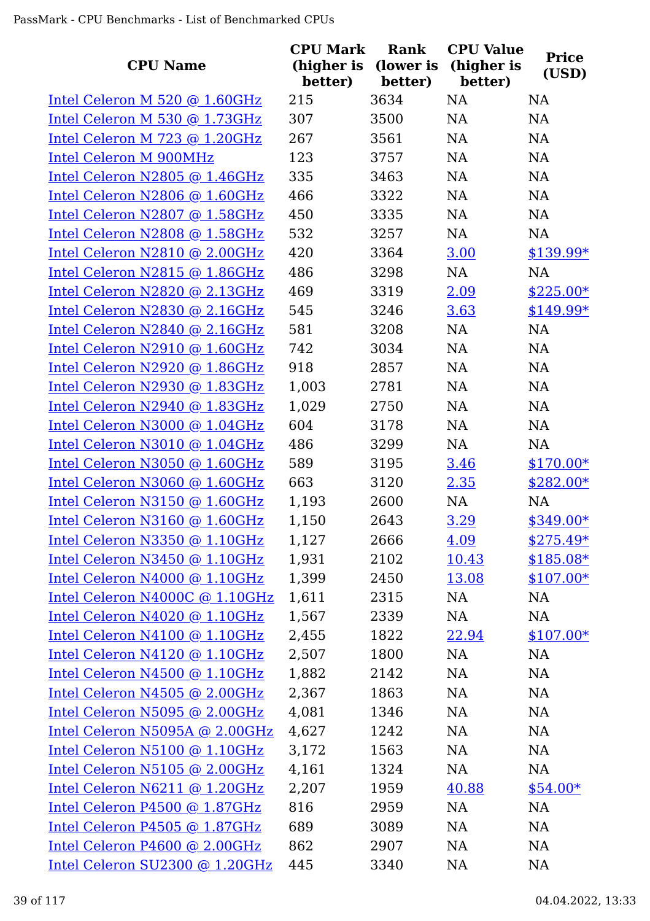| CPU Name | CPU Mark (higher is better) | Rank (lower is better) | CPU Value (higher is better) | Price (USD) |
|---|---|---|---|---|
| Intel Celeron M 520 @ 1.60GHz | 215 | 3634 | NA | NA |
| Intel Celeron M 530 @ 1.73GHz | 307 | 3500 | NA | NA |
| Intel Celeron M 723 @ 1.20GHz | 267 | 3561 | NA | NA |
| Intel Celeron M 900MHz | 123 | 3757 | NA | NA |
| Intel Celeron N2805 @ 1.46GHz | 335 | 3463 | NA | NA |
| Intel Celeron N2806 @ 1.60GHz | 466 | 3322 | NA | NA |
| Intel Celeron N2807 @ 1.58GHz | 450 | 3335 | NA | NA |
| Intel Celeron N2808 @ 1.58GHz | 532 | 3257 | NA | NA |
| Intel Celeron N2810 @ 2.00GHz | 420 | 3364 | 3.00 | $139.99* |
| Intel Celeron N2815 @ 1.86GHz | 486 | 3298 | NA | NA |
| Intel Celeron N2820 @ 2.13GHz | 469 | 3319 | 2.09 | $225.00* |
| Intel Celeron N2830 @ 2.16GHz | 545 | 3246 | 3.63 | $149.99* |
| Intel Celeron N2840 @ 2.16GHz | 581 | 3208 | NA | NA |
| Intel Celeron N2910 @ 1.60GHz | 742 | 3034 | NA | NA |
| Intel Celeron N2920 @ 1.86GHz | 918 | 2857 | NA | NA |
| Intel Celeron N2930 @ 1.83GHz | 1,003 | 2781 | NA | NA |
| Intel Celeron N2940 @ 1.83GHz | 1,029 | 2750 | NA | NA |
| Intel Celeron N3000 @ 1.04GHz | 604 | 3178 | NA | NA |
| Intel Celeron N3010 @ 1.04GHz | 486 | 3299 | NA | NA |
| Intel Celeron N3050 @ 1.60GHz | 589 | 3195 | 3.46 | $170.00* |
| Intel Celeron N3060 @ 1.60GHz | 663 | 3120 | 2.35 | $282.00* |
| Intel Celeron N3150 @ 1.60GHz | 1,193 | 2600 | NA | NA |
| Intel Celeron N3160 @ 1.60GHz | 1,150 | 2643 | 3.29 | $349.00* |
| Intel Celeron N3350 @ 1.10GHz | 1,127 | 2666 | 4.09 | $275.49* |
| Intel Celeron N3450 @ 1.10GHz | 1,931 | 2102 | 10.43 | $185.08* |
| Intel Celeron N4000 @ 1.10GHz | 1,399 | 2450 | 13.08 | $107.00* |
| Intel Celeron N4000C @ 1.10GHz | 1,611 | 2315 | NA | NA |
| Intel Celeron N4020 @ 1.10GHz | 1,567 | 2339 | NA | NA |
| Intel Celeron N4100 @ 1.10GHz | 2,455 | 1822 | 22.94 | $107.00* |
| Intel Celeron N4120 @ 1.10GHz | 2,507 | 1800 | NA | NA |
| Intel Celeron N4500 @ 1.10GHz | 1,882 | 2142 | NA | NA |
| Intel Celeron N4505 @ 2.00GHz | 2,367 | 1863 | NA | NA |
| Intel Celeron N5095 @ 2.00GHz | 4,081 | 1346 | NA | NA |
| Intel Celeron N5095A @ 2.00GHz | 4,627 | 1242 | NA | NA |
| Intel Celeron N5100 @ 1.10GHz | 3,172 | 1563 | NA | NA |
| Intel Celeron N5105 @ 2.00GHz | 4,161 | 1324 | NA | NA |
| Intel Celeron N6211 @ 1.20GHz | 2,207 | 1959 | 40.88 | $54.00* |
| Intel Celeron P4500 @ 1.87GHz | 816 | 2959 | NA | NA |
| Intel Celeron P4505 @ 1.87GHz | 689 | 3089 | NA | NA |
| Intel Celeron P4600 @ 2.00GHz | 862 | 2907 | NA | NA |
| Intel Celeron SU2300 @ 1.20GHz | 445 | 3340 | NA | NA |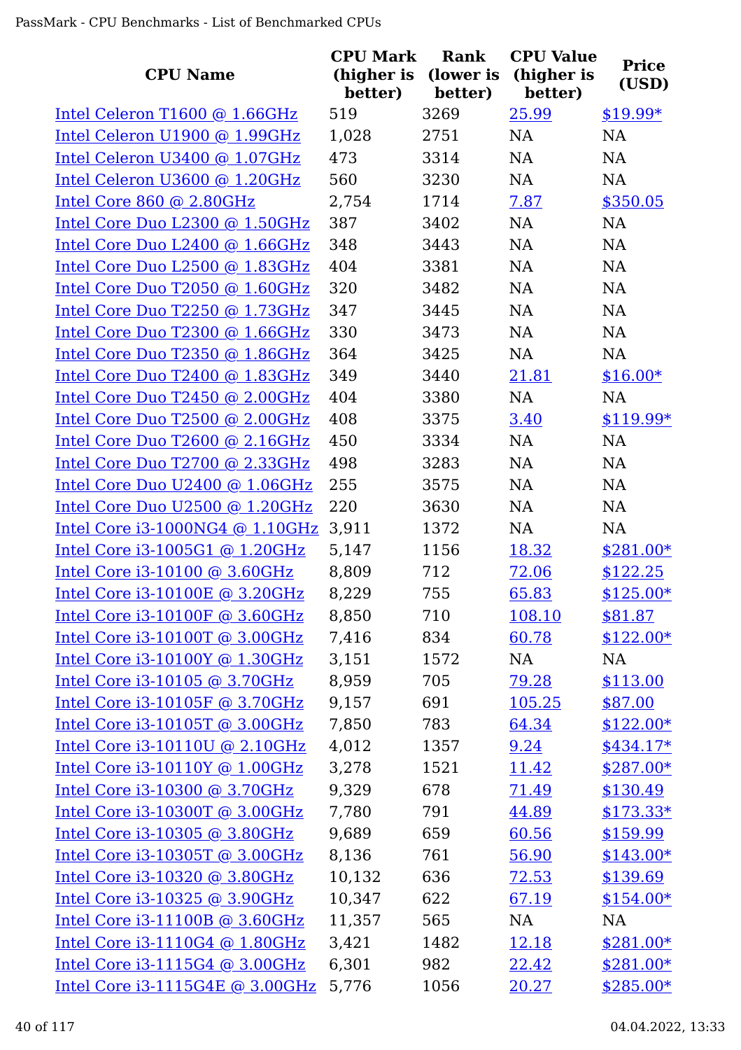| CPU Name | CPU Mark (higher is better) | Rank (lower is better) | CPU Value (higher is better) | Price (USD) |
|---|---|---|---|---|
| Intel Celeron T1600 @ 1.66GHz | 519 | 3269 | 25.99 | $19.99* |
| Intel Celeron U1900 @ 1.99GHz | 1,028 | 2751 | NA | NA |
| Intel Celeron U3400 @ 1.07GHz | 473 | 3314 | NA | NA |
| Intel Celeron U3600 @ 1.20GHz | 560 | 3230 | NA | NA |
| Intel Core 860 @ 2.80GHz | 2,754 | 1714 | 7.87 | $350.05 |
| Intel Core Duo L2300 @ 1.50GHz | 387 | 3402 | NA | NA |
| Intel Core Duo L2400 @ 1.66GHz | 348 | 3443 | NA | NA |
| Intel Core Duo L2500 @ 1.83GHz | 404 | 3381 | NA | NA |
| Intel Core Duo T2050 @ 1.60GHz | 320 | 3482 | NA | NA |
| Intel Core Duo T2250 @ 1.73GHz | 347 | 3445 | NA | NA |
| Intel Core Duo T2300 @ 1.66GHz | 330 | 3473 | NA | NA |
| Intel Core Duo T2350 @ 1.86GHz | 364 | 3425 | NA | NA |
| Intel Core Duo T2400 @ 1.83GHz | 349 | 3440 | 21.81 | $16.00* |
| Intel Core Duo T2450 @ 2.00GHz | 404 | 3380 | NA | NA |
| Intel Core Duo T2500 @ 2.00GHz | 408 | 3375 | 3.40 | $119.99* |
| Intel Core Duo T2600 @ 2.16GHz | 450 | 3334 | NA | NA |
| Intel Core Duo T2700 @ 2.33GHz | 498 | 3283 | NA | NA |
| Intel Core Duo U2400 @ 1.06GHz | 255 | 3575 | NA | NA |
| Intel Core Duo U2500 @ 1.20GHz | 220 | 3630 | NA | NA |
| Intel Core i3-1000NG4 @ 1.10GHz | 3,911 | 1372 | NA | NA |
| Intel Core i3-1005G1 @ 1.20GHz | 5,147 | 1156 | 18.32 | $281.00* |
| Intel Core i3-10100 @ 3.60GHz | 8,809 | 712 | 72.06 | $122.25 |
| Intel Core i3-10100E @ 3.20GHz | 8,229 | 755 | 65.83 | $125.00* |
| Intel Core i3-10100F @ 3.60GHz | 8,850 | 710 | 108.10 | $81.87 |
| Intel Core i3-10100T @ 3.00GHz | 7,416 | 834 | 60.78 | $122.00* |
| Intel Core i3-10100Y @ 1.30GHz | 3,151 | 1572 | NA | NA |
| Intel Core i3-10105 @ 3.70GHz | 8,959 | 705 | 79.28 | $113.00 |
| Intel Core i3-10105F @ 3.70GHz | 9,157 | 691 | 105.25 | $87.00 |
| Intel Core i3-10105T @ 3.00GHz | 7,850 | 783 | 64.34 | $122.00* |
| Intel Core i3-10110U @ 2.10GHz | 4,012 | 1357 | 9.24 | $434.17* |
| Intel Core i3-10110Y @ 1.00GHz | 3,278 | 1521 | 11.42 | $287.00* |
| Intel Core i3-10300 @ 3.70GHz | 9,329 | 678 | 71.49 | $130.49 |
| Intel Core i3-10300T @ 3.00GHz | 7,780 | 791 | 44.89 | $173.33* |
| Intel Core i3-10305 @ 3.80GHz | 9,689 | 659 | 60.56 | $159.99 |
| Intel Core i3-10305T @ 3.00GHz | 8,136 | 761 | 56.90 | $143.00* |
| Intel Core i3-10320 @ 3.80GHz | 10,132 | 636 | 72.53 | $139.69 |
| Intel Core i3-10325 @ 3.90GHz | 10,347 | 622 | 67.19 | $154.00* |
| Intel Core i3-11100B @ 3.60GHz | 11,357 | 565 | NA | NA |
| Intel Core i3-1110G4 @ 1.80GHz | 3,421 | 1482 | 12.18 | $281.00* |
| Intel Core i3-1115G4 @ 3.00GHz | 6,301 | 982 | 22.42 | $281.00* |
| Intel Core i3-1115G4E @ 3.00GHz | 5,776 | 1056 | 20.27 | $285.00* |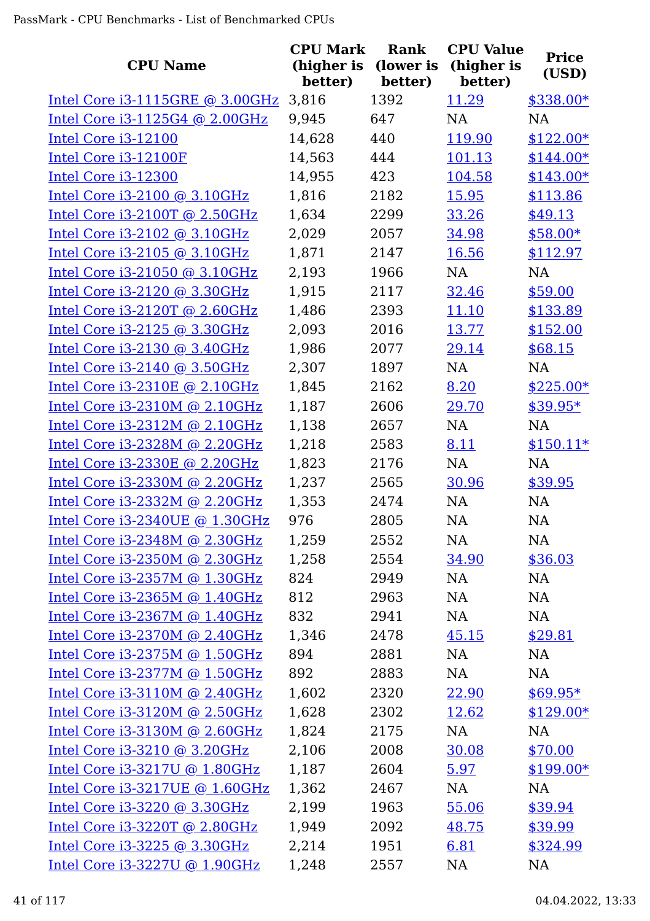| CPU Name | CPU Mark (higher is better) | Rank (lower is better) | CPU Value (higher is better) | Price (USD) |
|---|---|---|---|---|
| Intel Core i3-1115GRE @ 3.00GHz | 3,816 | 1392 | 11.29 | $338.00* |
| Intel Core i3-1125G4 @ 2.00GHz | 9,945 | 647 | NA | NA |
| Intel Core i3-12100 | 14,628 | 440 | 119.90 | $122.00* |
| Intel Core i3-12100F | 14,563 | 444 | 101.13 | $144.00* |
| Intel Core i3-12300 | 14,955 | 423 | 104.58 | $143.00* |
| Intel Core i3-2100 @ 3.10GHz | 1,816 | 2182 | 15.95 | $113.86 |
| Intel Core i3-2100T @ 2.50GHz | 1,634 | 2299 | 33.26 | $49.13 |
| Intel Core i3-2102 @ 3.10GHz | 2,029 | 2057 | 34.98 | $58.00* |
| Intel Core i3-2105 @ 3.10GHz | 1,871 | 2147 | 16.56 | $112.97 |
| Intel Core i3-21050 @ 3.10GHz | 2,193 | 1966 | NA | NA |
| Intel Core i3-2120 @ 3.30GHz | 1,915 | 2117 | 32.46 | $59.00 |
| Intel Core i3-2120T @ 2.60GHz | 1,486 | 2393 | 11.10 | $133.89 |
| Intel Core i3-2125 @ 3.30GHz | 2,093 | 2016 | 13.77 | $152.00 |
| Intel Core i3-2130 @ 3.40GHz | 1,986 | 2077 | 29.14 | $68.15 |
| Intel Core i3-2140 @ 3.50GHz | 2,307 | 1897 | NA | NA |
| Intel Core i3-2310E @ 2.10GHz | 1,845 | 2162 | 8.20 | $225.00* |
| Intel Core i3-2310M @ 2.10GHz | 1,187 | 2606 | 29.70 | $39.95* |
| Intel Core i3-2312M @ 2.10GHz | 1,138 | 2657 | NA | NA |
| Intel Core i3-2328M @ 2.20GHz | 1,218 | 2583 | 8.11 | $150.11* |
| Intel Core i3-2330E @ 2.20GHz | 1,823 | 2176 | NA | NA |
| Intel Core i3-2330M @ 2.20GHz | 1,237 | 2565 | 30.96 | $39.95 |
| Intel Core i3-2332M @ 2.20GHz | 1,353 | 2474 | NA | NA |
| Intel Core i3-2340UE @ 1.30GHz | 976 | 2805 | NA | NA |
| Intel Core i3-2348M @ 2.30GHz | 1,259 | 2552 | NA | NA |
| Intel Core i3-2350M @ 2.30GHz | 1,258 | 2554 | 34.90 | $36.03 |
| Intel Core i3-2357M @ 1.30GHz | 824 | 2949 | NA | NA |
| Intel Core i3-2365M @ 1.40GHz | 812 | 2963 | NA | NA |
| Intel Core i3-2367M @ 1.40GHz | 832 | 2941 | NA | NA |
| Intel Core i3-2370M @ 2.40GHz | 1,346 | 2478 | 45.15 | $29.81 |
| Intel Core i3-2375M @ 1.50GHz | 894 | 2881 | NA | NA |
| Intel Core i3-2377M @ 1.50GHz | 892 | 2883 | NA | NA |
| Intel Core i3-3110M @ 2.40GHz | 1,602 | 2320 | 22.90 | $69.95* |
| Intel Core i3-3120M @ 2.50GHz | 1,628 | 2302 | 12.62 | $129.00* |
| Intel Core i3-3130M @ 2.60GHz | 1,824 | 2175 | NA | NA |
| Intel Core i3-3210 @ 3.20GHz | 2,106 | 2008 | 30.08 | $70.00 |
| Intel Core i3-3217U @ 1.80GHz | 1,187 | 2604 | 5.97 | $199.00* |
| Intel Core i3-3217UE @ 1.60GHz | 1,362 | 2467 | NA | NA |
| Intel Core i3-3220 @ 3.30GHz | 2,199 | 1963 | 55.06 | $39.94 |
| Intel Core i3-3220T @ 2.80GHz | 1,949 | 2092 | 48.75 | $39.99 |
| Intel Core i3-3225 @ 3.30GHz | 2,214 | 1951 | 6.81 | $324.99 |
| Intel Core i3-3227U @ 1.90GHz | 1,248 | 2557 | NA | NA |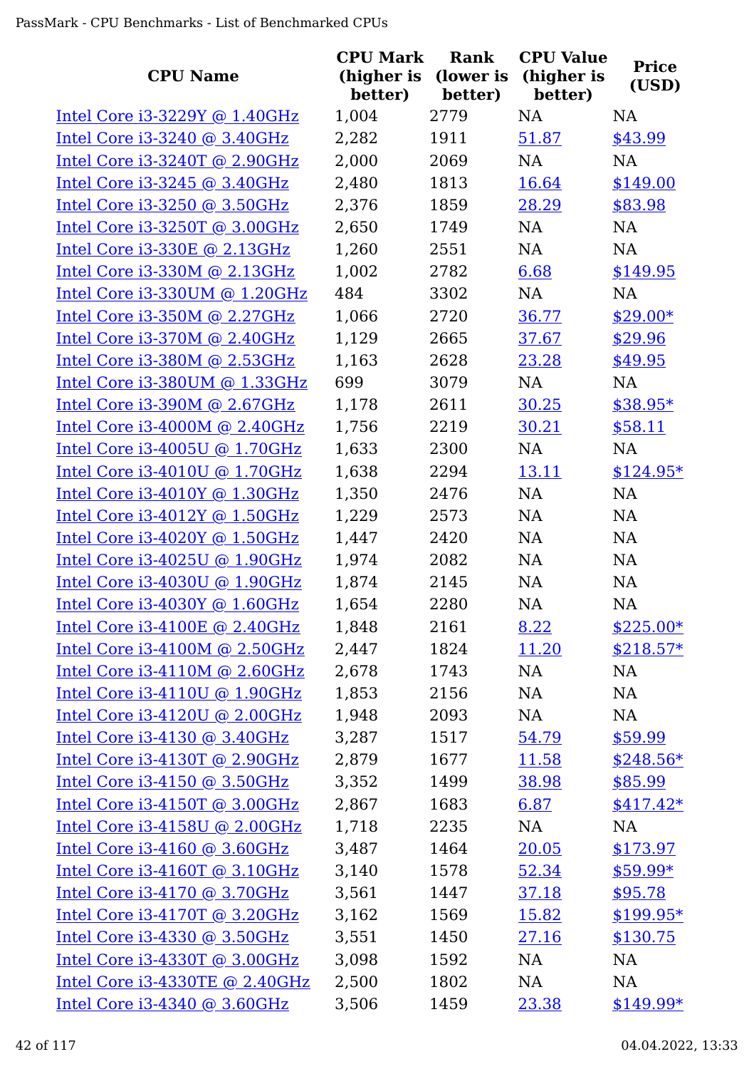| CPU Name | CPU Mark (higher is better) | Rank (lower is better) | CPU Value (higher is better) | Price (USD) |
|---|---|---|---|---|
| Intel Core i3-3229Y @ 1.40GHz | 1,004 | 2779 | NA | NA |
| Intel Core i3-3240 @ 3.40GHz | 2,282 | 1911 | 51.87 | $43.99 |
| Intel Core i3-3240T @ 2.90GHz | 2,000 | 2069 | NA | NA |
| Intel Core i3-3245 @ 3.40GHz | 2,480 | 1813 | 16.64 | $149.00 |
| Intel Core i3-3250 @ 3.50GHz | 2,376 | 1859 | 28.29 | $83.98 |
| Intel Core i3-3250T @ 3.00GHz | 2,650 | 1749 | NA | NA |
| Intel Core i3-330E @ 2.13GHz | 1,260 | 2551 | NA | NA |
| Intel Core i3-330M @ 2.13GHz | 1,002 | 2782 | 6.68 | $149.95 |
| Intel Core i3-330UM @ 1.20GHz | 484 | 3302 | NA | NA |
| Intel Core i3-350M @ 2.27GHz | 1,066 | 2720 | 36.77 | $29.00* |
| Intel Core i3-370M @ 2.40GHz | 1,129 | 2665 | 37.67 | $29.96 |
| Intel Core i3-380M @ 2.53GHz | 1,163 | 2628 | 23.28 | $49.95 |
| Intel Core i3-380UM @ 1.33GHz | 699 | 3079 | NA | NA |
| Intel Core i3-390M @ 2.67GHz | 1,178 | 2611 | 30.25 | $38.95* |
| Intel Core i3-4000M @ 2.40GHz | 1,756 | 2219 | 30.21 | $58.11 |
| Intel Core i3-4005U @ 1.70GHz | 1,633 | 2300 | NA | NA |
| Intel Core i3-4010U @ 1.70GHz | 1,638 | 2294 | 13.11 | $124.95* |
| Intel Core i3-4010Y @ 1.30GHz | 1,350 | 2476 | NA | NA |
| Intel Core i3-4012Y @ 1.50GHz | 1,229 | 2573 | NA | NA |
| Intel Core i3-4020Y @ 1.50GHz | 1,447 | 2420 | NA | NA |
| Intel Core i3-4025U @ 1.90GHz | 1,974 | 2082 | NA | NA |
| Intel Core i3-4030U @ 1.90GHz | 1,874 | 2145 | NA | NA |
| Intel Core i3-4030Y @ 1.60GHz | 1,654 | 2280 | NA | NA |
| Intel Core i3-4100E @ 2.40GHz | 1,848 | 2161 | 8.22 | $225.00* |
| Intel Core i3-4100M @ 2.50GHz | 2,447 | 1824 | 11.20 | $218.57* |
| Intel Core i3-4110M @ 2.60GHz | 2,678 | 1743 | NA | NA |
| Intel Core i3-4110U @ 1.90GHz | 1,853 | 2156 | NA | NA |
| Intel Core i3-4120U @ 2.00GHz | 1,948 | 2093 | NA | NA |
| Intel Core i3-4130 @ 3.40GHz | 3,287 | 1517 | 54.79 | $59.99 |
| Intel Core i3-4130T @ 2.90GHz | 2,879 | 1677 | 11.58 | $248.56* |
| Intel Core i3-4150 @ 3.50GHz | 3,352 | 1499 | 38.98 | $85.99 |
| Intel Core i3-4150T @ 3.00GHz | 2,867 | 1683 | 6.87 | $417.42* |
| Intel Core i3-4158U @ 2.00GHz | 1,718 | 2235 | NA | NA |
| Intel Core i3-4160 @ 3.60GHz | 3,487 | 1464 | 20.05 | $173.97 |
| Intel Core i3-4160T @ 3.10GHz | 3,140 | 1578 | 52.34 | $59.99* |
| Intel Core i3-4170 @ 3.70GHz | 3,561 | 1447 | 37.18 | $95.78 |
| Intel Core i3-4170T @ 3.20GHz | 3,162 | 1569 | 15.82 | $199.95* |
| Intel Core i3-4330 @ 3.50GHz | 3,551 | 1450 | 27.16 | $130.75 |
| Intel Core i3-4330T @ 3.00GHz | 3,098 | 1592 | NA | NA |
| Intel Core i3-4330TE @ 2.40GHz | 2,500 | 1802 | NA | NA |
| Intel Core i3-4340 @ 3.60GHz | 3,506 | 1459 | 23.38 | $149.99* |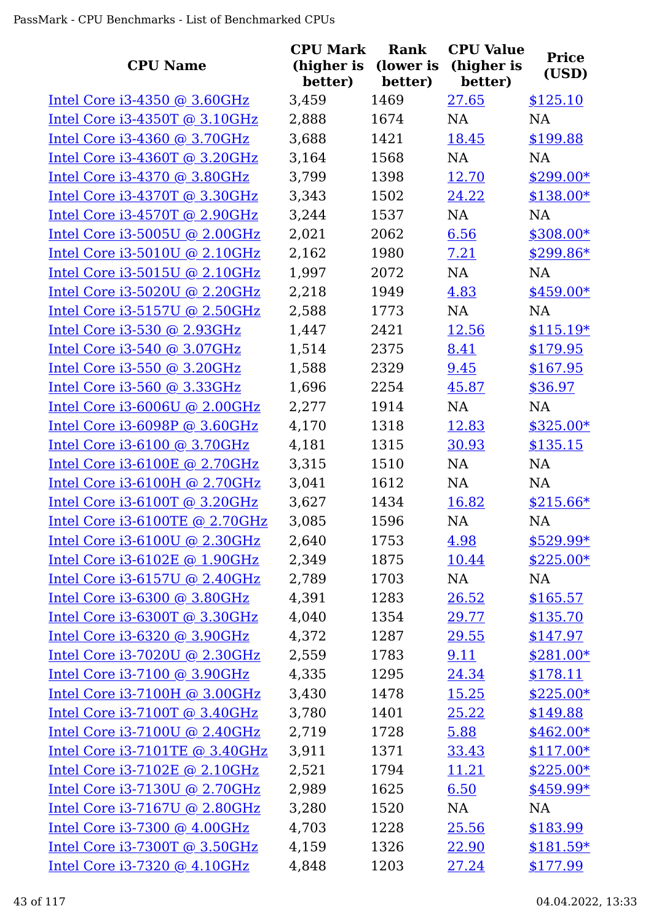| CPU Name | CPU Mark (higher is better) | Rank (lower is better) | CPU Value (higher is better) | Price (USD) |
|---|---|---|---|---|
| Intel Core i3-4350 @ 3.60GHz | 3,459 | 1469 | 27.65 | $125.10 |
| Intel Core i3-4350T @ 3.10GHz | 2,888 | 1674 | NA | NA |
| Intel Core i3-4360 @ 3.70GHz | 3,688 | 1421 | 18.45 | $199.88 |
| Intel Core i3-4360T @ 3.20GHz | 3,164 | 1568 | NA | NA |
| Intel Core i3-4370 @ 3.80GHz | 3,799 | 1398 | 12.70 | $299.00* |
| Intel Core i3-4370T @ 3.30GHz | 3,343 | 1502 | 24.22 | $138.00* |
| Intel Core i3-4570T @ 2.90GHz | 3,244 | 1537 | NA | NA |
| Intel Core i3-5005U @ 2.00GHz | 2,021 | 2062 | 6.56 | $308.00* |
| Intel Core i3-5010U @ 2.10GHz | 2,162 | 1980 | 7.21 | $299.86* |
| Intel Core i3-5015U @ 2.10GHz | 1,997 | 2072 | NA | NA |
| Intel Core i3-5020U @ 2.20GHz | 2,218 | 1949 | 4.83 | $459.00* |
| Intel Core i3-5157U @ 2.50GHz | 2,588 | 1773 | NA | NA |
| Intel Core i3-530 @ 2.93GHz | 1,447 | 2421 | 12.56 | $115.19* |
| Intel Core i3-540 @ 3.07GHz | 1,514 | 2375 | 8.41 | $179.95 |
| Intel Core i3-550 @ 3.20GHz | 1,588 | 2329 | 9.45 | $167.95 |
| Intel Core i3-560 @ 3.33GHz | 1,696 | 2254 | 45.87 | $36.97 |
| Intel Core i3-6006U @ 2.00GHz | 2,277 | 1914 | NA | NA |
| Intel Core i3-6098P @ 3.60GHz | 4,170 | 1318 | 12.83 | $325.00* |
| Intel Core i3-6100 @ 3.70GHz | 4,181 | 1315 | 30.93 | $135.15 |
| Intel Core i3-6100E @ 2.70GHz | 3,315 | 1510 | NA | NA |
| Intel Core i3-6100H @ 2.70GHz | 3,041 | 1612 | NA | NA |
| Intel Core i3-6100T @ 3.20GHz | 3,627 | 1434 | 16.82 | $215.66* |
| Intel Core i3-6100TE @ 2.70GHz | 3,085 | 1596 | NA | NA |
| Intel Core i3-6100U @ 2.30GHz | 2,640 | 1753 | 4.98 | $529.99* |
| Intel Core i3-6102E @ 1.90GHz | 2,349 | 1875 | 10.44 | $225.00* |
| Intel Core i3-6157U @ 2.40GHz | 2,789 | 1703 | NA | NA |
| Intel Core i3-6300 @ 3.80GHz | 4,391 | 1283 | 26.52 | $165.57 |
| Intel Core i3-6300T @ 3.30GHz | 4,040 | 1354 | 29.77 | $135.70 |
| Intel Core i3-6320 @ 3.90GHz | 4,372 | 1287 | 29.55 | $147.97 |
| Intel Core i3-7020U @ 2.30GHz | 2,559 | 1783 | 9.11 | $281.00* |
| Intel Core i3-7100 @ 3.90GHz | 4,335 | 1295 | 24.34 | $178.11 |
| Intel Core i3-7100H @ 3.00GHz | 3,430 | 1478 | 15.25 | $225.00* |
| Intel Core i3-7100T @ 3.40GHz | 3,780 | 1401 | 25.22 | $149.88 |
| Intel Core i3-7100U @ 2.40GHz | 2,719 | 1728 | 5.88 | $462.00* |
| Intel Core i3-7101TE @ 3.40GHz | 3,911 | 1371 | 33.43 | $117.00* |
| Intel Core i3-7102E @ 2.10GHz | 2,521 | 1794 | 11.21 | $225.00* |
| Intel Core i3-7130U @ 2.70GHz | 2,989 | 1625 | 6.50 | $459.99* |
| Intel Core i3-7167U @ 2.80GHz | 3,280 | 1520 | NA | NA |
| Intel Core i3-7300 @ 4.00GHz | 4,703 | 1228 | 25.56 | $183.99 |
| Intel Core i3-7300T @ 3.50GHz | 4,159 | 1326 | 22.90 | $181.59* |
| Intel Core i3-7320 @ 4.10GHz | 4,848 | 1203 | 27.24 | $177.99 |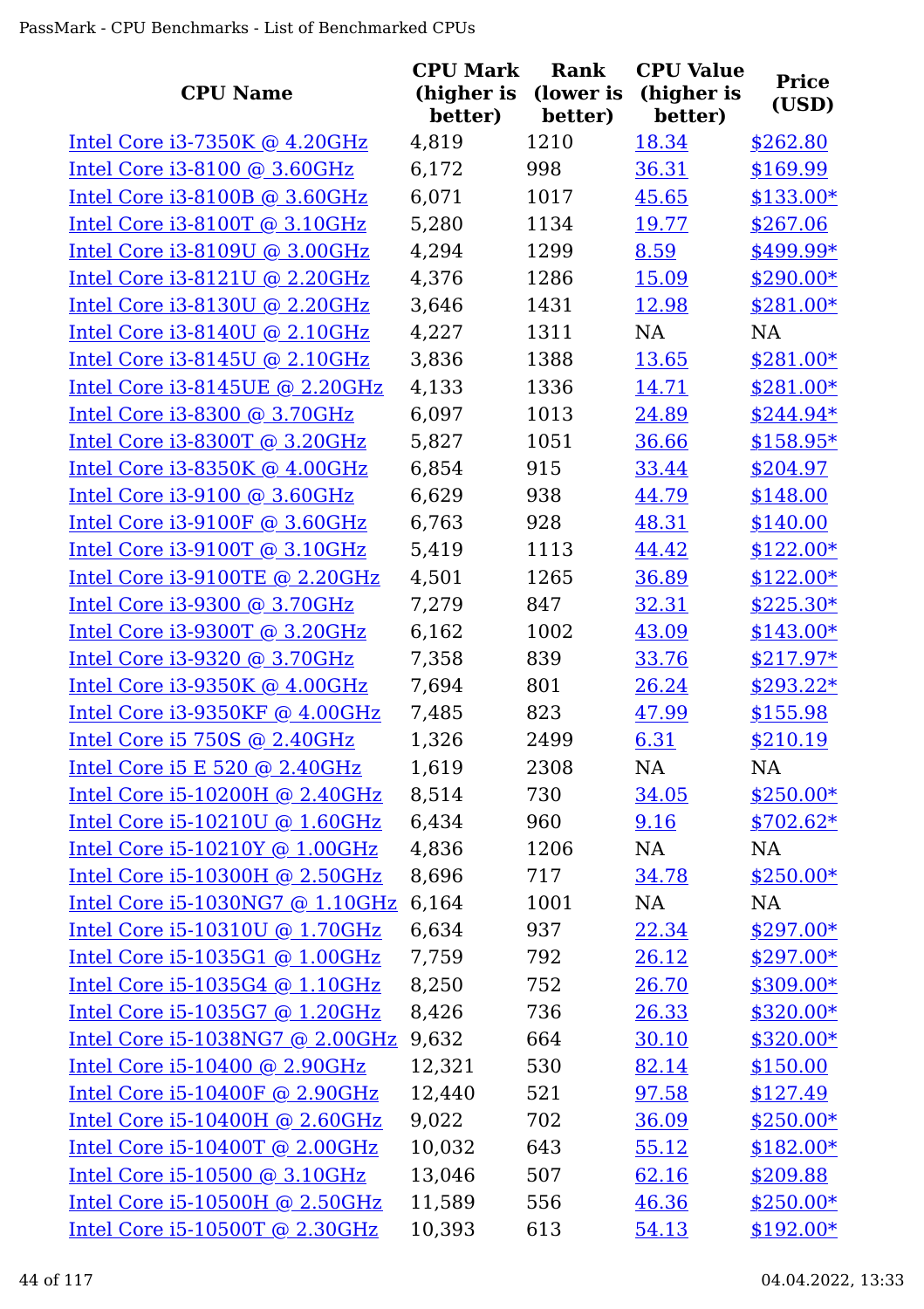| CPU Name | CPU Mark (higher is better) | Rank (lower is better) | CPU Value (higher is better) | Price (USD) |
|---|---|---|---|---|
| Intel Core i3-7350K @ 4.20GHz | 4,819 | 1210 | 18.34 | $262.80 |
| Intel Core i3-8100 @ 3.60GHz | 6,172 | 998 | 36.31 | $169.99 |
| Intel Core i3-8100B @ 3.60GHz | 6,071 | 1017 | 45.65 | $133.00* |
| Intel Core i3-8100T @ 3.10GHz | 5,280 | 1134 | 19.77 | $267.06 |
| Intel Core i3-8109U @ 3.00GHz | 4,294 | 1299 | 8.59 | $499.99* |
| Intel Core i3-8121U @ 2.20GHz | 4,376 | 1286 | 15.09 | $290.00* |
| Intel Core i3-8130U @ 2.20GHz | 3,646 | 1431 | 12.98 | $281.00* |
| Intel Core i3-8140U @ 2.10GHz | 4,227 | 1311 | NA | NA |
| Intel Core i3-8145U @ 2.10GHz | 3,836 | 1388 | 13.65 | $281.00* |
| Intel Core i3-8145UE @ 2.20GHz | 4,133 | 1336 | 14.71 | $281.00* |
| Intel Core i3-8300 @ 3.70GHz | 6,097 | 1013 | 24.89 | $244.94* |
| Intel Core i3-8300T @ 3.20GHz | 5,827 | 1051 | 36.66 | $158.95* |
| Intel Core i3-8350K @ 4.00GHz | 6,854 | 915 | 33.44 | $204.97 |
| Intel Core i3-9100 @ 3.60GHz | 6,629 | 938 | 44.79 | $148.00 |
| Intel Core i3-9100F @ 3.60GHz | 6,763 | 928 | 48.31 | $140.00 |
| Intel Core i3-9100T @ 3.10GHz | 5,419 | 1113 | 44.42 | $122.00* |
| Intel Core i3-9100TE @ 2.20GHz | 4,501 | 1265 | 36.89 | $122.00* |
| Intel Core i3-9300 @ 3.70GHz | 7,279 | 847 | 32.31 | $225.30* |
| Intel Core i3-9300T @ 3.20GHz | 6,162 | 1002 | 43.09 | $143.00* |
| Intel Core i3-9320 @ 3.70GHz | 7,358 | 839 | 33.76 | $217.97* |
| Intel Core i3-9350K @ 4.00GHz | 7,694 | 801 | 26.24 | $293.22* |
| Intel Core i3-9350KF @ 4.00GHz | 7,485 | 823 | 47.99 | $155.98 |
| Intel Core i5 750S @ 2.40GHz | 1,326 | 2499 | 6.31 | $210.19 |
| Intel Core i5 E 520 @ 2.40GHz | 1,619 | 2308 | NA | NA |
| Intel Core i5-10200H @ 2.40GHz | 8,514 | 730 | 34.05 | $250.00* |
| Intel Core i5-10210U @ 1.60GHz | 6,434 | 960 | 9.16 | $702.62* |
| Intel Core i5-10210Y @ 1.00GHz | 4,836 | 1206 | NA | NA |
| Intel Core i5-10300H @ 2.50GHz | 8,696 | 717 | 34.78 | $250.00* |
| Intel Core i5-1030NG7 @ 1.10GHz | 6,164 | 1001 | NA | NA |
| Intel Core i5-10310U @ 1.70GHz | 6,634 | 937 | 22.34 | $297.00* |
| Intel Core i5-1035G1 @ 1.00GHz | 7,759 | 792 | 26.12 | $297.00* |
| Intel Core i5-1035G4 @ 1.10GHz | 8,250 | 752 | 26.70 | $309.00* |
| Intel Core i5-1035G7 @ 1.20GHz | 8,426 | 736 | 26.33 | $320.00* |
| Intel Core i5-1038NG7 @ 2.00GHz | 9,632 | 664 | 30.10 | $320.00* |
| Intel Core i5-10400 @ 2.90GHz | 12,321 | 530 | 82.14 | $150.00 |
| Intel Core i5-10400F @ 2.90GHz | 12,440 | 521 | 97.58 | $127.49 |
| Intel Core i5-10400H @ 2.60GHz | 9,022 | 702 | 36.09 | $250.00* |
| Intel Core i5-10400T @ 2.00GHz | 10,032 | 643 | 55.12 | $182.00* |
| Intel Core i5-10500 @ 3.10GHz | 13,046 | 507 | 62.16 | $209.88 |
| Intel Core i5-10500H @ 2.50GHz | 11,589 | 556 | 46.36 | $250.00* |
| Intel Core i5-10500T @ 2.30GHz | 10,393 | 613 | 54.13 | $192.00* |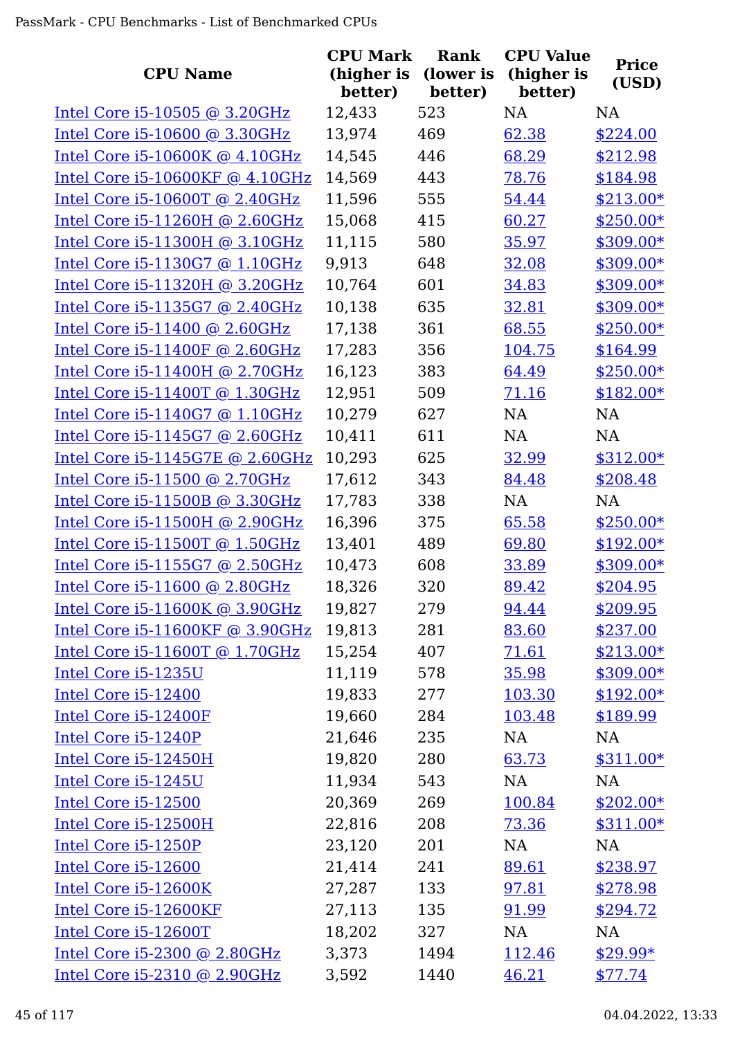| CPU Name | CPU Mark (higher is better) | Rank (lower is better) | CPU Value (higher is better) | Price (USD) |
|---|---|---|---|---|
| Intel Core i5-10505 @ 3.20GHz | 12,433 | 523 | NA | NA |
| Intel Core i5-10600 @ 3.30GHz | 13,974 | 469 | 62.38 | $224.00 |
| Intel Core i5-10600K @ 4.10GHz | 14,545 | 446 | 68.29 | $212.98 |
| Intel Core i5-10600KF @ 4.10GHz | 14,569 | 443 | 78.76 | $184.98 |
| Intel Core i5-10600T @ 2.40GHz | 11,596 | 555 | 54.44 | $213.00* |
| Intel Core i5-11260H @ 2.60GHz | 15,068 | 415 | 60.27 | $250.00* |
| Intel Core i5-11300H @ 3.10GHz | 11,115 | 580 | 35.97 | $309.00* |
| Intel Core i5-1130G7 @ 1.10GHz | 9,913 | 648 | 32.08 | $309.00* |
| Intel Core i5-11320H @ 3.20GHz | 10,764 | 601 | 34.83 | $309.00* |
| Intel Core i5-1135G7 @ 2.40GHz | 10,138 | 635 | 32.81 | $309.00* |
| Intel Core i5-11400 @ 2.60GHz | 17,138 | 361 | 68.55 | $250.00* |
| Intel Core i5-11400F @ 2.60GHz | 17,283 | 356 | 104.75 | $164.99 |
| Intel Core i5-11400H @ 2.70GHz | 16,123 | 383 | 64.49 | $250.00* |
| Intel Core i5-11400T @ 1.30GHz | 12,951 | 509 | 71.16 | $182.00* |
| Intel Core i5-1140G7 @ 1.10GHz | 10,279 | 627 | NA | NA |
| Intel Core i5-1145G7 @ 2.60GHz | 10,411 | 611 | NA | NA |
| Intel Core i5-1145G7E @ 2.60GHz | 10,293 | 625 | 32.99 | $312.00* |
| Intel Core i5-11500 @ 2.70GHz | 17,612 | 343 | 84.48 | $208.48 |
| Intel Core i5-11500B @ 3.30GHz | 17,783 | 338 | NA | NA |
| Intel Core i5-11500H @ 2.90GHz | 16,396 | 375 | 65.58 | $250.00* |
| Intel Core i5-11500T @ 1.50GHz | 13,401 | 489 | 69.80 | $192.00* |
| Intel Core i5-1155G7 @ 2.50GHz | 10,473 | 608 | 33.89 | $309.00* |
| Intel Core i5-11600 @ 2.80GHz | 18,326 | 320 | 89.42 | $204.95 |
| Intel Core i5-11600K @ 3.90GHz | 19,827 | 279 | 94.44 | $209.95 |
| Intel Core i5-11600KF @ 3.90GHz | 19,813 | 281 | 83.60 | $237.00 |
| Intel Core i5-11600T @ 1.70GHz | 15,254 | 407 | 71.61 | $213.00* |
| Intel Core i5-1235U | 11,119 | 578 | 35.98 | $309.00* |
| Intel Core i5-12400 | 19,833 | 277 | 103.30 | $192.00* |
| Intel Core i5-12400F | 19,660 | 284 | 103.48 | $189.99 |
| Intel Core i5-1240P | 21,646 | 235 | NA | NA |
| Intel Core i5-12450H | 19,820 | 280 | 63.73 | $311.00* |
| Intel Core i5-1245U | 11,934 | 543 | NA | NA |
| Intel Core i5-12500 | 20,369 | 269 | 100.84 | $202.00* |
| Intel Core i5-12500H | 22,816 | 208 | 73.36 | $311.00* |
| Intel Core i5-1250P | 23,120 | 201 | NA | NA |
| Intel Core i5-12600 | 21,414 | 241 | 89.61 | $238.97 |
| Intel Core i5-12600K | 27,287 | 133 | 97.81 | $278.98 |
| Intel Core i5-12600KF | 27,113 | 135 | 91.99 | $294.72 |
| Intel Core i5-12600T | 18,202 | 327 | NA | NA |
| Intel Core i5-2300 @ 2.80GHz | 3,373 | 1494 | 112.46 | $29.99* |
| Intel Core i5-2310 @ 2.90GHz | 3,592 | 1440 | 46.21 | $77.74 |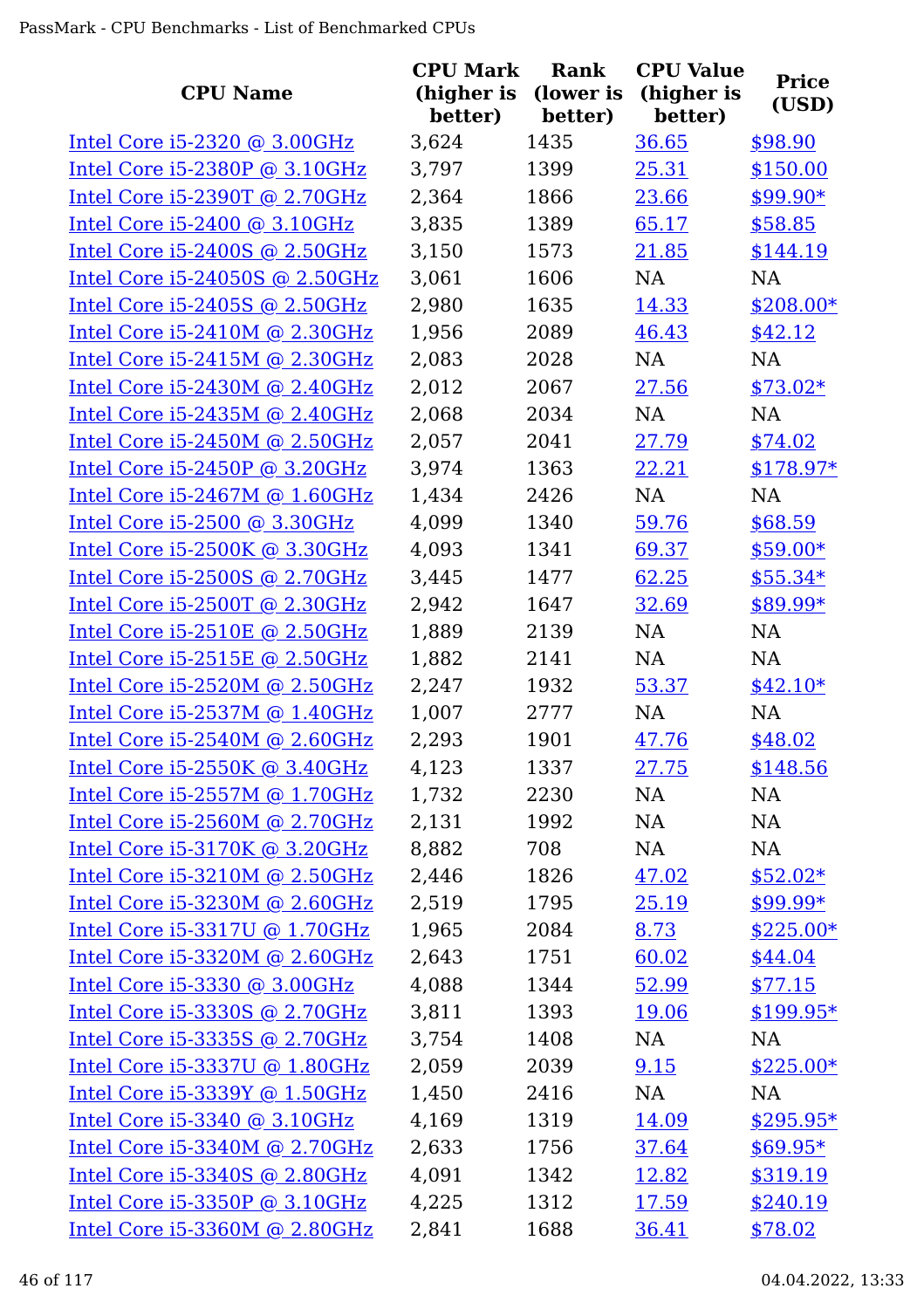| CPU Name | CPU Mark (higher is better) | Rank (lower is better) | CPU Value (higher is better) | Price (USD) |
|---|---|---|---|---|
| Intel Core i5-2320 @ 3.00GHz | 3,624 | 1435 | 36.65 | $98.90 |
| Intel Core i5-2380P @ 3.10GHz | 3,797 | 1399 | 25.31 | $150.00 |
| Intel Core i5-2390T @ 2.70GHz | 2,364 | 1866 | 23.66 | $99.90* |
| Intel Core i5-2400 @ 3.10GHz | 3,835 | 1389 | 65.17 | $58.85 |
| Intel Core i5-2400S @ 2.50GHz | 3,150 | 1573 | 21.85 | $144.19 |
| Intel Core i5-24050S @ 2.50GHz | 3,061 | 1606 | NA | NA |
| Intel Core i5-2405S @ 2.50GHz | 2,980 | 1635 | 14.33 | $208.00* |
| Intel Core i5-2410M @ 2.30GHz | 1,956 | 2089 | 46.43 | $42.12 |
| Intel Core i5-2415M @ 2.30GHz | 2,083 | 2028 | NA | NA |
| Intel Core i5-2430M @ 2.40GHz | 2,012 | 2067 | 27.56 | $73.02* |
| Intel Core i5-2435M @ 2.40GHz | 2,068 | 2034 | NA | NA |
| Intel Core i5-2450M @ 2.50GHz | 2,057 | 2041 | 27.79 | $74.02 |
| Intel Core i5-2450P @ 3.20GHz | 3,974 | 1363 | 22.21 | $178.97* |
| Intel Core i5-2467M @ 1.60GHz | 1,434 | 2426 | NA | NA |
| Intel Core i5-2500 @ 3.30GHz | 4,099 | 1340 | 59.76 | $68.59 |
| Intel Core i5-2500K @ 3.30GHz | 4,093 | 1341 | 69.37 | $59.00* |
| Intel Core i5-2500S @ 2.70GHz | 3,445 | 1477 | 62.25 | $55.34* |
| Intel Core i5-2500T @ 2.30GHz | 2,942 | 1647 | 32.69 | $89.99* |
| Intel Core i5-2510E @ 2.50GHz | 1,889 | 2139 | NA | NA |
| Intel Core i5-2515E @ 2.50GHz | 1,882 | 2141 | NA | NA |
| Intel Core i5-2520M @ 2.50GHz | 2,247 | 1932 | 53.37 | $42.10* |
| Intel Core i5-2537M @ 1.40GHz | 1,007 | 2777 | NA | NA |
| Intel Core i5-2540M @ 2.60GHz | 2,293 | 1901 | 47.76 | $48.02 |
| Intel Core i5-2550K @ 3.40GHz | 4,123 | 1337 | 27.75 | $148.56 |
| Intel Core i5-2557M @ 1.70GHz | 1,732 | 2230 | NA | NA |
| Intel Core i5-2560M @ 2.70GHz | 2,131 | 1992 | NA | NA |
| Intel Core i5-3170K @ 3.20GHz | 8,882 | 708 | NA | NA |
| Intel Core i5-3210M @ 2.50GHz | 2,446 | 1826 | 47.02 | $52.02* |
| Intel Core i5-3230M @ 2.60GHz | 2,519 | 1795 | 25.19 | $99.99* |
| Intel Core i5-3317U @ 1.70GHz | 1,965 | 2084 | 8.73 | $225.00* |
| Intel Core i5-3320M @ 2.60GHz | 2,643 | 1751 | 60.02 | $44.04 |
| Intel Core i5-3330 @ 3.00GHz | 4,088 | 1344 | 52.99 | $77.15 |
| Intel Core i5-3330S @ 2.70GHz | 3,811 | 1393 | 19.06 | $199.95* |
| Intel Core i5-3335S @ 2.70GHz | 3,754 | 1408 | NA | NA |
| Intel Core i5-3337U @ 1.80GHz | 2,059 | 2039 | 9.15 | $225.00* |
| Intel Core i5-3339Y @ 1.50GHz | 1,450 | 2416 | NA | NA |
| Intel Core i5-3340 @ 3.10GHz | 4,169 | 1319 | 14.09 | $295.95* |
| Intel Core i5-3340M @ 2.70GHz | 2,633 | 1756 | 37.64 | $69.95* |
| Intel Core i5-3340S @ 2.80GHz | 4,091 | 1342 | 12.82 | $319.19 |
| Intel Core i5-3350P @ 3.10GHz | 4,225 | 1312 | 17.59 | $240.19 |
| Intel Core i5-3360M @ 2.80GHz | 2,841 | 1688 | 36.41 | $78.02 |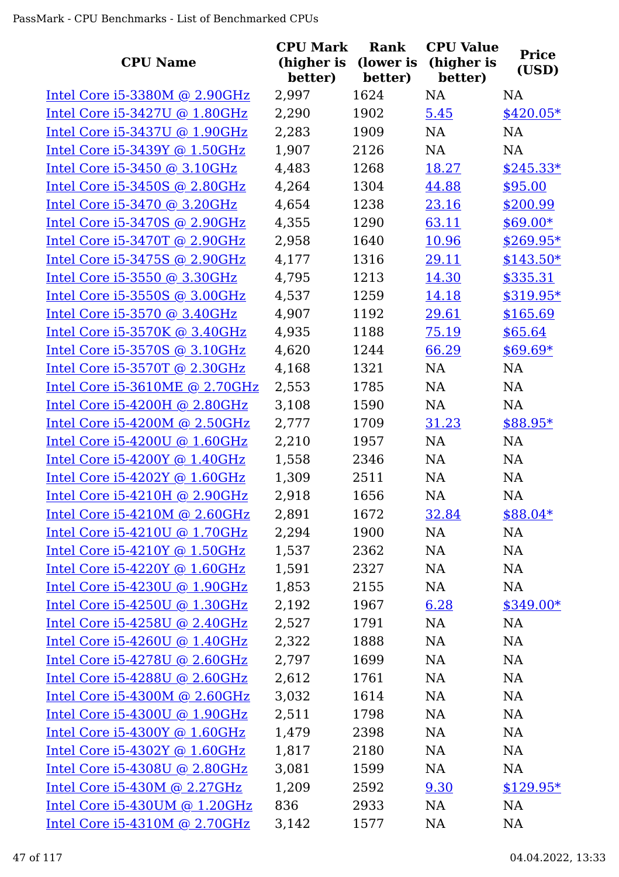| CPU Name | CPU Mark (higher is better) | Rank (lower is better) | CPU Value (higher is better) | Price (USD) |
|---|---|---|---|---|
| Intel Core i5-3380M @ 2.90GHz | 2,997 | 1624 | NA | NA |
| Intel Core i5-3427U @ 1.80GHz | 2,290 | 1902 | 5.45 | $420.05* |
| Intel Core i5-3437U @ 1.90GHz | 2,283 | 1909 | NA | NA |
| Intel Core i5-3439Y @ 1.50GHz | 1,907 | 2126 | NA | NA |
| Intel Core i5-3450 @ 3.10GHz | 4,483 | 1268 | 18.27 | $245.33* |
| Intel Core i5-3450S @ 2.80GHz | 4,264 | 1304 | 44.88 | $95.00 |
| Intel Core i5-3470 @ 3.20GHz | 4,654 | 1238 | 23.16 | $200.99 |
| Intel Core i5-3470S @ 2.90GHz | 4,355 | 1290 | 63.11 | $69.00* |
| Intel Core i5-3470T @ 2.90GHz | 2,958 | 1640 | 10.96 | $269.95* |
| Intel Core i5-3475S @ 2.90GHz | 4,177 | 1316 | 29.11 | $143.50* |
| Intel Core i5-3550 @ 3.30GHz | 4,795 | 1213 | 14.30 | $335.31 |
| Intel Core i5-3550S @ 3.00GHz | 4,537 | 1259 | 14.18 | $319.95* |
| Intel Core i5-3570 @ 3.40GHz | 4,907 | 1192 | 29.61 | $165.69 |
| Intel Core i5-3570K @ 3.40GHz | 4,935 | 1188 | 75.19 | $65.64 |
| Intel Core i5-3570S @ 3.10GHz | 4,620 | 1244 | 66.29 | $69.69* |
| Intel Core i5-3570T @ 2.30GHz | 4,168 | 1321 | NA | NA |
| Intel Core i5-3610ME @ 2.70GHz | 2,553 | 1785 | NA | NA |
| Intel Core i5-4200H @ 2.80GHz | 3,108 | 1590 | NA | NA |
| Intel Core i5-4200M @ 2.50GHz | 2,777 | 1709 | 31.23 | $88.95* |
| Intel Core i5-4200U @ 1.60GHz | 2,210 | 1957 | NA | NA |
| Intel Core i5-4200Y @ 1.40GHz | 1,558 | 2346 | NA | NA |
| Intel Core i5-4202Y @ 1.60GHz | 1,309 | 2511 | NA | NA |
| Intel Core i5-4210H @ 2.90GHz | 2,918 | 1656 | NA | NA |
| Intel Core i5-4210M @ 2.60GHz | 2,891 | 1672 | 32.84 | $88.04* |
| Intel Core i5-4210U @ 1.70GHz | 2,294 | 1900 | NA | NA |
| Intel Core i5-4210Y @ 1.50GHz | 1,537 | 2362 | NA | NA |
| Intel Core i5-4220Y @ 1.60GHz | 1,591 | 2327 | NA | NA |
| Intel Core i5-4230U @ 1.90GHz | 1,853 | 2155 | NA | NA |
| Intel Core i5-4250U @ 1.30GHz | 2,192 | 1967 | 6.28 | $349.00* |
| Intel Core i5-4258U @ 2.40GHz | 2,527 | 1791 | NA | NA |
| Intel Core i5-4260U @ 1.40GHz | 2,322 | 1888 | NA | NA |
| Intel Core i5-4278U @ 2.60GHz | 2,797 | 1699 | NA | NA |
| Intel Core i5-4288U @ 2.60GHz | 2,612 | 1761 | NA | NA |
| Intel Core i5-4300M @ 2.60GHz | 3,032 | 1614 | NA | NA |
| Intel Core i5-4300U @ 1.90GHz | 2,511 | 1798 | NA | NA |
| Intel Core i5-4300Y @ 1.60GHz | 1,479 | 2398 | NA | NA |
| Intel Core i5-4302Y @ 1.60GHz | 1,817 | 2180 | NA | NA |
| Intel Core i5-4308U @ 2.80GHz | 3,081 | 1599 | NA | NA |
| Intel Core i5-430M @ 2.27GHz | 1,209 | 2592 | 9.30 | $129.95* |
| Intel Core i5-430UM @ 1.20GHz | 836 | 2933 | NA | NA |
| Intel Core i5-4310M @ 2.70GHz | 3,142 | 1577 | NA | NA |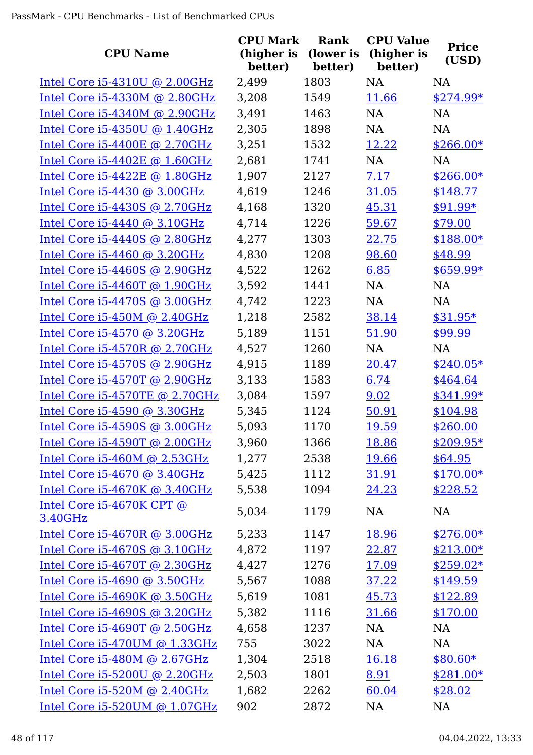| CPU Name | CPU Mark (higher is better) | Rank (lower is better) | CPU Value (higher is better) | Price (USD) |
|---|---|---|---|---|
| Intel Core i5-4310U @ 2.00GHz | 2,499 | 1803 | NA | NA |
| Intel Core i5-4330M @ 2.80GHz | 3,208 | 1549 | 11.66 | $274.99* |
| Intel Core i5-4340M @ 2.90GHz | 3,491 | 1463 | NA | NA |
| Intel Core i5-4350U @ 1.40GHz | 2,305 | 1898 | NA | NA |
| Intel Core i5-4400E @ 2.70GHz | 3,251 | 1532 | 12.22 | $266.00* |
| Intel Core i5-4402E @ 1.60GHz | 2,681 | 1741 | NA | NA |
| Intel Core i5-4422E @ 1.80GHz | 1,907 | 2127 | 7.17 | $266.00* |
| Intel Core i5-4430 @ 3.00GHz | 4,619 | 1246 | 31.05 | $148.77 |
| Intel Core i5-4430S @ 2.70GHz | 4,168 | 1320 | 45.31 | $91.99* |
| Intel Core i5-4440 @ 3.10GHz | 4,714 | 1226 | 59.67 | $79.00 |
| Intel Core i5-4440S @ 2.80GHz | 4,277 | 1303 | 22.75 | $188.00* |
| Intel Core i5-4460 @ 3.20GHz | 4,830 | 1208 | 98.60 | $48.99 |
| Intel Core i5-4460S @ 2.90GHz | 4,522 | 1262 | 6.85 | $659.99* |
| Intel Core i5-4460T @ 1.90GHz | 3,592 | 1441 | NA | NA |
| Intel Core i5-4470S @ 3.00GHz | 4,742 | 1223 | NA | NA |
| Intel Core i5-450M @ 2.40GHz | 1,218 | 2582 | 38.14 | $31.95* |
| Intel Core i5-4570 @ 3.20GHz | 5,189 | 1151 | 51.90 | $99.99 |
| Intel Core i5-4570R @ 2.70GHz | 4,527 | 1260 | NA | NA |
| Intel Core i5-4570S @ 2.90GHz | 4,915 | 1189 | 20.47 | $240.05* |
| Intel Core i5-4570T @ 2.90GHz | 3,133 | 1583 | 6.74 | $464.64 |
| Intel Core i5-4570TE @ 2.70GHz | 3,084 | 1597 | 9.02 | $341.99* |
| Intel Core i5-4590 @ 3.30GHz | 5,345 | 1124 | 50.91 | $104.98 |
| Intel Core i5-4590S @ 3.00GHz | 5,093 | 1170 | 19.59 | $260.00 |
| Intel Core i5-4590T @ 2.00GHz | 3,960 | 1366 | 18.86 | $209.95* |
| Intel Core i5-460M @ 2.53GHz | 1,277 | 2538 | 19.66 | $64.95 |
| Intel Core i5-4670 @ 3.40GHz | 5,425 | 1112 | 31.91 | $170.00* |
| Intel Core i5-4670K @ 3.40GHz | 5,538 | 1094 | 24.23 | $228.52 |
| Intel Core i5-4670K CPT @ 3.40GHz | 5,034 | 1179 | NA | NA |
| Intel Core i5-4670R @ 3.00GHz | 5,233 | 1147 | 18.96 | $276.00* |
| Intel Core i5-4670S @ 3.10GHz | 4,872 | 1197 | 22.87 | $213.00* |
| Intel Core i5-4670T @ 2.30GHz | 4,427 | 1276 | 17.09 | $259.02* |
| Intel Core i5-4690 @ 3.50GHz | 5,567 | 1088 | 37.22 | $149.59 |
| Intel Core i5-4690K @ 3.50GHz | 5,619 | 1081 | 45.73 | $122.89 |
| Intel Core i5-4690S @ 3.20GHz | 5,382 | 1116 | 31.66 | $170.00 |
| Intel Core i5-4690T @ 2.50GHz | 4,658 | 1237 | NA | NA |
| Intel Core i5-470UM @ 1.33GHz | 755 | 3022 | NA | NA |
| Intel Core i5-480M @ 2.67GHz | 1,304 | 2518 | 16.18 | $80.60* |
| Intel Core i5-5200U @ 2.20GHz | 2,503 | 1801 | 8.91 | $281.00* |
| Intel Core i5-520M @ 2.40GHz | 1,682 | 2262 | 60.04 | $28.02 |
| Intel Core i5-520UM @ 1.07GHz | 902 | 2872 | NA | NA |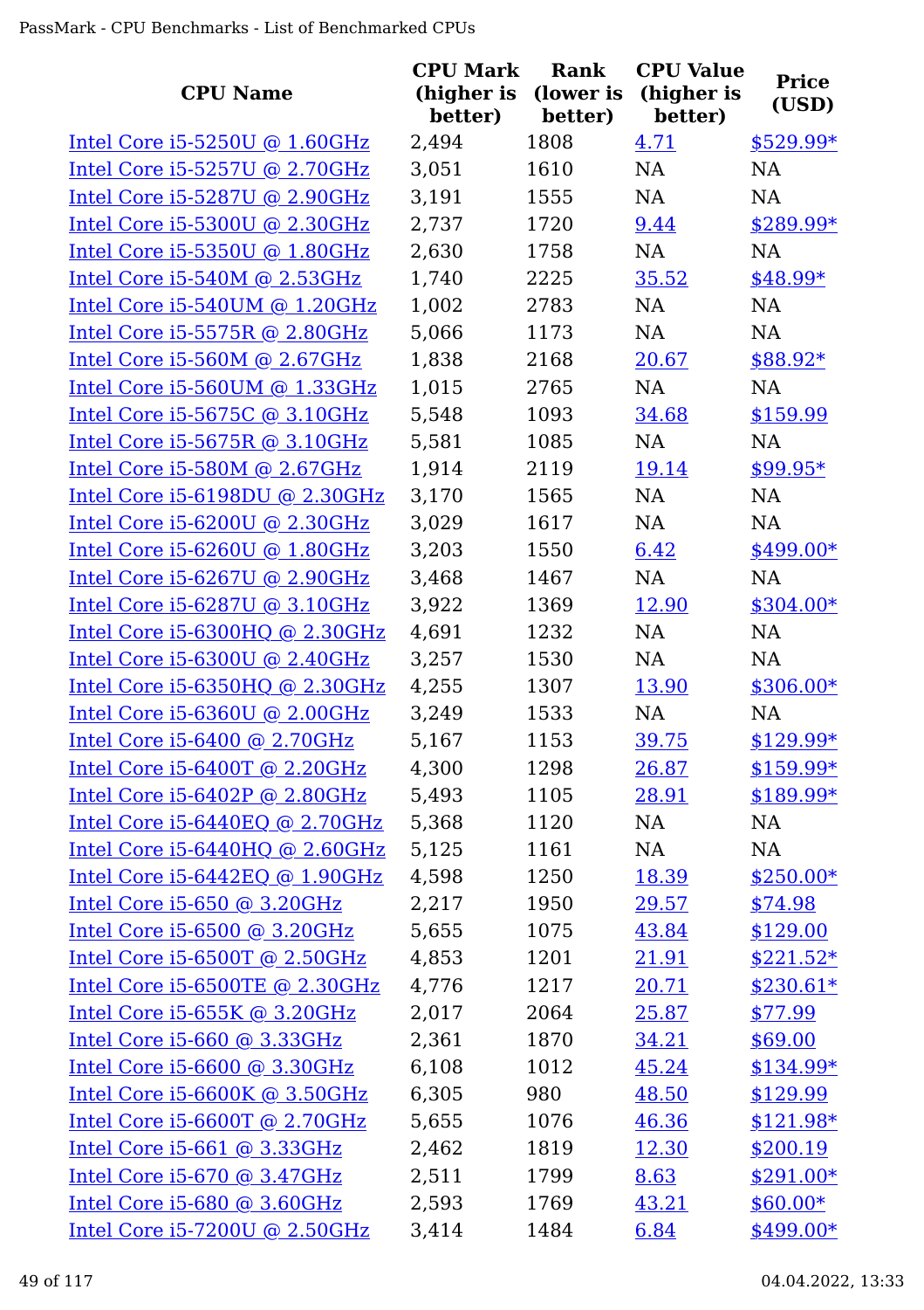| CPU Name | CPU Mark (higher is better) | Rank (lower is better) | CPU Value (higher is better) | Price (USD) |
|---|---|---|---|---|
| Intel Core i5-5250U @ 1.60GHz | 2,494 | 1808 | 4.71 | $529.99* |
| Intel Core i5-5257U @ 2.70GHz | 3,051 | 1610 | NA | NA |
| Intel Core i5-5287U @ 2.90GHz | 3,191 | 1555 | NA | NA |
| Intel Core i5-5300U @ 2.30GHz | 2,737 | 1720 | 9.44 | $289.99* |
| Intel Core i5-5350U @ 1.80GHz | 2,630 | 1758 | NA | NA |
| Intel Core i5-540M @ 2.53GHz | 1,740 | 2225 | 35.52 | $48.99* |
| Intel Core i5-540UM @ 1.20GHz | 1,002 | 2783 | NA | NA |
| Intel Core i5-5575R @ 2.80GHz | 5,066 | 1173 | NA | NA |
| Intel Core i5-560M @ 2.67GHz | 1,838 | 2168 | 20.67 | $88.92* |
| Intel Core i5-560UM @ 1.33GHz | 1,015 | 2765 | NA | NA |
| Intel Core i5-5675C @ 3.10GHz | 5,548 | 1093 | 34.68 | $159.99 |
| Intel Core i5-5675R @ 3.10GHz | 5,581 | 1085 | NA | NA |
| Intel Core i5-580M @ 2.67GHz | 1,914 | 2119 | 19.14 | $99.95* |
| Intel Core i5-6198DU @ 2.30GHz | 3,170 | 1565 | NA | NA |
| Intel Core i5-6200U @ 2.30GHz | 3,029 | 1617 | NA | NA |
| Intel Core i5-6260U @ 1.80GHz | 3,203 | 1550 | 6.42 | $499.00* |
| Intel Core i5-6267U @ 2.90GHz | 3,468 | 1467 | NA | NA |
| Intel Core i5-6287U @ 3.10GHz | 3,922 | 1369 | 12.90 | $304.00* |
| Intel Core i5-6300HQ @ 2.30GHz | 4,691 | 1232 | NA | NA |
| Intel Core i5-6300U @ 2.40GHz | 3,257 | 1530 | NA | NA |
| Intel Core i5-6350HQ @ 2.30GHz | 4,255 | 1307 | 13.90 | $306.00* |
| Intel Core i5-6360U @ 2.00GHz | 3,249 | 1533 | NA | NA |
| Intel Core i5-6400 @ 2.70GHz | 5,167 | 1153 | 39.75 | $129.99* |
| Intel Core i5-6400T @ 2.20GHz | 4,300 | 1298 | 26.87 | $159.99* |
| Intel Core i5-6402P @ 2.80GHz | 5,493 | 1105 | 28.91 | $189.99* |
| Intel Core i5-6440EQ @ 2.70GHz | 5,368 | 1120 | NA | NA |
| Intel Core i5-6440HQ @ 2.60GHz | 5,125 | 1161 | NA | NA |
| Intel Core i5-6442EQ @ 1.90GHz | 4,598 | 1250 | 18.39 | $250.00* |
| Intel Core i5-650 @ 3.20GHz | 2,217 | 1950 | 29.57 | $74.98 |
| Intel Core i5-6500 @ 3.20GHz | 5,655 | 1075 | 43.84 | $129.00 |
| Intel Core i5-6500T @ 2.50GHz | 4,853 | 1201 | 21.91 | $221.52* |
| Intel Core i5-6500TE @ 2.30GHz | 4,776 | 1217 | 20.71 | $230.61* |
| Intel Core i5-655K @ 3.20GHz | 2,017 | 2064 | 25.87 | $77.99 |
| Intel Core i5-660 @ 3.33GHz | 2,361 | 1870 | 34.21 | $69.00 |
| Intel Core i5-6600 @ 3.30GHz | 6,108 | 1012 | 45.24 | $134.99* |
| Intel Core i5-6600K @ 3.50GHz | 6,305 | 980 | 48.50 | $129.99 |
| Intel Core i5-6600T @ 2.70GHz | 5,655 | 1076 | 46.36 | $121.98* |
| Intel Core i5-661 @ 3.33GHz | 2,462 | 1819 | 12.30 | $200.19 |
| Intel Core i5-670 @ 3.47GHz | 2,511 | 1799 | 8.63 | $291.00* |
| Intel Core i5-680 @ 3.60GHz | 2,593 | 1769 | 43.21 | $60.00* |
| Intel Core i5-7200U @ 2.50GHz | 3,414 | 1484 | 6.84 | $499.00* |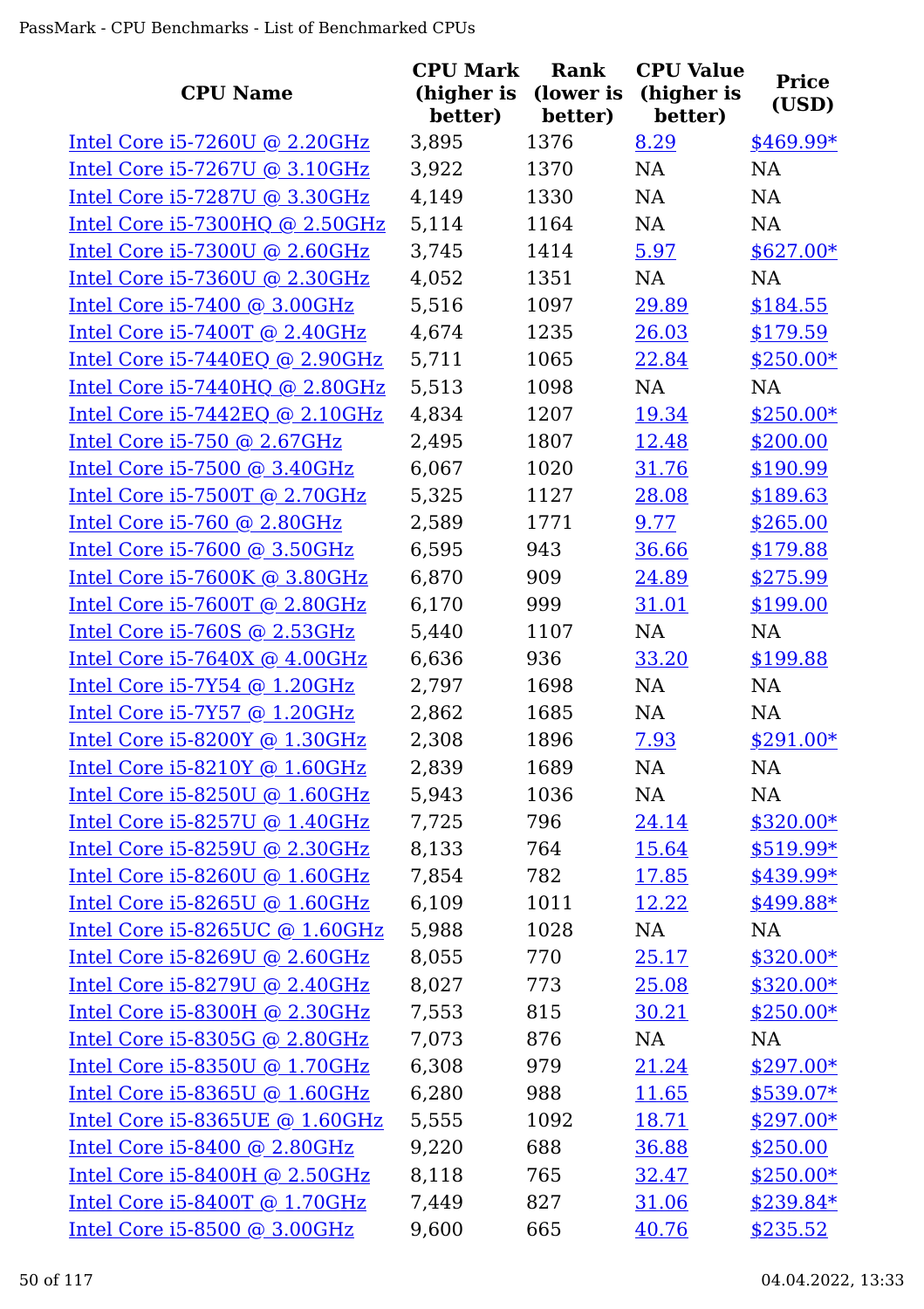| CPU Name | CPU Mark (higher is better) | Rank (lower is better) | CPU Value (higher is better) | Price (USD) |
|---|---|---|---|---|
| Intel Core i5-7260U @ 2.20GHz | 3,895 | 1376 | 8.29 | $469.99* |
| Intel Core i5-7267U @ 3.10GHz | 3,922 | 1370 | NA | NA |
| Intel Core i5-7287U @ 3.30GHz | 4,149 | 1330 | NA | NA |
| Intel Core i5-7300HQ @ 2.50GHz | 5,114 | 1164 | NA | NA |
| Intel Core i5-7300U @ 2.60GHz | 3,745 | 1414 | 5.97 | $627.00* |
| Intel Core i5-7360U @ 2.30GHz | 4,052 | 1351 | NA | NA |
| Intel Core i5-7400 @ 3.00GHz | 5,516 | 1097 | 29.89 | $184.55 |
| Intel Core i5-7400T @ 2.40GHz | 4,674 | 1235 | 26.03 | $179.59 |
| Intel Core i5-7440EQ @ 2.90GHz | 5,711 | 1065 | 22.84 | $250.00* |
| Intel Core i5-7440HQ @ 2.80GHz | 5,513 | 1098 | NA | NA |
| Intel Core i5-7442EQ @ 2.10GHz | 4,834 | 1207 | 19.34 | $250.00* |
| Intel Core i5-750 @ 2.67GHz | 2,495 | 1807 | 12.48 | $200.00 |
| Intel Core i5-7500 @ 3.40GHz | 6,067 | 1020 | 31.76 | $190.99 |
| Intel Core i5-7500T @ 2.70GHz | 5,325 | 1127 | 28.08 | $189.63 |
| Intel Core i5-760 @ 2.80GHz | 2,589 | 1771 | 9.77 | $265.00 |
| Intel Core i5-7600 @ 3.50GHz | 6,595 | 943 | 36.66 | $179.88 |
| Intel Core i5-7600K @ 3.80GHz | 6,870 | 909 | 24.89 | $275.99 |
| Intel Core i5-7600T @ 2.80GHz | 6,170 | 999 | 31.01 | $199.00 |
| Intel Core i5-760S @ 2.53GHz | 5,440 | 1107 | NA | NA |
| Intel Core i5-7640X @ 4.00GHz | 6,636 | 936 | 33.20 | $199.88 |
| Intel Core i5-7Y54 @ 1.20GHz | 2,797 | 1698 | NA | NA |
| Intel Core i5-7Y57 @ 1.20GHz | 2,862 | 1685 | NA | NA |
| Intel Core i5-8200Y @ 1.30GHz | 2,308 | 1896 | 7.93 | $291.00* |
| Intel Core i5-8210Y @ 1.60GHz | 2,839 | 1689 | NA | NA |
| Intel Core i5-8250U @ 1.60GHz | 5,943 | 1036 | NA | NA |
| Intel Core i5-8257U @ 1.40GHz | 7,725 | 796 | 24.14 | $320.00* |
| Intel Core i5-8259U @ 2.30GHz | 8,133 | 764 | 15.64 | $519.99* |
| Intel Core i5-8260U @ 1.60GHz | 7,854 | 782 | 17.85 | $439.99* |
| Intel Core i5-8265U @ 1.60GHz | 6,109 | 1011 | 12.22 | $499.88* |
| Intel Core i5-8265UC @ 1.60GHz | 5,988 | 1028 | NA | NA |
| Intel Core i5-8269U @ 2.60GHz | 8,055 | 770 | 25.17 | $320.00* |
| Intel Core i5-8279U @ 2.40GHz | 8,027 | 773 | 25.08 | $320.00* |
| Intel Core i5-8300H @ 2.30GHz | 7,553 | 815 | 30.21 | $250.00* |
| Intel Core i5-8305G @ 2.80GHz | 7,073 | 876 | NA | NA |
| Intel Core i5-8350U @ 1.70GHz | 6,308 | 979 | 21.24 | $297.00* |
| Intel Core i5-8365U @ 1.60GHz | 6,280 | 988 | 11.65 | $539.07* |
| Intel Core i5-8365UE @ 1.60GHz | 5,555 | 1092 | 18.71 | $297.00* |
| Intel Core i5-8400 @ 2.80GHz | 9,220 | 688 | 36.88 | $250.00 |
| Intel Core i5-8400H @ 2.50GHz | 8,118 | 765 | 32.47 | $250.00* |
| Intel Core i5-8400T @ 1.70GHz | 7,449 | 827 | 31.06 | $239.84* |
| Intel Core i5-8500 @ 3.00GHz | 9,600 | 665 | 40.76 | $235.52 |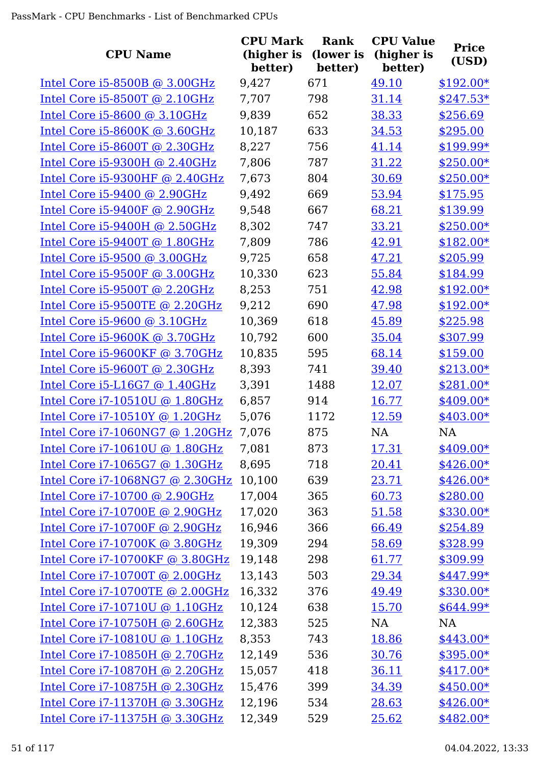| CPU Name | CPU Mark (higher is better) | Rank (lower is better) | CPU Value (higher is better) | Price (USD) |
|---|---|---|---|---|
| Intel Core i5-8500B @ 3.00GHz | 9,427 | 671 | 49.10 | $192.00* |
| Intel Core i5-8500T @ 2.10GHz | 7,707 | 798 | 31.14 | $247.53* |
| Intel Core i5-8600 @ 3.10GHz | 9,839 | 652 | 38.33 | $256.69 |
| Intel Core i5-8600K @ 3.60GHz | 10,187 | 633 | 34.53 | $295.00 |
| Intel Core i5-8600T @ 2.30GHz | 8,227 | 756 | 41.14 | $199.99* |
| Intel Core i5-9300H @ 2.40GHz | 7,806 | 787 | 31.22 | $250.00* |
| Intel Core i5-9300HF @ 2.40GHz | 7,673 | 804 | 30.69 | $250.00* |
| Intel Core i5-9400 @ 2.90GHz | 9,492 | 669 | 53.94 | $175.95 |
| Intel Core i5-9400F @ 2.90GHz | 9,548 | 667 | 68.21 | $139.99 |
| Intel Core i5-9400H @ 2.50GHz | 8,302 | 747 | 33.21 | $250.00* |
| Intel Core i5-9400T @ 1.80GHz | 7,809 | 786 | 42.91 | $182.00* |
| Intel Core i5-9500 @ 3.00GHz | 9,725 | 658 | 47.21 | $205.99 |
| Intel Core i5-9500F @ 3.00GHz | 10,330 | 623 | 55.84 | $184.99 |
| Intel Core i5-9500T @ 2.20GHz | 8,253 | 751 | 42.98 | $192.00* |
| Intel Core i5-9500TE @ 2.20GHz | 9,212 | 690 | 47.98 | $192.00* |
| Intel Core i5-9600 @ 3.10GHz | 10,369 | 618 | 45.89 | $225.98 |
| Intel Core i5-9600K @ 3.70GHz | 10,792 | 600 | 35.04 | $307.99 |
| Intel Core i5-9600KF @ 3.70GHz | 10,835 | 595 | 68.14 | $159.00 |
| Intel Core i5-9600T @ 2.30GHz | 8,393 | 741 | 39.40 | $213.00* |
| Intel Core i5-L16G7 @ 1.40GHz | 3,391 | 1488 | 12.07 | $281.00* |
| Intel Core i7-10510U @ 1.80GHz | 6,857 | 914 | 16.77 | $409.00* |
| Intel Core i7-10510Y @ 1.20GHz | 5,076 | 1172 | 12.59 | $403.00* |
| Intel Core i7-1060NG7 @ 1.20GHz | 7,076 | 875 | NA | NA |
| Intel Core i7-10610U @ 1.80GHz | 7,081 | 873 | 17.31 | $409.00* |
| Intel Core i7-1065G7 @ 1.30GHz | 8,695 | 718 | 20.41 | $426.00* |
| Intel Core i7-1068NG7 @ 2.30GHz | 10,100 | 639 | 23.71 | $426.00* |
| Intel Core i7-10700 @ 2.90GHz | 17,004 | 365 | 60.73 | $280.00 |
| Intel Core i7-10700E @ 2.90GHz | 17,020 | 363 | 51.58 | $330.00* |
| Intel Core i7-10700F @ 2.90GHz | 16,946 | 366 | 66.49 | $254.89 |
| Intel Core i7-10700K @ 3.80GHz | 19,309 | 294 | 58.69 | $328.99 |
| Intel Core i7-10700KF @ 3.80GHz | 19,148 | 298 | 61.77 | $309.99 |
| Intel Core i7-10700T @ 2.00GHz | 13,143 | 503 | 29.34 | $447.99* |
| Intel Core i7-10700TE @ 2.00GHz | 16,332 | 376 | 49.49 | $330.00* |
| Intel Core i7-10710U @ 1.10GHz | 10,124 | 638 | 15.70 | $644.99* |
| Intel Core i7-10750H @ 2.60GHz | 12,383 | 525 | NA | NA |
| Intel Core i7-10810U @ 1.10GHz | 8,353 | 743 | 18.86 | $443.00* |
| Intel Core i7-10850H @ 2.70GHz | 12,149 | 536 | 30.76 | $395.00* |
| Intel Core i7-10870H @ 2.20GHz | 15,057 | 418 | 36.11 | $417.00* |
| Intel Core i7-10875H @ 2.30GHz | 15,476 | 399 | 34.39 | $450.00* |
| Intel Core i7-11370H @ 3.30GHz | 12,196 | 534 | 28.63 | $426.00* |
| Intel Core i7-11375H @ 3.30GHz | 12,349 | 529 | 25.62 | $482.00* |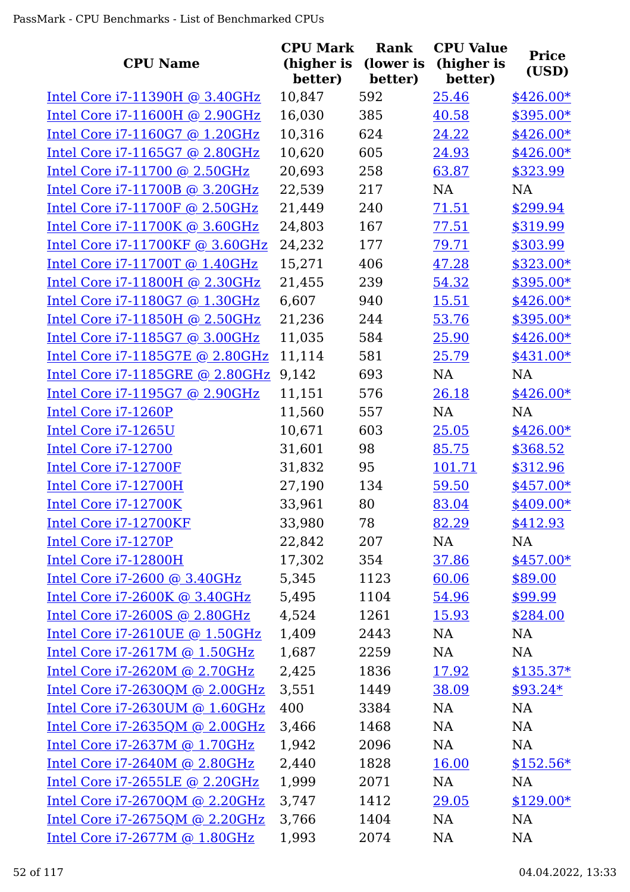| CPU Name | CPU Mark (higher is better) | Rank (lower is better) | CPU Value (higher is better) | Price (USD) |
|---|---|---|---|---|
| Intel Core i7-11390H @ 3.40GHz | 10,847 | 592 | 25.46 | $426.00* |
| Intel Core i7-11600H @ 2.90GHz | 16,030 | 385 | 40.58 | $395.00* |
| Intel Core i7-1160G7 @ 1.20GHz | 10,316 | 624 | 24.22 | $426.00* |
| Intel Core i7-1165G7 @ 2.80GHz | 10,620 | 605 | 24.93 | $426.00* |
| Intel Core i7-11700 @ 2.50GHz | 20,693 | 258 | 63.87 | $323.99 |
| Intel Core i7-11700B @ 3.20GHz | 22,539 | 217 | NA | NA |
| Intel Core i7-11700F @ 2.50GHz | 21,449 | 240 | 71.51 | $299.94 |
| Intel Core i7-11700K @ 3.60GHz | 24,803 | 167 | 77.51 | $319.99 |
| Intel Core i7-11700KF @ 3.60GHz | 24,232 | 177 | 79.71 | $303.99 |
| Intel Core i7-11700T @ 1.40GHz | 15,271 | 406 | 47.28 | $323.00* |
| Intel Core i7-11800H @ 2.30GHz | 21,455 | 239 | 54.32 | $395.00* |
| Intel Core i7-1180G7 @ 1.30GHz | 6,607 | 940 | 15.51 | $426.00* |
| Intel Core i7-11850H @ 2.50GHz | 21,236 | 244 | 53.76 | $395.00* |
| Intel Core i7-1185G7 @ 3.00GHz | 11,035 | 584 | 25.90 | $426.00* |
| Intel Core i7-1185G7E @ 2.80GHz | 11,114 | 581 | 25.79 | $431.00* |
| Intel Core i7-1185GRE @ 2.80GHz | 9,142 | 693 | NA | NA |
| Intel Core i7-1195G7 @ 2.90GHz | 11,151 | 576 | 26.18 | $426.00* |
| Intel Core i7-1260P | 11,560 | 557 | NA | NA |
| Intel Core i7-1265U | 10,671 | 603 | 25.05 | $426.00* |
| Intel Core i7-12700 | 31,601 | 98 | 85.75 | $368.52 |
| Intel Core i7-12700F | 31,832 | 95 | 101.71 | $312.96 |
| Intel Core i7-12700H | 27,190 | 134 | 59.50 | $457.00* |
| Intel Core i7-12700K | 33,961 | 80 | 83.04 | $409.00* |
| Intel Core i7-12700KF | 33,980 | 78 | 82.29 | $412.93 |
| Intel Core i7-1270P | 22,842 | 207 | NA | NA |
| Intel Core i7-12800H | 17,302 | 354 | 37.86 | $457.00* |
| Intel Core i7-2600 @ 3.40GHz | 5,345 | 1123 | 60.06 | $89.00 |
| Intel Core i7-2600K @ 3.40GHz | 5,495 | 1104 | 54.96 | $99.99 |
| Intel Core i7-2600S @ 2.80GHz | 4,524 | 1261 | 15.93 | $284.00 |
| Intel Core i7-2610UE @ 1.50GHz | 1,409 | 2443 | NA | NA |
| Intel Core i7-2617M @ 1.50GHz | 1,687 | 2259 | NA | NA |
| Intel Core i7-2620M @ 2.70GHz | 2,425 | 1836 | 17.92 | $135.37* |
| Intel Core i7-2630QM @ 2.00GHz | 3,551 | 1449 | 38.09 | $93.24* |
| Intel Core i7-2630UM @ 1.60GHz | 400 | 3384 | NA | NA |
| Intel Core i7-2635QM @ 2.00GHz | 3,466 | 1468 | NA | NA |
| Intel Core i7-2637M @ 1.70GHz | 1,942 | 2096 | NA | NA |
| Intel Core i7-2640M @ 2.80GHz | 2,440 | 1828 | 16.00 | $152.56* |
| Intel Core i7-2655LE @ 2.20GHz | 1,999 | 2071 | NA | NA |
| Intel Core i7-2670QM @ 2.20GHz | 3,747 | 1412 | 29.05 | $129.00* |
| Intel Core i7-2675QM @ 2.20GHz | 3,766 | 1404 | NA | NA |
| Intel Core i7-2677M @ 1.80GHz | 1,993 | 2074 | NA | NA |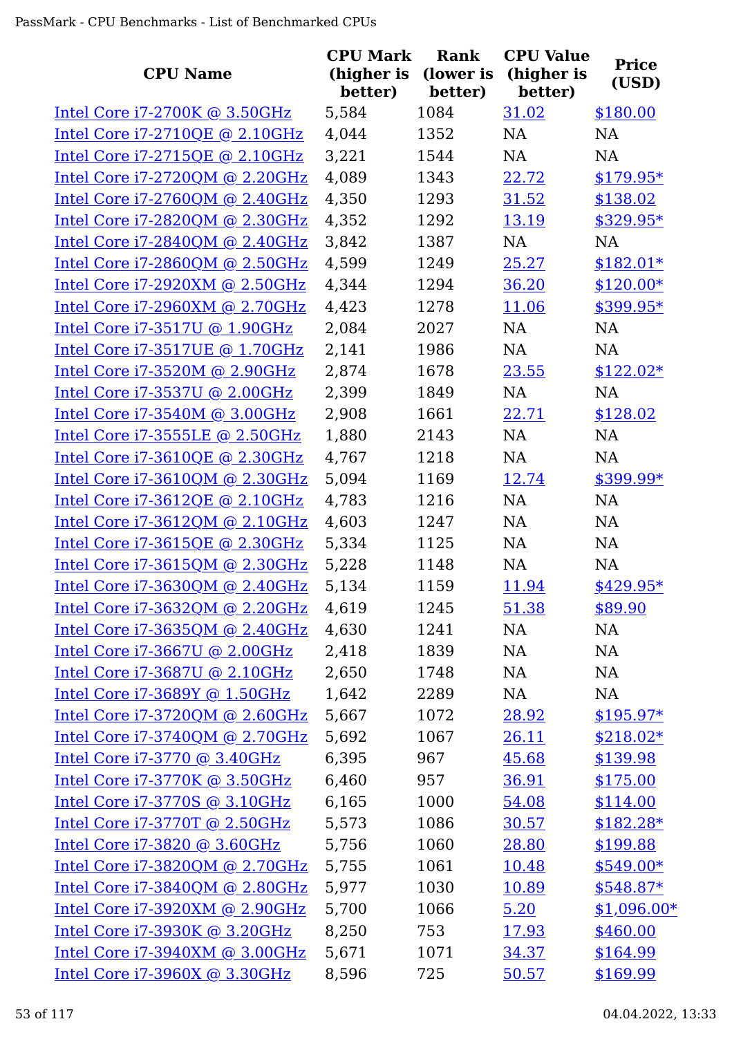| CPU Name | CPU Mark (higher is better) | Rank (lower is better) | CPU Value (higher is better) | Price (USD) |
|---|---|---|---|---|
| Intel Core i7-2700K @ 3.50GHz | 5,584 | 1084 | 31.02 | $180.00 |
| Intel Core i7-2710QE @ 2.10GHz | 4,044 | 1352 | NA | NA |
| Intel Core i7-2715QE @ 2.10GHz | 3,221 | 1544 | NA | NA |
| Intel Core i7-2720QM @ 2.20GHz | 4,089 | 1343 | 22.72 | $179.95* |
| Intel Core i7-2760QM @ 2.40GHz | 4,350 | 1293 | 31.52 | $138.02 |
| Intel Core i7-2820QM @ 2.30GHz | 4,352 | 1292 | 13.19 | $329.95* |
| Intel Core i7-2840QM @ 2.40GHz | 3,842 | 1387 | NA | NA |
| Intel Core i7-2860QM @ 2.50GHz | 4,599 | 1249 | 25.27 | $182.01* |
| Intel Core i7-2920XM @ 2.50GHz | 4,344 | 1294 | 36.20 | $120.00* |
| Intel Core i7-2960XM @ 2.70GHz | 4,423 | 1278 | 11.06 | $399.95* |
| Intel Core i7-3517U @ 1.90GHz | 2,084 | 2027 | NA | NA |
| Intel Core i7-3517UE @ 1.70GHz | 2,141 | 1986 | NA | NA |
| Intel Core i7-3520M @ 2.90GHz | 2,874 | 1678 | 23.55 | $122.02* |
| Intel Core i7-3537U @ 2.00GHz | 2,399 | 1849 | NA | NA |
| Intel Core i7-3540M @ 3.00GHz | 2,908 | 1661 | 22.71 | $128.02 |
| Intel Core i7-3555LE @ 2.50GHz | 1,880 | 2143 | NA | NA |
| Intel Core i7-3610QE @ 2.30GHz | 4,767 | 1218 | NA | NA |
| Intel Core i7-3610QM @ 2.30GHz | 5,094 | 1169 | 12.74 | $399.99* |
| Intel Core i7-3612QE @ 2.10GHz | 4,783 | 1216 | NA | NA |
| Intel Core i7-3612QM @ 2.10GHz | 4,603 | 1247 | NA | NA |
| Intel Core i7-3615QE @ 2.30GHz | 5,334 | 1125 | NA | NA |
| Intel Core i7-3615QM @ 2.30GHz | 5,228 | 1148 | NA | NA |
| Intel Core i7-3630QM @ 2.40GHz | 5,134 | 1159 | 11.94 | $429.95* |
| Intel Core i7-3632QM @ 2.20GHz | 4,619 | 1245 | 51.38 | $89.90 |
| Intel Core i7-3635QM @ 2.40GHz | 4,630 | 1241 | NA | NA |
| Intel Core i7-3667U @ 2.00GHz | 2,418 | 1839 | NA | NA |
| Intel Core i7-3687U @ 2.10GHz | 2,650 | 1748 | NA | NA |
| Intel Core i7-3689Y @ 1.50GHz | 1,642 | 2289 | NA | NA |
| Intel Core i7-3720QM @ 2.60GHz | 5,667 | 1072 | 28.92 | $195.97* |
| Intel Core i7-3740QM @ 2.70GHz | 5,692 | 1067 | 26.11 | $218.02* |
| Intel Core i7-3770 @ 3.40GHz | 6,395 | 967 | 45.68 | $139.98 |
| Intel Core i7-3770K @ 3.50GHz | 6,460 | 957 | 36.91 | $175.00 |
| Intel Core i7-3770S @ 3.10GHz | 6,165 | 1000 | 54.08 | $114.00 |
| Intel Core i7-3770T @ 2.50GHz | 5,573 | 1086 | 30.57 | $182.28* |
| Intel Core i7-3820 @ 3.60GHz | 5,756 | 1060 | 28.80 | $199.88 |
| Intel Core i7-3820QM @ 2.70GHz | 5,755 | 1061 | 10.48 | $549.00* |
| Intel Core i7-3840QM @ 2.80GHz | 5,977 | 1030 | 10.89 | $548.87* |
| Intel Core i7-3920XM @ 2.90GHz | 5,700 | 1066 | 5.20 | $1,096.00* |
| Intel Core i7-3930K @ 3.20GHz | 8,250 | 753 | 17.93 | $460.00 |
| Intel Core i7-3940XM @ 3.00GHz | 5,671 | 1071 | 34.37 | $164.99 |
| Intel Core i7-3960X @ 3.30GHz | 8,596 | 725 | 50.57 | $169.99 |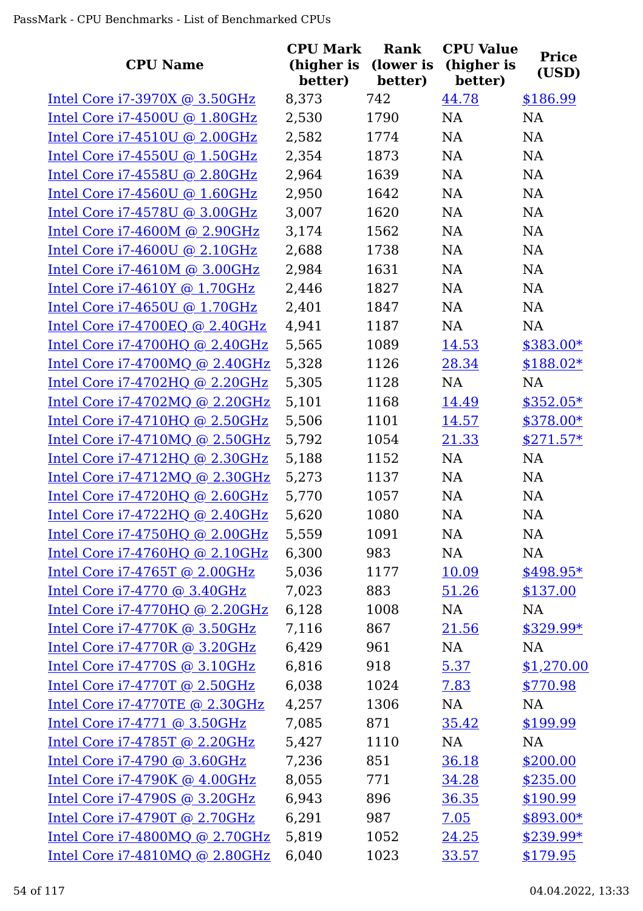| CPU Name | CPU Mark (higher is better) | Rank (lower is better) | CPU Value (higher is better) | Price (USD) |
|---|---|---|---|---|
| Intel Core i7-3970X @ 3.50GHz | 8,373 | 742 | 44.78 | $186.99 |
| Intel Core i7-4500U @ 1.80GHz | 2,530 | 1790 | NA | NA |
| Intel Core i7-4510U @ 2.00GHz | 2,582 | 1774 | NA | NA |
| Intel Core i7-4550U @ 1.50GHz | 2,354 | 1873 | NA | NA |
| Intel Core i7-4558U @ 2.80GHz | 2,964 | 1639 | NA | NA |
| Intel Core i7-4560U @ 1.60GHz | 2,950 | 1642 | NA | NA |
| Intel Core i7-4578U @ 3.00GHz | 3,007 | 1620 | NA | NA |
| Intel Core i7-4600M @ 2.90GHz | 3,174 | 1562 | NA | NA |
| Intel Core i7-4600U @ 2.10GHz | 2,688 | 1738 | NA | NA |
| Intel Core i7-4610M @ 3.00GHz | 2,984 | 1631 | NA | NA |
| Intel Core i7-4610Y @ 1.70GHz | 2,446 | 1827 | NA | NA |
| Intel Core i7-4650U @ 1.70GHz | 2,401 | 1847 | NA | NA |
| Intel Core i7-4700EQ @ 2.40GHz | 4,941 | 1187 | NA | NA |
| Intel Core i7-4700HQ @ 2.40GHz | 5,565 | 1089 | 14.53 | $383.00* |
| Intel Core i7-4700MQ @ 2.40GHz | 5,328 | 1126 | 28.34 | $188.02* |
| Intel Core i7-4702HQ @ 2.20GHz | 5,305 | 1128 | NA | NA |
| Intel Core i7-4702MQ @ 2.20GHz | 5,101 | 1168 | 14.49 | $352.05* |
| Intel Core i7-4710HQ @ 2.50GHz | 5,506 | 1101 | 14.57 | $378.00* |
| Intel Core i7-4710MQ @ 2.50GHz | 5,792 | 1054 | 21.33 | $271.57* |
| Intel Core i7-4712HQ @ 2.30GHz | 5,188 | 1152 | NA | NA |
| Intel Core i7-4712MQ @ 2.30GHz | 5,273 | 1137 | NA | NA |
| Intel Core i7-4720HQ @ 2.60GHz | 5,770 | 1057 | NA | NA |
| Intel Core i7-4722HQ @ 2.40GHz | 5,620 | 1080 | NA | NA |
| Intel Core i7-4750HQ @ 2.00GHz | 5,559 | 1091 | NA | NA |
| Intel Core i7-4760HQ @ 2.10GHz | 6,300 | 983 | NA | NA |
| Intel Core i7-4765T @ 2.00GHz | 5,036 | 1177 | 10.09 | $498.95* |
| Intel Core i7-4770 @ 3.40GHz | 7,023 | 883 | 51.26 | $137.00 |
| Intel Core i7-4770HQ @ 2.20GHz | 6,128 | 1008 | NA | NA |
| Intel Core i7-4770K @ 3.50GHz | 7,116 | 867 | 21.56 | $329.99* |
| Intel Core i7-4770R @ 3.20GHz | 6,429 | 961 | NA | NA |
| Intel Core i7-4770S @ 3.10GHz | 6,816 | 918 | 5.37 | $1,270.00 |
| Intel Core i7-4770T @ 2.50GHz | 6,038 | 1024 | 7.83 | $770.98 |
| Intel Core i7-4770TE @ 2.30GHz | 4,257 | 1306 | NA | NA |
| Intel Core i7-4771 @ 3.50GHz | 7,085 | 871 | 35.42 | $199.99 |
| Intel Core i7-4785T @ 2.20GHz | 5,427 | 1110 | NA | NA |
| Intel Core i7-4790 @ 3.60GHz | 7,236 | 851 | 36.18 | $200.00 |
| Intel Core i7-4790K @ 4.00GHz | 8,055 | 771 | 34.28 | $235.00 |
| Intel Core i7-4790S @ 3.20GHz | 6,943 | 896 | 36.35 | $190.99 |
| Intel Core i7-4790T @ 2.70GHz | 6,291 | 987 | 7.05 | $893.00* |
| Intel Core i7-4800MQ @ 2.70GHz | 5,819 | 1052 | 24.25 | $239.99* |
| Intel Core i7-4810MQ @ 2.80GHz | 6,040 | 1023 | 33.57 | $179.95 |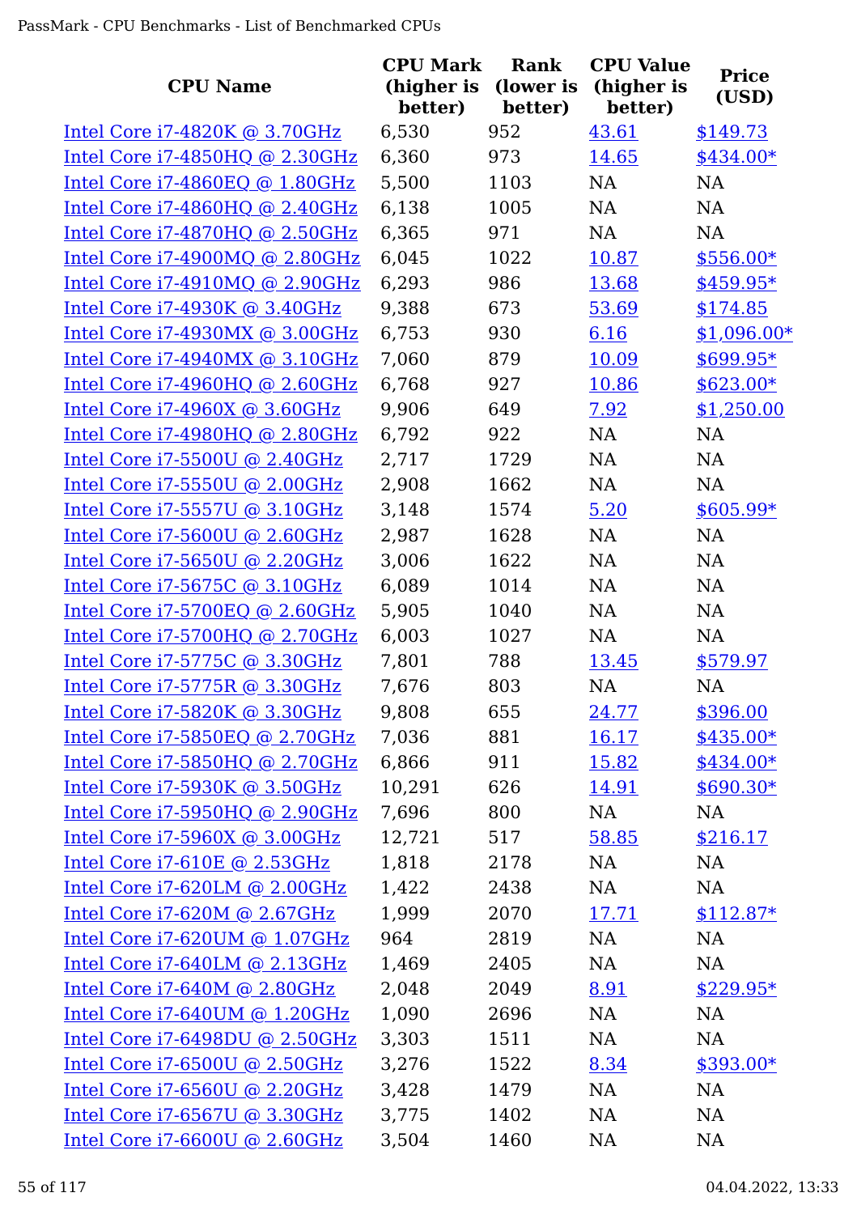| CPU Name | CPU Mark (higher is better) | Rank (lower is better) | CPU Value (higher is better) | Price (USD) |
|---|---|---|---|---|
| Intel Core i7-4820K @ 3.70GHz | 6,530 | 952 | 43.61 | $149.73 |
| Intel Core i7-4850HQ @ 2.30GHz | 6,360 | 973 | 14.65 | $434.00* |
| Intel Core i7-4860EQ @ 1.80GHz | 5,500 | 1103 | NA | NA |
| Intel Core i7-4860HQ @ 2.40GHz | 6,138 | 1005 | NA | NA |
| Intel Core i7-4870HQ @ 2.50GHz | 6,365 | 971 | NA | NA |
| Intel Core i7-4900MQ @ 2.80GHz | 6,045 | 1022 | 10.87 | $556.00* |
| Intel Core i7-4910MQ @ 2.90GHz | 6,293 | 986 | 13.68 | $459.95* |
| Intel Core i7-4930K @ 3.40GHz | 9,388 | 673 | 53.69 | $174.85 |
| Intel Core i7-4930MX @ 3.00GHz | 6,753 | 930 | 6.16 | $1,096.00* |
| Intel Core i7-4940MX @ 3.10GHz | 7,060 | 879 | 10.09 | $699.95* |
| Intel Core i7-4960HQ @ 2.60GHz | 6,768 | 927 | 10.86 | $623.00* |
| Intel Core i7-4960X @ 3.60GHz | 9,906 | 649 | 7.92 | $1,250.00 |
| Intel Core i7-4980HQ @ 2.80GHz | 6,792 | 922 | NA | NA |
| Intel Core i7-5500U @ 2.40GHz | 2,717 | 1729 | NA | NA |
| Intel Core i7-5550U @ 2.00GHz | 2,908 | 1662 | NA | NA |
| Intel Core i7-5557U @ 3.10GHz | 3,148 | 1574 | 5.20 | $605.99* |
| Intel Core i7-5600U @ 2.60GHz | 2,987 | 1628 | NA | NA |
| Intel Core i7-5650U @ 2.20GHz | 3,006 | 1622 | NA | NA |
| Intel Core i7-5675C @ 3.10GHz | 6,089 | 1014 | NA | NA |
| Intel Core i7-5700EQ @ 2.60GHz | 5,905 | 1040 | NA | NA |
| Intel Core i7-5700HQ @ 2.70GHz | 6,003 | 1027 | NA | NA |
| Intel Core i7-5775C @ 3.30GHz | 7,801 | 788 | 13.45 | $579.97 |
| Intel Core i7-5775R @ 3.30GHz | 7,676 | 803 | NA | NA |
| Intel Core i7-5820K @ 3.30GHz | 9,808 | 655 | 24.77 | $396.00 |
| Intel Core i7-5850EQ @ 2.70GHz | 7,036 | 881 | 16.17 | $435.00* |
| Intel Core i7-5850HQ @ 2.70GHz | 6,866 | 911 | 15.82 | $434.00* |
| Intel Core i7-5930K @ 3.50GHz | 10,291 | 626 | 14.91 | $690.30* |
| Intel Core i7-5950HQ @ 2.90GHz | 7,696 | 800 | NA | NA |
| Intel Core i7-5960X @ 3.00GHz | 12,721 | 517 | 58.85 | $216.17 |
| Intel Core i7-610E @ 2.53GHz | 1,818 | 2178 | NA | NA |
| Intel Core i7-620LM @ 2.00GHz | 1,422 | 2438 | NA | NA |
| Intel Core i7-620M @ 2.67GHz | 1,999 | 2070 | 17.71 | $112.87* |
| Intel Core i7-620UM @ 1.07GHz | 964 | 2819 | NA | NA |
| Intel Core i7-640LM @ 2.13GHz | 1,469 | 2405 | NA | NA |
| Intel Core i7-640M @ 2.80GHz | 2,048 | 2049 | 8.91 | $229.95* |
| Intel Core i7-640UM @ 1.20GHz | 1,090 | 2696 | NA | NA |
| Intel Core i7-6498DU @ 2.50GHz | 3,303 | 1511 | NA | NA |
| Intel Core i7-6500U @ 2.50GHz | 3,276 | 1522 | 8.34 | $393.00* |
| Intel Core i7-6560U @ 2.20GHz | 3,428 | 1479 | NA | NA |
| Intel Core i7-6567U @ 3.30GHz | 3,775 | 1402 | NA | NA |
| Intel Core i7-6600U @ 2.60GHz | 3,504 | 1460 | NA | NA |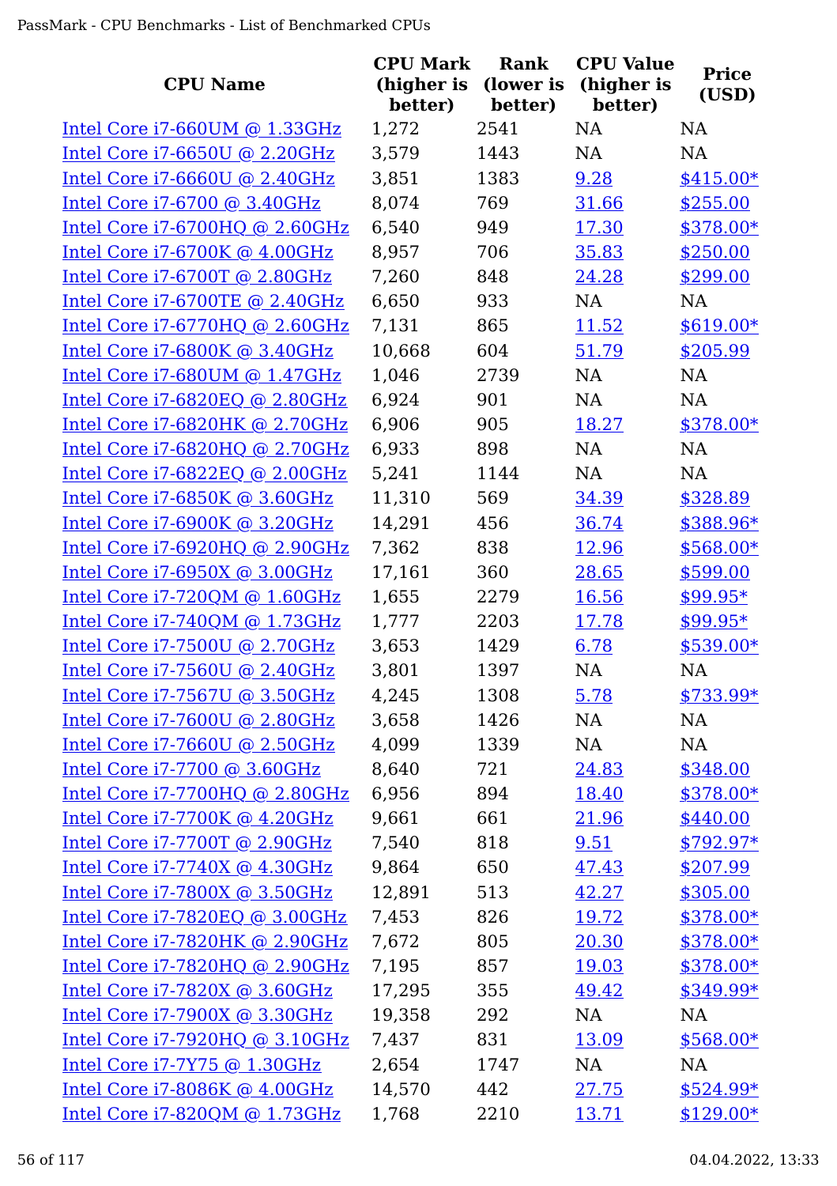| CPU Name | CPU Mark (higher is better) | Rank (lower is better) | CPU Value (higher is better) | Price (USD) |
|---|---|---|---|---|
| Intel Core i7-660UM @ 1.33GHz | 1,272 | 2541 | NA | NA |
| Intel Core i7-6650U @ 2.20GHz | 3,579 | 1443 | NA | NA |
| Intel Core i7-6660U @ 2.40GHz | 3,851 | 1383 | 9.28 | $415.00* |
| Intel Core i7-6700 @ 3.40GHz | 8,074 | 769 | 31.66 | $255.00 |
| Intel Core i7-6700HQ @ 2.60GHz | 6,540 | 949 | 17.30 | $378.00* |
| Intel Core i7-6700K @ 4.00GHz | 8,957 | 706 | 35.83 | $250.00 |
| Intel Core i7-6700T @ 2.80GHz | 7,260 | 848 | 24.28 | $299.00 |
| Intel Core i7-6700TE @ 2.40GHz | 6,650 | 933 | NA | NA |
| Intel Core i7-6770HQ @ 2.60GHz | 7,131 | 865 | 11.52 | $619.00* |
| Intel Core i7-6800K @ 3.40GHz | 10,668 | 604 | 51.79 | $205.99 |
| Intel Core i7-680UM @ 1.47GHz | 1,046 | 2739 | NA | NA |
| Intel Core i7-6820EQ @ 2.80GHz | 6,924 | 901 | NA | NA |
| Intel Core i7-6820HK @ 2.70GHz | 6,906 | 905 | 18.27 | $378.00* |
| Intel Core i7-6820HQ @ 2.70GHz | 6,933 | 898 | NA | NA |
| Intel Core i7-6822EQ @ 2.00GHz | 5,241 | 1144 | NA | NA |
| Intel Core i7-6850K @ 3.60GHz | 11,310 | 569 | 34.39 | $328.89 |
| Intel Core i7-6900K @ 3.20GHz | 14,291 | 456 | 36.74 | $388.96* |
| Intel Core i7-6920HQ @ 2.90GHz | 7,362 | 838 | 12.96 | $568.00* |
| Intel Core i7-6950X @ 3.00GHz | 17,161 | 360 | 28.65 | $599.00 |
| Intel Core i7-720QM @ 1.60GHz | 1,655 | 2279 | 16.56 | $99.95* |
| Intel Core i7-740QM @ 1.73GHz | 1,777 | 2203 | 17.78 | $99.95* |
| Intel Core i7-7500U @ 2.70GHz | 3,653 | 1429 | 6.78 | $539.00* |
| Intel Core i7-7560U @ 2.40GHz | 3,801 | 1397 | NA | NA |
| Intel Core i7-7567U @ 3.50GHz | 4,245 | 1308 | 5.78 | $733.99* |
| Intel Core i7-7600U @ 2.80GHz | 3,658 | 1426 | NA | NA |
| Intel Core i7-7660U @ 2.50GHz | 4,099 | 1339 | NA | NA |
| Intel Core i7-7700 @ 3.60GHz | 8,640 | 721 | 24.83 | $348.00 |
| Intel Core i7-7700HQ @ 2.80GHz | 6,956 | 894 | 18.40 | $378.00* |
| Intel Core i7-7700K @ 4.20GHz | 9,661 | 661 | 21.96 | $440.00 |
| Intel Core i7-7700T @ 2.90GHz | 7,540 | 818 | 9.51 | $792.97* |
| Intel Core i7-7740X @ 4.30GHz | 9,864 | 650 | 47.43 | $207.99 |
| Intel Core i7-7800X @ 3.50GHz | 12,891 | 513 | 42.27 | $305.00 |
| Intel Core i7-7820EQ @ 3.00GHz | 7,453 | 826 | 19.72 | $378.00* |
| Intel Core i7-7820HK @ 2.90GHz | 7,672 | 805 | 20.30 | $378.00* |
| Intel Core i7-7820HQ @ 2.90GHz | 7,195 | 857 | 19.03 | $378.00* |
| Intel Core i7-7820X @ 3.60GHz | 17,295 | 355 | 49.42 | $349.99* |
| Intel Core i7-7900X @ 3.30GHz | 19,358 | 292 | NA | NA |
| Intel Core i7-7920HQ @ 3.10GHz | 7,437 | 831 | 13.09 | $568.00* |
| Intel Core i7-7Y75 @ 1.30GHz | 2,654 | 1747 | NA | NA |
| Intel Core i7-8086K @ 4.00GHz | 14,570 | 442 | 27.75 | $524.99* |
| Intel Core i7-820QM @ 1.73GHz | 1,768 | 2210 | 13.71 | $129.00* |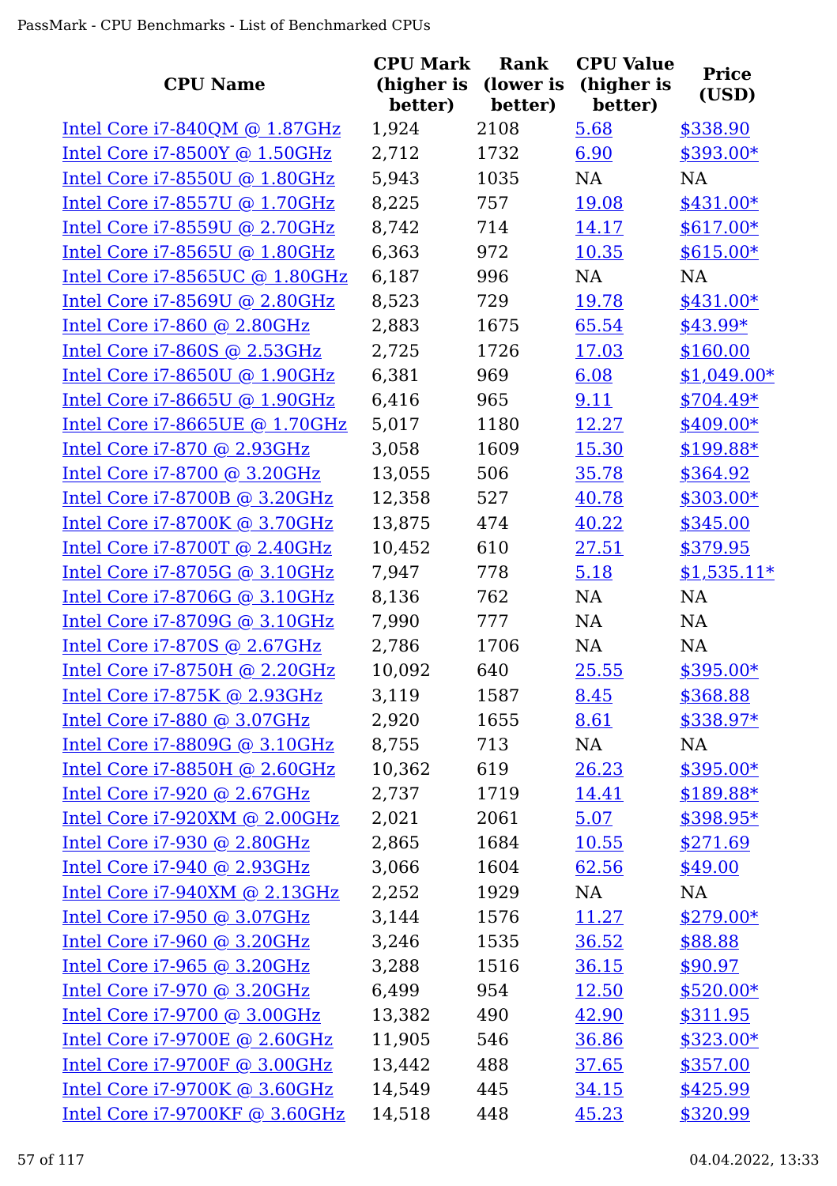| CPU Name | CPU Mark (higher is better) | Rank (lower is better) | CPU Value (higher is better) | Price (USD) |
|---|---|---|---|---|
| Intel Core i7-840QM @ 1.87GHz | 1,924 | 2108 | 5.68 | $338.90 |
| Intel Core i7-8500Y @ 1.50GHz | 2,712 | 1732 | 6.90 | $393.00* |
| Intel Core i7-8550U @ 1.80GHz | 5,943 | 1035 | NA | NA |
| Intel Core i7-8557U @ 1.70GHz | 8,225 | 757 | 19.08 | $431.00* |
| Intel Core i7-8559U @ 2.70GHz | 8,742 | 714 | 14.17 | $617.00* |
| Intel Core i7-8565U @ 1.80GHz | 6,363 | 972 | 10.35 | $615.00* |
| Intel Core i7-8565UC @ 1.80GHz | 6,187 | 996 | NA | NA |
| Intel Core i7-8569U @ 2.80GHz | 8,523 | 729 | 19.78 | $431.00* |
| Intel Core i7-860 @ 2.80GHz | 2,883 | 1675 | 65.54 | $43.99* |
| Intel Core i7-860S @ 2.53GHz | 2,725 | 1726 | 17.03 | $160.00 |
| Intel Core i7-8650U @ 1.90GHz | 6,381 | 969 | 6.08 | $1,049.00* |
| Intel Core i7-8665U @ 1.90GHz | 6,416 | 965 | 9.11 | $704.49* |
| Intel Core i7-8665UE @ 1.70GHz | 5,017 | 1180 | 12.27 | $409.00* |
| Intel Core i7-870 @ 2.93GHz | 3,058 | 1609 | 15.30 | $199.88* |
| Intel Core i7-8700 @ 3.20GHz | 13,055 | 506 | 35.78 | $364.92 |
| Intel Core i7-8700B @ 3.20GHz | 12,358 | 527 | 40.78 | $303.00* |
| Intel Core i7-8700K @ 3.70GHz | 13,875 | 474 | 40.22 | $345.00 |
| Intel Core i7-8700T @ 2.40GHz | 10,452 | 610 | 27.51 | $379.95 |
| Intel Core i7-8705G @ 3.10GHz | 7,947 | 778 | 5.18 | $1,535.11* |
| Intel Core i7-8706G @ 3.10GHz | 8,136 | 762 | NA | NA |
| Intel Core i7-8709G @ 3.10GHz | 7,990 | 777 | NA | NA |
| Intel Core i7-870S @ 2.67GHz | 2,786 | 1706 | NA | NA |
| Intel Core i7-8750H @ 2.20GHz | 10,092 | 640 | 25.55 | $395.00* |
| Intel Core i7-875K @ 2.93GHz | 3,119 | 1587 | 8.45 | $368.88 |
| Intel Core i7-880 @ 3.07GHz | 2,920 | 1655 | 8.61 | $338.97* |
| Intel Core i7-8809G @ 3.10GHz | 8,755 | 713 | NA | NA |
| Intel Core i7-8850H @ 2.60GHz | 10,362 | 619 | 26.23 | $395.00* |
| Intel Core i7-920 @ 2.67GHz | 2,737 | 1719 | 14.41 | $189.88* |
| Intel Core i7-920XM @ 2.00GHz | 2,021 | 2061 | 5.07 | $398.95* |
| Intel Core i7-930 @ 2.80GHz | 2,865 | 1684 | 10.55 | $271.69 |
| Intel Core i7-940 @ 2.93GHz | 3,066 | 1604 | 62.56 | $49.00 |
| Intel Core i7-940XM @ 2.13GHz | 2,252 | 1929 | NA | NA |
| Intel Core i7-950 @ 3.07GHz | 3,144 | 1576 | 11.27 | $279.00* |
| Intel Core i7-960 @ 3.20GHz | 3,246 | 1535 | 36.52 | $88.88 |
| Intel Core i7-965 @ 3.20GHz | 3,288 | 1516 | 36.15 | $90.97 |
| Intel Core i7-970 @ 3.20GHz | 6,499 | 954 | 12.50 | $520.00* |
| Intel Core i7-9700 @ 3.00GHz | 13,382 | 490 | 42.90 | $311.95 |
| Intel Core i7-9700E @ 2.60GHz | 11,905 | 546 | 36.86 | $323.00* |
| Intel Core i7-9700F @ 3.00GHz | 13,442 | 488 | 37.65 | $357.00 |
| Intel Core i7-9700K @ 3.60GHz | 14,549 | 445 | 34.15 | $425.99 |
| Intel Core i7-9700KF @ 3.60GHz | 14,518 | 448 | 45.23 | $320.99 |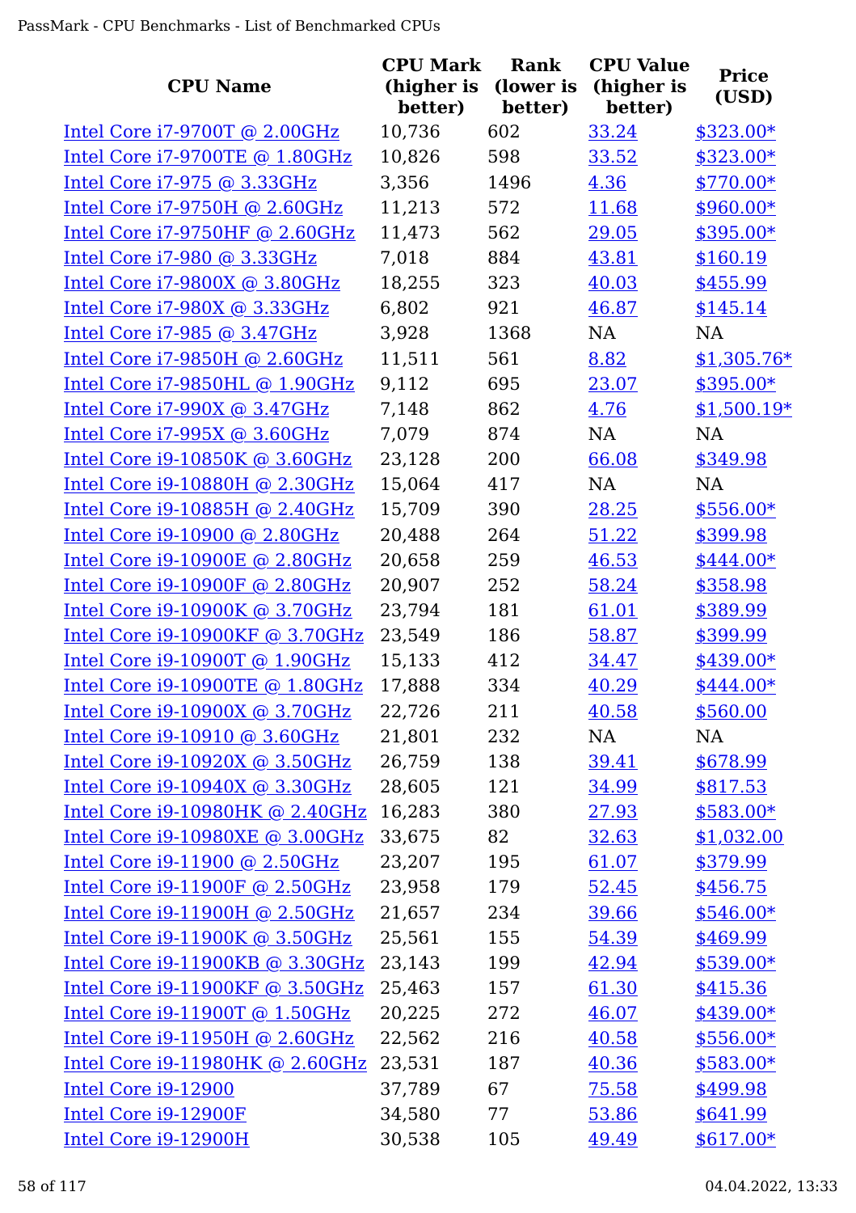| CPU Name | CPU Mark (higher is better) | Rank (lower is better) | CPU Value (higher is better) | Price (USD) |
|---|---|---|---|---|
| Intel Core i7-9700T @ 2.00GHz | 10,736 | 602 | 33.24 | $323.00* |
| Intel Core i7-9700TE @ 1.80GHz | 10,826 | 598 | 33.52 | $323.00* |
| Intel Core i7-975 @ 3.33GHz | 3,356 | 1496 | 4.36 | $770.00* |
| Intel Core i7-9750H @ 2.60GHz | 11,213 | 572 | 11.68 | $960.00* |
| Intel Core i7-9750HF @ 2.60GHz | 11,473 | 562 | 29.05 | $395.00* |
| Intel Core i7-980 @ 3.33GHz | 7,018 | 884 | 43.81 | $160.19 |
| Intel Core i7-9800X @ 3.80GHz | 18,255 | 323 | 40.03 | $455.99 |
| Intel Core i7-980X @ 3.33GHz | 6,802 | 921 | 46.87 | $145.14 |
| Intel Core i7-985 @ 3.47GHz | 3,928 | 1368 | NA | NA |
| Intel Core i7-9850H @ 2.60GHz | 11,511 | 561 | 8.82 | $1,305.76* |
| Intel Core i7-9850HL @ 1.90GHz | 9,112 | 695 | 23.07 | $395.00* |
| Intel Core i7-990X @ 3.47GHz | 7,148 | 862 | 4.76 | $1,500.19* |
| Intel Core i7-995X @ 3.60GHz | 7,079 | 874 | NA | NA |
| Intel Core i9-10850K @ 3.60GHz | 23,128 | 200 | 66.08 | $349.98 |
| Intel Core i9-10880H @ 2.30GHz | 15,064 | 417 | NA | NA |
| Intel Core i9-10885H @ 2.40GHz | 15,709 | 390 | 28.25 | $556.00* |
| Intel Core i9-10900 @ 2.80GHz | 20,488 | 264 | 51.22 | $399.98 |
| Intel Core i9-10900E @ 2.80GHz | 20,658 | 259 | 46.53 | $444.00* |
| Intel Core i9-10900F @ 2.80GHz | 20,907 | 252 | 58.24 | $358.98 |
| Intel Core i9-10900K @ 3.70GHz | 23,794 | 181 | 61.01 | $389.99 |
| Intel Core i9-10900KF @ 3.70GHz | 23,549 | 186 | 58.87 | $399.99 |
| Intel Core i9-10900T @ 1.90GHz | 15,133 | 412 | 34.47 | $439.00* |
| Intel Core i9-10900TE @ 1.80GHz | 17,888 | 334 | 40.29 | $444.00* |
| Intel Core i9-10900X @ 3.70GHz | 22,726 | 211 | 40.58 | $560.00 |
| Intel Core i9-10910 @ 3.60GHz | 21,801 | 232 | NA | NA |
| Intel Core i9-10920X @ 3.50GHz | 26,759 | 138 | 39.41 | $678.99 |
| Intel Core i9-10940X @ 3.30GHz | 28,605 | 121 | 34.99 | $817.53 |
| Intel Core i9-10980HK @ 2.40GHz | 16,283 | 380 | 27.93 | $583.00* |
| Intel Core i9-10980XE @ 3.00GHz | 33,675 | 82 | 32.63 | $1,032.00 |
| Intel Core i9-11900 @ 2.50GHz | 23,207 | 195 | 61.07 | $379.99 |
| Intel Core i9-11900F @ 2.50GHz | 23,958 | 179 | 52.45 | $456.75 |
| Intel Core i9-11900H @ 2.50GHz | 21,657 | 234 | 39.66 | $546.00* |
| Intel Core i9-11900K @ 3.50GHz | 25,561 | 155 | 54.39 | $469.99 |
| Intel Core i9-11900KB @ 3.30GHz | 23,143 | 199 | 42.94 | $539.00* |
| Intel Core i9-11900KF @ 3.50GHz | 25,463 | 157 | 61.30 | $415.36 |
| Intel Core i9-11900T @ 1.50GHz | 20,225 | 272 | 46.07 | $439.00* |
| Intel Core i9-11950H @ 2.60GHz | 22,562 | 216 | 40.58 | $556.00* |
| Intel Core i9-11980HK @ 2.60GHz | 23,531 | 187 | 40.36 | $583.00* |
| Intel Core i9-12900 | 37,789 | 67 | 75.58 | $499.98 |
| Intel Core i9-12900F | 34,580 | 77 | 53.86 | $641.99 |
| Intel Core i9-12900H | 30,538 | 105 | 49.49 | $617.00* |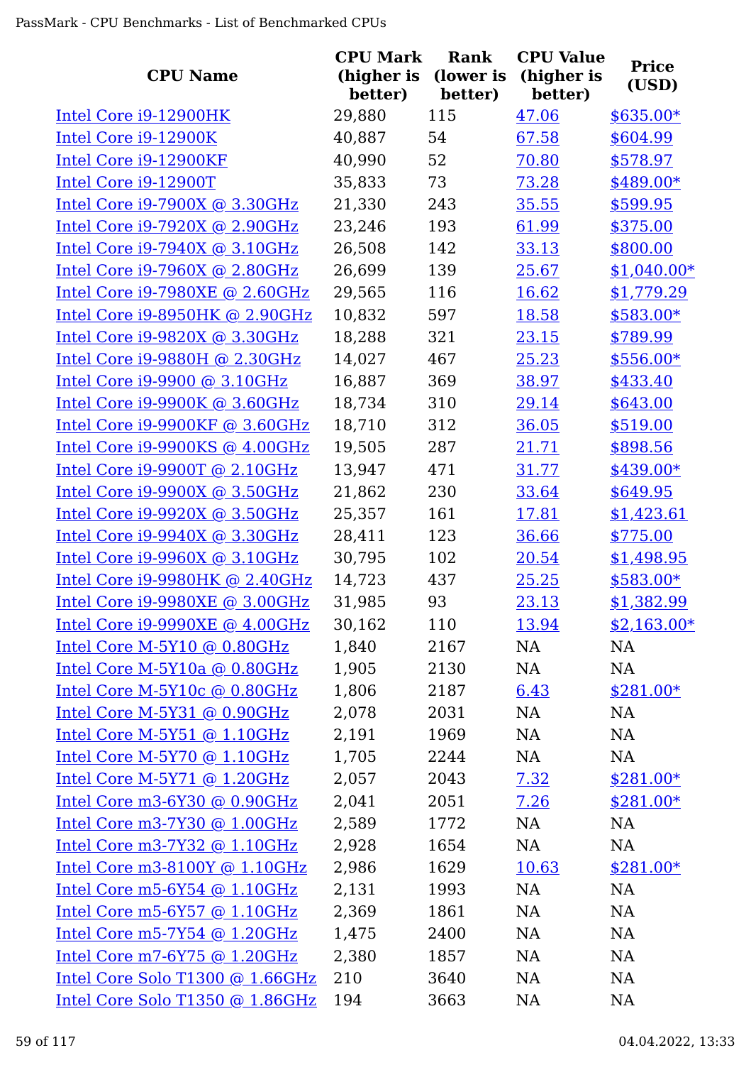| CPU Name | CPU Mark (higher is better) | Rank (lower is better) | CPU Value (higher is better) | Price (USD) |
|---|---|---|---|---|
| Intel Core i9-12900HK | 29,880 | 115 | 47.06 | $635.00* |
| Intel Core i9-12900K | 40,887 | 54 | 67.58 | $604.99 |
| Intel Core i9-12900KF | 40,990 | 52 | 70.80 | $578.97 |
| Intel Core i9-12900T | 35,833 | 73 | 73.28 | $489.00* |
| Intel Core i9-7900X @ 3.30GHz | 21,330 | 243 | 35.55 | $599.95 |
| Intel Core i9-7920X @ 2.90GHz | 23,246 | 193 | 61.99 | $375.00 |
| Intel Core i9-7940X @ 3.10GHz | 26,508 | 142 | 33.13 | $800.00 |
| Intel Core i9-7960X @ 2.80GHz | 26,699 | 139 | 25.67 | $1,040.00* |
| Intel Core i9-7980XE @ 2.60GHz | 29,565 | 116 | 16.62 | $1,779.29 |
| Intel Core i9-8950HK @ 2.90GHz | 10,832 | 597 | 18.58 | $583.00* |
| Intel Core i9-9820X @ 3.30GHz | 18,288 | 321 | 23.15 | $789.99 |
| Intel Core i9-9880H @ 2.30GHz | 14,027 | 467 | 25.23 | $556.00* |
| Intel Core i9-9900 @ 3.10GHz | 16,887 | 369 | 38.97 | $433.40 |
| Intel Core i9-9900K @ 3.60GHz | 18,734 | 310 | 29.14 | $643.00 |
| Intel Core i9-9900KF @ 3.60GHz | 18,710 | 312 | 36.05 | $519.00 |
| Intel Core i9-9900KS @ 4.00GHz | 19,505 | 287 | 21.71 | $898.56 |
| Intel Core i9-9900T @ 2.10GHz | 13,947 | 471 | 31.77 | $439.00* |
| Intel Core i9-9900X @ 3.50GHz | 21,862 | 230 | 33.64 | $649.95 |
| Intel Core i9-9920X @ 3.50GHz | 25,357 | 161 | 17.81 | $1,423.61 |
| Intel Core i9-9940X @ 3.30GHz | 28,411 | 123 | 36.66 | $775.00 |
| Intel Core i9-9960X @ 3.10GHz | 30,795 | 102 | 20.54 | $1,498.95 |
| Intel Core i9-9980HK @ 2.40GHz | 14,723 | 437 | 25.25 | $583.00* |
| Intel Core i9-9980XE @ 3.00GHz | 31,985 | 93 | 23.13 | $1,382.99 |
| Intel Core i9-9990XE @ 4.00GHz | 30,162 | 110 | 13.94 | $2,163.00* |
| Intel Core M-5Y10 @ 0.80GHz | 1,840 | 2167 | NA | NA |
| Intel Core M-5Y10a @ 0.80GHz | 1,905 | 2130 | NA | NA |
| Intel Core M-5Y10c @ 0.80GHz | 1,806 | 2187 | 6.43 | $281.00* |
| Intel Core M-5Y31 @ 0.90GHz | 2,078 | 2031 | NA | NA |
| Intel Core M-5Y51 @ 1.10GHz | 2,191 | 1969 | NA | NA |
| Intel Core M-5Y70 @ 1.10GHz | 1,705 | 2244 | NA | NA |
| Intel Core M-5Y71 @ 1.20GHz | 2,057 | 2043 | 7.32 | $281.00* |
| Intel Core m3-6Y30 @ 0.90GHz | 2,041 | 2051 | 7.26 | $281.00* |
| Intel Core m3-7Y30 @ 1.00GHz | 2,589 | 1772 | NA | NA |
| Intel Core m3-7Y32 @ 1.10GHz | 2,928 | 1654 | NA | NA |
| Intel Core m3-8100Y @ 1.10GHz | 2,986 | 1629 | 10.63 | $281.00* |
| Intel Core m5-6Y54 @ 1.10GHz | 2,131 | 1993 | NA | NA |
| Intel Core m5-6Y57 @ 1.10GHz | 2,369 | 1861 | NA | NA |
| Intel Core m5-7Y54 @ 1.20GHz | 1,475 | 2400 | NA | NA |
| Intel Core m7-6Y75 @ 1.20GHz | 2,380 | 1857 | NA | NA |
| Intel Core Solo T1300 @ 1.66GHz | 210 | 3640 | NA | NA |
| Intel Core Solo T1350 @ 1.86GHz | 194 | 3663 | NA | NA |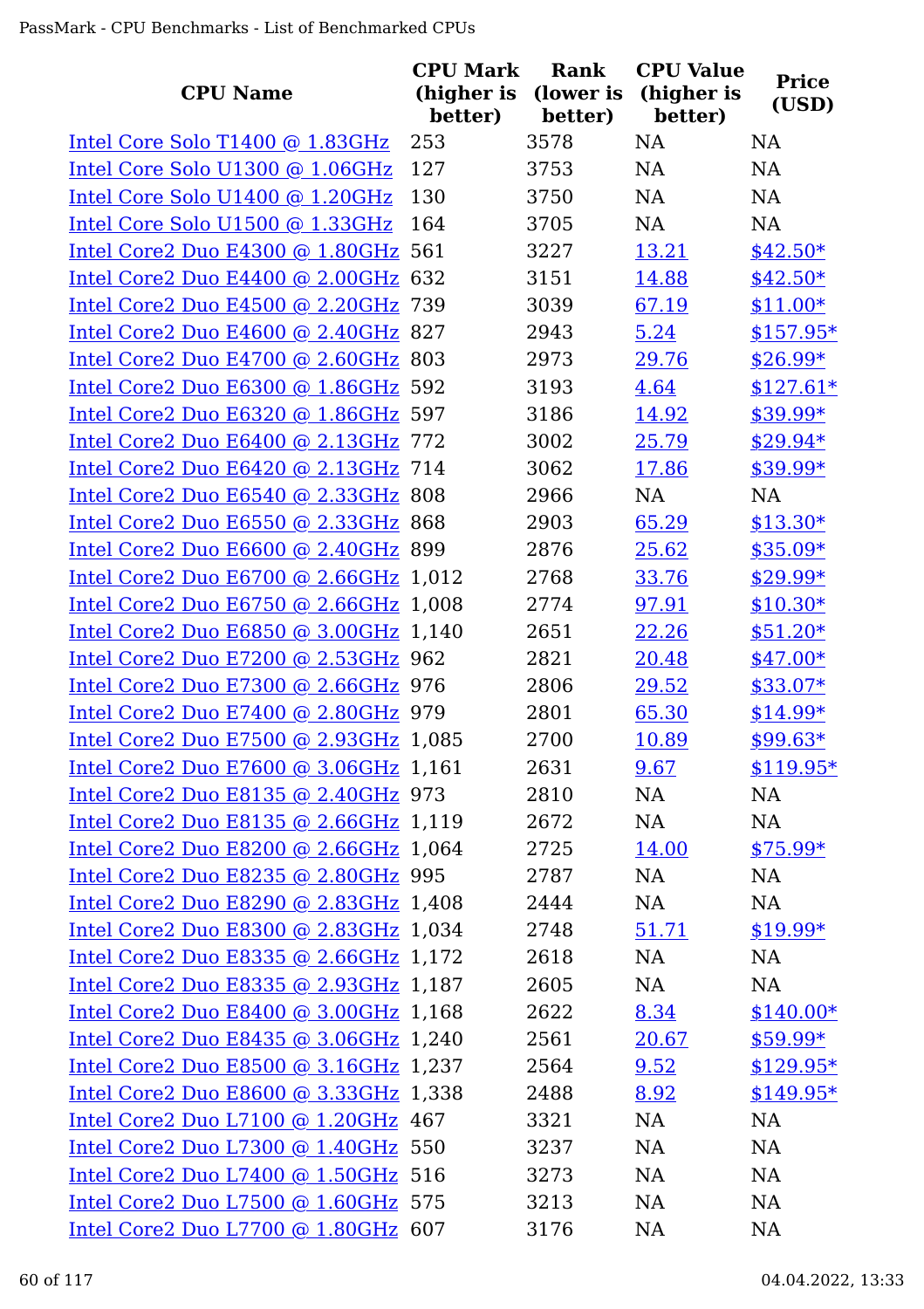| CPU Name | CPU Mark (higher is better) | Rank (lower is better) | CPU Value (higher is better) | Price (USD) |
| --- | --- | --- | --- | --- |
| Intel Core Solo T1400 @ 1.83GHz | 253 | 3578 | NA | NA |
| Intel Core Solo U1300 @ 1.06GHz | 127 | 3753 | NA | NA |
| Intel Core Solo U1400 @ 1.20GHz | 130 | 3750 | NA | NA |
| Intel Core Solo U1500 @ 1.33GHz | 164 | 3705 | NA | NA |
| Intel Core2 Duo E4300 @ 1.80GHz | 561 | 3227 | 13.21 | $42.50* |
| Intel Core2 Duo E4400 @ 2.00GHz | 632 | 3151 | 14.88 | $42.50* |
| Intel Core2 Duo E4500 @ 2.20GHz | 739 | 3039 | 67.19 | $11.00* |
| Intel Core2 Duo E4600 @ 2.40GHz | 827 | 2943 | 5.24 | $157.95* |
| Intel Core2 Duo E4700 @ 2.60GHz | 803 | 2973 | 29.76 | $26.99* |
| Intel Core2 Duo E6300 @ 1.86GHz | 592 | 3193 | 4.64 | $127.61* |
| Intel Core2 Duo E6320 @ 1.86GHz | 597 | 3186 | 14.92 | $39.99* |
| Intel Core2 Duo E6400 @ 2.13GHz | 772 | 3002 | 25.79 | $29.94* |
| Intel Core2 Duo E6420 @ 2.13GHz | 714 | 3062 | 17.86 | $39.99* |
| Intel Core2 Duo E6540 @ 2.33GHz | 808 | 2966 | NA | NA |
| Intel Core2 Duo E6550 @ 2.33GHz | 868 | 2903 | 65.29 | $13.30* |
| Intel Core2 Duo E6600 @ 2.40GHz | 899 | 2876 | 25.62 | $35.09* |
| Intel Core2 Duo E6700 @ 2.66GHz | 1,012 | 2768 | 33.76 | $29.99* |
| Intel Core2 Duo E6750 @ 2.66GHz | 1,008 | 2774 | 97.91 | $10.30* |
| Intel Core2 Duo E6850 @ 3.00GHz | 1,140 | 2651 | 22.26 | $51.20* |
| Intel Core2 Duo E7200 @ 2.53GHz | 962 | 2821 | 20.48 | $47.00* |
| Intel Core2 Duo E7300 @ 2.66GHz | 976 | 2806 | 29.52 | $33.07* |
| Intel Core2 Duo E7400 @ 2.80GHz | 979 | 2801 | 65.30 | $14.99* |
| Intel Core2 Duo E7500 @ 2.93GHz | 1,085 | 2700 | 10.89 | $99.63* |
| Intel Core2 Duo E7600 @ 3.06GHz | 1,161 | 2631 | 9.67 | $119.95* |
| Intel Core2 Duo E8135 @ 2.40GHz | 973 | 2810 | NA | NA |
| Intel Core2 Duo E8135 @ 2.66GHz | 1,119 | 2672 | NA | NA |
| Intel Core2 Duo E8200 @ 2.66GHz | 1,064 | 2725 | 14.00 | $75.99* |
| Intel Core2 Duo E8235 @ 2.80GHz | 995 | 2787 | NA | NA |
| Intel Core2 Duo E8290 @ 2.83GHz | 1,408 | 2444 | NA | NA |
| Intel Core2 Duo E8300 @ 2.83GHz | 1,034 | 2748 | 51.71 | $19.99* |
| Intel Core2 Duo E8335 @ 2.66GHz | 1,172 | 2618 | NA | NA |
| Intel Core2 Duo E8335 @ 2.93GHz | 1,187 | 2605 | NA | NA |
| Intel Core2 Duo E8400 @ 3.00GHz | 1,168 | 2622 | 8.34 | $140.00* |
| Intel Core2 Duo E8435 @ 3.06GHz | 1,240 | 2561 | 20.67 | $59.99* |
| Intel Core2 Duo E8500 @ 3.16GHz | 1,237 | 2564 | 9.52 | $129.95* |
| Intel Core2 Duo E8600 @ 3.33GHz | 1,338 | 2488 | 8.92 | $149.95* |
| Intel Core2 Duo L7100 @ 1.20GHz | 467 | 3321 | NA | NA |
| Intel Core2 Duo L7300 @ 1.40GHz | 550 | 3237 | NA | NA |
| Intel Core2 Duo L7400 @ 1.50GHz | 516 | 3273 | NA | NA |
| Intel Core2 Duo L7500 @ 1.60GHz | 575 | 3213 | NA | NA |
| Intel Core2 Duo L7700 @ 1.80GHz | 607 | 3176 | NA | NA |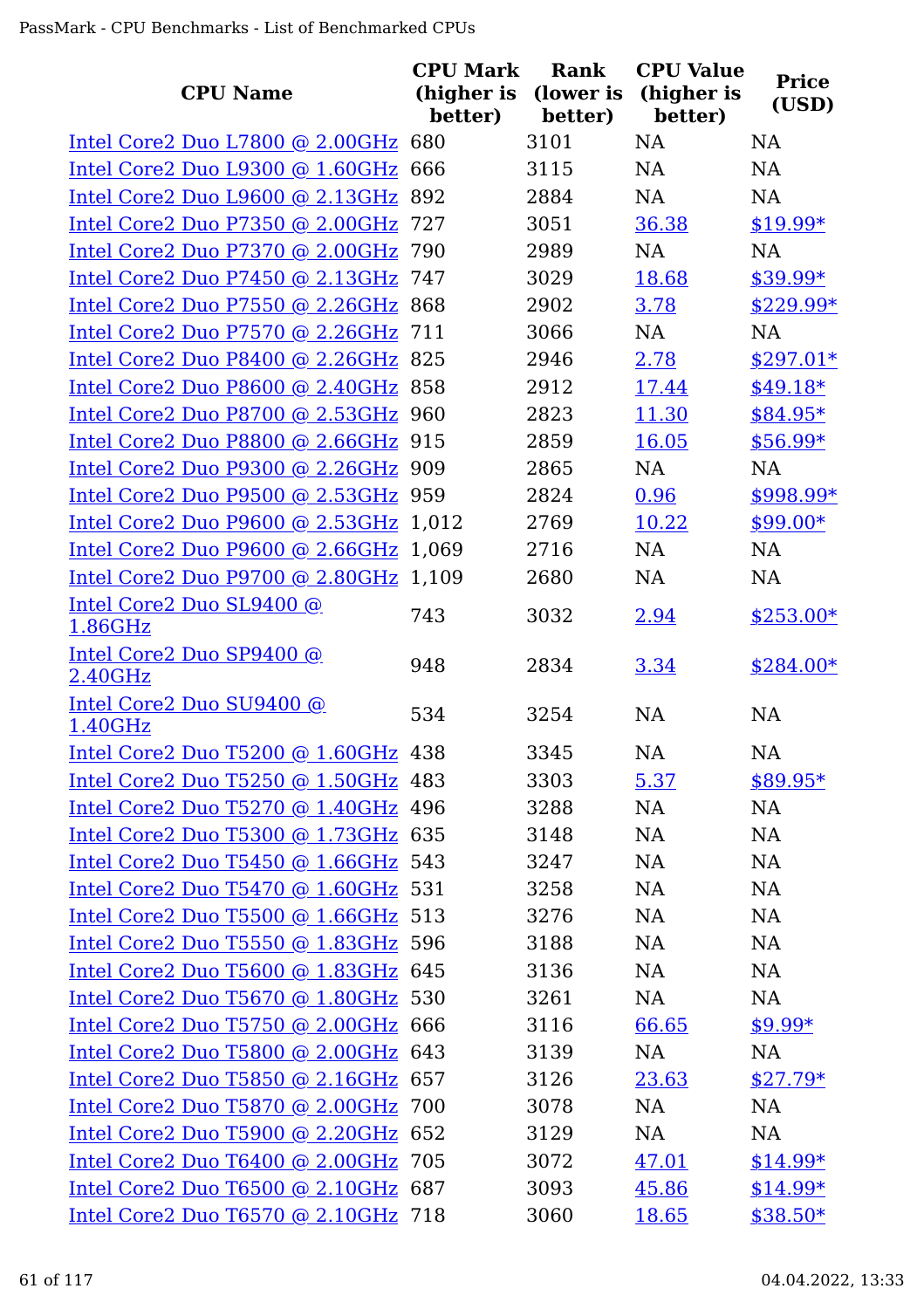| CPU Name | CPU Mark (higher is better) | Rank (lower is better) | CPU Value (higher is better) | Price (USD) |
|---|---|---|---|---|
| Intel Core2 Duo L7800 @ 2.00GHz | 680 | 3101 | NA | NA |
| Intel Core2 Duo L9300 @ 1.60GHz | 666 | 3115 | NA | NA |
| Intel Core2 Duo L9600 @ 2.13GHz | 892 | 2884 | NA | NA |
| Intel Core2 Duo P7350 @ 2.00GHz | 727 | 3051 | 36.38 | $19.99* |
| Intel Core2 Duo P7370 @ 2.00GHz | 790 | 2989 | NA | NA |
| Intel Core2 Duo P7450 @ 2.13GHz | 747 | 3029 | 18.68 | $39.99* |
| Intel Core2 Duo P7550 @ 2.26GHz | 868 | 2902 | 3.78 | $229.99* |
| Intel Core2 Duo P7570 @ 2.26GHz | 711 | 3066 | NA | NA |
| Intel Core2 Duo P8400 @ 2.26GHz | 825 | 2946 | 2.78 | $297.01* |
| Intel Core2 Duo P8600 @ 2.40GHz | 858 | 2912 | 17.44 | $49.18* |
| Intel Core2 Duo P8700 @ 2.53GHz | 960 | 2823 | 11.30 | $84.95* |
| Intel Core2 Duo P8800 @ 2.66GHz | 915 | 2859 | 16.05 | $56.99* |
| Intel Core2 Duo P9300 @ 2.26GHz | 909 | 2865 | NA | NA |
| Intel Core2 Duo P9500 @ 2.53GHz | 959 | 2824 | 0.96 | $998.99* |
| Intel Core2 Duo P9600 @ 2.53GHz | 1,012 | 2769 | 10.22 | $99.00* |
| Intel Core2 Duo P9600 @ 2.66GHz | 1,069 | 2716 | NA | NA |
| Intel Core2 Duo P9700 @ 2.80GHz | 1,109 | 2680 | NA | NA |
| Intel Core2 Duo SL9400 @ 1.86GHz | 743 | 3032 | 2.94 | $253.00* |
| Intel Core2 Duo SP9400 @ 2.40GHz | 948 | 2834 | 3.34 | $284.00* |
| Intel Core2 Duo SU9400 @ 1.40GHz | 534 | 3254 | NA | NA |
| Intel Core2 Duo T5200 @ 1.60GHz | 438 | 3345 | NA | NA |
| Intel Core2 Duo T5250 @ 1.50GHz | 483 | 3303 | 5.37 | $89.95* |
| Intel Core2 Duo T5270 @ 1.40GHz | 496 | 3288 | NA | NA |
| Intel Core2 Duo T5300 @ 1.73GHz | 635 | 3148 | NA | NA |
| Intel Core2 Duo T5450 @ 1.66GHz | 543 | 3247 | NA | NA |
| Intel Core2 Duo T5470 @ 1.60GHz | 531 | 3258 | NA | NA |
| Intel Core2 Duo T5500 @ 1.66GHz | 513 | 3276 | NA | NA |
| Intel Core2 Duo T5550 @ 1.83GHz | 596 | 3188 | NA | NA |
| Intel Core2 Duo T5600 @ 1.83GHz | 645 | 3136 | NA | NA |
| Intel Core2 Duo T5670 @ 1.80GHz | 530 | 3261 | NA | NA |
| Intel Core2 Duo T5750 @ 2.00GHz | 666 | 3116 | 66.65 | $9.99* |
| Intel Core2 Duo T5800 @ 2.00GHz | 643 | 3139 | NA | NA |
| Intel Core2 Duo T5850 @ 2.16GHz | 657 | 3126 | 23.63 | $27.79* |
| Intel Core2 Duo T5870 @ 2.00GHz | 700 | 3078 | NA | NA |
| Intel Core2 Duo T5900 @ 2.20GHz | 652 | 3129 | NA | NA |
| Intel Core2 Duo T6400 @ 2.00GHz | 705 | 3072 | 47.01 | $14.99* |
| Intel Core2 Duo T6500 @ 2.10GHz | 687 | 3093 | 45.86 | $14.99* |
| Intel Core2 Duo T6570 @ 2.10GHz | 718 | 3060 | 18.65 | $38.50* |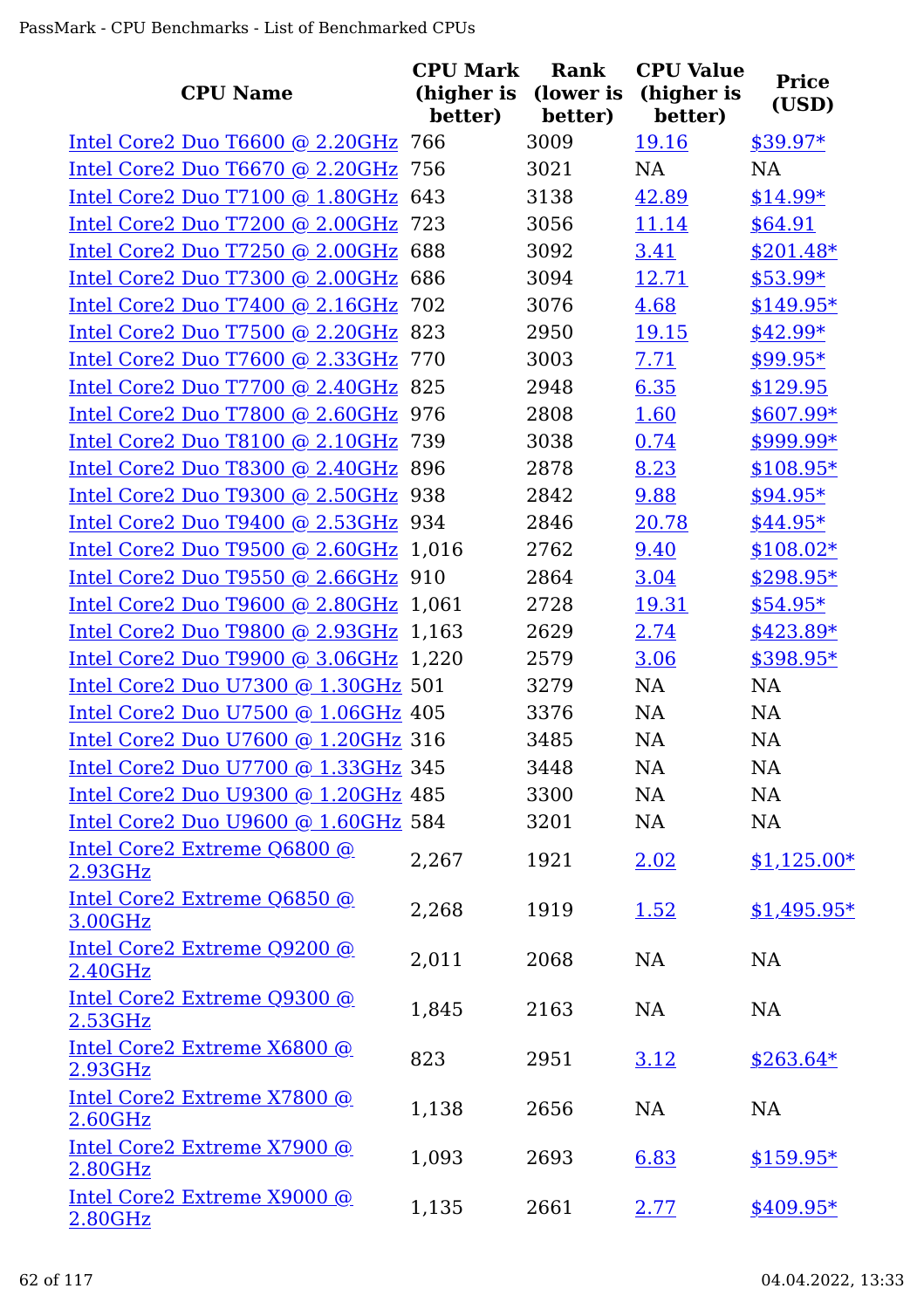| CPU Name | CPU Mark (higher is better) | Rank (lower is better) | CPU Value (higher is better) | Price (USD) |
|---|---|---|---|---|
| Intel Core2 Duo T6600 @ 2.20GHz | 766 | 3009 | 19.16 | $39.97* |
| Intel Core2 Duo T6670 @ 2.20GHz | 756 | 3021 | NA | NA |
| Intel Core2 Duo T7100 @ 1.80GHz | 643 | 3138 | 42.89 | $14.99* |
| Intel Core2 Duo T7200 @ 2.00GHz | 723 | 3056 | 11.14 | $64.91 |
| Intel Core2 Duo T7250 @ 2.00GHz | 688 | 3092 | 3.41 | $201.48* |
| Intel Core2 Duo T7300 @ 2.00GHz | 686 | 3094 | 12.71 | $53.99* |
| Intel Core2 Duo T7400 @ 2.16GHz | 702 | 3076 | 4.68 | $149.95* |
| Intel Core2 Duo T7500 @ 2.20GHz | 823 | 2950 | 19.15 | $42.99* |
| Intel Core2 Duo T7600 @ 2.33GHz | 770 | 3003 | 7.71 | $99.95* |
| Intel Core2 Duo T7700 @ 2.40GHz | 825 | 2948 | 6.35 | $129.95 |
| Intel Core2 Duo T7800 @ 2.60GHz | 976 | 2808 | 1.60 | $607.99* |
| Intel Core2 Duo T8100 @ 2.10GHz | 739 | 3038 | 0.74 | $999.99* |
| Intel Core2 Duo T8300 @ 2.40GHz | 896 | 2878 | 8.23 | $108.95* |
| Intel Core2 Duo T9300 @ 2.50GHz | 938 | 2842 | 9.88 | $94.95* |
| Intel Core2 Duo T9400 @ 2.53GHz | 934 | 2846 | 20.78 | $44.95* |
| Intel Core2 Duo T9500 @ 2.60GHz | 1,016 | 2762 | 9.40 | $108.02* |
| Intel Core2 Duo T9550 @ 2.66GHz | 910 | 2864 | 3.04 | $298.95* |
| Intel Core2 Duo T9600 @ 2.80GHz | 1,061 | 2728 | 19.31 | $54.95* |
| Intel Core2 Duo T9800 @ 2.93GHz | 1,163 | 2629 | 2.74 | $423.89* |
| Intel Core2 Duo T9900 @ 3.06GHz | 1,220 | 2579 | 3.06 | $398.95* |
| Intel Core2 Duo U7300 @ 1.30GHz | 501 | 3279 | NA | NA |
| Intel Core2 Duo U7500 @ 1.06GHz | 405 | 3376 | NA | NA |
| Intel Core2 Duo U7600 @ 1.20GHz | 316 | 3485 | NA | NA |
| Intel Core2 Duo U7700 @ 1.33GHz | 345 | 3448 | NA | NA |
| Intel Core2 Duo U9300 @ 1.20GHz | 485 | 3300 | NA | NA |
| Intel Core2 Duo U9600 @ 1.60GHz | 584 | 3201 | NA | NA |
| Intel Core2 Extreme Q6800 @ 2.93GHz | 2,267 | 1921 | 2.02 | $1,125.00* |
| Intel Core2 Extreme Q6850 @ 3.00GHz | 2,268 | 1919 | 1.52 | $1,495.95* |
| Intel Core2 Extreme Q9200 @ 2.40GHz | 2,011 | 2068 | NA | NA |
| Intel Core2 Extreme Q9300 @ 2.53GHz | 1,845 | 2163 | NA | NA |
| Intel Core2 Extreme X6800 @ 2.93GHz | 823 | 2951 | 3.12 | $263.64* |
| Intel Core2 Extreme X7800 @ 2.60GHz | 1,138 | 2656 | NA | NA |
| Intel Core2 Extreme X7900 @ 2.80GHz | 1,093 | 2693 | 6.83 | $159.95* |
| Intel Core2 Extreme X9000 @ 2.80GHz | 1,135 | 2661 | 2.77 | $409.95* |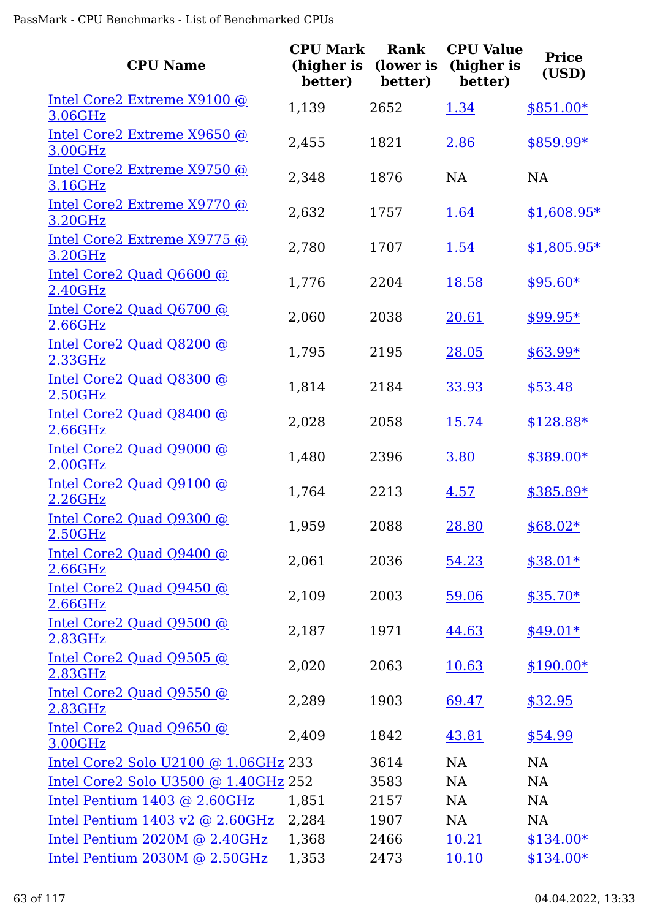| CPU Name | CPU Mark (higher is better) | Rank (lower is better) | CPU Value (higher is better) | Price (USD) |
|---|---|---|---|---|
| Intel Core2 Extreme X9100 @ 3.06GHz | 1,139 | 2652 | 1.34 | $851.00* |
| Intel Core2 Extreme X9650 @ 3.00GHz | 2,455 | 1821 | 2.86 | $859.99* |
| Intel Core2 Extreme X9750 @ 3.16GHz | 2,348 | 1876 | NA | NA |
| Intel Core2 Extreme X9770 @ 3.20GHz | 2,632 | 1757 | 1.64 | $1,608.95* |
| Intel Core2 Extreme X9775 @ 3.20GHz | 2,780 | 1707 | 1.54 | $1,805.95* |
| Intel Core2 Quad Q6600 @ 2.40GHz | 1,776 | 2204 | 18.58 | $95.60* |
| Intel Core2 Quad Q6700 @ 2.66GHz | 2,060 | 2038 | 20.61 | $99.95* |
| Intel Core2 Quad Q8200 @ 2.33GHz | 1,795 | 2195 | 28.05 | $63.99* |
| Intel Core2 Quad Q8300 @ 2.50GHz | 1,814 | 2184 | 33.93 | $53.48 |
| Intel Core2 Quad Q8400 @ 2.66GHz | 2,028 | 2058 | 15.74 | $128.88* |
| Intel Core2 Quad Q9000 @ 2.00GHz | 1,480 | 2396 | 3.80 | $389.00* |
| Intel Core2 Quad Q9100 @ 2.26GHz | 1,764 | 2213 | 4.57 | $385.89* |
| Intel Core2 Quad Q9300 @ 2.50GHz | 1,959 | 2088 | 28.80 | $68.02* |
| Intel Core2 Quad Q9400 @ 2.66GHz | 2,061 | 2036 | 54.23 | $38.01* |
| Intel Core2 Quad Q9450 @ 2.66GHz | 2,109 | 2003 | 59.06 | $35.70* |
| Intel Core2 Quad Q9500 @ 2.83GHz | 2,187 | 1971 | 44.63 | $49.01* |
| Intel Core2 Quad Q9505 @ 2.83GHz | 2,020 | 2063 | 10.63 | $190.00* |
| Intel Core2 Quad Q9550 @ 2.83GHz | 2,289 | 1903 | 69.47 | $32.95 |
| Intel Core2 Quad Q9650 @ 3.00GHz | 2,409 | 1842 | 43.81 | $54.99 |
| Intel Core2 Solo U2100 @ 1.06GHz | 233 | 3614 | NA | NA |
| Intel Core2 Solo U3500 @ 1.40GHz | 252 | 3583 | NA | NA |
| Intel Pentium 1403 @ 2.60GHz | 1,851 | 2157 | NA | NA |
| Intel Pentium 1403 v2 @ 2.60GHz | 2,284 | 1907 | NA | NA |
| Intel Pentium 2020M @ 2.40GHz | 1,368 | 2466 | 10.21 | $134.00* |
| Intel Pentium 2030M @ 2.50GHz | 1,353 | 2473 | 10.10 | $134.00* |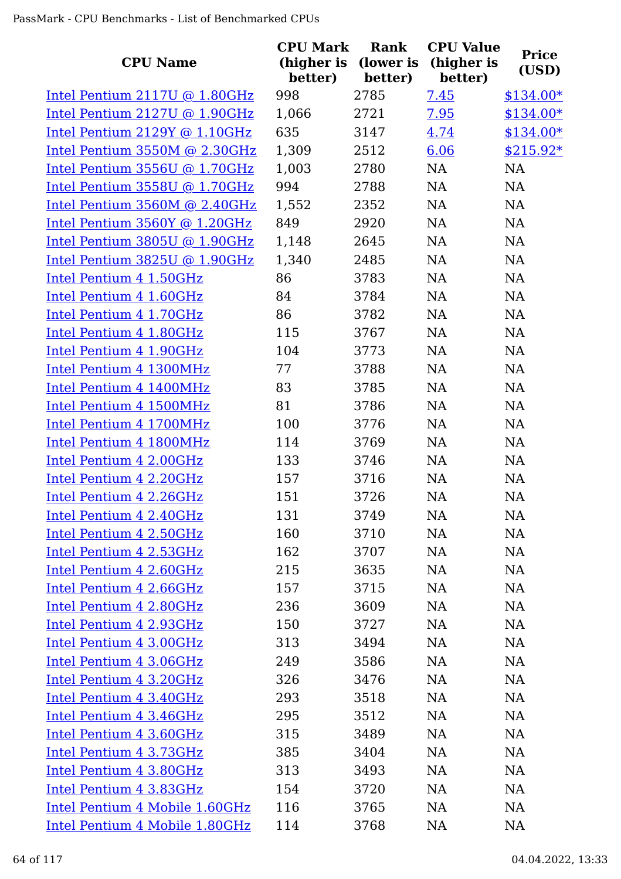| CPU Name | CPU Mark (higher is better) | Rank (lower is better) | CPU Value (higher is better) | Price (USD) |
|---|---|---|---|---|
| Intel Pentium 2117U @ 1.80GHz | 998 | 2785 | 7.45 | $134.00* |
| Intel Pentium 2127U @ 1.90GHz | 1,066 | 2721 | 7.95 | $134.00* |
| Intel Pentium 2129Y @ 1.10GHz | 635 | 3147 | 4.74 | $134.00* |
| Intel Pentium 3550M @ 2.30GHz | 1,309 | 2512 | 6.06 | $215.92* |
| Intel Pentium 3556U @ 1.70GHz | 1,003 | 2780 | NA | NA |
| Intel Pentium 3558U @ 1.70GHz | 994 | 2788 | NA | NA |
| Intel Pentium 3560M @ 2.40GHz | 1,552 | 2352 | NA | NA |
| Intel Pentium 3560Y @ 1.20GHz | 849 | 2920 | NA | NA |
| Intel Pentium 3805U @ 1.90GHz | 1,148 | 2645 | NA | NA |
| Intel Pentium 3825U @ 1.90GHz | 1,340 | 2485 | NA | NA |
| Intel Pentium 4 1.50GHz | 86 | 3783 | NA | NA |
| Intel Pentium 4 1.60GHz | 84 | 3784 | NA | NA |
| Intel Pentium 4 1.70GHz | 86 | 3782 | NA | NA |
| Intel Pentium 4 1.80GHz | 115 | 3767 | NA | NA |
| Intel Pentium 4 1.90GHz | 104 | 3773 | NA | NA |
| Intel Pentium 4 1300MHz | 77 | 3788 | NA | NA |
| Intel Pentium 4 1400MHz | 83 | 3785 | NA | NA |
| Intel Pentium 4 1500MHz | 81 | 3786 | NA | NA |
| Intel Pentium 4 1700MHz | 100 | 3776 | NA | NA |
| Intel Pentium 4 1800MHz | 114 | 3769 | NA | NA |
| Intel Pentium 4 2.00GHz | 133 | 3746 | NA | NA |
| Intel Pentium 4 2.20GHz | 157 | 3716 | NA | NA |
| Intel Pentium 4 2.26GHz | 151 | 3726 | NA | NA |
| Intel Pentium 4 2.40GHz | 131 | 3749 | NA | NA |
| Intel Pentium 4 2.50GHz | 160 | 3710 | NA | NA |
| Intel Pentium 4 2.53GHz | 162 | 3707 | NA | NA |
| Intel Pentium 4 2.60GHz | 215 | 3635 | NA | NA |
| Intel Pentium 4 2.66GHz | 157 | 3715 | NA | NA |
| Intel Pentium 4 2.80GHz | 236 | 3609 | NA | NA |
| Intel Pentium 4 2.93GHz | 150 | 3727 | NA | NA |
| Intel Pentium 4 3.00GHz | 313 | 3494 | NA | NA |
| Intel Pentium 4 3.06GHz | 249 | 3586 | NA | NA |
| Intel Pentium 4 3.20GHz | 326 | 3476 | NA | NA |
| Intel Pentium 4 3.40GHz | 293 | 3518 | NA | NA |
| Intel Pentium 4 3.46GHz | 295 | 3512 | NA | NA |
| Intel Pentium 4 3.60GHz | 315 | 3489 | NA | NA |
| Intel Pentium 4 3.73GHz | 385 | 3404 | NA | NA |
| Intel Pentium 4 3.80GHz | 313 | 3493 | NA | NA |
| Intel Pentium 4 3.83GHz | 154 | 3720 | NA | NA |
| Intel Pentium 4 Mobile 1.60GHz | 116 | 3765 | NA | NA |
| Intel Pentium 4 Mobile 1.80GHz | 114 | 3768 | NA | NA |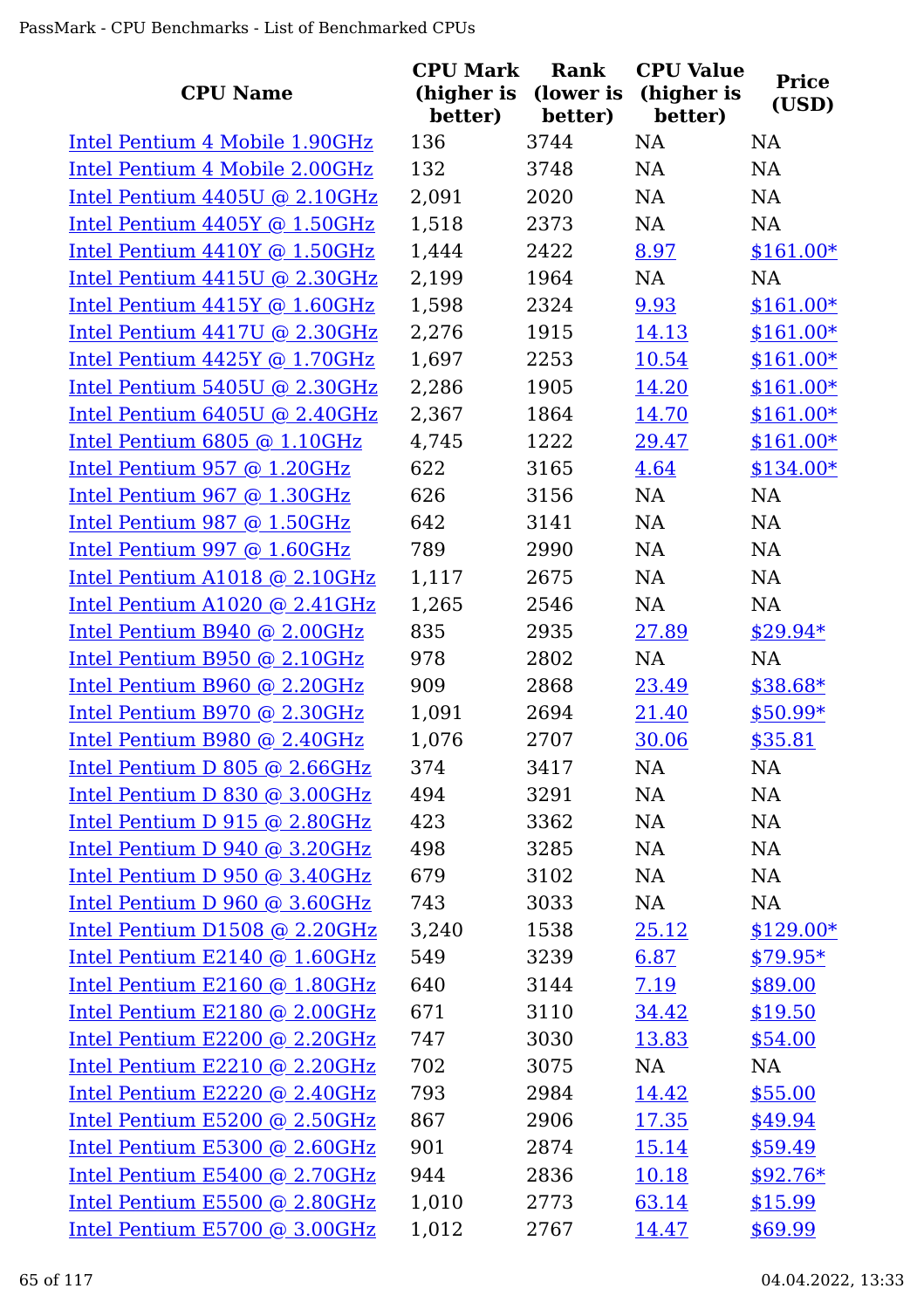| CPU Name | CPU Mark (higher is better) | Rank (lower is better) | CPU Value (higher is better) | Price (USD) |
|---|---|---|---|---|
| Intel Pentium 4 Mobile 1.90GHz | 136 | 3744 | NA | NA |
| Intel Pentium 4 Mobile 2.00GHz | 132 | 3748 | NA | NA |
| Intel Pentium 4405U @ 2.10GHz | 2,091 | 2020 | NA | NA |
| Intel Pentium 4405Y @ 1.50GHz | 1,518 | 2373 | NA | NA |
| Intel Pentium 4410Y @ 1.50GHz | 1,444 | 2422 | 8.97 | $161.00* |
| Intel Pentium 4415U @ 2.30GHz | 2,199 | 1964 | NA | NA |
| Intel Pentium 4415Y @ 1.60GHz | 1,598 | 2324 | 9.93 | $161.00* |
| Intel Pentium 4417U @ 2.30GHz | 2,276 | 1915 | 14.13 | $161.00* |
| Intel Pentium 4425Y @ 1.70GHz | 1,697 | 2253 | 10.54 | $161.00* |
| Intel Pentium 5405U @ 2.30GHz | 2,286 | 1905 | 14.20 | $161.00* |
| Intel Pentium 6405U @ 2.40GHz | 2,367 | 1864 | 14.70 | $161.00* |
| Intel Pentium 6805 @ 1.10GHz | 4,745 | 1222 | 29.47 | $161.00* |
| Intel Pentium 957 @ 1.20GHz | 622 | 3165 | 4.64 | $134.00* |
| Intel Pentium 967 @ 1.30GHz | 626 | 3156 | NA | NA |
| Intel Pentium 987 @ 1.50GHz | 642 | 3141 | NA | NA |
| Intel Pentium 997 @ 1.60GHz | 789 | 2990 | NA | NA |
| Intel Pentium A1018 @ 2.10GHz | 1,117 | 2675 | NA | NA |
| Intel Pentium A1020 @ 2.41GHz | 1,265 | 2546 | NA | NA |
| Intel Pentium B940 @ 2.00GHz | 835 | 2935 | 27.89 | $29.94* |
| Intel Pentium B950 @ 2.10GHz | 978 | 2802 | NA | NA |
| Intel Pentium B960 @ 2.20GHz | 909 | 2868 | 23.49 | $38.68* |
| Intel Pentium B970 @ 2.30GHz | 1,091 | 2694 | 21.40 | $50.99* |
| Intel Pentium B980 @ 2.40GHz | 1,076 | 2707 | 30.06 | $35.81 |
| Intel Pentium D 805 @ 2.66GHz | 374 | 3417 | NA | NA |
| Intel Pentium D 830 @ 3.00GHz | 494 | 3291 | NA | NA |
| Intel Pentium D 915 @ 2.80GHz | 423 | 3362 | NA | NA |
| Intel Pentium D 940 @ 3.20GHz | 498 | 3285 | NA | NA |
| Intel Pentium D 950 @ 3.40GHz | 679 | 3102 | NA | NA |
| Intel Pentium D 960 @ 3.60GHz | 743 | 3033 | NA | NA |
| Intel Pentium D1508 @ 2.20GHz | 3,240 | 1538 | 25.12 | $129.00* |
| Intel Pentium E2140 @ 1.60GHz | 549 | 3239 | 6.87 | $79.95* |
| Intel Pentium E2160 @ 1.80GHz | 640 | 3144 | 7.19 | $89.00 |
| Intel Pentium E2180 @ 2.00GHz | 671 | 3110 | 34.42 | $19.50 |
| Intel Pentium E2200 @ 2.20GHz | 747 | 3030 | 13.83 | $54.00 |
| Intel Pentium E2210 @ 2.20GHz | 702 | 3075 | NA | NA |
| Intel Pentium E2220 @ 2.40GHz | 793 | 2984 | 14.42 | $55.00 |
| Intel Pentium E5200 @ 2.50GHz | 867 | 2906 | 17.35 | $49.94 |
| Intel Pentium E5300 @ 2.60GHz | 901 | 2874 | 15.14 | $59.49 |
| Intel Pentium E5400 @ 2.70GHz | 944 | 2836 | 10.18 | $92.76* |
| Intel Pentium E5500 @ 2.80GHz | 1,010 | 2773 | 63.14 | $15.99 |
| Intel Pentium E5700 @ 3.00GHz | 1,012 | 2767 | 14.47 | $69.99 |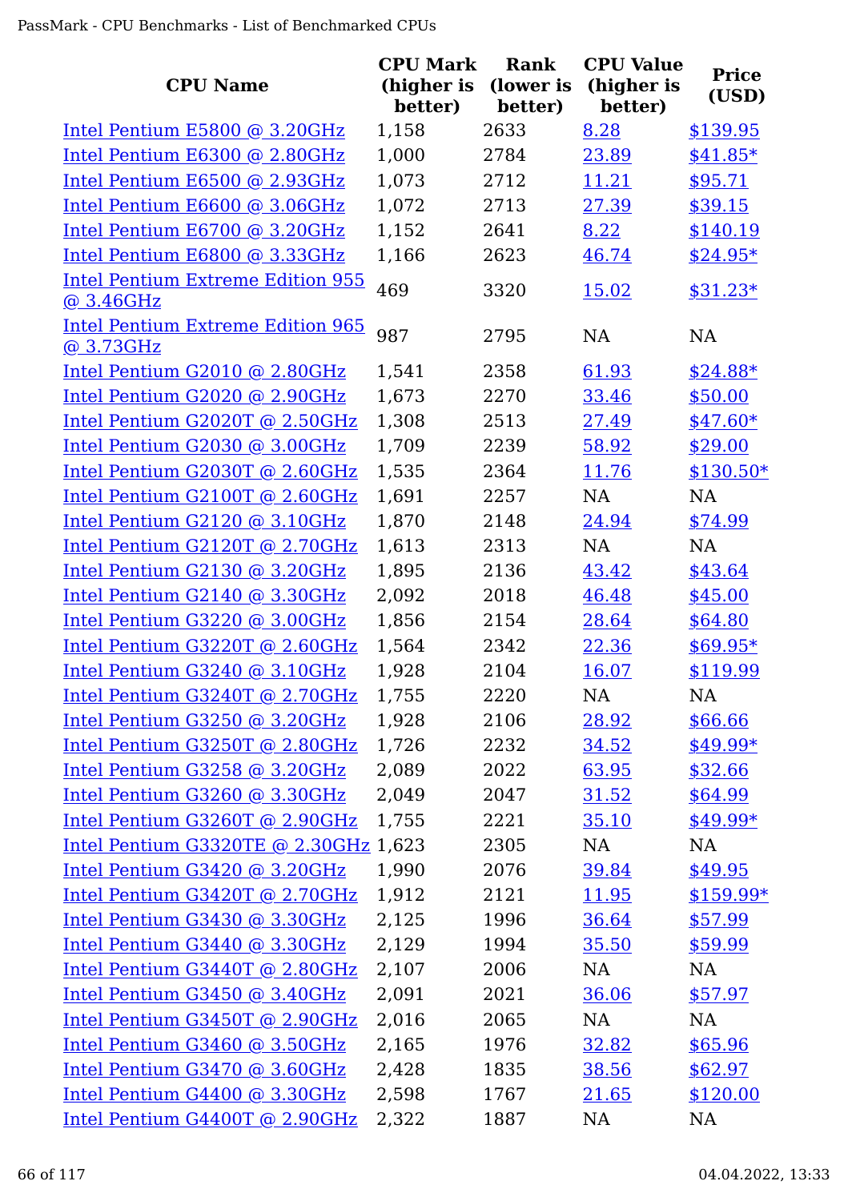| CPU Name | CPU Mark (higher is better) | Rank (lower is better) | CPU Value (higher is better) | Price (USD) |
|---|---|---|---|---|
| Intel Pentium E5800 @ 3.20GHz | 1,158 | 2633 | 8.28 | $139.95 |
| Intel Pentium E6300 @ 2.80GHz | 1,000 | 2784 | 23.89 | $41.85* |
| Intel Pentium E6500 @ 2.93GHz | 1,073 | 2712 | 11.21 | $95.71 |
| Intel Pentium E6600 @ 3.06GHz | 1,072 | 2713 | 27.39 | $39.15 |
| Intel Pentium E6700 @ 3.20GHz | 1,152 | 2641 | 8.22 | $140.19 |
| Intel Pentium E6800 @ 3.33GHz | 1,166 | 2623 | 46.74 | $24.95* |
| Intel Pentium Extreme Edition 955 @ 3.46GHz | 469 | 3320 | 15.02 | $31.23* |
| Intel Pentium Extreme Edition 965 @ 3.73GHz | 987 | 2795 | NA | NA |
| Intel Pentium G2010 @ 2.80GHz | 1,541 | 2358 | 61.93 | $24.88* |
| Intel Pentium G2020 @ 2.90GHz | 1,673 | 2270 | 33.46 | $50.00 |
| Intel Pentium G2020T @ 2.50GHz | 1,308 | 2513 | 27.49 | $47.60* |
| Intel Pentium G2030 @ 3.00GHz | 1,709 | 2239 | 58.92 | $29.00 |
| Intel Pentium G2030T @ 2.60GHz | 1,535 | 2364 | 11.76 | $130.50* |
| Intel Pentium G2100T @ 2.60GHz | 1,691 | 2257 | NA | NA |
| Intel Pentium G2120 @ 3.10GHz | 1,870 | 2148 | 24.94 | $74.99 |
| Intel Pentium G2120T @ 2.70GHz | 1,613 | 2313 | NA | NA |
| Intel Pentium G2130 @ 3.20GHz | 1,895 | 2136 | 43.42 | $43.64 |
| Intel Pentium G2140 @ 3.30GHz | 2,092 | 2018 | 46.48 | $45.00 |
| Intel Pentium G3220 @ 3.00GHz | 1,856 | 2154 | 28.64 | $64.80 |
| Intel Pentium G3220T @ 2.60GHz | 1,564 | 2342 | 22.36 | $69.95* |
| Intel Pentium G3240 @ 3.10GHz | 1,928 | 2104 | 16.07 | $119.99 |
| Intel Pentium G3240T @ 2.70GHz | 1,755 | 2220 | NA | NA |
| Intel Pentium G3250 @ 3.20GHz | 1,928 | 2106 | 28.92 | $66.66 |
| Intel Pentium G3250T @ 2.80GHz | 1,726 | 2232 | 34.52 | $49.99* |
| Intel Pentium G3258 @ 3.20GHz | 2,089 | 2022 | 63.95 | $32.66 |
| Intel Pentium G3260 @ 3.30GHz | 2,049 | 2047 | 31.52 | $64.99 |
| Intel Pentium G3260T @ 2.90GHz | 1,755 | 2221 | 35.10 | $49.99* |
| Intel Pentium G3320TE @ 2.30GHz | 1,623 | 2305 | NA | NA |
| Intel Pentium G3420 @ 3.20GHz | 1,990 | 2076 | 39.84 | $49.95 |
| Intel Pentium G3420T @ 2.70GHz | 1,912 | 2121 | 11.95 | $159.99* |
| Intel Pentium G3430 @ 3.30GHz | 2,125 | 1996 | 36.64 | $57.99 |
| Intel Pentium G3440 @ 3.30GHz | 2,129 | 1994 | 35.50 | $59.99 |
| Intel Pentium G3440T @ 2.80GHz | 2,107 | 2006 | NA | NA |
| Intel Pentium G3450 @ 3.40GHz | 2,091 | 2021 | 36.06 | $57.97 |
| Intel Pentium G3450T @ 2.90GHz | 2,016 | 2065 | NA | NA |
| Intel Pentium G3460 @ 3.50GHz | 2,165 | 1976 | 32.82 | $65.96 |
| Intel Pentium G3470 @ 3.60GHz | 2,428 | 1835 | 38.56 | $62.97 |
| Intel Pentium G4400 @ 3.30GHz | 2,598 | 1767 | 21.65 | $120.00 |
| Intel Pentium G4400T @ 2.90GHz | 2,322 | 1887 | NA | NA |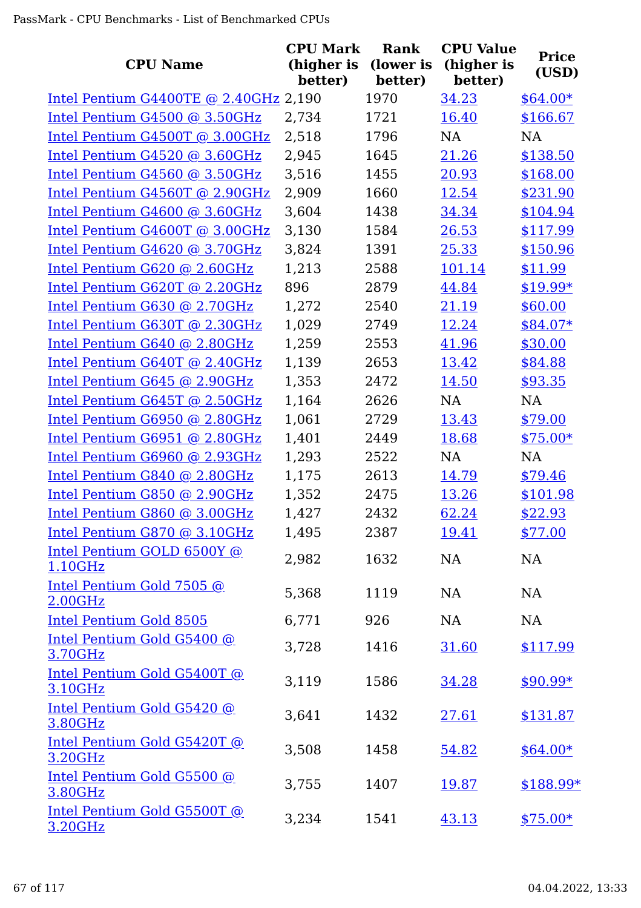| CPU Name | CPU Mark (higher is better) | Rank (lower is better) | CPU Value (higher is better) | Price (USD) |
|---|---|---|---|---|
| Intel Pentium G4400TE @ 2.40GHz | 2,190 | 1970 | 34.23 | $64.00* |
| Intel Pentium G4500 @ 3.50GHz | 2,734 | 1721 | 16.40 | $166.67 |
| Intel Pentium G4500T @ 3.00GHz | 2,518 | 1796 | NA | NA |
| Intel Pentium G4520 @ 3.60GHz | 2,945 | 1645 | 21.26 | $138.50 |
| Intel Pentium G4560 @ 3.50GHz | 3,516 | 1455 | 20.93 | $168.00 |
| Intel Pentium G4560T @ 2.90GHz | 2,909 | 1660 | 12.54 | $231.90 |
| Intel Pentium G4600 @ 3.60GHz | 3,604 | 1438 | 34.34 | $104.94 |
| Intel Pentium G4600T @ 3.00GHz | 3,130 | 1584 | 26.53 | $117.99 |
| Intel Pentium G4620 @ 3.70GHz | 3,824 | 1391 | 25.33 | $150.96 |
| Intel Pentium G620 @ 2.60GHz | 1,213 | 2588 | 101.14 | $11.99 |
| Intel Pentium G620T @ 2.20GHz | 896 | 2879 | 44.84 | $19.99* |
| Intel Pentium G630 @ 2.70GHz | 1,272 | 2540 | 21.19 | $60.00 |
| Intel Pentium G630T @ 2.30GHz | 1,029 | 2749 | 12.24 | $84.07* |
| Intel Pentium G640 @ 2.80GHz | 1,259 | 2553 | 41.96 | $30.00 |
| Intel Pentium G640T @ 2.40GHz | 1,139 | 2653 | 13.42 | $84.88 |
| Intel Pentium G645 @ 2.90GHz | 1,353 | 2472 | 14.50 | $93.35 |
| Intel Pentium G645T @ 2.50GHz | 1,164 | 2626 | NA | NA |
| Intel Pentium G6950 @ 2.80GHz | 1,061 | 2729 | 13.43 | $79.00 |
| Intel Pentium G6951 @ 2.80GHz | 1,401 | 2449 | 18.68 | $75.00* |
| Intel Pentium G6960 @ 2.93GHz | 1,293 | 2522 | NA | NA |
| Intel Pentium G840 @ 2.80GHz | 1,175 | 2613 | 14.79 | $79.46 |
| Intel Pentium G850 @ 2.90GHz | 1,352 | 2475 | 13.26 | $101.98 |
| Intel Pentium G860 @ 3.00GHz | 1,427 | 2432 | 62.24 | $22.93 |
| Intel Pentium G870 @ 3.10GHz | 1,495 | 2387 | 19.41 | $77.00 |
| Intel Pentium GOLD 6500Y @ 1.10GHz | 2,982 | 1632 | NA | NA |
| Intel Pentium Gold 7505 @ 2.00GHz | 5,368 | 1119 | NA | NA |
| Intel Pentium Gold 8505 | 6,771 | 926 | NA | NA |
| Intel Pentium Gold G5400 @ 3.70GHz | 3,728 | 1416 | 31.60 | $117.99 |
| Intel Pentium Gold G5400T @ 3.10GHz | 3,119 | 1586 | 34.28 | $90.99* |
| Intel Pentium Gold G5420 @ 3.80GHz | 3,641 | 1432 | 27.61 | $131.87 |
| Intel Pentium Gold G5420T @ 3.20GHz | 3,508 | 1458 | 54.82 | $64.00* |
| Intel Pentium Gold G5500 @ 3.80GHz | 3,755 | 1407 | 19.87 | $188.99* |
| Intel Pentium Gold G5500T @ 3.20GHz | 3,234 | 1541 | 43.13 | $75.00* |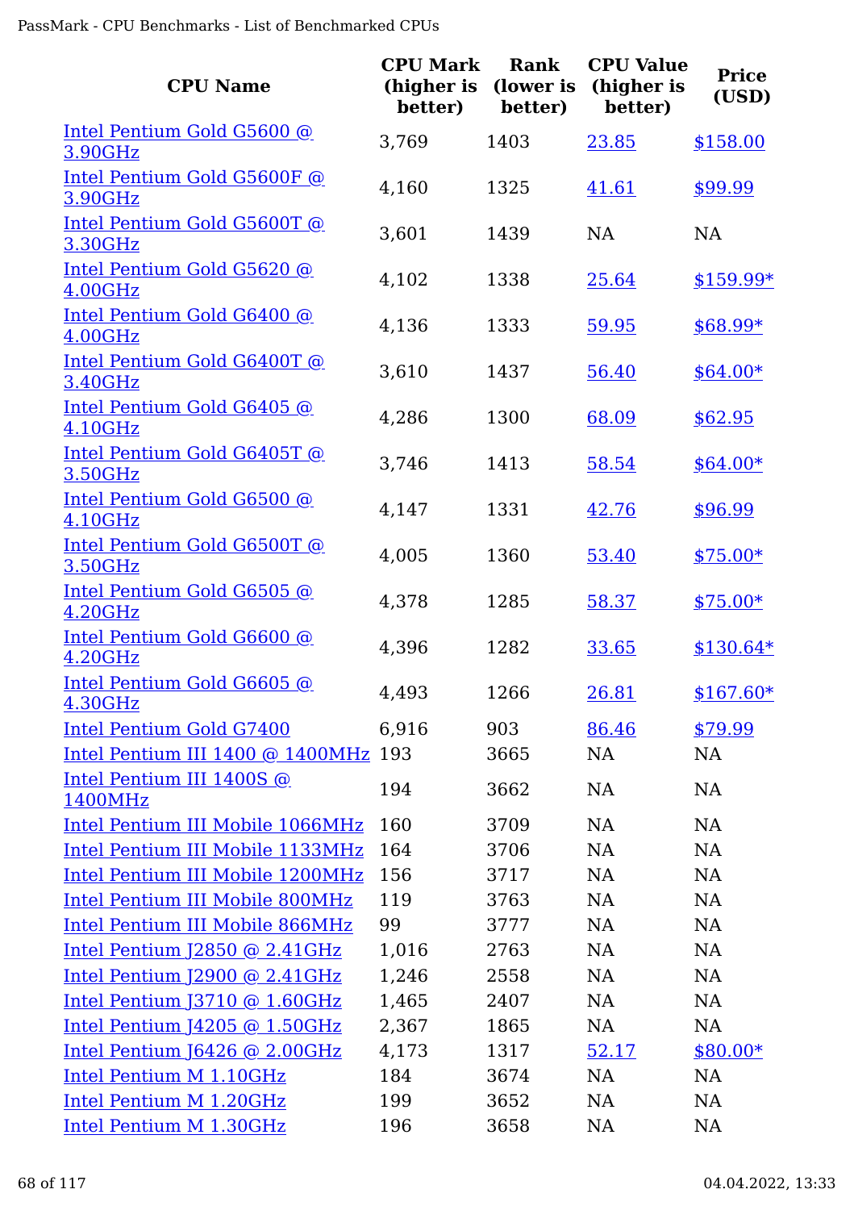| CPU Name | CPU Mark (higher is better) | Rank (lower is better) | CPU Value (higher is better) | Price (USD) |
|---|---|---|---|---|
| Intel Pentium Gold G5600 @ 3.90GHz | 3,769 | 1403 | 23.85 | $158.00 |
| Intel Pentium Gold G5600F @ 3.90GHz | 4,160 | 1325 | 41.61 | $99.99 |
| Intel Pentium Gold G5600T @ 3.30GHz | 3,601 | 1439 | NA | NA |
| Intel Pentium Gold G5620 @ 4.00GHz | 4,102 | 1338 | 25.64 | $159.99* |
| Intel Pentium Gold G6400 @ 4.00GHz | 4,136 | 1333 | 59.95 | $68.99* |
| Intel Pentium Gold G6400T @ 3.40GHz | 3,610 | 1437 | 56.40 | $64.00* |
| Intel Pentium Gold G6405 @ 4.10GHz | 4,286 | 1300 | 68.09 | $62.95 |
| Intel Pentium Gold G6405T @ 3.50GHz | 3,746 | 1413 | 58.54 | $64.00* |
| Intel Pentium Gold G6500 @ 4.10GHz | 4,147 | 1331 | 42.76 | $96.99 |
| Intel Pentium Gold G6500T @ 3.50GHz | 4,005 | 1360 | 53.40 | $75.00* |
| Intel Pentium Gold G6505 @ 4.20GHz | 4,378 | 1285 | 58.37 | $75.00* |
| Intel Pentium Gold G6600 @ 4.20GHz | 4,396 | 1282 | 33.65 | $130.64* |
| Intel Pentium Gold G6605 @ 4.30GHz | 4,493 | 1266 | 26.81 | $167.60* |
| Intel Pentium Gold G7400 | 6,916 | 903 | 86.46 | $79.99 |
| Intel Pentium III 1400 @ 1400MHz | 193 | 3665 | NA | NA |
| Intel Pentium III 1400S @ 1400MHz | 194 | 3662 | NA | NA |
| Intel Pentium III Mobile 1066MHz | 160 | 3709 | NA | NA |
| Intel Pentium III Mobile 1133MHz | 164 | 3706 | NA | NA |
| Intel Pentium III Mobile 1200MHz | 156 | 3717 | NA | NA |
| Intel Pentium III Mobile 800MHz | 119 | 3763 | NA | NA |
| Intel Pentium III Mobile 866MHz | 99 | 3777 | NA | NA |
| Intel Pentium J2850 @ 2.41GHz | 1,016 | 2763 | NA | NA |
| Intel Pentium J2900 @ 2.41GHz | 1,246 | 2558 | NA | NA |
| Intel Pentium J3710 @ 1.60GHz | 1,465 | 2407 | NA | NA |
| Intel Pentium J4205 @ 1.50GHz | 2,367 | 1865 | NA | NA |
| Intel Pentium J6426 @ 2.00GHz | 4,173 | 1317 | 52.17 | $80.00* |
| Intel Pentium M 1.10GHz | 184 | 3674 | NA | NA |
| Intel Pentium M 1.20GHz | 199 | 3652 | NA | NA |
| Intel Pentium M 1.30GHz | 196 | 3658 | NA | NA |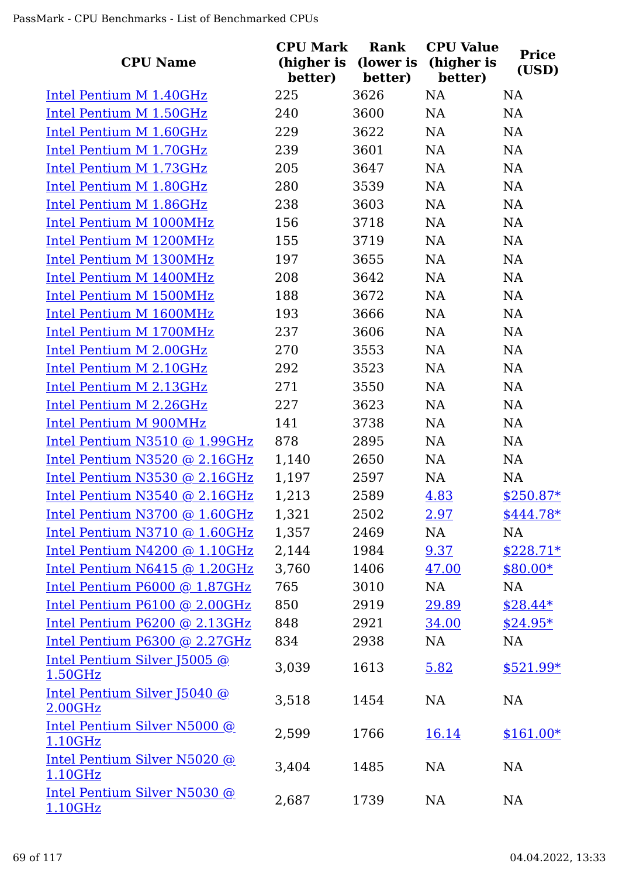| CPU Name | CPU Mark (higher is better) | Rank (lower is better) | CPU Value (higher is better) | Price (USD) |
|---|---|---|---|---|
| Intel Pentium M 1.40GHz | 225 | 3626 | NA | NA |
| Intel Pentium M 1.50GHz | 240 | 3600 | NA | NA |
| Intel Pentium M 1.60GHz | 229 | 3622 | NA | NA |
| Intel Pentium M 1.70GHz | 239 | 3601 | NA | NA |
| Intel Pentium M 1.73GHz | 205 | 3647 | NA | NA |
| Intel Pentium M 1.80GHz | 280 | 3539 | NA | NA |
| Intel Pentium M 1.86GHz | 238 | 3603 | NA | NA |
| Intel Pentium M 1000MHz | 156 | 3718 | NA | NA |
| Intel Pentium M 1200MHz | 155 | 3719 | NA | NA |
| Intel Pentium M 1300MHz | 197 | 3655 | NA | NA |
| Intel Pentium M 1400MHz | 208 | 3642 | NA | NA |
| Intel Pentium M 1500MHz | 188 | 3672 | NA | NA |
| Intel Pentium M 1600MHz | 193 | 3666 | NA | NA |
| Intel Pentium M 1700MHz | 237 | 3606 | NA | NA |
| Intel Pentium M 2.00GHz | 270 | 3553 | NA | NA |
| Intel Pentium M 2.10GHz | 292 | 3523 | NA | NA |
| Intel Pentium M 2.13GHz | 271 | 3550 | NA | NA |
| Intel Pentium M 2.26GHz | 227 | 3623 | NA | NA |
| Intel Pentium M 900MHz | 141 | 3738 | NA | NA |
| Intel Pentium N3510 @ 1.99GHz | 878 | 2895 | NA | NA |
| Intel Pentium N3520 @ 2.16GHz | 1,140 | 2650 | NA | NA |
| Intel Pentium N3530 @ 2.16GHz | 1,197 | 2597 | NA | NA |
| Intel Pentium N3540 @ 2.16GHz | 1,213 | 2589 | 4.83 | $250.87* |
| Intel Pentium N3700 @ 1.60GHz | 1,321 | 2502 | 2.97 | $444.78* |
| Intel Pentium N3710 @ 1.60GHz | 1,357 | 2469 | NA | NA |
| Intel Pentium N4200 @ 1.10GHz | 2,144 | 1984 | 9.37 | $228.71* |
| Intel Pentium N6415 @ 1.20GHz | 3,760 | 1406 | 47.00 | $80.00* |
| Intel Pentium P6000 @ 1.87GHz | 765 | 3010 | NA | NA |
| Intel Pentium P6100 @ 2.00GHz | 850 | 2919 | 29.89 | $28.44* |
| Intel Pentium P6200 @ 2.13GHz | 848 | 2921 | 34.00 | $24.95* |
| Intel Pentium P6300 @ 2.27GHz | 834 | 2938 | NA | NA |
| Intel Pentium Silver J5005 @ 1.50GHz | 3,039 | 1613 | 5.82 | $521.99* |
| Intel Pentium Silver J5040 @ 2.00GHz | 3,518 | 1454 | NA | NA |
| Intel Pentium Silver N5000 @ 1.10GHz | 2,599 | 1766 | 16.14 | $161.00* |
| Intel Pentium Silver N5020 @ 1.10GHz | 3,404 | 1485 | NA | NA |
| Intel Pentium Silver N5030 @ 1.10GHz | 2,687 | 1739 | NA | NA |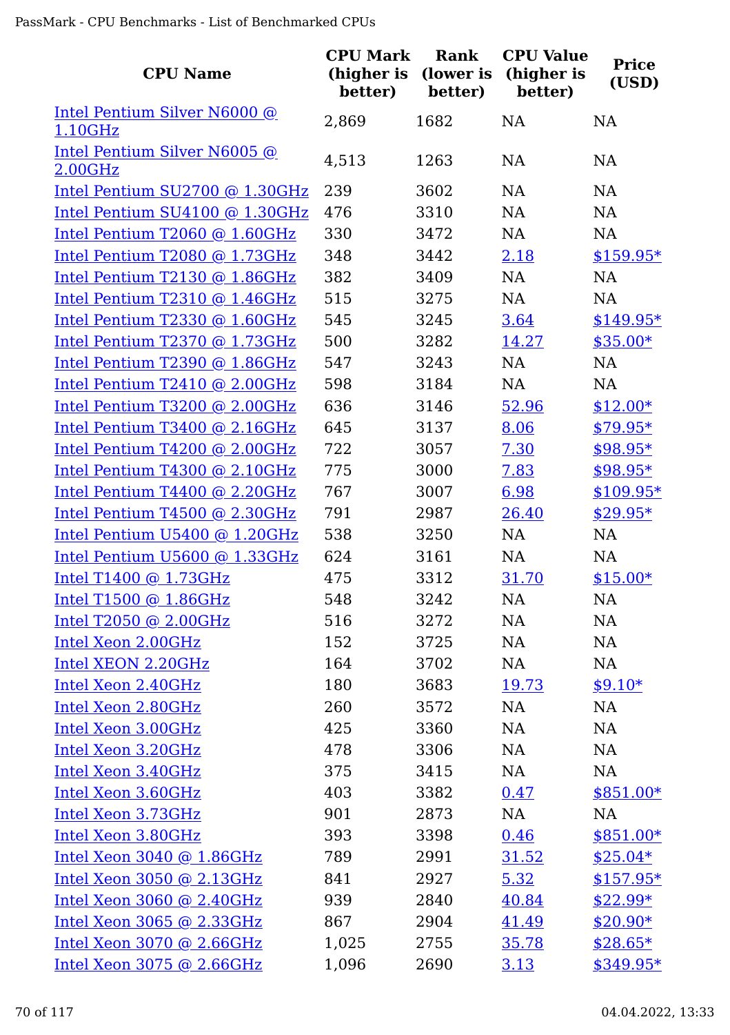| CPU Name | CPU Mark (higher is better) | Rank (lower is better) | CPU Value (higher is better) | Price (USD) |
|---|---|---|---|---|
| Intel Pentium Silver N6000 @ 1.10GHz | 2,869 | 1682 | NA | NA |
| Intel Pentium Silver N6005 @ 2.00GHz | 4,513 | 1263 | NA | NA |
| Intel Pentium SU2700 @ 1.30GHz | 239 | 3602 | NA | NA |
| Intel Pentium SU4100 @ 1.30GHz | 476 | 3310 | NA | NA |
| Intel Pentium T2060 @ 1.60GHz | 330 | 3472 | NA | NA |
| Intel Pentium T2080 @ 1.73GHz | 348 | 3442 | 2.18 | $159.95* |
| Intel Pentium T2130 @ 1.86GHz | 382 | 3409 | NA | NA |
| Intel Pentium T2310 @ 1.46GHz | 515 | 3275 | NA | NA |
| Intel Pentium T2330 @ 1.60GHz | 545 | 3245 | 3.64 | $149.95* |
| Intel Pentium T2370 @ 1.73GHz | 500 | 3282 | 14.27 | $35.00* |
| Intel Pentium T2390 @ 1.86GHz | 547 | 3243 | NA | NA |
| Intel Pentium T2410 @ 2.00GHz | 598 | 3184 | NA | NA |
| Intel Pentium T3200 @ 2.00GHz | 636 | 3146 | 52.96 | $12.00* |
| Intel Pentium T3400 @ 2.16GHz | 645 | 3137 | 8.06 | $79.95* |
| Intel Pentium T4200 @ 2.00GHz | 722 | 3057 | 7.30 | $98.95* |
| Intel Pentium T4300 @ 2.10GHz | 775 | 3000 | 7.83 | $98.95* |
| Intel Pentium T4400 @ 2.20GHz | 767 | 3007 | 6.98 | $109.95* |
| Intel Pentium T4500 @ 2.30GHz | 791 | 2987 | 26.40 | $29.95* |
| Intel Pentium U5400 @ 1.20GHz | 538 | 3250 | NA | NA |
| Intel Pentium U5600 @ 1.33GHz | 624 | 3161 | NA | NA |
| Intel T1400 @ 1.73GHz | 475 | 3312 | 31.70 | $15.00* |
| Intel T1500 @ 1.86GHz | 548 | 3242 | NA | NA |
| Intel T2050 @ 2.00GHz | 516 | 3272 | NA | NA |
| Intel Xeon 2.00GHz | 152 | 3725 | NA | NA |
| Intel XEON 2.20GHz | 164 | 3702 | NA | NA |
| Intel Xeon 2.40GHz | 180 | 3683 | 19.73 | $9.10* |
| Intel Xeon 2.80GHz | 260 | 3572 | NA | NA |
| Intel Xeon 3.00GHz | 425 | 3360 | NA | NA |
| Intel Xeon 3.20GHz | 478 | 3306 | NA | NA |
| Intel Xeon 3.40GHz | 375 | 3415 | NA | NA |
| Intel Xeon 3.60GHz | 403 | 3382 | 0.47 | $851.00* |
| Intel Xeon 3.73GHz | 901 | 2873 | NA | NA |
| Intel Xeon 3.80GHz | 393 | 3398 | 0.46 | $851.00* |
| Intel Xeon 3040 @ 1.86GHz | 789 | 2991 | 31.52 | $25.04* |
| Intel Xeon 3050 @ 2.13GHz | 841 | 2927 | 5.32 | $157.95* |
| Intel Xeon 3060 @ 2.40GHz | 939 | 2840 | 40.84 | $22.99* |
| Intel Xeon 3065 @ 2.33GHz | 867 | 2904 | 41.49 | $20.90* |
| Intel Xeon 3070 @ 2.66GHz | 1,025 | 2755 | 35.78 | $28.65* |
| Intel Xeon 3075 @ 2.66GHz | 1,096 | 2690 | 3.13 | $349.95* |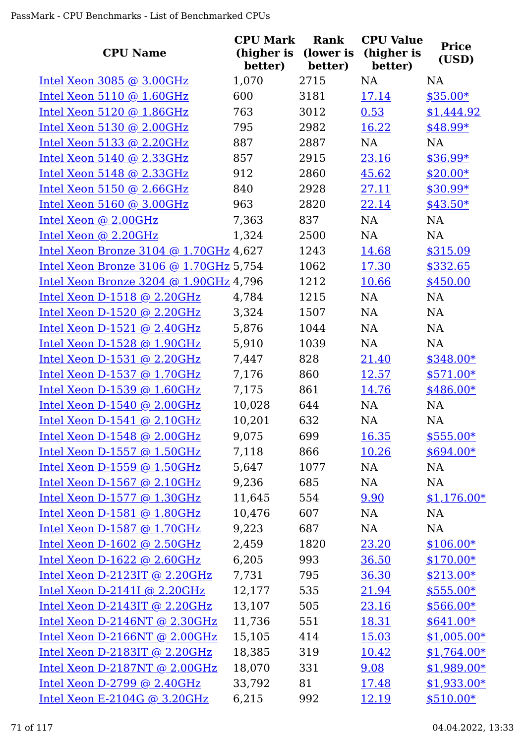| CPU Name | CPU Mark (higher is better) | Rank (lower is better) | CPU Value (higher is better) | Price (USD) |
|---|---|---|---|---|
| Intel Xeon 3085 @ 3.00GHz | 1,070 | 2715 | NA | NA |
| Intel Xeon 5110 @ 1.60GHz | 600 | 3181 | 17.14 | $35.00* |
| Intel Xeon 5120 @ 1.86GHz | 763 | 3012 | 0.53 | $1,444.92 |
| Intel Xeon 5130 @ 2.00GHz | 795 | 2982 | 16.22 | $48.99* |
| Intel Xeon 5133 @ 2.20GHz | 887 | 2887 | NA | NA |
| Intel Xeon 5140 @ 2.33GHz | 857 | 2915 | 23.16 | $36.99* |
| Intel Xeon 5148 @ 2.33GHz | 912 | 2860 | 45.62 | $20.00* |
| Intel Xeon 5150 @ 2.66GHz | 840 | 2928 | 27.11 | $30.99* |
| Intel Xeon 5160 @ 3.00GHz | 963 | 2820 | 22.14 | $43.50* |
| Intel Xeon @ 2.00GHz | 7,363 | 837 | NA | NA |
| Intel Xeon @ 2.20GHz | 1,324 | 2500 | NA | NA |
| Intel Xeon Bronze 3104 @ 1.70GHz | 4,627 | 1243 | 14.68 | $315.09 |
| Intel Xeon Bronze 3106 @ 1.70GHz | 5,754 | 1062 | 17.30 | $332.65 |
| Intel Xeon Bronze 3204 @ 1.90GHz | 4,796 | 1212 | 10.66 | $450.00 |
| Intel Xeon D-1518 @ 2.20GHz | 4,784 | 1215 | NA | NA |
| Intel Xeon D-1520 @ 2.20GHz | 3,324 | 1507 | NA | NA |
| Intel Xeon D-1521 @ 2.40GHz | 5,876 | 1044 | NA | NA |
| Intel Xeon D-1528 @ 1.90GHz | 5,910 | 1039 | NA | NA |
| Intel Xeon D-1531 @ 2.20GHz | 7,447 | 828 | 21.40 | $348.00* |
| Intel Xeon D-1537 @ 1.70GHz | 7,176 | 860 | 12.57 | $571.00* |
| Intel Xeon D-1539 @ 1.60GHz | 7,175 | 861 | 14.76 | $486.00* |
| Intel Xeon D-1540 @ 2.00GHz | 10,028 | 644 | NA | NA |
| Intel Xeon D-1541 @ 2.10GHz | 10,201 | 632 | NA | NA |
| Intel Xeon D-1548 @ 2.00GHz | 9,075 | 699 | 16.35 | $555.00* |
| Intel Xeon D-1557 @ 1.50GHz | 7,118 | 866 | 10.26 | $694.00* |
| Intel Xeon D-1559 @ 1.50GHz | 5,647 | 1077 | NA | NA |
| Intel Xeon D-1567 @ 2.10GHz | 9,236 | 685 | NA | NA |
| Intel Xeon D-1577 @ 1.30GHz | 11,645 | 554 | 9.90 | $1,176.00* |
| Intel Xeon D-1581 @ 1.80GHz | 10,476 | 607 | NA | NA |
| Intel Xeon D-1587 @ 1.70GHz | 9,223 | 687 | NA | NA |
| Intel Xeon D-1602 @ 2.50GHz | 2,459 | 1820 | 23.20 | $106.00* |
| Intel Xeon D-1622 @ 2.60GHz | 6,205 | 993 | 36.50 | $170.00* |
| Intel Xeon D-2123IT @ 2.20GHz | 7,731 | 795 | 36.30 | $213.00* |
| Intel Xeon D-2141I @ 2.20GHz | 12,177 | 535 | 21.94 | $555.00* |
| Intel Xeon D-2143IT @ 2.20GHz | 13,107 | 505 | 23.16 | $566.00* |
| Intel Xeon D-2146NT @ 2.30GHz | 11,736 | 551 | 18.31 | $641.00* |
| Intel Xeon D-2166NT @ 2.00GHz | 15,105 | 414 | 15.03 | $1,005.00* |
| Intel Xeon D-2183IT @ 2.20GHz | 18,385 | 319 | 10.42 | $1,764.00* |
| Intel Xeon D-2187NT @ 2.00GHz | 18,070 | 331 | 9.08 | $1,989.00* |
| Intel Xeon D-2799 @ 2.40GHz | 33,792 | 81 | 17.48 | $1,933.00* |
| Intel Xeon E-2104G @ 3.20GHz | 6,215 | 992 | 12.19 | $510.00* |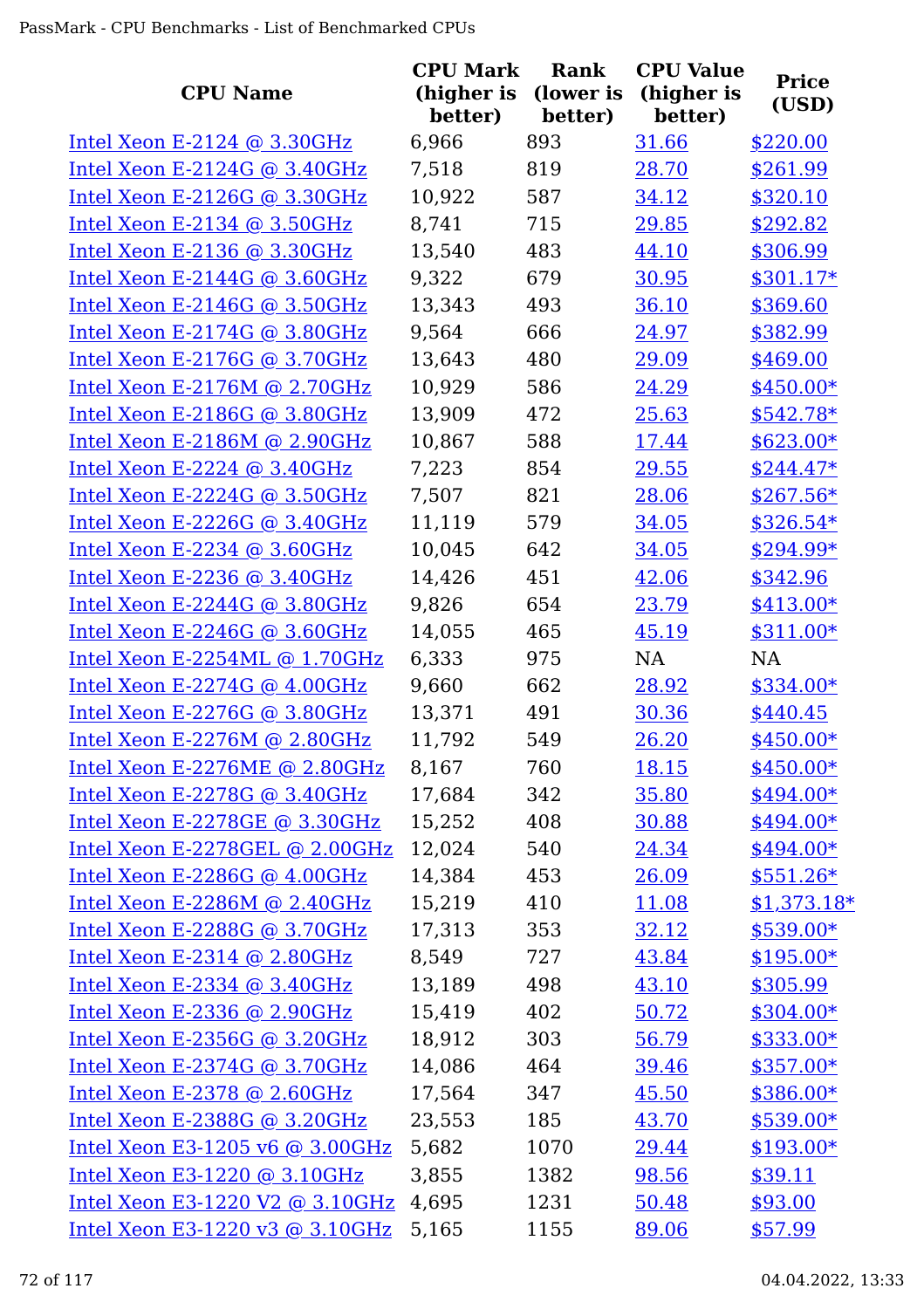| CPU Name | CPU Mark (higher is better) | Rank (lower is better) | CPU Value (higher is better) | Price (USD) |
|---|---|---|---|---|
| Intel Xeon E-2124 @ 3.30GHz | 6,966 | 893 | 31.66 | $220.00 |
| Intel Xeon E-2124G @ 3.40GHz | 7,518 | 819 | 28.70 | $261.99 |
| Intel Xeon E-2126G @ 3.30GHz | 10,922 | 587 | 34.12 | $320.10 |
| Intel Xeon E-2134 @ 3.50GHz | 8,741 | 715 | 29.85 | $292.82 |
| Intel Xeon E-2136 @ 3.30GHz | 13,540 | 483 | 44.10 | $306.99 |
| Intel Xeon E-2144G @ 3.60GHz | 9,322 | 679 | 30.95 | $301.17* |
| Intel Xeon E-2146G @ 3.50GHz | 13,343 | 493 | 36.10 | $369.60 |
| Intel Xeon E-2174G @ 3.80GHz | 9,564 | 666 | 24.97 | $382.99 |
| Intel Xeon E-2176G @ 3.70GHz | 13,643 | 480 | 29.09 | $469.00 |
| Intel Xeon E-2176M @ 2.70GHz | 10,929 | 586 | 24.29 | $450.00* |
| Intel Xeon E-2186G @ 3.80GHz | 13,909 | 472 | 25.63 | $542.78* |
| Intel Xeon E-2186M @ 2.90GHz | 10,867 | 588 | 17.44 | $623.00* |
| Intel Xeon E-2224 @ 3.40GHz | 7,223 | 854 | 29.55 | $244.47* |
| Intel Xeon E-2224G @ 3.50GHz | 7,507 | 821 | 28.06 | $267.56* |
| Intel Xeon E-2226G @ 3.40GHz | 11,119 | 579 | 34.05 | $326.54* |
| Intel Xeon E-2234 @ 3.60GHz | 10,045 | 642 | 34.05 | $294.99* |
| Intel Xeon E-2236 @ 3.40GHz | 14,426 | 451 | 42.06 | $342.96 |
| Intel Xeon E-2244G @ 3.80GHz | 9,826 | 654 | 23.79 | $413.00* |
| Intel Xeon E-2246G @ 3.60GHz | 14,055 | 465 | 45.19 | $311.00* |
| Intel Xeon E-2254ML @ 1.70GHz | 6,333 | 975 | NA | NA |
| Intel Xeon E-2274G @ 4.00GHz | 9,660 | 662 | 28.92 | $334.00* |
| Intel Xeon E-2276G @ 3.80GHz | 13,371 | 491 | 30.36 | $440.45 |
| Intel Xeon E-2276M @ 2.80GHz | 11,792 | 549 | 26.20 | $450.00* |
| Intel Xeon E-2276ME @ 2.80GHz | 8,167 | 760 | 18.15 | $450.00* |
| Intel Xeon E-2278G @ 3.40GHz | 17,684 | 342 | 35.80 | $494.00* |
| Intel Xeon E-2278GE @ 3.30GHz | 15,252 | 408 | 30.88 | $494.00* |
| Intel Xeon E-2278GEL @ 2.00GHz | 12,024 | 540 | 24.34 | $494.00* |
| Intel Xeon E-2286G @ 4.00GHz | 14,384 | 453 | 26.09 | $551.26* |
| Intel Xeon E-2286M @ 2.40GHz | 15,219 | 410 | 11.08 | $1,373.18* |
| Intel Xeon E-2288G @ 3.70GHz | 17,313 | 353 | 32.12 | $539.00* |
| Intel Xeon E-2314 @ 2.80GHz | 8,549 | 727 | 43.84 | $195.00* |
| Intel Xeon E-2334 @ 3.40GHz | 13,189 | 498 | 43.10 | $305.99 |
| Intel Xeon E-2336 @ 2.90GHz | 15,419 | 402 | 50.72 | $304.00* |
| Intel Xeon E-2356G @ 3.20GHz | 18,912 | 303 | 56.79 | $333.00* |
| Intel Xeon E-2374G @ 3.70GHz | 14,086 | 464 | 39.46 | $357.00* |
| Intel Xeon E-2378 @ 2.60GHz | 17,564 | 347 | 45.50 | $386.00* |
| Intel Xeon E-2388G @ 3.20GHz | 23,553 | 185 | 43.70 | $539.00* |
| Intel Xeon E3-1205 v6 @ 3.00GHz | 5,682 | 1070 | 29.44 | $193.00* |
| Intel Xeon E3-1220 @ 3.10GHz | 3,855 | 1382 | 98.56 | $39.11 |
| Intel Xeon E3-1220 V2 @ 3.10GHz | 4,695 | 1231 | 50.48 | $93.00 |
| Intel Xeon E3-1220 v3 @ 3.10GHz | 5,165 | 1155 | 89.06 | $57.99 |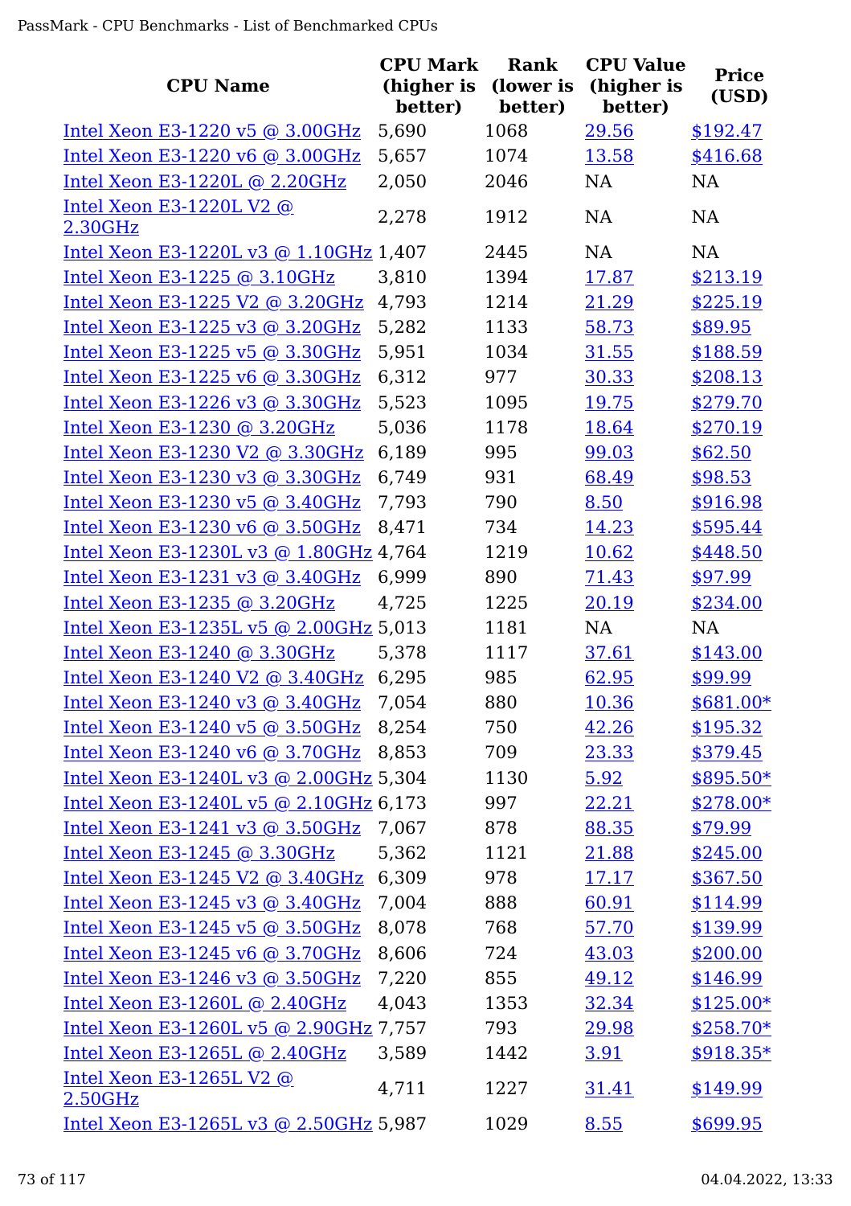| CPU Name | CPU Mark (higher is better) | Rank (lower is better) | CPU Value (higher is better) | Price (USD) |
|---|---|---|---|---|
| Intel Xeon E3-1220 v5 @ 3.00GHz | 5,690 | 1068 | 29.56 | $192.47 |
| Intel Xeon E3-1220 v6 @ 3.00GHz | 5,657 | 1074 | 13.58 | $416.68 |
| Intel Xeon E3-1220L @ 2.20GHz | 2,050 | 2046 | NA | NA |
| Intel Xeon E3-1220L V2 @ 2.30GHz | 2,278 | 1912 | NA | NA |
| Intel Xeon E3-1220L v3 @ 1.10GHz | 1,407 | 2445 | NA | NA |
| Intel Xeon E3-1225 @ 3.10GHz | 3,810 | 1394 | 17.87 | $213.19 |
| Intel Xeon E3-1225 V2 @ 3.20GHz | 4,793 | 1214 | 21.29 | $225.19 |
| Intel Xeon E3-1225 v3 @ 3.20GHz | 5,282 | 1133 | 58.73 | $89.95 |
| Intel Xeon E3-1225 v5 @ 3.30GHz | 5,951 | 1034 | 31.55 | $188.59 |
| Intel Xeon E3-1225 v6 @ 3.30GHz | 6,312 | 977 | 30.33 | $208.13 |
| Intel Xeon E3-1226 v3 @ 3.30GHz | 5,523 | 1095 | 19.75 | $279.70 |
| Intel Xeon E3-1230 @ 3.20GHz | 5,036 | 1178 | 18.64 | $270.19 |
| Intel Xeon E3-1230 V2 @ 3.30GHz | 6,189 | 995 | 99.03 | $62.50 |
| Intel Xeon E3-1230 v3 @ 3.30GHz | 6,749 | 931 | 68.49 | $98.53 |
| Intel Xeon E3-1230 v5 @ 3.40GHz | 7,793 | 790 | 8.50 | $916.98 |
| Intel Xeon E3-1230 v6 @ 3.50GHz | 8,471 | 734 | 14.23 | $595.44 |
| Intel Xeon E3-1230L v3 @ 1.80GHz | 4,764 | 1219 | 10.62 | $448.50 |
| Intel Xeon E3-1231 v3 @ 3.40GHz | 6,999 | 890 | 71.43 | $97.99 |
| Intel Xeon E3-1235 @ 3.20GHz | 4,725 | 1225 | 20.19 | $234.00 |
| Intel Xeon E3-1235L v5 @ 2.00GHz | 5,013 | 1181 | NA | NA |
| Intel Xeon E3-1240 @ 3.30GHz | 5,378 | 1117 | 37.61 | $143.00 |
| Intel Xeon E3-1240 V2 @ 3.40GHz | 6,295 | 985 | 62.95 | $99.99 |
| Intel Xeon E3-1240 v3 @ 3.40GHz | 7,054 | 880 | 10.36 | $681.00* |
| Intel Xeon E3-1240 v5 @ 3.50GHz | 8,254 | 750 | 42.26 | $195.32 |
| Intel Xeon E3-1240 v6 @ 3.70GHz | 8,853 | 709 | 23.33 | $379.45 |
| Intel Xeon E3-1240L v3 @ 2.00GHz | 5,304 | 1130 | 5.92 | $895.50* |
| Intel Xeon E3-1240L v5 @ 2.10GHz | 6,173 | 997 | 22.21 | $278.00* |
| Intel Xeon E3-1241 v3 @ 3.50GHz | 7,067 | 878 | 88.35 | $79.99 |
| Intel Xeon E3-1245 @ 3.30GHz | 5,362 | 1121 | 21.88 | $245.00 |
| Intel Xeon E3-1245 V2 @ 3.40GHz | 6,309 | 978 | 17.17 | $367.50 |
| Intel Xeon E3-1245 v3 @ 3.40GHz | 7,004 | 888 | 60.91 | $114.99 |
| Intel Xeon E3-1245 v5 @ 3.50GHz | 8,078 | 768 | 57.70 | $139.99 |
| Intel Xeon E3-1245 v6 @ 3.70GHz | 8,606 | 724 | 43.03 | $200.00 |
| Intel Xeon E3-1246 v3 @ 3.50GHz | 7,220 | 855 | 49.12 | $146.99 |
| Intel Xeon E3-1260L @ 2.40GHz | 4,043 | 1353 | 32.34 | $125.00* |
| Intel Xeon E3-1260L v5 @ 2.90GHz | 7,757 | 793 | 29.98 | $258.70* |
| Intel Xeon E3-1265L @ 2.40GHz | 3,589 | 1442 | 3.91 | $918.35* |
| Intel Xeon E3-1265L V2 @ 2.50GHz | 4,711 | 1227 | 31.41 | $149.99 |
| Intel Xeon E3-1265L v3 @ 2.50GHz | 5,987 | 1029 | 8.55 | $699.95 |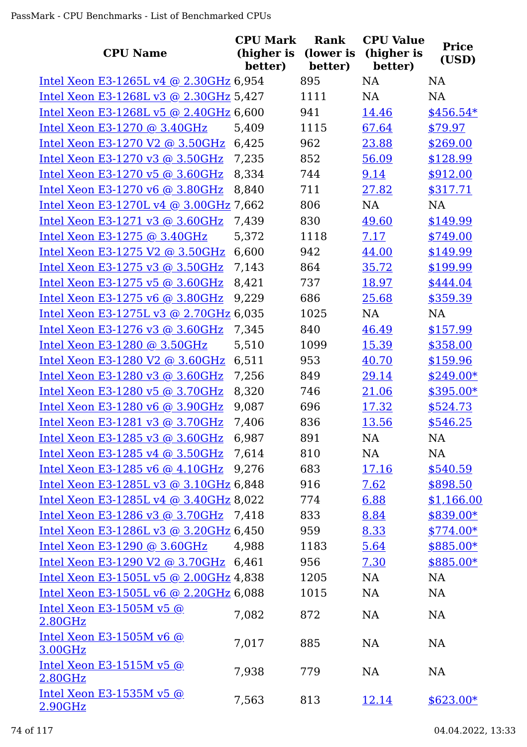| CPU Name | CPU Mark (higher is better) | Rank (lower is better) | CPU Value (higher is better) | Price (USD) |
|---|---|---|---|---|
| Intel Xeon E3-1265L v4 @ 2.30GHz | 6,954 | 895 | NA | NA |
| Intel Xeon E3-1268L v3 @ 2.30GHz | 5,427 | 1111 | NA | NA |
| Intel Xeon E3-1268L v5 @ 2.40GHz | 6,600 | 941 | 14.46 | $456.54* |
| Intel Xeon E3-1270 @ 3.40GHz | 5,409 | 1115 | 67.64 | $79.97 |
| Intel Xeon E3-1270 V2 @ 3.50GHz | 6,425 | 962 | 23.88 | $269.00 |
| Intel Xeon E3-1270 v3 @ 3.50GHz | 7,235 | 852 | 56.09 | $128.99 |
| Intel Xeon E3-1270 v5 @ 3.60GHz | 8,334 | 744 | 9.14 | $912.00 |
| Intel Xeon E3-1270 v6 @ 3.80GHz | 8,840 | 711 | 27.82 | $317.71 |
| Intel Xeon E3-1270L v4 @ 3.00GHz | 7,662 | 806 | NA | NA |
| Intel Xeon E3-1271 v3 @ 3.60GHz | 7,439 | 830 | 49.60 | $149.99 |
| Intel Xeon E3-1275 @ 3.40GHz | 5,372 | 1118 | 7.17 | $749.00 |
| Intel Xeon E3-1275 V2 @ 3.50GHz | 6,600 | 942 | 44.00 | $149.99 |
| Intel Xeon E3-1275 v3 @ 3.50GHz | 7,143 | 864 | 35.72 | $199.99 |
| Intel Xeon E3-1275 v5 @ 3.60GHz | 8,421 | 737 | 18.97 | $444.04 |
| Intel Xeon E3-1275 v6 @ 3.80GHz | 9,229 | 686 | 25.68 | $359.39 |
| Intel Xeon E3-1275L v3 @ 2.70GHz | 6,035 | 1025 | NA | NA |
| Intel Xeon E3-1276 v3 @ 3.60GHz | 7,345 | 840 | 46.49 | $157.99 |
| Intel Xeon E3-1280 @ 3.50GHz | 5,510 | 1099 | 15.39 | $358.00 |
| Intel Xeon E3-1280 V2 @ 3.60GHz | 6,511 | 953 | 40.70 | $159.96 |
| Intel Xeon E3-1280 v3 @ 3.60GHz | 7,256 | 849 | 29.14 | $249.00* |
| Intel Xeon E3-1280 v5 @ 3.70GHz | 8,320 | 746 | 21.06 | $395.00* |
| Intel Xeon E3-1280 v6 @ 3.90GHz | 9,087 | 696 | 17.32 | $524.73 |
| Intel Xeon E3-1281 v3 @ 3.70GHz | 7,406 | 836 | 13.56 | $546.25 |
| Intel Xeon E3-1285 v3 @ 3.60GHz | 6,987 | 891 | NA | NA |
| Intel Xeon E3-1285 v4 @ 3.50GHz | 7,614 | 810 | NA | NA |
| Intel Xeon E3-1285 v6 @ 4.10GHz | 9,276 | 683 | 17.16 | $540.59 |
| Intel Xeon E3-1285L v3 @ 3.10GHz | 6,848 | 916 | 7.62 | $898.50 |
| Intel Xeon E3-1285L v4 @ 3.40GHz | 8,022 | 774 | 6.88 | $1,166.00 |
| Intel Xeon E3-1286 v3 @ 3.70GHz | 7,418 | 833 | 8.84 | $839.00* |
| Intel Xeon E3-1286L v3 @ 3.20GHz | 6,450 | 959 | 8.33 | $774.00* |
| Intel Xeon E3-1290 @ 3.60GHz | 4,988 | 1183 | 5.64 | $885.00* |
| Intel Xeon E3-1290 V2 @ 3.70GHz | 6,461 | 956 | 7.30 | $885.00* |
| Intel Xeon E3-1505L v5 @ 2.00GHz | 4,838 | 1205 | NA | NA |
| Intel Xeon E3-1505L v6 @ 2.20GHz | 6,088 | 1015 | NA | NA |
| Intel Xeon E3-1505M v5 @ 2.80GHz | 7,082 | 872 | NA | NA |
| Intel Xeon E3-1505M v6 @ 3.00GHz | 7,017 | 885 | NA | NA |
| Intel Xeon E3-1515M v5 @ 2.80GHz | 7,938 | 779 | NA | NA |
| Intel Xeon E3-1535M v5 @ 2.90GHz | 7,563 | 813 | 12.14 | $623.00* |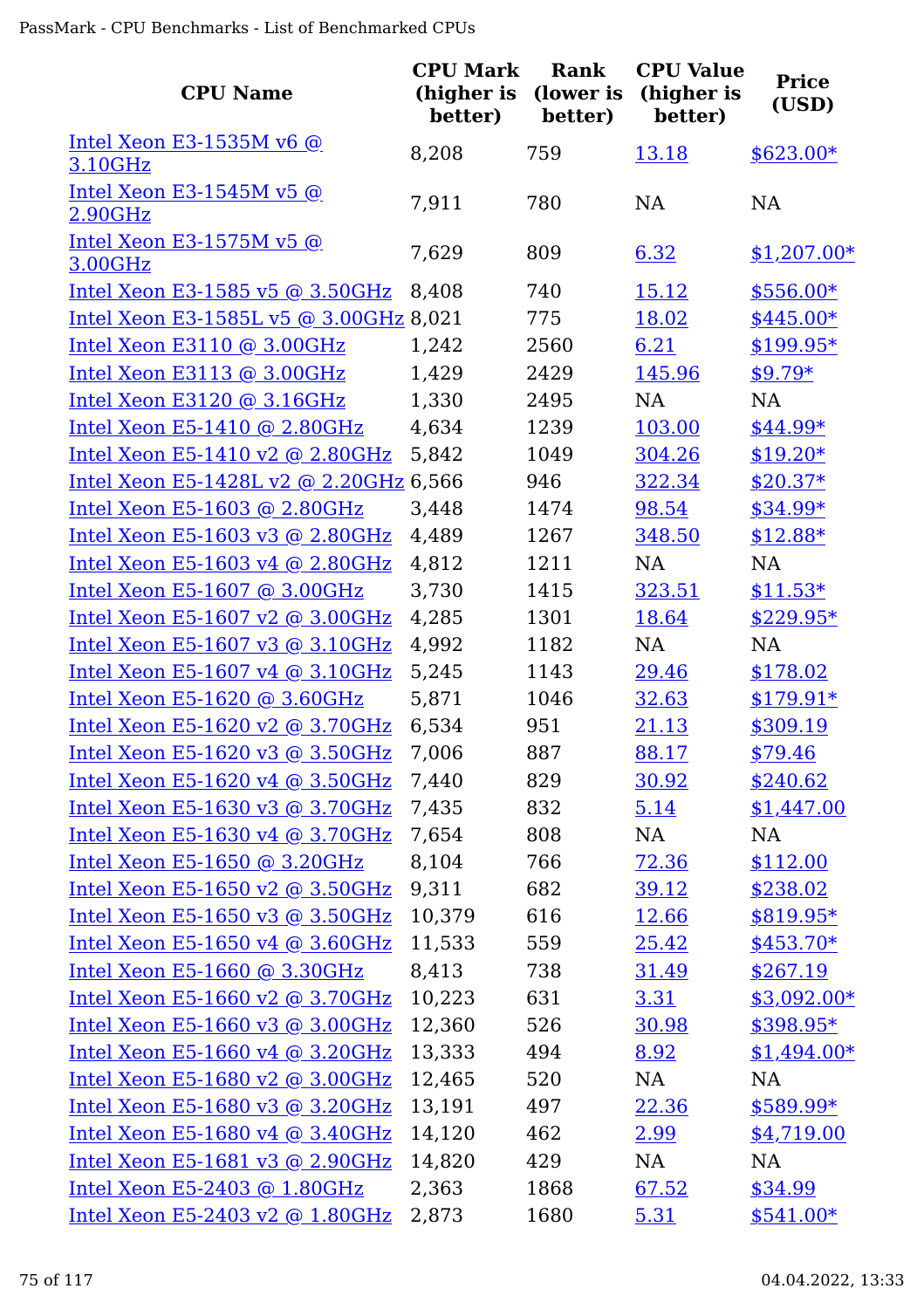| CPU Name | CPU Mark (higher is better) | Rank (lower is better) | CPU Value (higher is better) | Price (USD) |
|---|---|---|---|---|
| Intel Xeon E3-1535M v6 @ 3.10GHz | 8,208 | 759 | 13.18 | $623.00* |
| Intel Xeon E3-1545M v5 @ 2.90GHz | 7,911 | 780 | NA | NA |
| Intel Xeon E3-1575M v5 @ 3.00GHz | 7,629 | 809 | 6.32 | $1,207.00* |
| Intel Xeon E3-1585 v5 @ 3.50GHz | 8,408 | 740 | 15.12 | $556.00* |
| Intel Xeon E3-1585L v5 @ 3.00GHz | 8,021 | 775 | 18.02 | $445.00* |
| Intel Xeon E3110 @ 3.00GHz | 1,242 | 2560 | 6.21 | $199.95* |
| Intel Xeon E3113 @ 3.00GHz | 1,429 | 2429 | 145.96 | $9.79* |
| Intel Xeon E3120 @ 3.16GHz | 1,330 | 2495 | NA | NA |
| Intel Xeon E5-1410 @ 2.80GHz | 4,634 | 1239 | 103.00 | $44.99* |
| Intel Xeon E5-1410 v2 @ 2.80GHz | 5,842 | 1049 | 304.26 | $19.20* |
| Intel Xeon E5-1428L v2 @ 2.20GHz | 6,566 | 946 | 322.34 | $20.37* |
| Intel Xeon E5-1603 @ 2.80GHz | 3,448 | 1474 | 98.54 | $34.99* |
| Intel Xeon E5-1603 v3 @ 2.80GHz | 4,489 | 1267 | 348.50 | $12.88* |
| Intel Xeon E5-1603 v4 @ 2.80GHz | 4,812 | 1211 | NA | NA |
| Intel Xeon E5-1607 @ 3.00GHz | 3,730 | 1415 | 323.51 | $11.53* |
| Intel Xeon E5-1607 v2 @ 3.00GHz | 4,285 | 1301 | 18.64 | $229.95* |
| Intel Xeon E5-1607 v3 @ 3.10GHz | 4,992 | 1182 | NA | NA |
| Intel Xeon E5-1607 v4 @ 3.10GHz | 5,245 | 1143 | 29.46 | $178.02 |
| Intel Xeon E5-1620 @ 3.60GHz | 5,871 | 1046 | 32.63 | $179.91* |
| Intel Xeon E5-1620 v2 @ 3.70GHz | 6,534 | 951 | 21.13 | $309.19 |
| Intel Xeon E5-1620 v3 @ 3.50GHz | 7,006 | 887 | 88.17 | $79.46 |
| Intel Xeon E5-1620 v4 @ 3.50GHz | 7,440 | 829 | 30.92 | $240.62 |
| Intel Xeon E5-1630 v3 @ 3.70GHz | 7,435 | 832 | 5.14 | $1,447.00 |
| Intel Xeon E5-1630 v4 @ 3.70GHz | 7,654 | 808 | NA | NA |
| Intel Xeon E5-1650 @ 3.20GHz | 8,104 | 766 | 72.36 | $112.00 |
| Intel Xeon E5-1650 v2 @ 3.50GHz | 9,311 | 682 | 39.12 | $238.02 |
| Intel Xeon E5-1650 v3 @ 3.50GHz | 10,379 | 616 | 12.66 | $819.95* |
| Intel Xeon E5-1650 v4 @ 3.60GHz | 11,533 | 559 | 25.42 | $453.70* |
| Intel Xeon E5-1660 @ 3.30GHz | 8,413 | 738 | 31.49 | $267.19 |
| Intel Xeon E5-1660 v2 @ 3.70GHz | 10,223 | 631 | 3.31 | $3,092.00* |
| Intel Xeon E5-1660 v3 @ 3.00GHz | 12,360 | 526 | 30.98 | $398.95* |
| Intel Xeon E5-1660 v4 @ 3.20GHz | 13,333 | 494 | 8.92 | $1,494.00* |
| Intel Xeon E5-1680 v2 @ 3.00GHz | 12,465 | 520 | NA | NA |
| Intel Xeon E5-1680 v3 @ 3.20GHz | 13,191 | 497 | 22.36 | $589.99* |
| Intel Xeon E5-1680 v4 @ 3.40GHz | 14,120 | 462 | 2.99 | $4,719.00 |
| Intel Xeon E5-1681 v3 @ 2.90GHz | 14,820 | 429 | NA | NA |
| Intel Xeon E5-2403 @ 1.80GHz | 2,363 | 1868 | 67.52 | $34.99 |
| Intel Xeon E5-2403 v2 @ 1.80GHz | 2,873 | 1680 | 5.31 | $541.00* |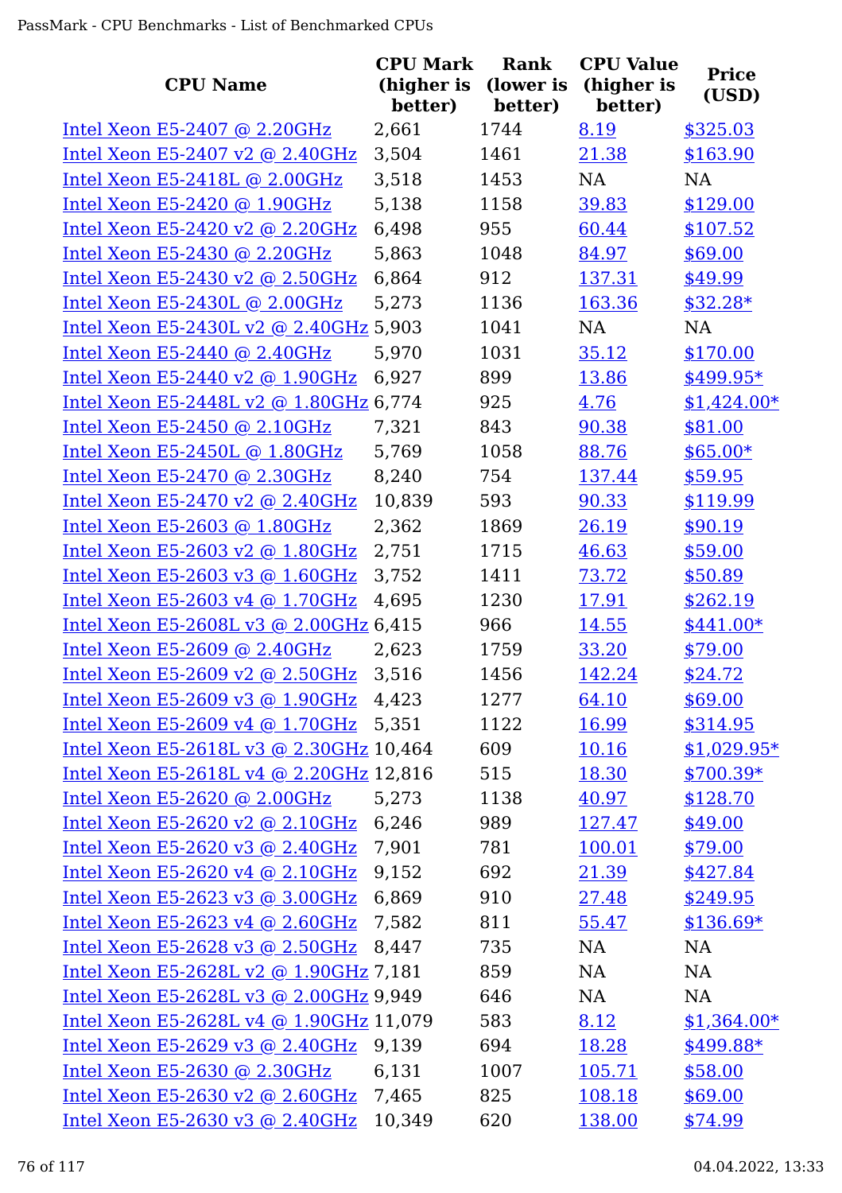| CPU Name | CPU Mark (higher is better) | Rank (lower is better) | CPU Value (higher is better) | Price (USD) |
|---|---|---|---|---|
| Intel Xeon E5-2407 @ 2.20GHz | 2,661 | 1744 | 8.19 | $325.03 |
| Intel Xeon E5-2407 v2 @ 2.40GHz | 3,504 | 1461 | 21.38 | $163.90 |
| Intel Xeon E5-2418L @ 2.00GHz | 3,518 | 1453 | NA | NA |
| Intel Xeon E5-2420 @ 1.90GHz | 5,138 | 1158 | 39.83 | $129.00 |
| Intel Xeon E5-2420 v2 @ 2.20GHz | 6,498 | 955 | 60.44 | $107.52 |
| Intel Xeon E5-2430 @ 2.20GHz | 5,863 | 1048 | 84.97 | $69.00 |
| Intel Xeon E5-2430 v2 @ 2.50GHz | 6,864 | 912 | 137.31 | $49.99 |
| Intel Xeon E5-2430L @ 2.00GHz | 5,273 | 1136 | 163.36 | $32.28* |
| Intel Xeon E5-2430L v2 @ 2.40GHz | 5,903 | 1041 | NA | NA |
| Intel Xeon E5-2440 @ 2.40GHz | 5,970 | 1031 | 35.12 | $170.00 |
| Intel Xeon E5-2440 v2 @ 1.90GHz | 6,927 | 899 | 13.86 | $499.95* |
| Intel Xeon E5-2448L v2 @ 1.80GHz | 6,774 | 925 | 4.76 | $1,424.00* |
| Intel Xeon E5-2450 @ 2.10GHz | 7,321 | 843 | 90.38 | $81.00 |
| Intel Xeon E5-2450L @ 1.80GHz | 5,769 | 1058 | 88.76 | $65.00* |
| Intel Xeon E5-2470 @ 2.30GHz | 8,240 | 754 | 137.44 | $59.95 |
| Intel Xeon E5-2470 v2 @ 2.40GHz | 10,839 | 593 | 90.33 | $119.99 |
| Intel Xeon E5-2603 @ 1.80GHz | 2,362 | 1869 | 26.19 | $90.19 |
| Intel Xeon E5-2603 v2 @ 1.80GHz | 2,751 | 1715 | 46.63 | $59.00 |
| Intel Xeon E5-2603 v3 @ 1.60GHz | 3,752 | 1411 | 73.72 | $50.89 |
| Intel Xeon E5-2603 v4 @ 1.70GHz | 4,695 | 1230 | 17.91 | $262.19 |
| Intel Xeon E5-2608L v3 @ 2.00GHz | 6,415 | 966 | 14.55 | $441.00* |
| Intel Xeon E5-2609 @ 2.40GHz | 2,623 | 1759 | 33.20 | $79.00 |
| Intel Xeon E5-2609 v2 @ 2.50GHz | 3,516 | 1456 | 142.24 | $24.72 |
| Intel Xeon E5-2609 v3 @ 1.90GHz | 4,423 | 1277 | 64.10 | $69.00 |
| Intel Xeon E5-2609 v4 @ 1.70GHz | 5,351 | 1122 | 16.99 | $314.95 |
| Intel Xeon E5-2618L v3 @ 2.30GHz | 10,464 | 609 | 10.16 | $1,029.95* |
| Intel Xeon E5-2618L v4 @ 2.20GHz | 12,816 | 515 | 18.30 | $700.39* |
| Intel Xeon E5-2620 @ 2.00GHz | 5,273 | 1138 | 40.97 | $128.70 |
| Intel Xeon E5-2620 v2 @ 2.10GHz | 6,246 | 989 | 127.47 | $49.00 |
| Intel Xeon E5-2620 v3 @ 2.40GHz | 7,901 | 781 | 100.01 | $79.00 |
| Intel Xeon E5-2620 v4 @ 2.10GHz | 9,152 | 692 | 21.39 | $427.84 |
| Intel Xeon E5-2623 v3 @ 3.00GHz | 6,869 | 910 | 27.48 | $249.95 |
| Intel Xeon E5-2623 v4 @ 2.60GHz | 7,582 | 811 | 55.47 | $136.69* |
| Intel Xeon E5-2628 v3 @ 2.50GHz | 8,447 | 735 | NA | NA |
| Intel Xeon E5-2628L v2 @ 1.90GHz | 7,181 | 859 | NA | NA |
| Intel Xeon E5-2628L v3 @ 2.00GHz | 9,949 | 646 | NA | NA |
| Intel Xeon E5-2628L v4 @ 1.90GHz | 11,079 | 583 | 8.12 | $1,364.00* |
| Intel Xeon E5-2629 v3 @ 2.40GHz | 9,139 | 694 | 18.28 | $499.88* |
| Intel Xeon E5-2630 @ 2.30GHz | 6,131 | 1007 | 105.71 | $58.00 |
| Intel Xeon E5-2630 v2 @ 2.60GHz | 7,465 | 825 | 108.18 | $69.00 |
| Intel Xeon E5-2630 v3 @ 2.40GHz | 10,349 | 620 | 138.00 | $74.99 |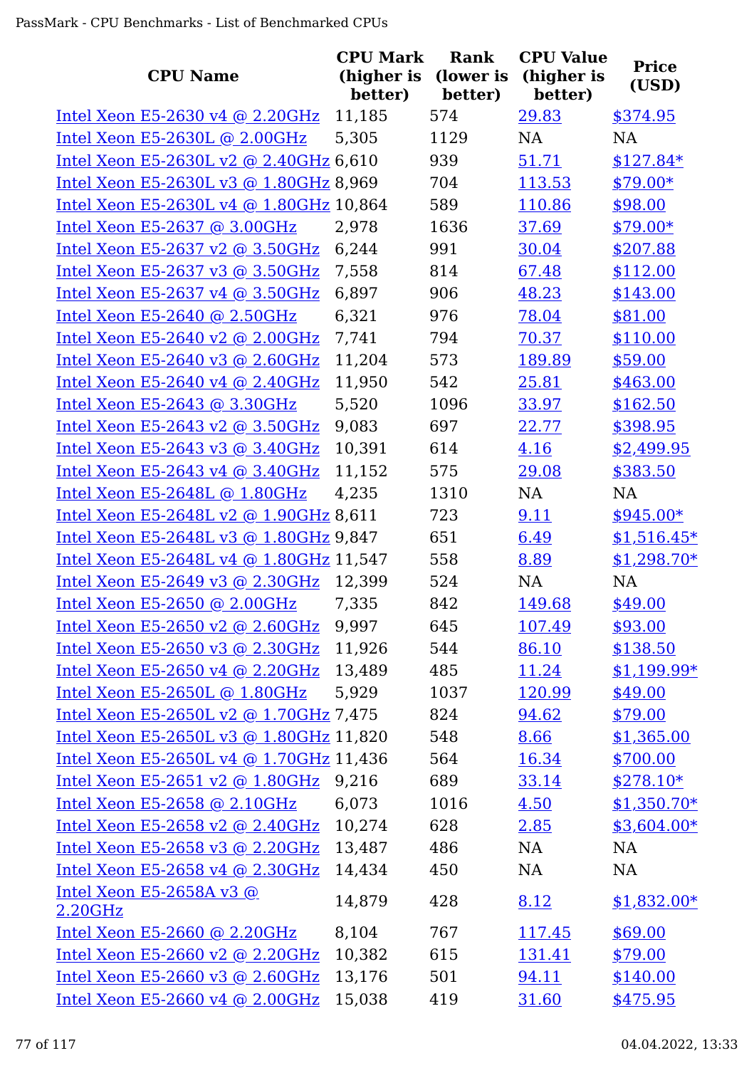| CPU Name | CPU Mark (higher is better) | Rank (lower is better) | CPU Value (higher is better) | Price (USD) |
|---|---|---|---|---|
| Intel Xeon E5-2630 v4 @ 2.20GHz | 11,185 | 574 | 29.83 | $374.95 |
| Intel Xeon E5-2630L @ 2.00GHz | 5,305 | 1129 | NA | NA |
| Intel Xeon E5-2630L v2 @ 2.40GHz | 6,610 | 939 | 51.71 | $127.84* |
| Intel Xeon E5-2630L v3 @ 1.80GHz | 8,969 | 704 | 113.53 | $79.00* |
| Intel Xeon E5-2630L v4 @ 1.80GHz | 10,864 | 589 | 110.86 | $98.00 |
| Intel Xeon E5-2637 @ 3.00GHz | 2,978 | 1636 | 37.69 | $79.00* |
| Intel Xeon E5-2637 v2 @ 3.50GHz | 6,244 | 991 | 30.04 | $207.88 |
| Intel Xeon E5-2637 v3 @ 3.50GHz | 7,558 | 814 | 67.48 | $112.00 |
| Intel Xeon E5-2637 v4 @ 3.50GHz | 6,897 | 906 | 48.23 | $143.00 |
| Intel Xeon E5-2640 @ 2.50GHz | 6,321 | 976 | 78.04 | $81.00 |
| Intel Xeon E5-2640 v2 @ 2.00GHz | 7,741 | 794 | 70.37 | $110.00 |
| Intel Xeon E5-2640 v3 @ 2.60GHz | 11,204 | 573 | 189.89 | $59.00 |
| Intel Xeon E5-2640 v4 @ 2.40GHz | 11,950 | 542 | 25.81 | $463.00 |
| Intel Xeon E5-2643 @ 3.30GHz | 5,520 | 1096 | 33.97 | $162.50 |
| Intel Xeon E5-2643 v2 @ 3.50GHz | 9,083 | 697 | 22.77 | $398.95 |
| Intel Xeon E5-2643 v3 @ 3.40GHz | 10,391 | 614 | 4.16 | $2,499.95 |
| Intel Xeon E5-2643 v4 @ 3.40GHz | 11,152 | 575 | 29.08 | $383.50 |
| Intel Xeon E5-2648L @ 1.80GHz | 4,235 | 1310 | NA | NA |
| Intel Xeon E5-2648L v2 @ 1.90GHz | 8,611 | 723 | 9.11 | $945.00* |
| Intel Xeon E5-2648L v3 @ 1.80GHz | 9,847 | 651 | 6.49 | $1,516.45* |
| Intel Xeon E5-2648L v4 @ 1.80GHz | 11,547 | 558 | 8.89 | $1,298.70* |
| Intel Xeon E5-2649 v3 @ 2.30GHz | 12,399 | 524 | NA | NA |
| Intel Xeon E5-2650 @ 2.00GHz | 7,335 | 842 | 149.68 | $49.00 |
| Intel Xeon E5-2650 v2 @ 2.60GHz | 9,997 | 645 | 107.49 | $93.00 |
| Intel Xeon E5-2650 v3 @ 2.30GHz | 11,926 | 544 | 86.10 | $138.50 |
| Intel Xeon E5-2650 v4 @ 2.20GHz | 13,489 | 485 | 11.24 | $1,199.99* |
| Intel Xeon E5-2650L @ 1.80GHz | 5,929 | 1037 | 120.99 | $49.00 |
| Intel Xeon E5-2650L v2 @ 1.70GHz | 7,475 | 824 | 94.62 | $79.00 |
| Intel Xeon E5-2650L v3 @ 1.80GHz | 11,820 | 548 | 8.66 | $1,365.00 |
| Intel Xeon E5-2650L v4 @ 1.70GHz | 11,436 | 564 | 16.34 | $700.00 |
| Intel Xeon E5-2651 v2 @ 1.80GHz | 9,216 | 689 | 33.14 | $278.10* |
| Intel Xeon E5-2658 @ 2.10GHz | 6,073 | 1016 | 4.50 | $1,350.70* |
| Intel Xeon E5-2658 v2 @ 2.40GHz | 10,274 | 628 | 2.85 | $3,604.00* |
| Intel Xeon E5-2658 v3 @ 2.20GHz | 13,487 | 486 | NA | NA |
| Intel Xeon E5-2658 v4 @ 2.30GHz | 14,434 | 450 | NA | NA |
| Intel Xeon E5-2658A v3 @ 2.20GHz | 14,879 | 428 | 8.12 | $1,832.00* |
| Intel Xeon E5-2660 @ 2.20GHz | 8,104 | 767 | 117.45 | $69.00 |
| Intel Xeon E5-2660 v2 @ 2.20GHz | 10,382 | 615 | 131.41 | $79.00 |
| Intel Xeon E5-2660 v3 @ 2.60GHz | 13,176 | 501 | 94.11 | $140.00 |
| Intel Xeon E5-2660 v4 @ 2.00GHz | 15,038 | 419 | 31.60 | $475.95 |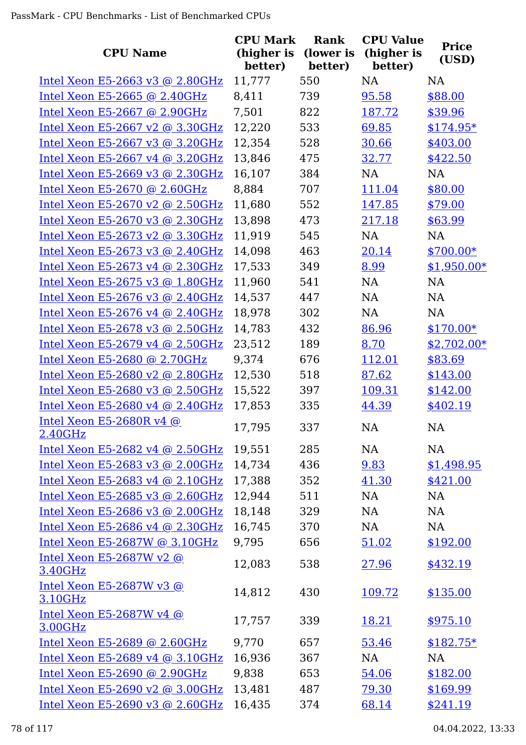| CPU Name | CPU Mark (higher is better) | Rank (lower is better) | CPU Value (higher is better) | Price (USD) |
|---|---|---|---|---|
| Intel Xeon E5-2663 v3 @ 2.80GHz | 11,777 | 550 | NA | NA |
| Intel Xeon E5-2665 @ 2.40GHz | 8,411 | 739 | 95.58 | $88.00 |
| Intel Xeon E5-2667 @ 2.90GHz | 7,501 | 822 | 187.72 | $39.96 |
| Intel Xeon E5-2667 v2 @ 3.30GHz | 12,220 | 533 | 69.85 | $174.95* |
| Intel Xeon E5-2667 v3 @ 3.20GHz | 12,354 | 528 | 30.66 | $403.00 |
| Intel Xeon E5-2667 v4 @ 3.20GHz | 13,846 | 475 | 32.77 | $422.50 |
| Intel Xeon E5-2669 v3 @ 2.30GHz | 16,107 | 384 | NA | NA |
| Intel Xeon E5-2670 @ 2.60GHz | 8,884 | 707 | 111.04 | $80.00 |
| Intel Xeon E5-2670 v2 @ 2.50GHz | 11,680 | 552 | 147.85 | $79.00 |
| Intel Xeon E5-2670 v3 @ 2.30GHz | 13,898 | 473 | 217.18 | $63.99 |
| Intel Xeon E5-2673 v2 @ 3.30GHz | 11,919 | 545 | NA | NA |
| Intel Xeon E5-2673 v3 @ 2.40GHz | 14,098 | 463 | 20.14 | $700.00* |
| Intel Xeon E5-2673 v4 @ 2.30GHz | 17,533 | 349 | 8.99 | $1,950.00* |
| Intel Xeon E5-2675 v3 @ 1.80GHz | 11,960 | 541 | NA | NA |
| Intel Xeon E5-2676 v3 @ 2.40GHz | 14,537 | 447 | NA | NA |
| Intel Xeon E5-2676 v4 @ 2.40GHz | 18,978 | 302 | NA | NA |
| Intel Xeon E5-2678 v3 @ 2.50GHz | 14,783 | 432 | 86.96 | $170.00* |
| Intel Xeon E5-2679 v4 @ 2.50GHz | 23,512 | 189 | 8.70 | $2,702.00* |
| Intel Xeon E5-2680 @ 2.70GHz | 9,374 | 676 | 112.01 | $83.69 |
| Intel Xeon E5-2680 v2 @ 2.80GHz | 12,530 | 518 | 87.62 | $143.00 |
| Intel Xeon E5-2680 v3 @ 2.50GHz | 15,522 | 397 | 109.31 | $142.00 |
| Intel Xeon E5-2680 v4 @ 2.40GHz | 17,853 | 335 | 44.39 | $402.19 |
| Intel Xeon E5-2680R v4 @ 2.40GHz | 17,795 | 337 | NA | NA |
| Intel Xeon E5-2682 v4 @ 2.50GHz | 19,551 | 285 | NA | NA |
| Intel Xeon E5-2683 v3 @ 2.00GHz | 14,734 | 436 | 9.83 | $1,498.95 |
| Intel Xeon E5-2683 v4 @ 2.10GHz | 17,388 | 352 | 41.30 | $421.00 |
| Intel Xeon E5-2685 v3 @ 2.60GHz | 12,944 | 511 | NA | NA |
| Intel Xeon E5-2686 v3 @ 2.00GHz | 18,148 | 329 | NA | NA |
| Intel Xeon E5-2686 v4 @ 2.30GHz | 16,745 | 370 | NA | NA |
| Intel Xeon E5-2687W @ 3.10GHz | 9,795 | 656 | 51.02 | $192.00 |
| Intel Xeon E5-2687W v2 @ 3.40GHz | 12,083 | 538 | 27.96 | $432.19 |
| Intel Xeon E5-2687W v3 @ 3.10GHz | 14,812 | 430 | 109.72 | $135.00 |
| Intel Xeon E5-2687W v4 @ 3.00GHz | 17,757 | 339 | 18.21 | $975.10 |
| Intel Xeon E5-2689 @ 2.60GHz | 9,770 | 657 | 53.46 | $182.75* |
| Intel Xeon E5-2689 v4 @ 3.10GHz | 16,936 | 367 | NA | NA |
| Intel Xeon E5-2690 @ 2.90GHz | 9,838 | 653 | 54.06 | $182.00 |
| Intel Xeon E5-2690 v2 @ 3.00GHz | 13,481 | 487 | 79.30 | $169.99 |
| Intel Xeon E5-2690 v3 @ 2.60GHz | 16,435 | 374 | 68.14 | $241.19 |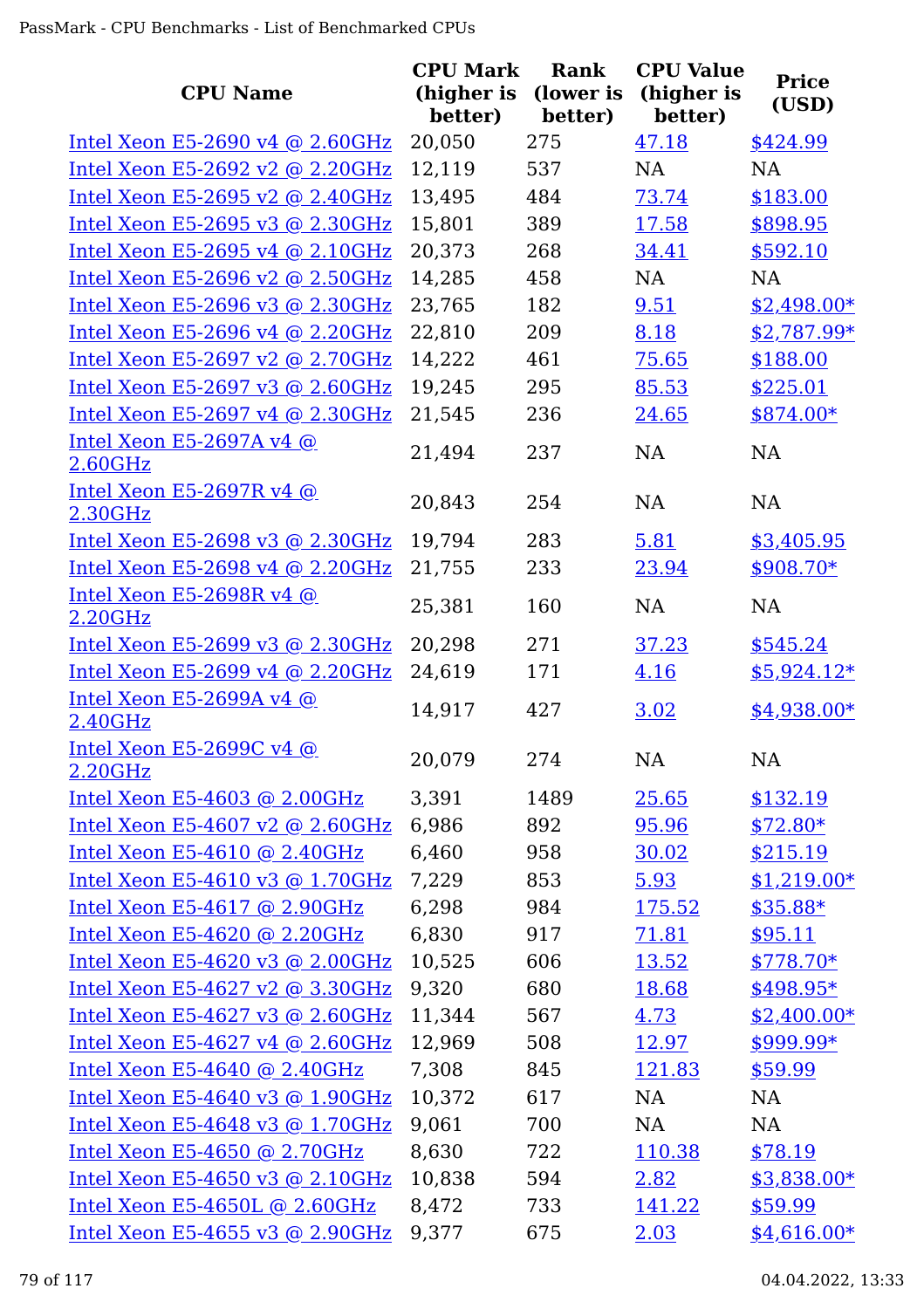| CPU Name | CPU Mark (higher is better) | Rank (lower is better) | CPU Value (higher is better) | Price (USD) |
|---|---|---|---|---|
| Intel Xeon E5-2690 v4 @ 2.60GHz | 20,050 | 275 | 47.18 | $424.99 |
| Intel Xeon E5-2692 v2 @ 2.20GHz | 12,119 | 537 | NA | NA |
| Intel Xeon E5-2695 v2 @ 2.40GHz | 13,495 | 484 | 73.74 | $183.00 |
| Intel Xeon E5-2695 v3 @ 2.30GHz | 15,801 | 389 | 17.58 | $898.95 |
| Intel Xeon E5-2695 v4 @ 2.10GHz | 20,373 | 268 | 34.41 | $592.10 |
| Intel Xeon E5-2696 v2 @ 2.50GHz | 14,285 | 458 | NA | NA |
| Intel Xeon E5-2696 v3 @ 2.30GHz | 23,765 | 182 | 9.51 | $2,498.00* |
| Intel Xeon E5-2696 v4 @ 2.20GHz | 22,810 | 209 | 8.18 | $2,787.99* |
| Intel Xeon E5-2697 v2 @ 2.70GHz | 14,222 | 461 | 75.65 | $188.00 |
| Intel Xeon E5-2697 v3 @ 2.60GHz | 19,245 | 295 | 85.53 | $225.01 |
| Intel Xeon E5-2697 v4 @ 2.30GHz | 21,545 | 236 | 24.65 | $874.00* |
| Intel Xeon E5-2697A v4 @ 2.60GHz | 21,494 | 237 | NA | NA |
| Intel Xeon E5-2697R v4 @ 2.30GHz | 20,843 | 254 | NA | NA |
| Intel Xeon E5-2698 v3 @ 2.30GHz | 19,794 | 283 | 5.81 | $3,405.95 |
| Intel Xeon E5-2698 v4 @ 2.20GHz | 21,755 | 233 | 23.94 | $908.70* |
| Intel Xeon E5-2698R v4 @ 2.20GHz | 25,381 | 160 | NA | NA |
| Intel Xeon E5-2699 v3 @ 2.30GHz | 20,298 | 271 | 37.23 | $545.24 |
| Intel Xeon E5-2699 v4 @ 2.20GHz | 24,619 | 171 | 4.16 | $5,924.12* |
| Intel Xeon E5-2699A v4 @ 2.40GHz | 14,917 | 427 | 3.02 | $4,938.00* |
| Intel Xeon E5-2699C v4 @ 2.20GHz | 20,079 | 274 | NA | NA |
| Intel Xeon E5-4603 @ 2.00GHz | 3,391 | 1489 | 25.65 | $132.19 |
| Intel Xeon E5-4607 v2 @ 2.60GHz | 6,986 | 892 | 95.96 | $72.80* |
| Intel Xeon E5-4610 @ 2.40GHz | 6,460 | 958 | 30.02 | $215.19 |
| Intel Xeon E5-4610 v3 @ 1.70GHz | 7,229 | 853 | 5.93 | $1,219.00* |
| Intel Xeon E5-4617 @ 2.90GHz | 6,298 | 984 | 175.52 | $35.88* |
| Intel Xeon E5-4620 @ 2.20GHz | 6,830 | 917 | 71.81 | $95.11 |
| Intel Xeon E5-4620 v3 @ 2.00GHz | 10,525 | 606 | 13.52 | $778.70* |
| Intel Xeon E5-4627 v2 @ 3.30GHz | 9,320 | 680 | 18.68 | $498.95* |
| Intel Xeon E5-4627 v3 @ 2.60GHz | 11,344 | 567 | 4.73 | $2,400.00* |
| Intel Xeon E5-4627 v4 @ 2.60GHz | 12,969 | 508 | 12.97 | $999.99* |
| Intel Xeon E5-4640 @ 2.40GHz | 7,308 | 845 | 121.83 | $59.99 |
| Intel Xeon E5-4640 v3 @ 1.90GHz | 10,372 | 617 | NA | NA |
| Intel Xeon E5-4648 v3 @ 1.70GHz | 9,061 | 700 | NA | NA |
| Intel Xeon E5-4650 @ 2.70GHz | 8,630 | 722 | 110.38 | $78.19 |
| Intel Xeon E5-4650 v3 @ 2.10GHz | 10,838 | 594 | 2.82 | $3,838.00* |
| Intel Xeon E5-4650L @ 2.60GHz | 8,472 | 733 | 141.22 | $59.99 |
| Intel Xeon E5-4655 v3 @ 2.90GHz | 9,377 | 675 | 2.03 | $4,616.00* |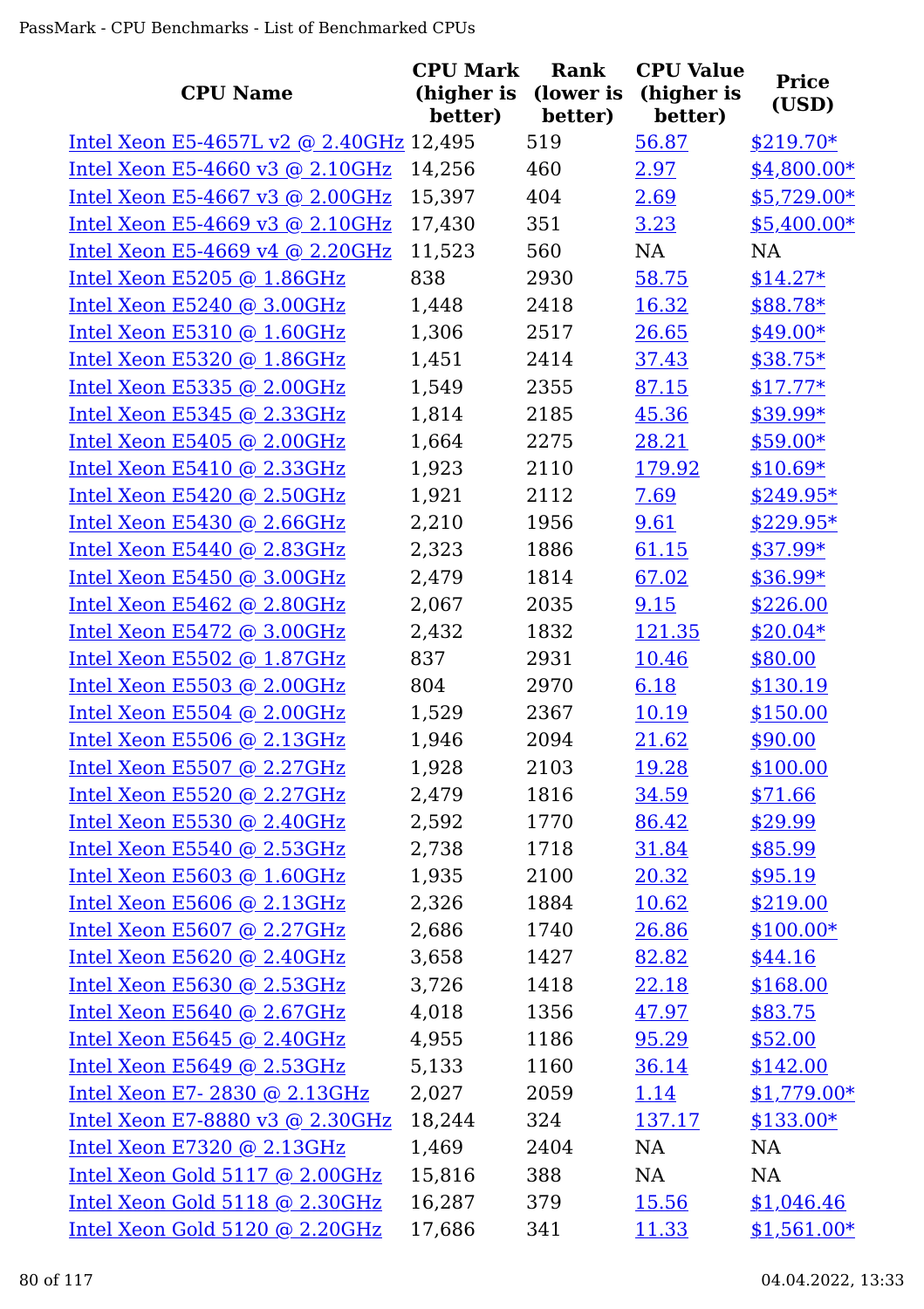| CPU Name | CPU Mark (higher is better) | Rank (lower is better) | CPU Value (higher is better) | Price (USD) |
|---|---|---|---|---|
| Intel Xeon E5-4657L v2 @ 2.40GHz | 12,495 | 519 | 56.87 | $219.70* |
| Intel Xeon E5-4660 v3 @ 2.10GHz | 14,256 | 460 | 2.97 | $4,800.00* |
| Intel Xeon E5-4667 v3 @ 2.00GHz | 15,397 | 404 | 2.69 | $5,729.00* |
| Intel Xeon E5-4669 v3 @ 2.10GHz | 17,430 | 351 | 3.23 | $5,400.00* |
| Intel Xeon E5-4669 v4 @ 2.20GHz | 11,523 | 560 | NA | NA |
| Intel Xeon E5205 @ 1.86GHz | 838 | 2930 | 58.75 | $14.27* |
| Intel Xeon E5240 @ 3.00GHz | 1,448 | 2418 | 16.32 | $88.78* |
| Intel Xeon E5310 @ 1.60GHz | 1,306 | 2517 | 26.65 | $49.00* |
| Intel Xeon E5320 @ 1.86GHz | 1,451 | 2414 | 37.43 | $38.75* |
| Intel Xeon E5335 @ 2.00GHz | 1,549 | 2355 | 87.15 | $17.77* |
| Intel Xeon E5345 @ 2.33GHz | 1,814 | 2185 | 45.36 | $39.99* |
| Intel Xeon E5405 @ 2.00GHz | 1,664 | 2275 | 28.21 | $59.00* |
| Intel Xeon E5410 @ 2.33GHz | 1,923 | 2110 | 179.92 | $10.69* |
| Intel Xeon E5420 @ 2.50GHz | 1,921 | 2112 | 7.69 | $249.95* |
| Intel Xeon E5430 @ 2.66GHz | 2,210 | 1956 | 9.61 | $229.95* |
| Intel Xeon E5440 @ 2.83GHz | 2,323 | 1886 | 61.15 | $37.99* |
| Intel Xeon E5450 @ 3.00GHz | 2,479 | 1814 | 67.02 | $36.99* |
| Intel Xeon E5462 @ 2.80GHz | 2,067 | 2035 | 9.15 | $226.00 |
| Intel Xeon E5472 @ 3.00GHz | 2,432 | 1832 | 121.35 | $20.04* |
| Intel Xeon E5502 @ 1.87GHz | 837 | 2931 | 10.46 | $80.00 |
| Intel Xeon E5503 @ 2.00GHz | 804 | 2970 | 6.18 | $130.19 |
| Intel Xeon E5504 @ 2.00GHz | 1,529 | 2367 | 10.19 | $150.00 |
| Intel Xeon E5506 @ 2.13GHz | 1,946 | 2094 | 21.62 | $90.00 |
| Intel Xeon E5507 @ 2.27GHz | 1,928 | 2103 | 19.28 | $100.00 |
| Intel Xeon E5520 @ 2.27GHz | 2,479 | 1816 | 34.59 | $71.66 |
| Intel Xeon E5530 @ 2.40GHz | 2,592 | 1770 | 86.42 | $29.99 |
| Intel Xeon E5540 @ 2.53GHz | 2,738 | 1718 | 31.84 | $85.99 |
| Intel Xeon E5603 @ 1.60GHz | 1,935 | 2100 | 20.32 | $95.19 |
| Intel Xeon E5606 @ 2.13GHz | 2,326 | 1884 | 10.62 | $219.00 |
| Intel Xeon E5607 @ 2.27GHz | 2,686 | 1740 | 26.86 | $100.00* |
| Intel Xeon E5620 @ 2.40GHz | 3,658 | 1427 | 82.82 | $44.16 |
| Intel Xeon E5630 @ 2.53GHz | 3,726 | 1418 | 22.18 | $168.00 |
| Intel Xeon E5640 @ 2.67GHz | 4,018 | 1356 | 47.97 | $83.75 |
| Intel Xeon E5645 @ 2.40GHz | 4,955 | 1186 | 95.29 | $52.00 |
| Intel Xeon E5649 @ 2.53GHz | 5,133 | 1160 | 36.14 | $142.00 |
| Intel Xeon E7- 2830 @ 2.13GHz | 2,027 | 2059 | 1.14 | $1,779.00* |
| Intel Xeon E7-8880 v3 @ 2.30GHz | 18,244 | 324 | 137.17 | $133.00* |
| Intel Xeon E7320 @ 2.13GHz | 1,469 | 2404 | NA | NA |
| Intel Xeon Gold 5117 @ 2.00GHz | 15,816 | 388 | NA | NA |
| Intel Xeon Gold 5118 @ 2.30GHz | 16,287 | 379 | 15.56 | $1,046.46 |
| Intel Xeon Gold 5120 @ 2.20GHz | 17,686 | 341 | 11.33 | $1,561.00* |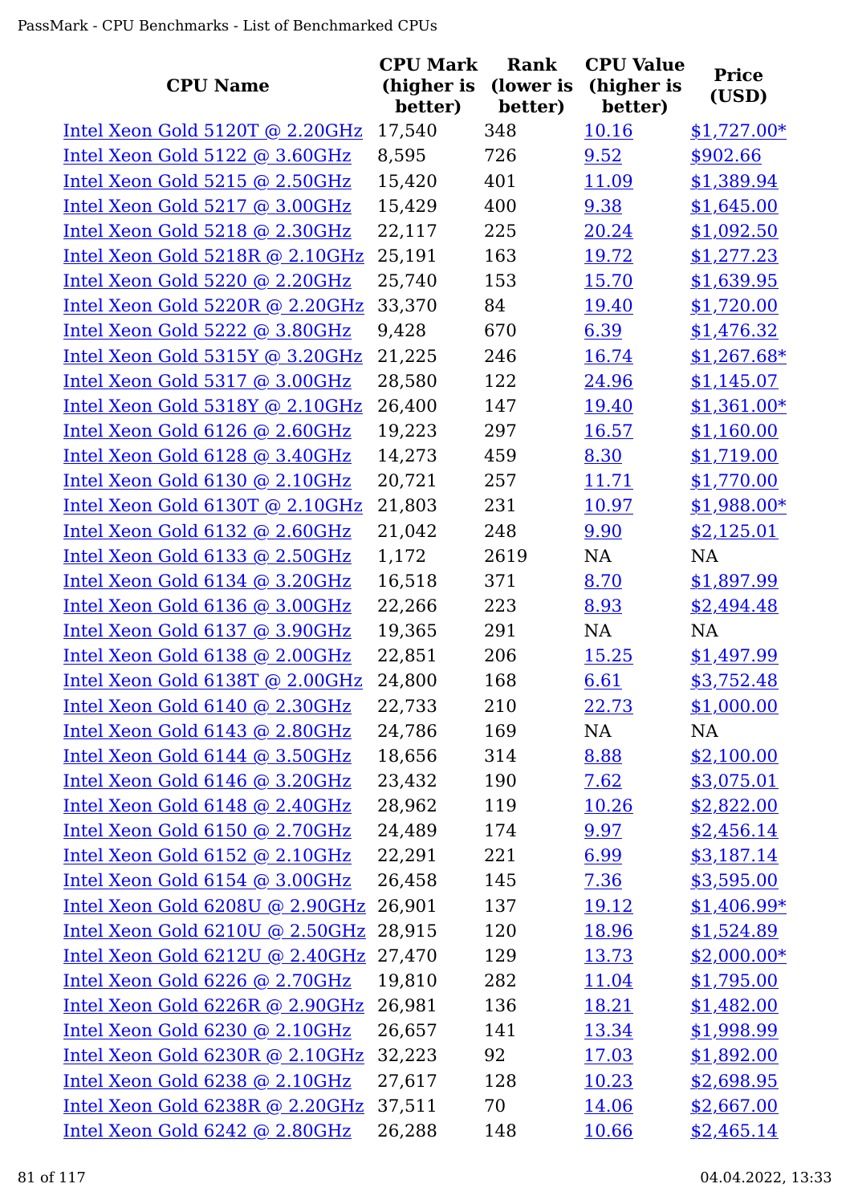| CPU Name | CPU Mark (higher is better) | Rank (lower is better) | CPU Value (higher is better) | Price (USD) |
|---|---|---|---|---|
| Intel Xeon Gold 5120T @ 2.20GHz | 17,540 | 348 | 10.16 | $1,727.00* |
| Intel Xeon Gold 5122 @ 3.60GHz | 8,595 | 726 | 9.52 | $902.66 |
| Intel Xeon Gold 5215 @ 2.50GHz | 15,420 | 401 | 11.09 | $1,389.94 |
| Intel Xeon Gold 5217 @ 3.00GHz | 15,429 | 400 | 9.38 | $1,645.00 |
| Intel Xeon Gold 5218 @ 2.30GHz | 22,117 | 225 | 20.24 | $1,092.50 |
| Intel Xeon Gold 5218R @ 2.10GHz | 25,191 | 163 | 19.72 | $1,277.23 |
| Intel Xeon Gold 5220 @ 2.20GHz | 25,740 | 153 | 15.70 | $1,639.95 |
| Intel Xeon Gold 5220R @ 2.20GHz | 33,370 | 84 | 19.40 | $1,720.00 |
| Intel Xeon Gold 5222 @ 3.80GHz | 9,428 | 670 | 6.39 | $1,476.32 |
| Intel Xeon Gold 5315Y @ 3.20GHz | 21,225 | 246 | 16.74 | $1,267.68* |
| Intel Xeon Gold 5317 @ 3.00GHz | 28,580 | 122 | 24.96 | $1,145.07 |
| Intel Xeon Gold 5318Y @ 2.10GHz | 26,400 | 147 | 19.40 | $1,361.00* |
| Intel Xeon Gold 6126 @ 2.60GHz | 19,223 | 297 | 16.57 | $1,160.00 |
| Intel Xeon Gold 6128 @ 3.40GHz | 14,273 | 459 | 8.30 | $1,719.00 |
| Intel Xeon Gold 6130 @ 2.10GHz | 20,721 | 257 | 11.71 | $1,770.00 |
| Intel Xeon Gold 6130T @ 2.10GHz | 21,803 | 231 | 10.97 | $1,988.00* |
| Intel Xeon Gold 6132 @ 2.60GHz | 21,042 | 248 | 9.90 | $2,125.01 |
| Intel Xeon Gold 6133 @ 2.50GHz | 1,172 | 2619 | NA | NA |
| Intel Xeon Gold 6134 @ 3.20GHz | 16,518 | 371 | 8.70 | $1,897.99 |
| Intel Xeon Gold 6136 @ 3.00GHz | 22,266 | 223 | 8.93 | $2,494.48 |
| Intel Xeon Gold 6137 @ 3.90GHz | 19,365 | 291 | NA | NA |
| Intel Xeon Gold 6138 @ 2.00GHz | 22,851 | 206 | 15.25 | $1,497.99 |
| Intel Xeon Gold 6138T @ 2.00GHz | 24,800 | 168 | 6.61 | $3,752.48 |
| Intel Xeon Gold 6140 @ 2.30GHz | 22,733 | 210 | 22.73 | $1,000.00 |
| Intel Xeon Gold 6143 @ 2.80GHz | 24,786 | 169 | NA | NA |
| Intel Xeon Gold 6144 @ 3.50GHz | 18,656 | 314 | 8.88 | $2,100.00 |
| Intel Xeon Gold 6146 @ 3.20GHz | 23,432 | 190 | 7.62 | $3,075.01 |
| Intel Xeon Gold 6148 @ 2.40GHz | 28,962 | 119 | 10.26 | $2,822.00 |
| Intel Xeon Gold 6150 @ 2.70GHz | 24,489 | 174 | 9.97 | $2,456.14 |
| Intel Xeon Gold 6152 @ 2.10GHz | 22,291 | 221 | 6.99 | $3,187.14 |
| Intel Xeon Gold 6154 @ 3.00GHz | 26,458 | 145 | 7.36 | $3,595.00 |
| Intel Xeon Gold 6208U @ 2.90GHz | 26,901 | 137 | 19.12 | $1,406.99* |
| Intel Xeon Gold 6210U @ 2.50GHz | 28,915 | 120 | 18.96 | $1,524.89 |
| Intel Xeon Gold 6212U @ 2.40GHz | 27,470 | 129 | 13.73 | $2,000.00* |
| Intel Xeon Gold 6226 @ 2.70GHz | 19,810 | 282 | 11.04 | $1,795.00 |
| Intel Xeon Gold 6226R @ 2.90GHz | 26,981 | 136 | 18.21 | $1,482.00 |
| Intel Xeon Gold 6230 @ 2.10GHz | 26,657 | 141 | 13.34 | $1,998.99 |
| Intel Xeon Gold 6230R @ 2.10GHz | 32,223 | 92 | 17.03 | $1,892.00 |
| Intel Xeon Gold 6238 @ 2.10GHz | 27,617 | 128 | 10.23 | $2,698.95 |
| Intel Xeon Gold 6238R @ 2.20GHz | 37,511 | 70 | 14.06 | $2,667.00 |
| Intel Xeon Gold 6242 @ 2.80GHz | 26,288 | 148 | 10.66 | $2,465.14 |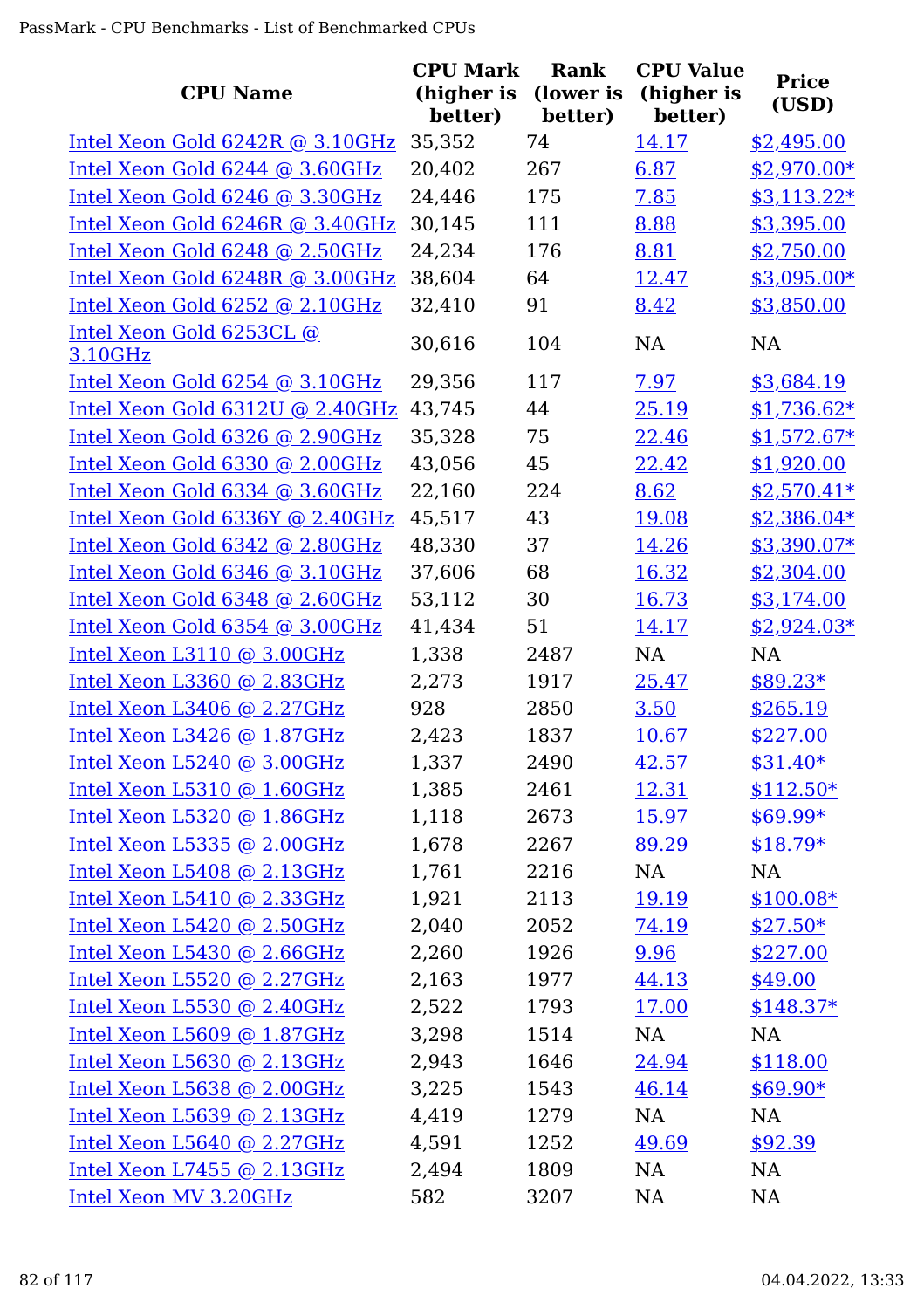| CPU Name | CPU Mark (higher is better) | Rank (lower is better) | CPU Value (higher is better) | Price (USD) |
|---|---|---|---|---|
| Intel Xeon Gold 6242R @ 3.10GHz | 35,352 | 74 | 14.17 | $2,495.00 |
| Intel Xeon Gold 6244 @ 3.60GHz | 20,402 | 267 | 6.87 | $2,970.00* |
| Intel Xeon Gold 6246 @ 3.30GHz | 24,446 | 175 | 7.85 | $3,113.22* |
| Intel Xeon Gold 6246R @ 3.40GHz | 30,145 | 111 | 8.88 | $3,395.00 |
| Intel Xeon Gold 6248 @ 2.50GHz | 24,234 | 176 | 8.81 | $2,750.00 |
| Intel Xeon Gold 6248R @ 3.00GHz | 38,604 | 64 | 12.47 | $3,095.00* |
| Intel Xeon Gold 6252 @ 2.10GHz | 32,410 | 91 | 8.42 | $3,850.00 |
| Intel Xeon Gold 6253CL @ 3.10GHz | 30,616 | 104 | NA | NA |
| Intel Xeon Gold 6254 @ 3.10GHz | 29,356 | 117 | 7.97 | $3,684.19 |
| Intel Xeon Gold 6312U @ 2.40GHz | 43,745 | 44 | 25.19 | $1,736.62* |
| Intel Xeon Gold 6326 @ 2.90GHz | 35,328 | 75 | 22.46 | $1,572.67* |
| Intel Xeon Gold 6330 @ 2.00GHz | 43,056 | 45 | 22.42 | $1,920.00 |
| Intel Xeon Gold 6334 @ 3.60GHz | 22,160 | 224 | 8.62 | $2,570.41* |
| Intel Xeon Gold 6336Y @ 2.40GHz | 45,517 | 43 | 19.08 | $2,386.04* |
| Intel Xeon Gold 6342 @ 2.80GHz | 48,330 | 37 | 14.26 | $3,390.07* |
| Intel Xeon Gold 6346 @ 3.10GHz | 37,606 | 68 | 16.32 | $2,304.00 |
| Intel Xeon Gold 6348 @ 2.60GHz | 53,112 | 30 | 16.73 | $3,174.00 |
| Intel Xeon Gold 6354 @ 3.00GHz | 41,434 | 51 | 14.17 | $2,924.03* |
| Intel Xeon L3110 @ 3.00GHz | 1,338 | 2487 | NA | NA |
| Intel Xeon L3360 @ 2.83GHz | 2,273 | 1917 | 25.47 | $89.23* |
| Intel Xeon L3406 @ 2.27GHz | 928 | 2850 | 3.50 | $265.19 |
| Intel Xeon L3426 @ 1.87GHz | 2,423 | 1837 | 10.67 | $227.00 |
| Intel Xeon L5240 @ 3.00GHz | 1,337 | 2490 | 42.57 | $31.40* |
| Intel Xeon L5310 @ 1.60GHz | 1,385 | 2461 | 12.31 | $112.50* |
| Intel Xeon L5320 @ 1.86GHz | 1,118 | 2673 | 15.97 | $69.99* |
| Intel Xeon L5335 @ 2.00GHz | 1,678 | 2267 | 89.29 | $18.79* |
| Intel Xeon L5408 @ 2.13GHz | 1,761 | 2216 | NA | NA |
| Intel Xeon L5410 @ 2.33GHz | 1,921 | 2113 | 19.19 | $100.08* |
| Intel Xeon L5420 @ 2.50GHz | 2,040 | 2052 | 74.19 | $27.50* |
| Intel Xeon L5430 @ 2.66GHz | 2,260 | 1926 | 9.96 | $227.00 |
| Intel Xeon L5520 @ 2.27GHz | 2,163 | 1977 | 44.13 | $49.00 |
| Intel Xeon L5530 @ 2.40GHz | 2,522 | 1793 | 17.00 | $148.37* |
| Intel Xeon L5609 @ 1.87GHz | 3,298 | 1514 | NA | NA |
| Intel Xeon L5630 @ 2.13GHz | 2,943 | 1646 | 24.94 | $118.00 |
| Intel Xeon L5638 @ 2.00GHz | 3,225 | 1543 | 46.14 | $69.90* |
| Intel Xeon L5639 @ 2.13GHz | 4,419 | 1279 | NA | NA |
| Intel Xeon L5640 @ 2.27GHz | 4,591 | 1252 | 49.69 | $92.39 |
| Intel Xeon L7455 @ 2.13GHz | 2,494 | 1809 | NA | NA |
| Intel Xeon MV 3.20GHz | 582 | 3207 | NA | NA |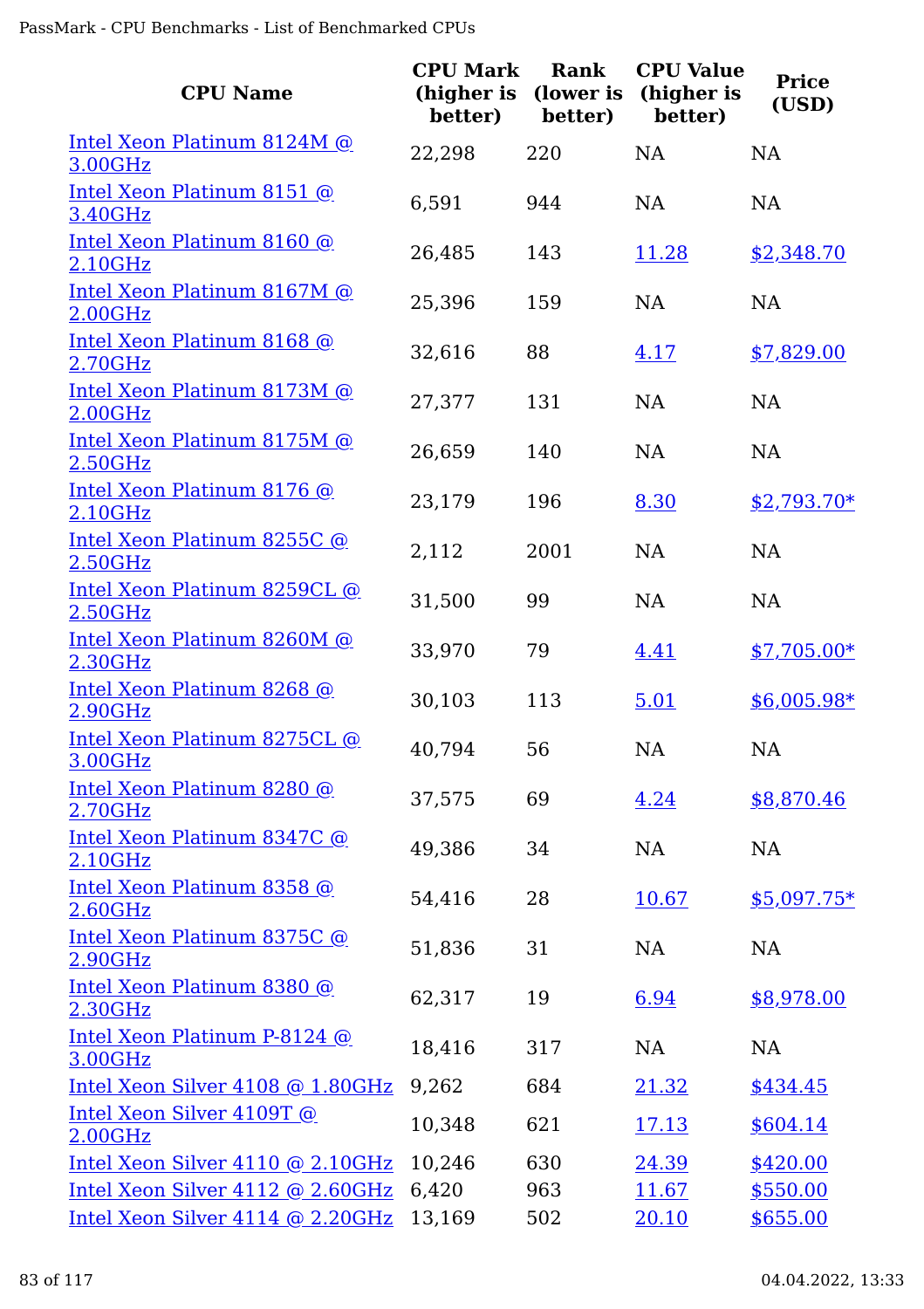| CPU Name | CPU Mark (higher is better) | Rank (lower is better) | CPU Value (higher is better) | Price (USD) |
|---|---|---|---|---|
| Intel Xeon Platinum 8124M @ 3.00GHz | 22,298 | 220 | NA | NA |
| Intel Xeon Platinum 8151 @ 3.40GHz | 6,591 | 944 | NA | NA |
| Intel Xeon Platinum 8160 @ 2.10GHz | 26,485 | 143 | 11.28 | $2,348.70 |
| Intel Xeon Platinum 8167M @ 2.00GHz | 25,396 | 159 | NA | NA |
| Intel Xeon Platinum 8168 @ 2.70GHz | 32,616 | 88 | 4.17 | $7,829.00 |
| Intel Xeon Platinum 8173M @ 2.00GHz | 27,377 | 131 | NA | NA |
| Intel Xeon Platinum 8175M @ 2.50GHz | 26,659 | 140 | NA | NA |
| Intel Xeon Platinum 8176 @ 2.10GHz | 23,179 | 196 | 8.30 | $2,793.70* |
| Intel Xeon Platinum 8255C @ 2.50GHz | 2,112 | 2001 | NA | NA |
| Intel Xeon Platinum 8259CL @ 2.50GHz | 31,500 | 99 | NA | NA |
| Intel Xeon Platinum 8260M @ 2.30GHz | 33,970 | 79 | 4.41 | $7,705.00* |
| Intel Xeon Platinum 8268 @ 2.90GHz | 30,103 | 113 | 5.01 | $6,005.98* |
| Intel Xeon Platinum 8275CL @ 3.00GHz | 40,794 | 56 | NA | NA |
| Intel Xeon Platinum 8280 @ 2.70GHz | 37,575 | 69 | 4.24 | $8,870.46 |
| Intel Xeon Platinum 8347C @ 2.10GHz | 49,386 | 34 | NA | NA |
| Intel Xeon Platinum 8358 @ 2.60GHz | 54,416 | 28 | 10.67 | $5,097.75* |
| Intel Xeon Platinum 8375C @ 2.90GHz | 51,836 | 31 | NA | NA |
| Intel Xeon Platinum 8380 @ 2.30GHz | 62,317 | 19 | 6.94 | $8,978.00 |
| Intel Xeon Platinum P-8124 @ 3.00GHz | 18,416 | 317 | NA | NA |
| Intel Xeon Silver 4108 @ 1.80GHz | 9,262 | 684 | 21.32 | $434.45 |
| Intel Xeon Silver 4109T @ 2.00GHz | 10,348 | 621 | 17.13 | $604.14 |
| Intel Xeon Silver 4110 @ 2.10GHz | 10,246 | 630 | 24.39 | $420.00 |
| Intel Xeon Silver 4112 @ 2.60GHz | 6,420 | 963 | 11.67 | $550.00 |
| Intel Xeon Silver 4114 @ 2.20GHz | 13,169 | 502 | 20.10 | $655.00 |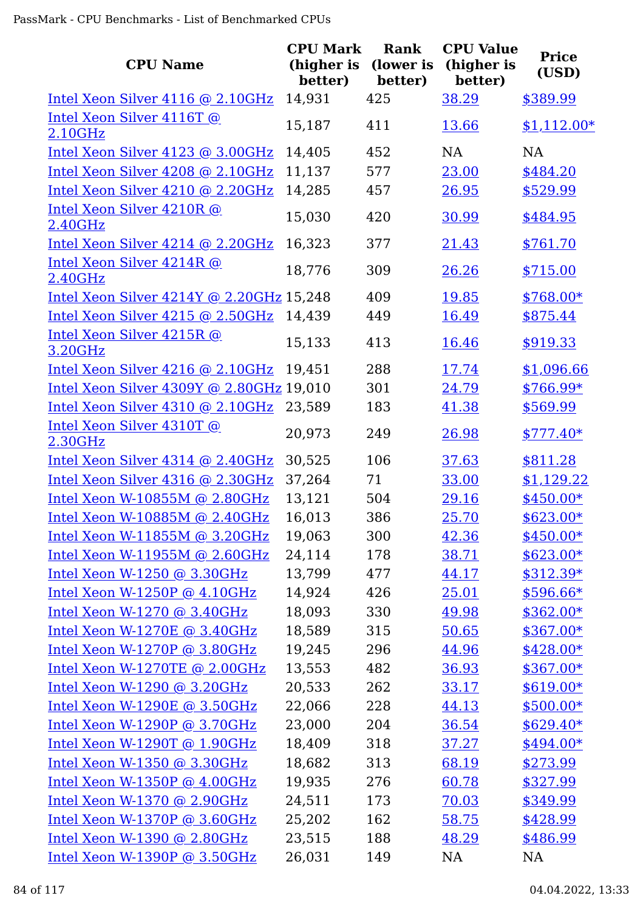| CPU Name | CPU Mark (higher is better) | Rank (lower is better) | CPU Value (higher is better) | Price (USD) |
|---|---|---|---|---|
| Intel Xeon Silver 4116 @ 2.10GHz | 14,931 | 425 | 38.29 | $389.99 |
| Intel Xeon Silver 4116T @ 2.10GHz | 15,187 | 411 | 13.66 | $1,112.00* |
| Intel Xeon Silver 4123 @ 3.00GHz | 14,405 | 452 | NA | NA |
| Intel Xeon Silver 4208 @ 2.10GHz | 11,137 | 577 | 23.00 | $484.20 |
| Intel Xeon Silver 4210 @ 2.20GHz | 14,285 | 457 | 26.95 | $529.99 |
| Intel Xeon Silver 4210R @ 2.40GHz | 15,030 | 420 | 30.99 | $484.95 |
| Intel Xeon Silver 4214 @ 2.20GHz | 16,323 | 377 | 21.43 | $761.70 |
| Intel Xeon Silver 4214R @ 2.40GHz | 18,776 | 309 | 26.26 | $715.00 |
| Intel Xeon Silver 4214Y @ 2.20GHz | 15,248 | 409 | 19.85 | $768.00* |
| Intel Xeon Silver 4215 @ 2.50GHz | 14,439 | 449 | 16.49 | $875.44 |
| Intel Xeon Silver 4215R @ 3.20GHz | 15,133 | 413 | 16.46 | $919.33 |
| Intel Xeon Silver 4216 @ 2.10GHz | 19,451 | 288 | 17.74 | $1,096.66 |
| Intel Xeon Silver 4309Y @ 2.80GHz | 19,010 | 301 | 24.79 | $766.99* |
| Intel Xeon Silver 4310 @ 2.10GHz | 23,589 | 183 | 41.38 | $569.99 |
| Intel Xeon Silver 4310T @ 2.30GHz | 20,973 | 249 | 26.98 | $777.40* |
| Intel Xeon Silver 4314 @ 2.40GHz | 30,525 | 106 | 37.63 | $811.28 |
| Intel Xeon Silver 4316 @ 2.30GHz | 37,264 | 71 | 33.00 | $1,129.22 |
| Intel Xeon W-10855M @ 2.80GHz | 13,121 | 504 | 29.16 | $450.00* |
| Intel Xeon W-10885M @ 2.40GHz | 16,013 | 386 | 25.70 | $623.00* |
| Intel Xeon W-11855M @ 3.20GHz | 19,063 | 300 | 42.36 | $450.00* |
| Intel Xeon W-11955M @ 2.60GHz | 24,114 | 178 | 38.71 | $623.00* |
| Intel Xeon W-1250 @ 3.30GHz | 13,799 | 477 | 44.17 | $312.39* |
| Intel Xeon W-1250P @ 4.10GHz | 14,924 | 426 | 25.01 | $596.66* |
| Intel Xeon W-1270 @ 3.40GHz | 18,093 | 330 | 49.98 | $362.00* |
| Intel Xeon W-1270E @ 3.40GHz | 18,589 | 315 | 50.65 | $367.00* |
| Intel Xeon W-1270P @ 3.80GHz | 19,245 | 296 | 44.96 | $428.00* |
| Intel Xeon W-1270TE @ 2.00GHz | 13,553 | 482 | 36.93 | $367.00* |
| Intel Xeon W-1290 @ 3.20GHz | 20,533 | 262 | 33.17 | $619.00* |
| Intel Xeon W-1290E @ 3.50GHz | 22,066 | 228 | 44.13 | $500.00* |
| Intel Xeon W-1290P @ 3.70GHz | 23,000 | 204 | 36.54 | $629.40* |
| Intel Xeon W-1290T @ 1.90GHz | 18,409 | 318 | 37.27 | $494.00* |
| Intel Xeon W-1350 @ 3.30GHz | 18,682 | 313 | 68.19 | $273.99 |
| Intel Xeon W-1350P @ 4.00GHz | 19,935 | 276 | 60.78 | $327.99 |
| Intel Xeon W-1370 @ 2.90GHz | 24,511 | 173 | 70.03 | $349.99 |
| Intel Xeon W-1370P @ 3.60GHz | 25,202 | 162 | 58.75 | $428.99 |
| Intel Xeon W-1390 @ 2.80GHz | 23,515 | 188 | 48.29 | $486.99 |
| Intel Xeon W-1390P @ 3.50GHz | 26,031 | 149 | NA | NA |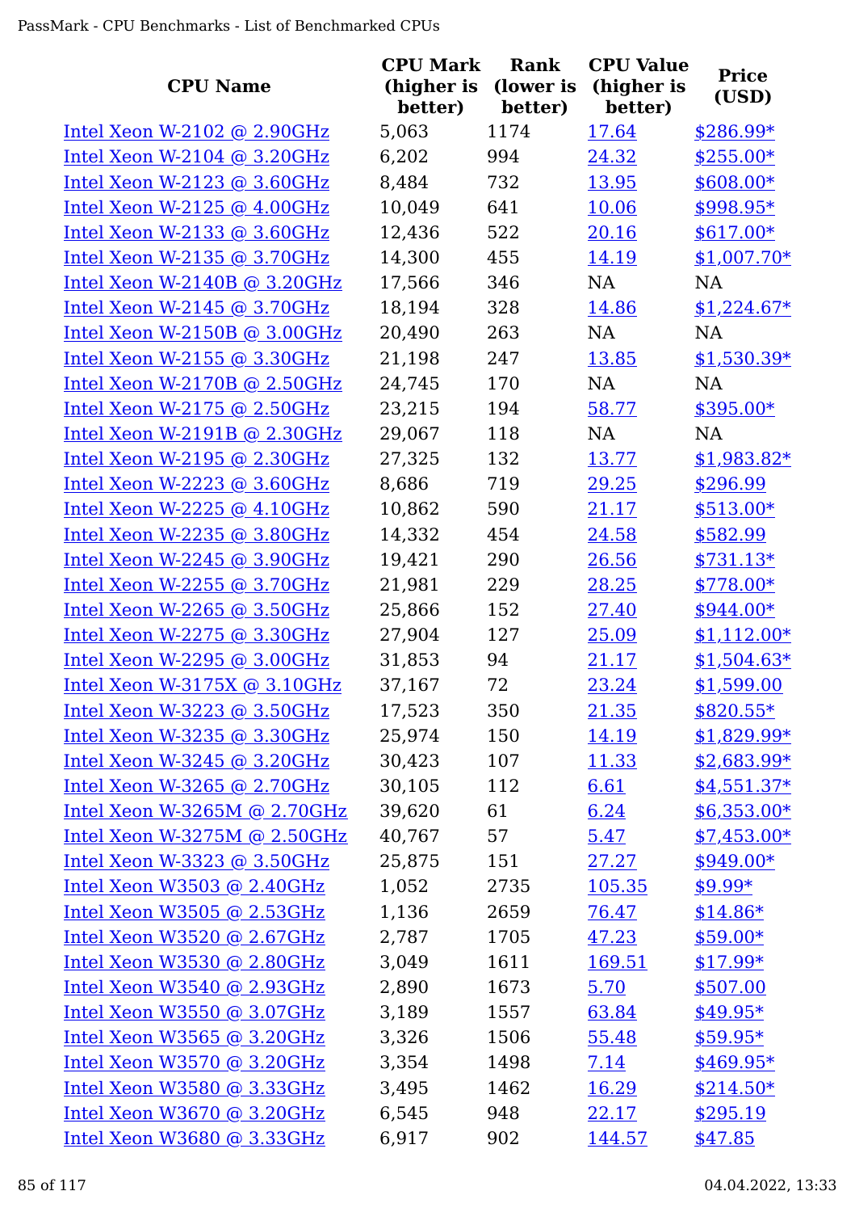| CPU Name | CPU Mark (higher is better) | Rank (lower is better) | CPU Value (higher is better) | Price (USD) |
|---|---|---|---|---|
| Intel Xeon W-2102 @ 2.90GHz | 5,063 | 1174 | 17.64 | $286.99* |
| Intel Xeon W-2104 @ 3.20GHz | 6,202 | 994 | 24.32 | $255.00* |
| Intel Xeon W-2123 @ 3.60GHz | 8,484 | 732 | 13.95 | $608.00* |
| Intel Xeon W-2125 @ 4.00GHz | 10,049 | 641 | 10.06 | $998.95* |
| Intel Xeon W-2133 @ 3.60GHz | 12,436 | 522 | 20.16 | $617.00* |
| Intel Xeon W-2135 @ 3.70GHz | 14,300 | 455 | 14.19 | $1,007.70* |
| Intel Xeon W-2140B @ 3.20GHz | 17,566 | 346 | NA | NA |
| Intel Xeon W-2145 @ 3.70GHz | 18,194 | 328 | 14.86 | $1,224.67* |
| Intel Xeon W-2150B @ 3.00GHz | 20,490 | 263 | NA | NA |
| Intel Xeon W-2155 @ 3.30GHz | 21,198 | 247 | 13.85 | $1,530.39* |
| Intel Xeon W-2170B @ 2.50GHz | 24,745 | 170 | NA | NA |
| Intel Xeon W-2175 @ 2.50GHz | 23,215 | 194 | 58.77 | $395.00* |
| Intel Xeon W-2191B @ 2.30GHz | 29,067 | 118 | NA | NA |
| Intel Xeon W-2195 @ 2.30GHz | 27,325 | 132 | 13.77 | $1,983.82* |
| Intel Xeon W-2223 @ 3.60GHz | 8,686 | 719 | 29.25 | $296.99 |
| Intel Xeon W-2225 @ 4.10GHz | 10,862 | 590 | 21.17 | $513.00* |
| Intel Xeon W-2235 @ 3.80GHz | 14,332 | 454 | 24.58 | $582.99 |
| Intel Xeon W-2245 @ 3.90GHz | 19,421 | 290 | 26.56 | $731.13* |
| Intel Xeon W-2255 @ 3.70GHz | 21,981 | 229 | 28.25 | $778.00* |
| Intel Xeon W-2265 @ 3.50GHz | 25,866 | 152 | 27.40 | $944.00* |
| Intel Xeon W-2275 @ 3.30GHz | 27,904 | 127 | 25.09 | $1,112.00* |
| Intel Xeon W-2295 @ 3.00GHz | 31,853 | 94 | 21.17 | $1,504.63* |
| Intel Xeon W-3175X @ 3.10GHz | 37,167 | 72 | 23.24 | $1,599.00 |
| Intel Xeon W-3223 @ 3.50GHz | 17,523 | 350 | 21.35 | $820.55* |
| Intel Xeon W-3235 @ 3.30GHz | 25,974 | 150 | 14.19 | $1,829.99* |
| Intel Xeon W-3245 @ 3.20GHz | 30,423 | 107 | 11.33 | $2,683.99* |
| Intel Xeon W-3265 @ 2.70GHz | 30,105 | 112 | 6.61 | $4,551.37* |
| Intel Xeon W-3265M @ 2.70GHz | 39,620 | 61 | 6.24 | $6,353.00* |
| Intel Xeon W-3275M @ 2.50GHz | 40,767 | 57 | 5.47 | $7,453.00* |
| Intel Xeon W-3323 @ 3.50GHz | 25,875 | 151 | 27.27 | $949.00* |
| Intel Xeon W3503 @ 2.40GHz | 1,052 | 2735 | 105.35 | $9.99* |
| Intel Xeon W3505 @ 2.53GHz | 1,136 | 2659 | 76.47 | $14.86* |
| Intel Xeon W3520 @ 2.67GHz | 2,787 | 1705 | 47.23 | $59.00* |
| Intel Xeon W3530 @ 2.80GHz | 3,049 | 1611 | 169.51 | $17.99* |
| Intel Xeon W3540 @ 2.93GHz | 2,890 | 1673 | 5.70 | $507.00 |
| Intel Xeon W3550 @ 3.07GHz | 3,189 | 1557 | 63.84 | $49.95* |
| Intel Xeon W3565 @ 3.20GHz | 3,326 | 1506 | 55.48 | $59.95* |
| Intel Xeon W3570 @ 3.20GHz | 3,354 | 1498 | 7.14 | $469.95* |
| Intel Xeon W3580 @ 3.33GHz | 3,495 | 1462 | 16.29 | $214.50* |
| Intel Xeon W3670 @ 3.20GHz | 6,545 | 948 | 22.17 | $295.19 |
| Intel Xeon W3680 @ 3.33GHz | 6,917 | 902 | 144.57 | $47.85 |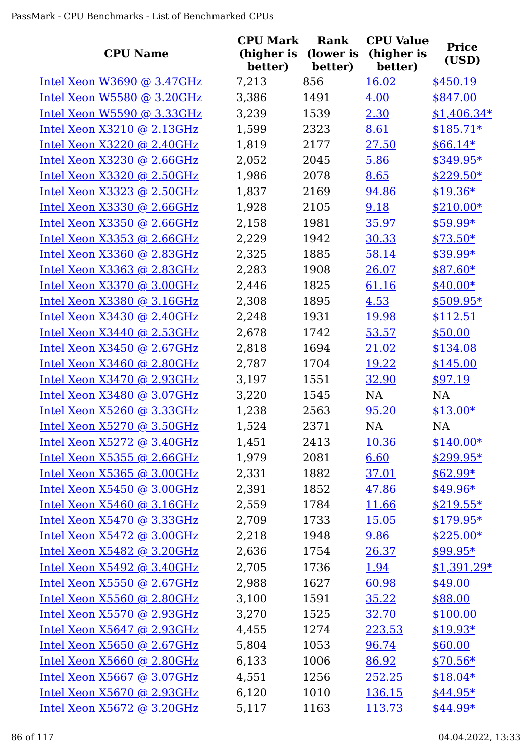| CPU Name | CPU Mark (higher is better) | Rank (lower is better) | CPU Value (higher is better) | Price (USD) |
|---|---|---|---|---|
| Intel Xeon W3690 @ 3.47GHz | 7,213 | 856 | 16.02 | $450.19 |
| Intel Xeon W5580 @ 3.20GHz | 3,386 | 1491 | 4.00 | $847.00 |
| Intel Xeon W5590 @ 3.33GHz | 3,239 | 1539 | 2.30 | $1,406.34* |
| Intel Xeon X3210 @ 2.13GHz | 1,599 | 2323 | 8.61 | $185.71* |
| Intel Xeon X3220 @ 2.40GHz | 1,819 | 2177 | 27.50 | $66.14* |
| Intel Xeon X3230 @ 2.66GHz | 2,052 | 2045 | 5.86 | $349.95* |
| Intel Xeon X3320 @ 2.50GHz | 1,986 | 2078 | 8.65 | $229.50* |
| Intel Xeon X3323 @ 2.50GHz | 1,837 | 2169 | 94.86 | $19.36* |
| Intel Xeon X3330 @ 2.66GHz | 1,928 | 2105 | 9.18 | $210.00* |
| Intel Xeon X3350 @ 2.66GHz | 2,158 | 1981 | 35.97 | $59.99* |
| Intel Xeon X3353 @ 2.66GHz | 2,229 | 1942 | 30.33 | $73.50* |
| Intel Xeon X3360 @ 2.83GHz | 2,325 | 1885 | 58.14 | $39.99* |
| Intel Xeon X3363 @ 2.83GHz | 2,283 | 1908 | 26.07 | $87.60* |
| Intel Xeon X3370 @ 3.00GHz | 2,446 | 1825 | 61.16 | $40.00* |
| Intel Xeon X3380 @ 3.16GHz | 2,308 | 1895 | 4.53 | $509.95* |
| Intel Xeon X3430 @ 2.40GHz | 2,248 | 1931 | 19.98 | $112.51 |
| Intel Xeon X3440 @ 2.53GHz | 2,678 | 1742 | 53.57 | $50.00 |
| Intel Xeon X3450 @ 2.67GHz | 2,818 | 1694 | 21.02 | $134.08 |
| Intel Xeon X3460 @ 2.80GHz | 2,787 | 1704 | 19.22 | $145.00 |
| Intel Xeon X3470 @ 2.93GHz | 3,197 | 1551 | 32.90 | $97.19 |
| Intel Xeon X3480 @ 3.07GHz | 3,220 | 1545 | NA | NA |
| Intel Xeon X5260 @ 3.33GHz | 1,238 | 2563 | 95.20 | $13.00* |
| Intel Xeon X5270 @ 3.50GHz | 1,524 | 2371 | NA | NA |
| Intel Xeon X5272 @ 3.40GHz | 1,451 | 2413 | 10.36 | $140.00* |
| Intel Xeon X5355 @ 2.66GHz | 1,979 | 2081 | 6.60 | $299.95* |
| Intel Xeon X5365 @ 3.00GHz | 2,331 | 1882 | 37.01 | $62.99* |
| Intel Xeon X5450 @ 3.00GHz | 2,391 | 1852 | 47.86 | $49.96* |
| Intel Xeon X5460 @ 3.16GHz | 2,559 | 1784 | 11.66 | $219.55* |
| Intel Xeon X5470 @ 3.33GHz | 2,709 | 1733 | 15.05 | $179.95* |
| Intel Xeon X5472 @ 3.00GHz | 2,218 | 1948 | 9.86 | $225.00* |
| Intel Xeon X5482 @ 3.20GHz | 2,636 | 1754 | 26.37 | $99.95* |
| Intel Xeon X5492 @ 3.40GHz | 2,705 | 1736 | 1.94 | $1,391.29* |
| Intel Xeon X5550 @ 2.67GHz | 2,988 | 1627 | 60.98 | $49.00 |
| Intel Xeon X5560 @ 2.80GHz | 3,100 | 1591 | 35.22 | $88.00 |
| Intel Xeon X5570 @ 2.93GHz | 3,270 | 1525 | 32.70 | $100.00 |
| Intel Xeon X5647 @ 2.93GHz | 4,455 | 1274 | 223.53 | $19.93* |
| Intel Xeon X5650 @ 2.67GHz | 5,804 | 1053 | 96.74 | $60.00 |
| Intel Xeon X5660 @ 2.80GHz | 6,133 | 1006 | 86.92 | $70.56* |
| Intel Xeon X5667 @ 3.07GHz | 4,551 | 1256 | 252.25 | $18.04* |
| Intel Xeon X5670 @ 2.93GHz | 6,120 | 1010 | 136.15 | $44.95* |
| Intel Xeon X5672 @ 3.20GHz | 5,117 | 1163 | 113.73 | $44.99* |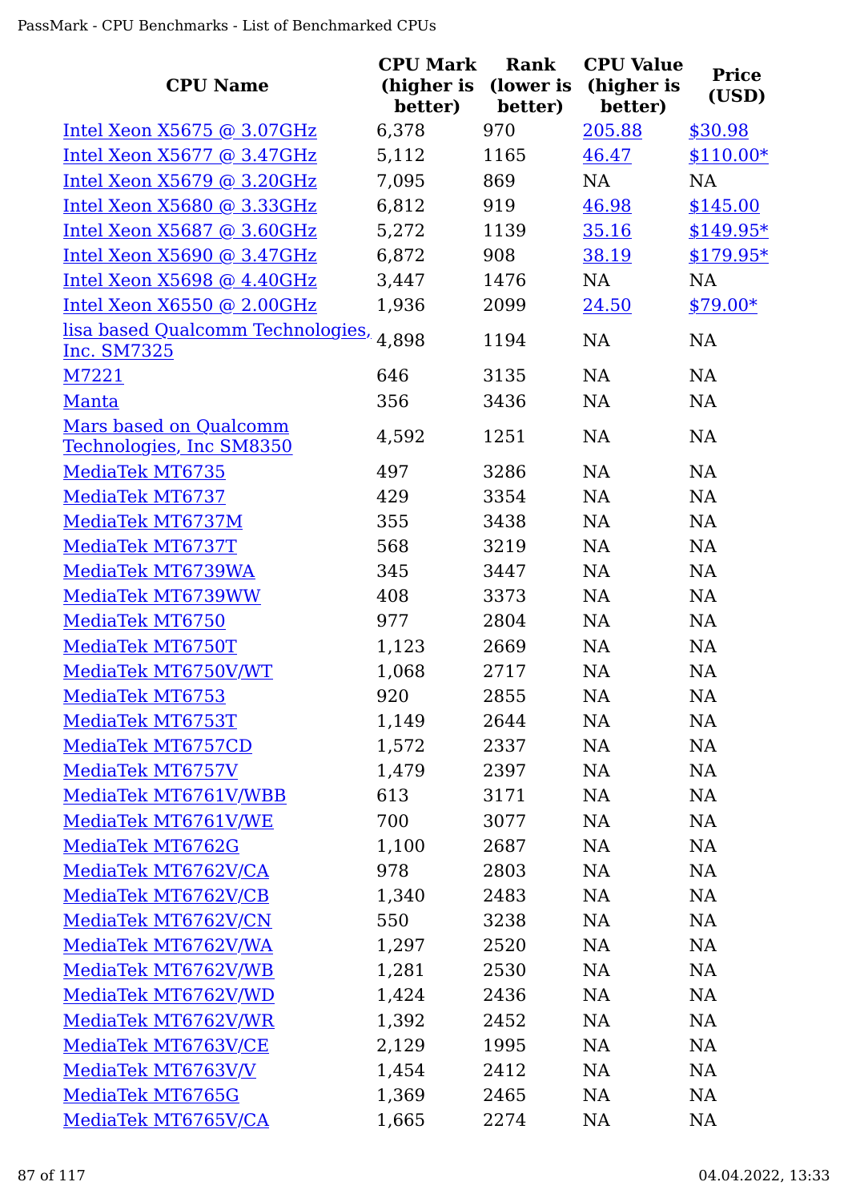| CPU Name | CPU Mark (higher is better) | Rank (lower is better) | CPU Value (higher is better) | Price (USD) |
|---|---|---|---|---|
| Intel Xeon X5675 @ 3.07GHz | 6,378 | 970 | 205.88 | $30.98 |
| Intel Xeon X5677 @ 3.47GHz | 5,112 | 1165 | 46.47 | $110.00* |
| Intel Xeon X5679 @ 3.20GHz | 7,095 | 869 | NA | NA |
| Intel Xeon X5680 @ 3.33GHz | 6,812 | 919 | 46.98 | $145.00 |
| Intel Xeon X5687 @ 3.60GHz | 5,272 | 1139 | 35.16 | $149.95* |
| Intel Xeon X5690 @ 3.47GHz | 6,872 | 908 | 38.19 | $179.95* |
| Intel Xeon X5698 @ 4.40GHz | 3,447 | 1476 | NA | NA |
| Intel Xeon X6550 @ 2.00GHz | 1,936 | 2099 | 24.50 | $79.00* |
| lisa based Qualcomm Technologies, Inc. SM7325 | 4,898 | 1194 | NA | NA |
| M7221 | 646 | 3135 | NA | NA |
| Manta | 356 | 3436 | NA | NA |
| Mars based on Qualcomm Technologies, Inc SM8350 | 4,592 | 1251 | NA | NA |
| MediaTek MT6735 | 497 | 3286 | NA | NA |
| MediaTek MT6737 | 429 | 3354 | NA | NA |
| MediaTek MT6737M | 355 | 3438 | NA | NA |
| MediaTek MT6737T | 568 | 3219 | NA | NA |
| MediaTek MT6739WA | 345 | 3447 | NA | NA |
| MediaTek MT6739WW | 408 | 3373 | NA | NA |
| MediaTek MT6750 | 977 | 2804 | NA | NA |
| MediaTek MT6750T | 1,123 | 2669 | NA | NA |
| MediaTek MT6750V/WT | 1,068 | 2717 | NA | NA |
| MediaTek MT6753 | 920 | 2855 | NA | NA |
| MediaTek MT6753T | 1,149 | 2644 | NA | NA |
| MediaTek MT6757CD | 1,572 | 2337 | NA | NA |
| MediaTek MT6757V | 1,479 | 2397 | NA | NA |
| MediaTek MT6761V/WBB | 613 | 3171 | NA | NA |
| MediaTek MT6761V/WE | 700 | 3077 | NA | NA |
| MediaTek MT6762G | 1,100 | 2687 | NA | NA |
| MediaTek MT6762V/CA | 978 | 2803 | NA | NA |
| MediaTek MT6762V/CB | 1,340 | 2483 | NA | NA |
| MediaTek MT6762V/CN | 550 | 3238 | NA | NA |
| MediaTek MT6762V/WA | 1,297 | 2520 | NA | NA |
| MediaTek MT6762V/WB | 1,281 | 2530 | NA | NA |
| MediaTek MT6762V/WD | 1,424 | 2436 | NA | NA |
| MediaTek MT6762V/WR | 1,392 | 2452 | NA | NA |
| MediaTek MT6763V/CE | 2,129 | 1995 | NA | NA |
| MediaTek MT6763V/V | 1,454 | 2412 | NA | NA |
| MediaTek MT6765G | 1,369 | 2465 | NA | NA |
| MediaTek MT6765V/CA | 1,665 | 2274 | NA | NA |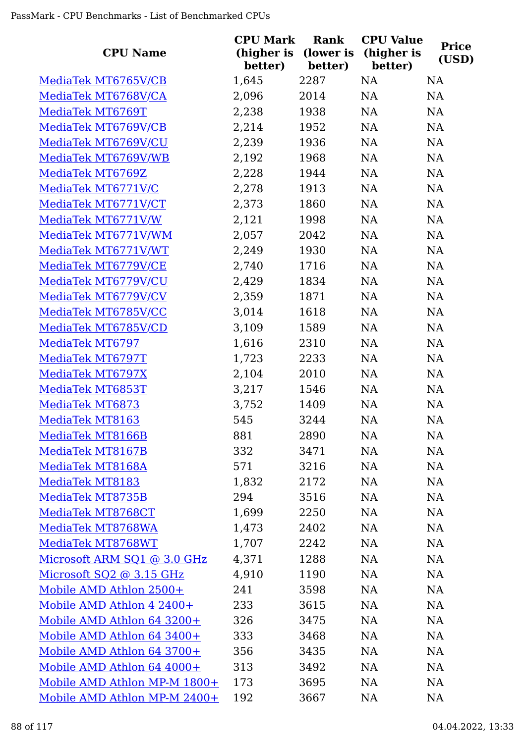| CPU Name | CPU Mark (higher is better) | Rank (lower is better) | CPU Value (higher is better) | Price (USD) |
|---|---|---|---|---|
| MediaTek MT6765V/CB | 1,645 | 2287 | NA | NA |
| MediaTek MT6768V/CA | 2,096 | 2014 | NA | NA |
| MediaTek MT6769T | 2,238 | 1938 | NA | NA |
| MediaTek MT6769V/CB | 2,214 | 1952 | NA | NA |
| MediaTek MT6769V/CU | 2,239 | 1936 | NA | NA |
| MediaTek MT6769V/WB | 2,192 | 1968 | NA | NA |
| MediaTek MT6769Z | 2,228 | 1944 | NA | NA |
| MediaTek MT6771V/C | 2,278 | 1913 | NA | NA |
| MediaTek MT6771V/CT | 2,373 | 1860 | NA | NA |
| MediaTek MT6771V/W | 2,121 | 1998 | NA | NA |
| MediaTek MT6771V/WM | 2,057 | 2042 | NA | NA |
| MediaTek MT6771V/WT | 2,249 | 1930 | NA | NA |
| MediaTek MT6779V/CE | 2,740 | 1716 | NA | NA |
| MediaTek MT6779V/CU | 2,429 | 1834 | NA | NA |
| MediaTek MT6779V/CV | 2,359 | 1871 | NA | NA |
| MediaTek MT6785V/CC | 3,014 | 1618 | NA | NA |
| MediaTek MT6785V/CD | 3,109 | 1589 | NA | NA |
| MediaTek MT6797 | 1,616 | 2310 | NA | NA |
| MediaTek MT6797T | 1,723 | 2233 | NA | NA |
| MediaTek MT6797X | 2,104 | 2010 | NA | NA |
| MediaTek MT6853T | 3,217 | 1546 | NA | NA |
| MediaTek MT6873 | 3,752 | 1409 | NA | NA |
| MediaTek MT8163 | 545 | 3244 | NA | NA |
| MediaTek MT8166B | 881 | 2890 | NA | NA |
| MediaTek MT8167B | 332 | 3471 | NA | NA |
| MediaTek MT8168A | 571 | 3216 | NA | NA |
| MediaTek MT8183 | 1,832 | 2172 | NA | NA |
| MediaTek MT8735B | 294 | 3516 | NA | NA |
| MediaTek MT8768CT | 1,699 | 2250 | NA | NA |
| MediaTek MT8768WA | 1,473 | 2402 | NA | NA |
| MediaTek MT8768WT | 1,707 | 2242 | NA | NA |
| Microsoft ARM SQ1 @ 3.0 GHz | 4,371 | 1288 | NA | NA |
| Microsoft SQ2 @ 3.15 GHz | 4,910 | 1190 | NA | NA |
| Mobile AMD Athlon 2500+ | 241 | 3598 | NA | NA |
| Mobile AMD Athlon 4 2400+ | 233 | 3615 | NA | NA |
| Mobile AMD Athlon 64 3200+ | 326 | 3475 | NA | NA |
| Mobile AMD Athlon 64 3400+ | 333 | 3468 | NA | NA |
| Mobile AMD Athlon 64 3700+ | 356 | 3435 | NA | NA |
| Mobile AMD Athlon 64 4000+ | 313 | 3492 | NA | NA |
| Mobile AMD Athlon MP-M 1800+ | 173 | 3695 | NA | NA |
| Mobile AMD Athlon MP-M 2400+ | 192 | 3667 | NA | NA |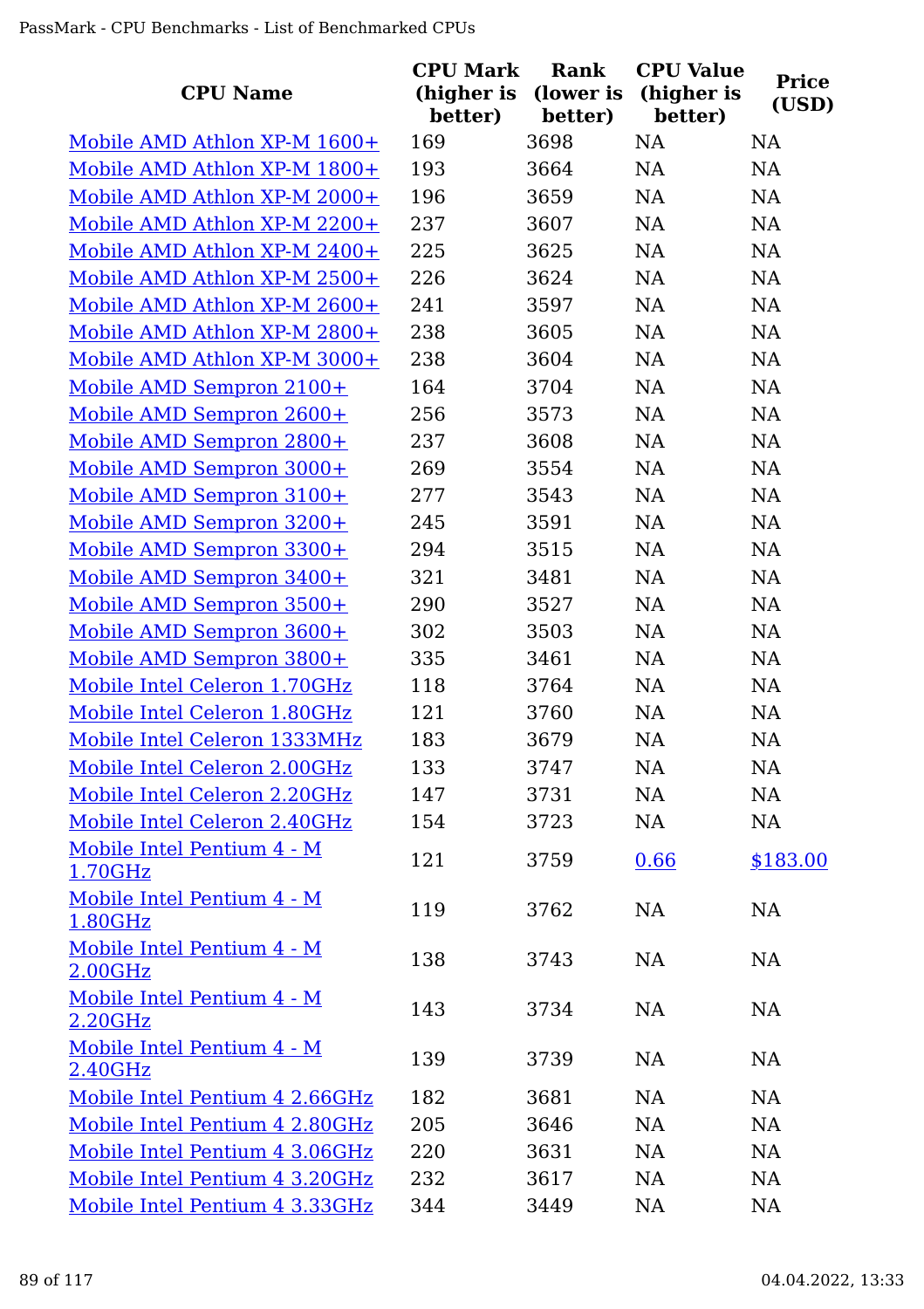| CPU Name | CPU Mark (higher is better) | Rank (lower is better) | CPU Value (higher is better) | Price (USD) |
|---|---|---|---|---|
| Mobile AMD Athlon XP-M 1600+ | 169 | 3698 | NA | NA |
| Mobile AMD Athlon XP-M 1800+ | 193 | 3664 | NA | NA |
| Mobile AMD Athlon XP-M 2000+ | 196 | 3659 | NA | NA |
| Mobile AMD Athlon XP-M 2200+ | 237 | 3607 | NA | NA |
| Mobile AMD Athlon XP-M 2400+ | 225 | 3625 | NA | NA |
| Mobile AMD Athlon XP-M 2500+ | 226 | 3624 | NA | NA |
| Mobile AMD Athlon XP-M 2600+ | 241 | 3597 | NA | NA |
| Mobile AMD Athlon XP-M 2800+ | 238 | 3605 | NA | NA |
| Mobile AMD Athlon XP-M 3000+ | 238 | 3604 | NA | NA |
| Mobile AMD Sempron 2100+ | 164 | 3704 | NA | NA |
| Mobile AMD Sempron 2600+ | 256 | 3573 | NA | NA |
| Mobile AMD Sempron 2800+ | 237 | 3608 | NA | NA |
| Mobile AMD Sempron 3000+ | 269 | 3554 | NA | NA |
| Mobile AMD Sempron 3100+ | 277 | 3543 | NA | NA |
| Mobile AMD Sempron 3200+ | 245 | 3591 | NA | NA |
| Mobile AMD Sempron 3300+ | 294 | 3515 | NA | NA |
| Mobile AMD Sempron 3400+ | 321 | 3481 | NA | NA |
| Mobile AMD Sempron 3500+ | 290 | 3527 | NA | NA |
| Mobile AMD Sempron 3600+ | 302 | 3503 | NA | NA |
| Mobile AMD Sempron 3800+ | 335 | 3461 | NA | NA |
| Mobile Intel Celeron 1.70GHz | 118 | 3764 | NA | NA |
| Mobile Intel Celeron 1.80GHz | 121 | 3760 | NA | NA |
| Mobile Intel Celeron 1333MHz | 183 | 3679 | NA | NA |
| Mobile Intel Celeron 2.00GHz | 133 | 3747 | NA | NA |
| Mobile Intel Celeron 2.20GHz | 147 | 3731 | NA | NA |
| Mobile Intel Celeron 2.40GHz | 154 | 3723 | NA | NA |
| Mobile Intel Pentium 4 - M 1.70GHz | 121 | 3759 | 0.66 | $183.00 |
| Mobile Intel Pentium 4 - M 1.80GHz | 119 | 3762 | NA | NA |
| Mobile Intel Pentium 4 - M 2.00GHz | 138 | 3743 | NA | NA |
| Mobile Intel Pentium 4 - M 2.20GHz | 143 | 3734 | NA | NA |
| Mobile Intel Pentium 4 - M 2.40GHz | 139 | 3739 | NA | NA |
| Mobile Intel Pentium 4 2.66GHz | 182 | 3681 | NA | NA |
| Mobile Intel Pentium 4 2.80GHz | 205 | 3646 | NA | NA |
| Mobile Intel Pentium 4 3.06GHz | 220 | 3631 | NA | NA |
| Mobile Intel Pentium 4 3.20GHz | 232 | 3617 | NA | NA |
| Mobile Intel Pentium 4 3.33GHz | 344 | 3449 | NA | NA |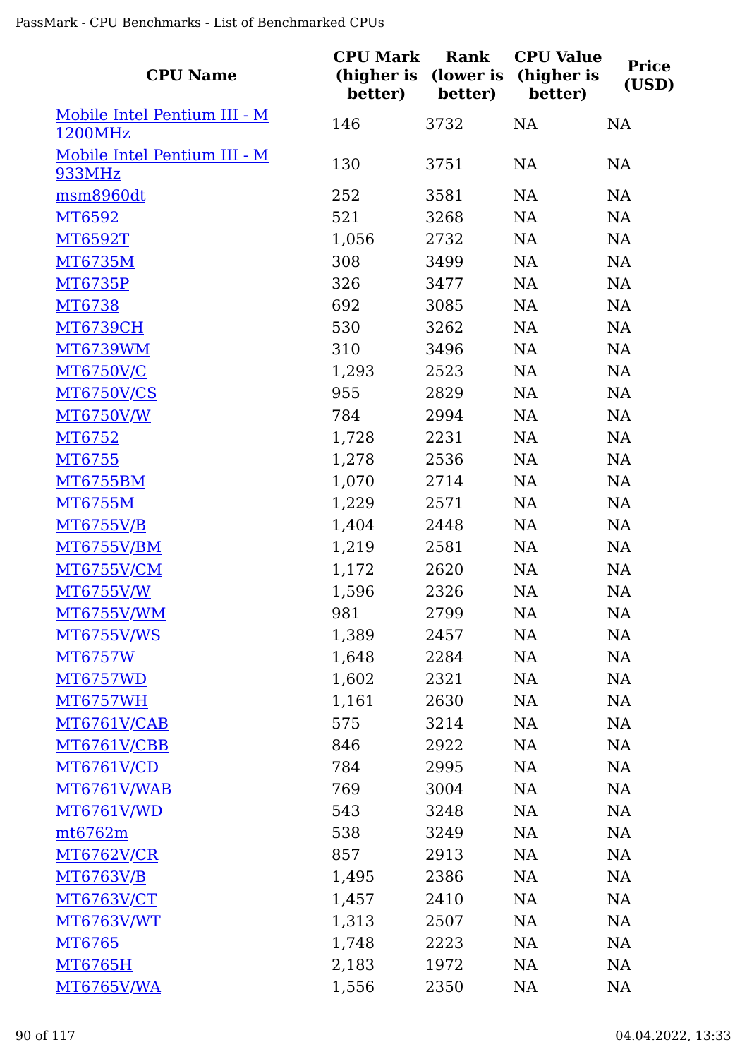| CPU Name | CPU Mark (higher is better) | Rank (lower is better) | CPU Value (higher is better) | Price (USD) |
|---|---|---|---|---|
| Mobile Intel Pentium III - M 1200MHz | 146 | 3732 | NA | NA |
| Mobile Intel Pentium III - M 933MHz | 130 | 3751 | NA | NA |
| msm8960dt | 252 | 3581 | NA | NA |
| MT6592 | 521 | 3268 | NA | NA |
| MT6592T | 1,056 | 2732 | NA | NA |
| MT6735M | 308 | 3499 | NA | NA |
| MT6735P | 326 | 3477 | NA | NA |
| MT6738 | 692 | 3085 | NA | NA |
| MT6739CH | 530 | 3262 | NA | NA |
| MT6739WM | 310 | 3496 | NA | NA |
| MT6750V/C | 1,293 | 2523 | NA | NA |
| MT6750V/CS | 955 | 2829 | NA | NA |
| MT6750V/W | 784 | 2994 | NA | NA |
| MT6752 | 1,728 | 2231 | NA | NA |
| MT6755 | 1,278 | 2536 | NA | NA |
| MT6755BM | 1,070 | 2714 | NA | NA |
| MT6755M | 1,229 | 2571 | NA | NA |
| MT6755V/B | 1,404 | 2448 | NA | NA |
| MT6755V/BM | 1,219 | 2581 | NA | NA |
| MT6755V/CM | 1,172 | 2620 | NA | NA |
| MT6755V/W | 1,596 | 2326 | NA | NA |
| MT6755V/WM | 981 | 2799 | NA | NA |
| MT6755V/WS | 1,389 | 2457 | NA | NA |
| MT6757W | 1,648 | 2284 | NA | NA |
| MT6757WD | 1,602 | 2321 | NA | NA |
| MT6757WH | 1,161 | 2630 | NA | NA |
| MT6761V/CAB | 575 | 3214 | NA | NA |
| MT6761V/CBB | 846 | 2922 | NA | NA |
| MT6761V/CD | 784 | 2995 | NA | NA |
| MT6761V/WAB | 769 | 3004 | NA | NA |
| MT6761V/WD | 543 | 3248 | NA | NA |
| mt6762m | 538 | 3249 | NA | NA |
| MT6762V/CR | 857 | 2913 | NA | NA |
| MT6763V/B | 1,495 | 2386 | NA | NA |
| MT6763V/CT | 1,457 | 2410 | NA | NA |
| MT6763V/WT | 1,313 | 2507 | NA | NA |
| MT6765 | 1,748 | 2223 | NA | NA |
| MT6765H | 2,183 | 1972 | NA | NA |
| MT6765V/WA | 1,556 | 2350 | NA | NA |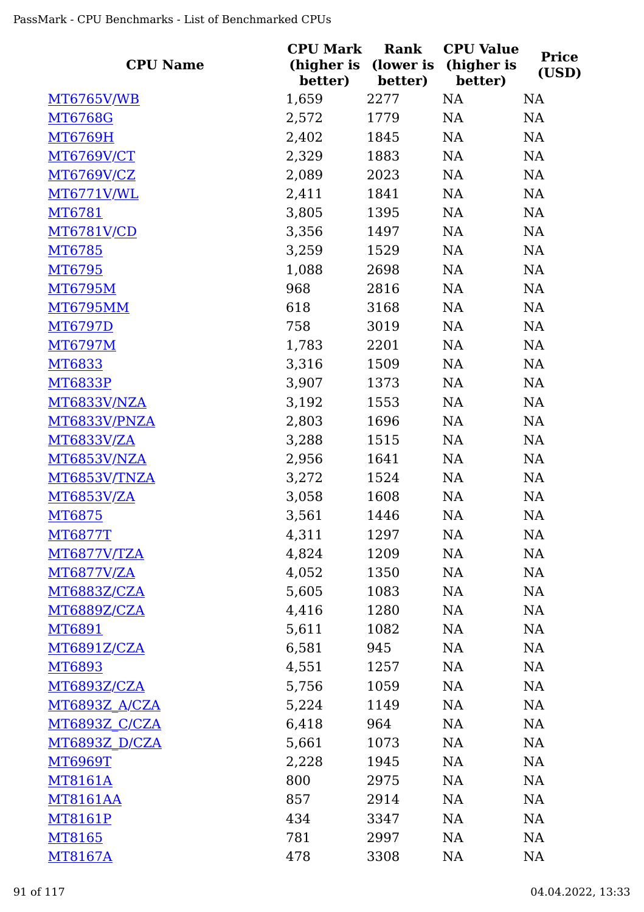| CPU Name | CPU Mark (higher is better) | Rank (lower is better) | CPU Value (higher is better) | Price (USD) |
|---|---|---|---|---|
| MT6765V/WB | 1,659 | 2277 | NA | NA |
| MT6768G | 2,572 | 1779 | NA | NA |
| MT6769H | 2,402 | 1845 | NA | NA |
| MT6769V/CT | 2,329 | 1883 | NA | NA |
| MT6769V/CZ | 2,089 | 2023 | NA | NA |
| MT6771V/WL | 2,411 | 1841 | NA | NA |
| MT6781 | 3,805 | 1395 | NA | NA |
| MT6781V/CD | 3,356 | 1497 | NA | NA |
| MT6785 | 3,259 | 1529 | NA | NA |
| MT6795 | 1,088 | 2698 | NA | NA |
| MT6795M | 968 | 2816 | NA | NA |
| MT6795MM | 618 | 3168 | NA | NA |
| MT6797D | 758 | 3019 | NA | NA |
| MT6797M | 1,783 | 2201 | NA | NA |
| MT6833 | 3,316 | 1509 | NA | NA |
| MT6833P | 3,907 | 1373 | NA | NA |
| MT6833V/NZA | 3,192 | 1553 | NA | NA |
| MT6833V/PNZA | 2,803 | 1696 | NA | NA |
| MT6833V/ZA | 3,288 | 1515 | NA | NA |
| MT6853V/NZA | 2,956 | 1641 | NA | NA |
| MT6853V/TNZA | 3,272 | 1524 | NA | NA |
| MT6853V/ZA | 3,058 | 1608 | NA | NA |
| MT6875 | 3,561 | 1446 | NA | NA |
| MT6877T | 4,311 | 1297 | NA | NA |
| MT6877V/TZA | 4,824 | 1209 | NA | NA |
| MT6877V/ZA | 4,052 | 1350 | NA | NA |
| MT6883Z/CZA | 5,605 | 1083 | NA | NA |
| MT6889Z/CZA | 4,416 | 1280 | NA | NA |
| MT6891 | 5,611 | 1082 | NA | NA |
| MT6891Z/CZA | 6,581 | 945 | NA | NA |
| MT6893 | 4,551 | 1257 | NA | NA |
| MT6893Z/CZA | 5,756 | 1059 | NA | NA |
| MT6893Z_A/CZA | 5,224 | 1149 | NA | NA |
| MT6893Z_C/CZA | 6,418 | 964 | NA | NA |
| MT6893Z_D/CZA | 5,661 | 1073 | NA | NA |
| MT6969T | 2,228 | 1945 | NA | NA |
| MT8161A | 800 | 2975 | NA | NA |
| MT8161AA | 857 | 2914 | NA | NA |
| MT8161P | 434 | 3347 | NA | NA |
| MT8165 | 781 | 2997 | NA | NA |
| MT8167A | 478 | 3308 | NA | NA |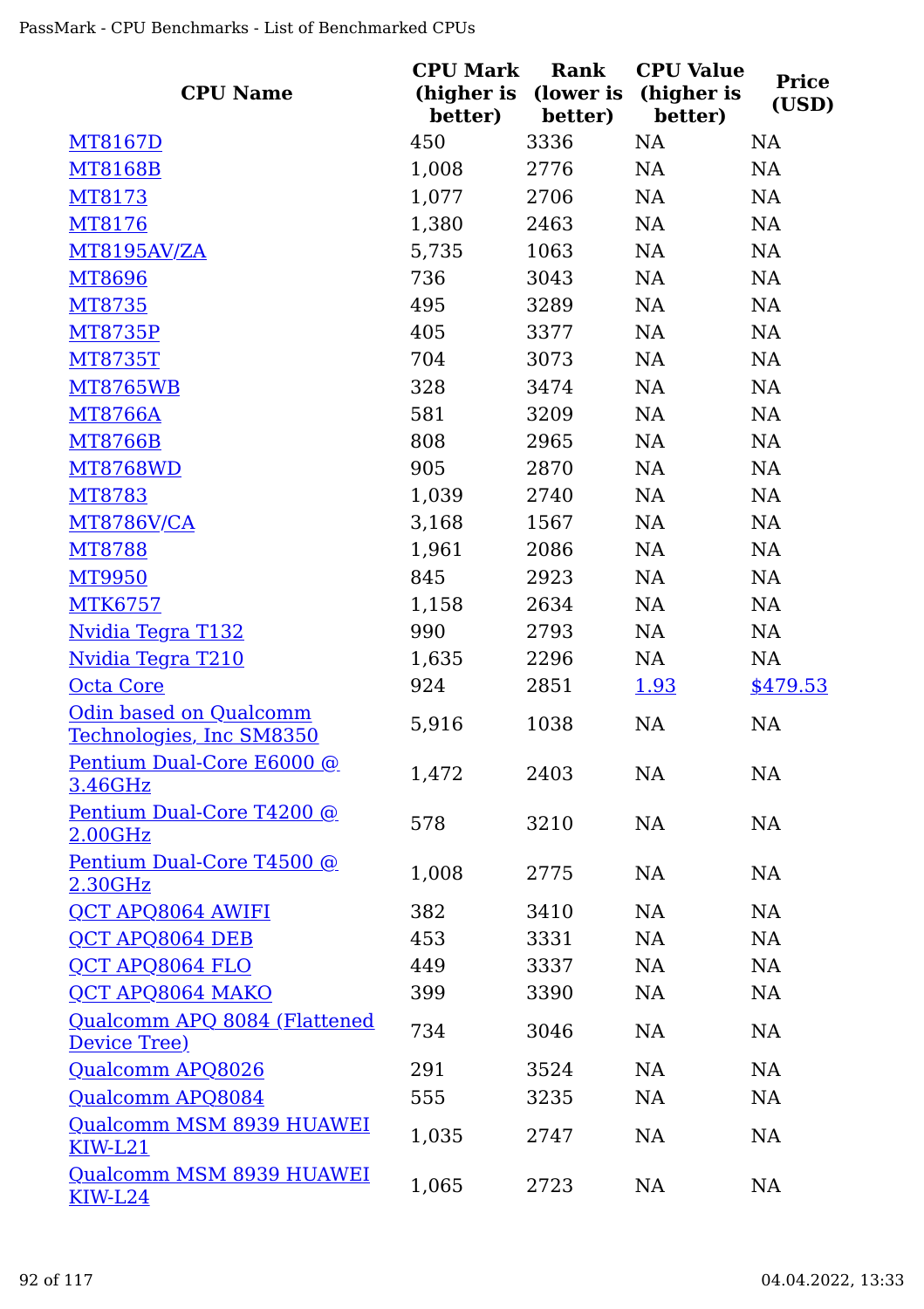| CPU Name | CPU Mark (higher is better) | Rank (lower is better) | CPU Value (higher is better) | Price (USD) |
|---|---|---|---|---|
| MT8167D | 450 | 3336 | NA | NA |
| MT8168B | 1,008 | 2776 | NA | NA |
| MT8173 | 1,077 | 2706 | NA | NA |
| MT8176 | 1,380 | 2463 | NA | NA |
| MT8195AV/ZA | 5,735 | 1063 | NA | NA |
| MT8696 | 736 | 3043 | NA | NA |
| MT8735 | 495 | 3289 | NA | NA |
| MT8735P | 405 | 3377 | NA | NA |
| MT8735T | 704 | 3073 | NA | NA |
| MT8765WB | 328 | 3474 | NA | NA |
| MT8766A | 581 | 3209 | NA | NA |
| MT8766B | 808 | 2965 | NA | NA |
| MT8768WD | 905 | 2870 | NA | NA |
| MT8783 | 1,039 | 2740 | NA | NA |
| MT8786V/CA | 3,168 | 1567 | NA | NA |
| MT8788 | 1,961 | 2086 | NA | NA |
| MT9950 | 845 | 2923 | NA | NA |
| MTK6757 | 1,158 | 2634 | NA | NA |
| Nvidia Tegra T132 | 990 | 2793 | NA | NA |
| Nvidia Tegra T210 | 1,635 | 2296 | NA | NA |
| Octa Core | 924 | 2851 | 1.93 | $479.53 |
| Odin based on Qualcomm Technologies, Inc SM8350 | 5,916 | 1038 | NA | NA |
| Pentium Dual-Core E6000 @ 3.46GHz | 1,472 | 2403 | NA | NA |
| Pentium Dual-Core T4200 @ 2.00GHz | 578 | 3210 | NA | NA |
| Pentium Dual-Core T4500 @ 2.30GHz | 1,008 | 2775 | NA | NA |
| QCT APQ8064 AWIFI | 382 | 3410 | NA | NA |
| QCT APQ8064 DEB | 453 | 3331 | NA | NA |
| QCT APQ8064 FLO | 449 | 3337 | NA | NA |
| QCT APQ8064 MAKO | 399 | 3390 | NA | NA |
| Qualcomm APQ 8084 (Flattened Device Tree) | 734 | 3046 | NA | NA |
| Qualcomm APQ8026 | 291 | 3524 | NA | NA |
| Qualcomm APQ8084 | 555 | 3235 | NA | NA |
| Qualcomm MSM 8939 HUAWEI KIW-L21 | 1,035 | 2747 | NA | NA |
| Qualcomm MSM 8939 HUAWEI KIW-L24 | 1,065 | 2723 | NA | NA |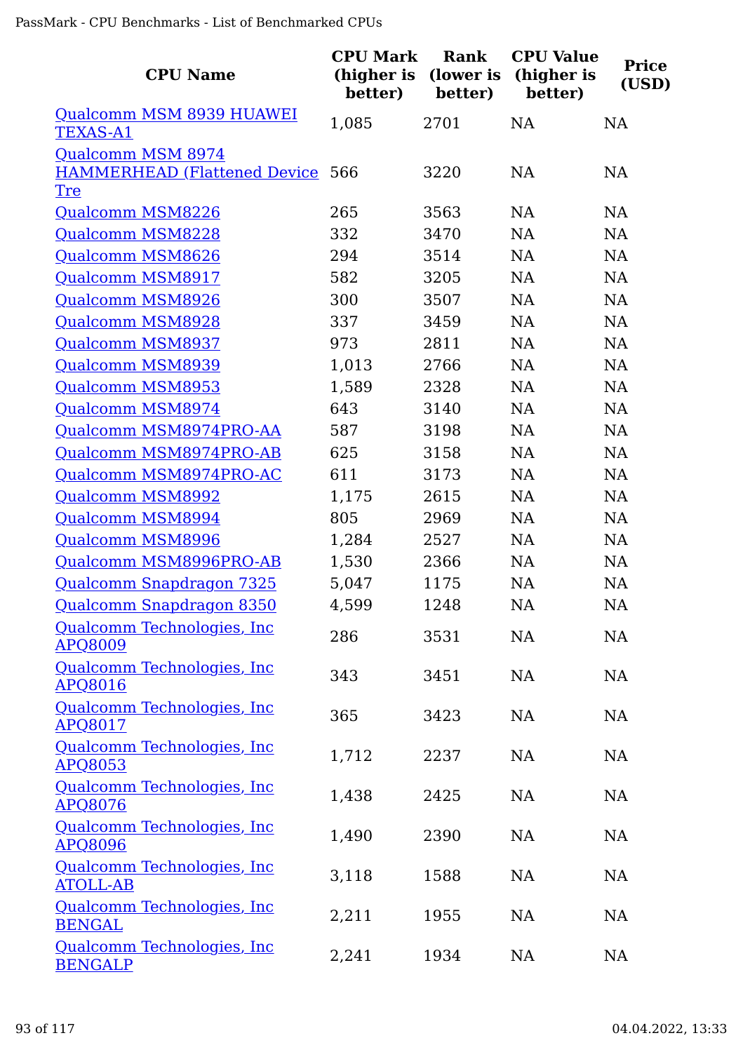| CPU Name | CPU Mark (higher is better) | Rank (lower is better) | CPU Value (higher is better) | Price (USD) |
|---|---|---|---|---|
| Qualcomm MSM 8939 HUAWEI TEXAS-A1 | 1,085 | 2701 | NA | NA |
| Qualcomm MSM 8974 HAMMERHEAD (Flattened Device Tre | 566 | 3220 | NA | NA |
| Qualcomm MSM8226 | 265 | 3563 | NA | NA |
| Qualcomm MSM8228 | 332 | 3470 | NA | NA |
| Qualcomm MSM8626 | 294 | 3514 | NA | NA |
| Qualcomm MSM8917 | 582 | 3205 | NA | NA |
| Qualcomm MSM8926 | 300 | 3507 | NA | NA |
| Qualcomm MSM8928 | 337 | 3459 | NA | NA |
| Qualcomm MSM8937 | 973 | 2811 | NA | NA |
| Qualcomm MSM8939 | 1,013 | 2766 | NA | NA |
| Qualcomm MSM8953 | 1,589 | 2328 | NA | NA |
| Qualcomm MSM8974 | 643 | 3140 | NA | NA |
| Qualcomm MSM8974PRO-AA | 587 | 3198 | NA | NA |
| Qualcomm MSM8974PRO-AB | 625 | 3158 | NA | NA |
| Qualcomm MSM8974PRO-AC | 611 | 3173 | NA | NA |
| Qualcomm MSM8992 | 1,175 | 2615 | NA | NA |
| Qualcomm MSM8994 | 805 | 2969 | NA | NA |
| Qualcomm MSM8996 | 1,284 | 2527 | NA | NA |
| Qualcomm MSM8996PRO-AB | 1,530 | 2366 | NA | NA |
| Qualcomm Snapdragon 7325 | 5,047 | 1175 | NA | NA |
| Qualcomm Snapdragon 8350 | 4,599 | 1248 | NA | NA |
| Qualcomm Technologies, Inc APQ8009 | 286 | 3531 | NA | NA |
| Qualcomm Technologies, Inc APQ8016 | 343 | 3451 | NA | NA |
| Qualcomm Technologies, Inc APQ8017 | 365 | 3423 | NA | NA |
| Qualcomm Technologies, Inc APQ8053 | 1,712 | 2237 | NA | NA |
| Qualcomm Technologies, Inc APQ8076 | 1,438 | 2425 | NA | NA |
| Qualcomm Technologies, Inc APQ8096 | 1,490 | 2390 | NA | NA |
| Qualcomm Technologies, Inc ATOLL-AB | 3,118 | 1588 | NA | NA |
| Qualcomm Technologies, Inc BENGAL | 2,211 | 1955 | NA | NA |
| Qualcomm Technologies, Inc BENGALP | 2,241 | 1934 | NA | NA |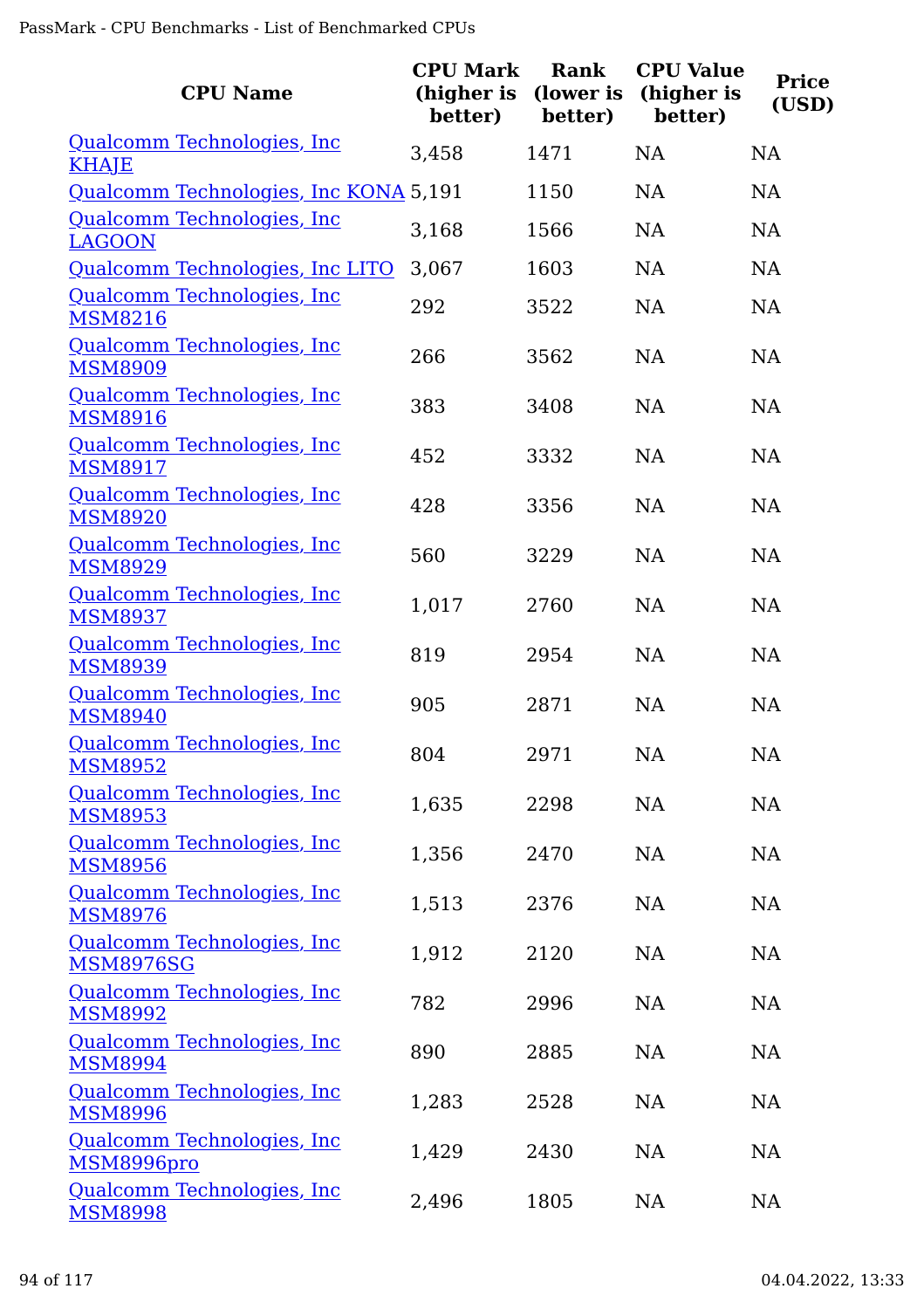| CPU Name | CPU Mark (higher is better) | Rank (lower is better) | CPU Value (higher is better) | Price (USD) |
|---|---|---|---|---|
| Qualcomm Technologies, Inc KHAJE | 3,458 | 1471 | NA | NA |
| Qualcomm Technologies, Inc KONA | 5,191 | 1150 | NA | NA |
| Qualcomm Technologies, Inc LAGOON | 3,168 | 1566 | NA | NA |
| Qualcomm Technologies, Inc LITO | 3,067 | 1603 | NA | NA |
| Qualcomm Technologies, Inc MSM8216 | 292 | 3522 | NA | NA |
| Qualcomm Technologies, Inc MSM8909 | 266 | 3562 | NA | NA |
| Qualcomm Technologies, Inc MSM8916 | 383 | 3408 | NA | NA |
| Qualcomm Technologies, Inc MSM8917 | 452 | 3332 | NA | NA |
| Qualcomm Technologies, Inc MSM8920 | 428 | 3356 | NA | NA |
| Qualcomm Technologies, Inc MSM8929 | 560 | 3229 | NA | NA |
| Qualcomm Technologies, Inc MSM8937 | 1,017 | 2760 | NA | NA |
| Qualcomm Technologies, Inc MSM8939 | 819 | 2954 | NA | NA |
| Qualcomm Technologies, Inc MSM8940 | 905 | 2871 | NA | NA |
| Qualcomm Technologies, Inc MSM8952 | 804 | 2971 | NA | NA |
| Qualcomm Technologies, Inc MSM8953 | 1,635 | 2298 | NA | NA |
| Qualcomm Technologies, Inc MSM8956 | 1,356 | 2470 | NA | NA |
| Qualcomm Technologies, Inc MSM8976 | 1,513 | 2376 | NA | NA |
| Qualcomm Technologies, Inc MSM8976SG | 1,912 | 2120 | NA | NA |
| Qualcomm Technologies, Inc MSM8992 | 782 | 2996 | NA | NA |
| Qualcomm Technologies, Inc MSM8994 | 890 | 2885 | NA | NA |
| Qualcomm Technologies, Inc MSM8996 | 1,283 | 2528 | NA | NA |
| Qualcomm Technologies, Inc MSM8996pro | 1,429 | 2430 | NA | NA |
| Qualcomm Technologies, Inc MSM8998 | 2,496 | 1805 | NA | NA |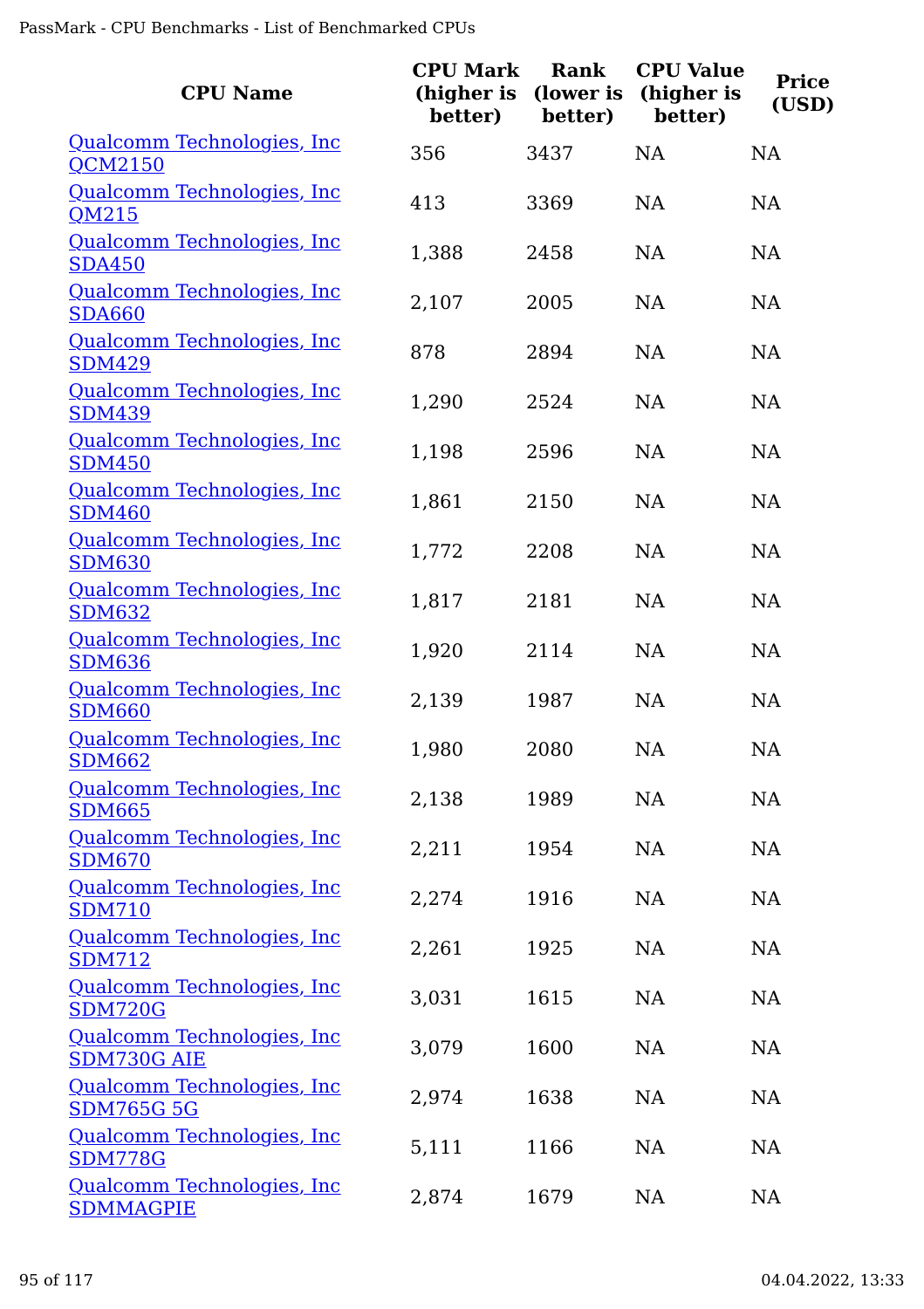| CPU Name | CPU Mark (higher is better) | Rank (lower is better) | CPU Value (higher is better) | Price (USD) |
|---|---|---|---|---|
| Qualcomm Technologies, Inc QCM2150 | 356 | 3437 | NA | NA |
| Qualcomm Technologies, Inc QM215 | 413 | 3369 | NA | NA |
| Qualcomm Technologies, Inc SDA450 | 1,388 | 2458 | NA | NA |
| Qualcomm Technologies, Inc SDA660 | 2,107 | 2005 | NA | NA |
| Qualcomm Technologies, Inc SDM429 | 878 | 2894 | NA | NA |
| Qualcomm Technologies, Inc SDM439 | 1,290 | 2524 | NA | NA |
| Qualcomm Technologies, Inc SDM450 | 1,198 | 2596 | NA | NA |
| Qualcomm Technologies, Inc SDM460 | 1,861 | 2150 | NA | NA |
| Qualcomm Technologies, Inc SDM630 | 1,772 | 2208 | NA | NA |
| Qualcomm Technologies, Inc SDM632 | 1,817 | 2181 | NA | NA |
| Qualcomm Technologies, Inc SDM636 | 1,920 | 2114 | NA | NA |
| Qualcomm Technologies, Inc SDM660 | 2,139 | 1987 | NA | NA |
| Qualcomm Technologies, Inc SDM662 | 1,980 | 2080 | NA | NA |
| Qualcomm Technologies, Inc SDM665 | 2,138 | 1989 | NA | NA |
| Qualcomm Technologies, Inc SDM670 | 2,211 | 1954 | NA | NA |
| Qualcomm Technologies, Inc SDM710 | 2,274 | 1916 | NA | NA |
| Qualcomm Technologies, Inc SDM712 | 2,261 | 1925 | NA | NA |
| Qualcomm Technologies, Inc SDM720G | 3,031 | 1615 | NA | NA |
| Qualcomm Technologies, Inc SDM730G AIE | 3,079 | 1600 | NA | NA |
| Qualcomm Technologies, Inc SDM765G 5G | 2,974 | 1638 | NA | NA |
| Qualcomm Technologies, Inc SDM778G | 5,111 | 1166 | NA | NA |
| Qualcomm Technologies, Inc SDMMAGPIE | 2,874 | 1679 | NA | NA |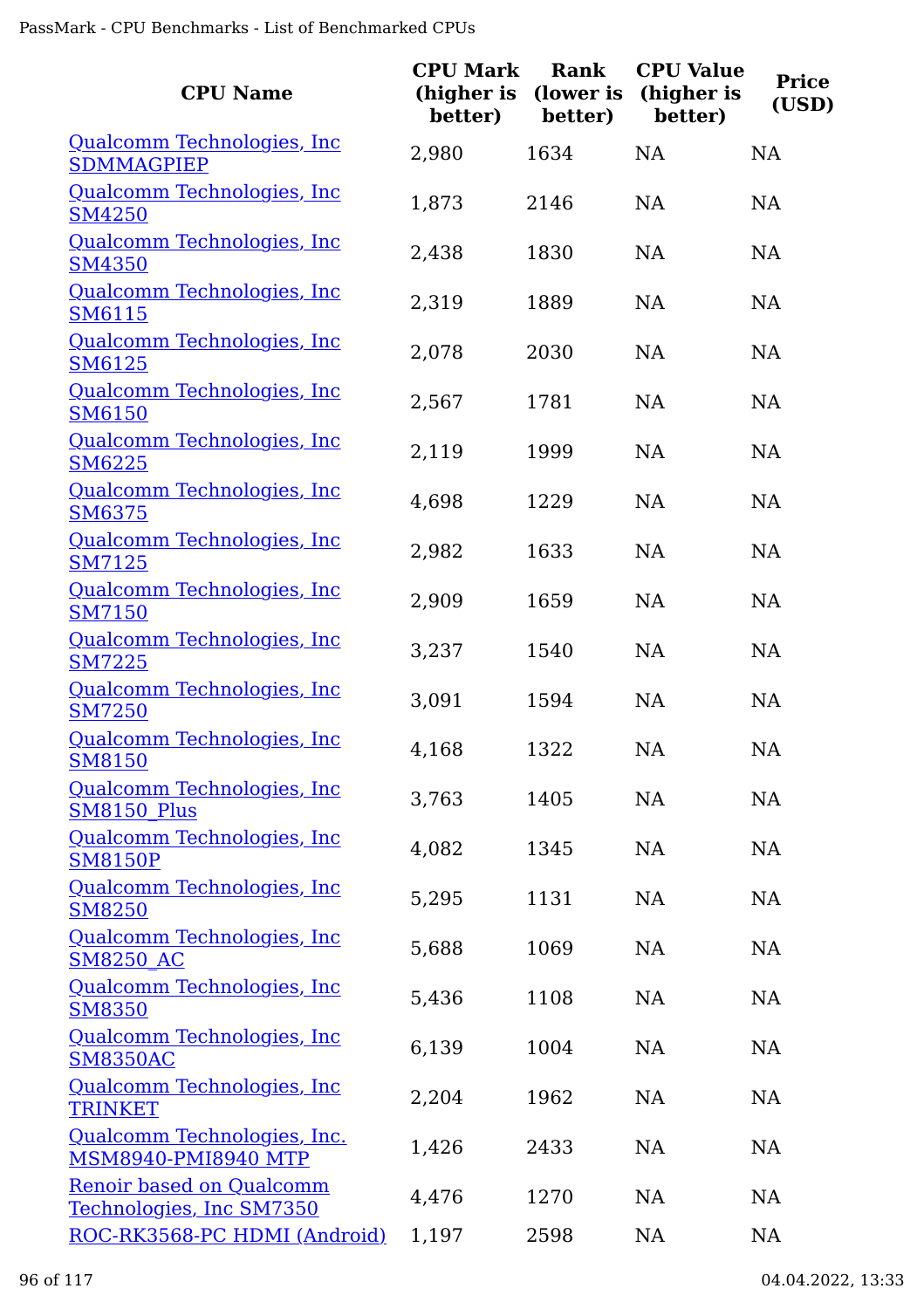| CPU Name | CPU Mark (higher is better) | Rank (lower is better) | CPU Value (higher is better) | Price (USD) |
|---|---|---|---|---|
| Qualcomm Technologies, Inc SDMMAGPIEP | 2,980 | 1634 | NA | NA |
| Qualcomm Technologies, Inc SM4250 | 1,873 | 2146 | NA | NA |
| Qualcomm Technologies, Inc SM4350 | 2,438 | 1830 | NA | NA |
| Qualcomm Technologies, Inc SM6115 | 2,319 | 1889 | NA | NA |
| Qualcomm Technologies, Inc SM6125 | 2,078 | 2030 | NA | NA |
| Qualcomm Technologies, Inc SM6150 | 2,567 | 1781 | NA | NA |
| Qualcomm Technologies, Inc SM6225 | 2,119 | 1999 | NA | NA |
| Qualcomm Technologies, Inc SM6375 | 4,698 | 1229 | NA | NA |
| Qualcomm Technologies, Inc SM7125 | 2,982 | 1633 | NA | NA |
| Qualcomm Technologies, Inc SM7150 | 2,909 | 1659 | NA | NA |
| Qualcomm Technologies, Inc SM7225 | 3,237 | 1540 | NA | NA |
| Qualcomm Technologies, Inc SM7250 | 3,091 | 1594 | NA | NA |
| Qualcomm Technologies, Inc SM8150 | 4,168 | 1322 | NA | NA |
| Qualcomm Technologies, Inc SM8150_Plus | 3,763 | 1405 | NA | NA |
| Qualcomm Technologies, Inc SM8150P | 4,082 | 1345 | NA | NA |
| Qualcomm Technologies, Inc SM8250 | 5,295 | 1131 | NA | NA |
| Qualcomm Technologies, Inc SM8250_AC | 5,688 | 1069 | NA | NA |
| Qualcomm Technologies, Inc SM8350 | 5,436 | 1108 | NA | NA |
| Qualcomm Technologies, Inc SM8350AC | 6,139 | 1004 | NA | NA |
| Qualcomm Technologies, Inc TRINKET | 2,204 | 1962 | NA | NA |
| Qualcomm Technologies, Inc. MSM8940-PMI8940 MTP | 1,426 | 2433 | NA | NA |
| Renoir based on Qualcomm Technologies, Inc SM7350 | 4,476 | 1270 | NA | NA |
| ROC-RK3568-PC HDMI (Android) | 1,197 | 2598 | NA | NA |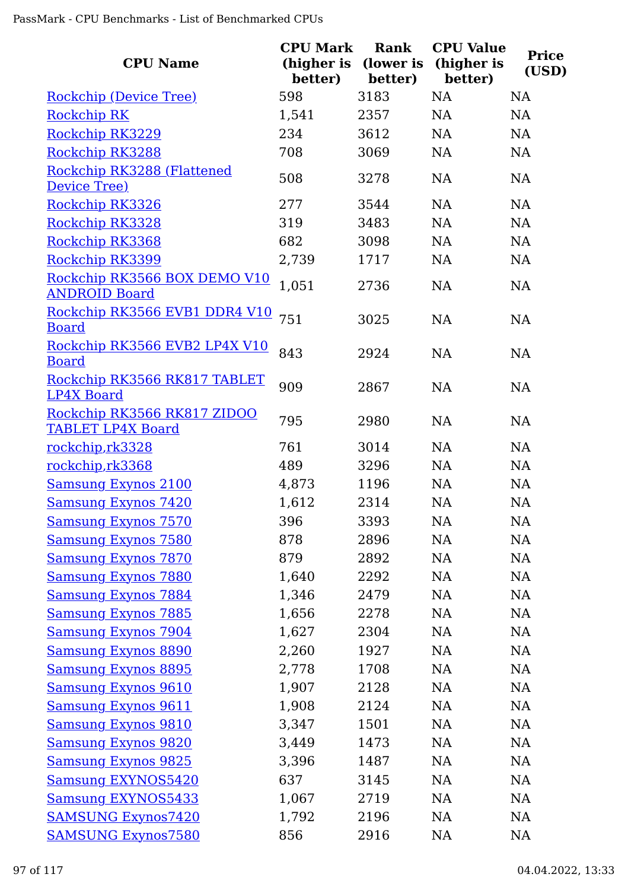| CPU Name | CPU Mark (higher is better) | Rank (lower is better) | CPU Value (higher is better) | Price (USD) |
|---|---|---|---|---|
| Rockchip (Device Tree) | 598 | 3183 | NA | NA |
| Rockchip RK | 1,541 | 2357 | NA | NA |
| Rockchip RK3229 | 234 | 3612 | NA | NA |
| Rockchip RK3288 | 708 | 3069 | NA | NA |
| Rockchip RK3288 (Flattened Device Tree) | 508 | 3278 | NA | NA |
| Rockchip RK3326 | 277 | 3544 | NA | NA |
| Rockchip RK3328 | 319 | 3483 | NA | NA |
| Rockchip RK3368 | 682 | 3098 | NA | NA |
| Rockchip RK3399 | 2,739 | 1717 | NA | NA |
| Rockchip RK3566 BOX DEMO V10 ANDROID Board | 1,051 | 2736 | NA | NA |
| Rockchip RK3566 EVB1 DDR4 V10 Board | 751 | 3025 | NA | NA |
| Rockchip RK3566 EVB2 LP4X V10 Board | 843 | 2924 | NA | NA |
| Rockchip RK3566 RK817 TABLET LP4X Board | 909 | 2867 | NA | NA |
| Rockchip RK3566 RK817 ZIDOO TABLET LP4X Board | 795 | 2980 | NA | NA |
| rockchip,rk3328 | 761 | 3014 | NA | NA |
| rockchip,rk3368 | 489 | 3296 | NA | NA |
| Samsung Exynos 2100 | 4,873 | 1196 | NA | NA |
| Samsung Exynos 7420 | 1,612 | 2314 | NA | NA |
| Samsung Exynos 7570 | 396 | 3393 | NA | NA |
| Samsung Exynos 7580 | 878 | 2896 | NA | NA |
| Samsung Exynos 7870 | 879 | 2892 | NA | NA |
| Samsung Exynos 7880 | 1,640 | 2292 | NA | NA |
| Samsung Exynos 7884 | 1,346 | 2479 | NA | NA |
| Samsung Exynos 7885 | 1,656 | 2278 | NA | NA |
| Samsung Exynos 7904 | 1,627 | 2304 | NA | NA |
| Samsung Exynos 8890 | 2,260 | 1927 | NA | NA |
| Samsung Exynos 8895 | 2,778 | 1708 | NA | NA |
| Samsung Exynos 9610 | 1,907 | 2128 | NA | NA |
| Samsung Exynos 9611 | 1,908 | 2124 | NA | NA |
| Samsung Exynos 9810 | 3,347 | 1501 | NA | NA |
| Samsung Exynos 9820 | 3,449 | 1473 | NA | NA |
| Samsung Exynos 9825 | 3,396 | 1487 | NA | NA |
| Samsung EXYNOS5420 | 637 | 3145 | NA | NA |
| Samsung EXYNOS5433 | 1,067 | 2719 | NA | NA |
| SAMSUNG Exynos7420 | 1,792 | 2196 | NA | NA |
| SAMSUNG Exynos7580 | 856 | 2916 | NA | NA |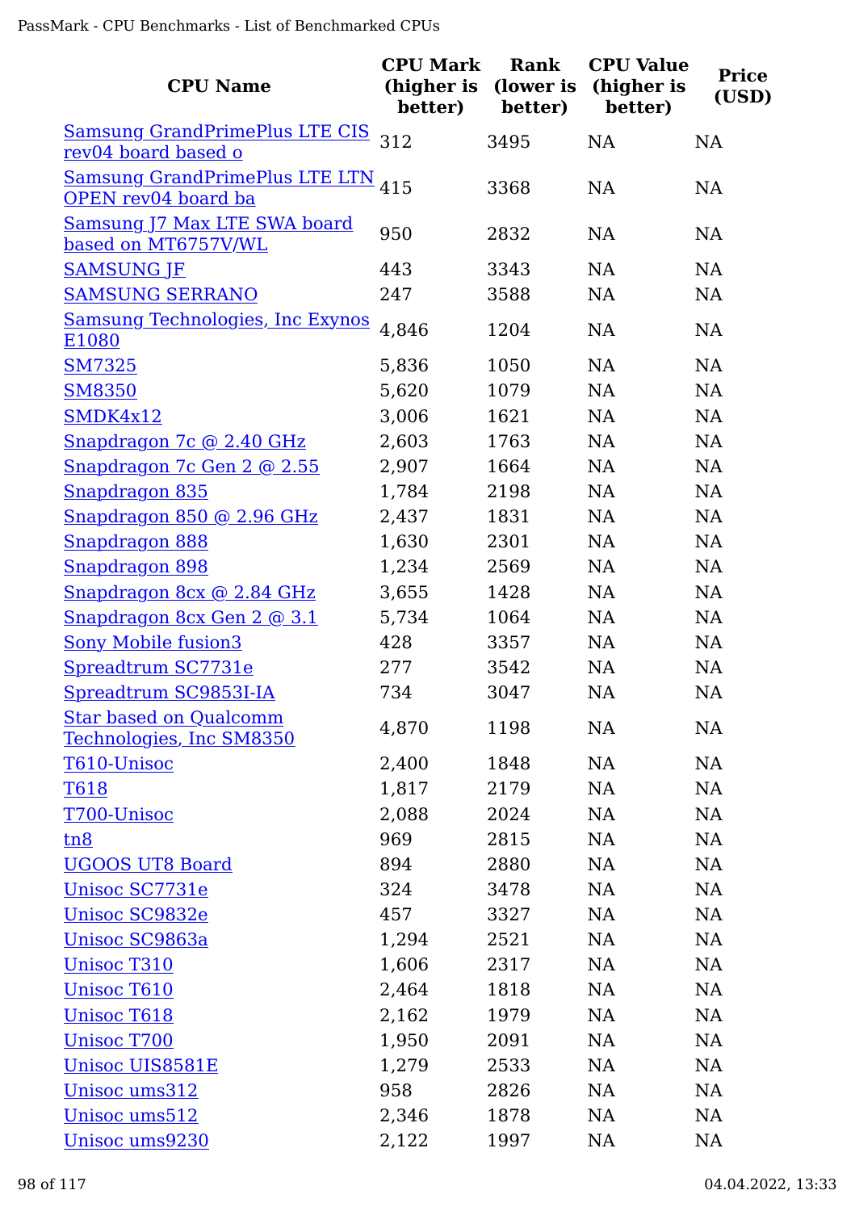| CPU Name | CPU Mark (higher is better) | Rank (lower is better) | CPU Value (higher is better) | Price (USD) |
|---|---|---|---|---|
| Samsung GrandPrimePlus LTE CIS rev04 board based o | 312 | 3495 | NA | NA |
| Samsung GrandPrimePlus LTE LTN OPEN rev04 board ba | 415 | 3368 | NA | NA |
| Samsung J7 Max LTE SWA board based on MT6757V/WL | 950 | 2832 | NA | NA |
| SAMSUNG JF | 443 | 3343 | NA | NA |
| SAMSUNG SERRANO | 247 | 3588 | NA | NA |
| Samsung Technologies, Inc Exynos E1080 | 4,846 | 1204 | NA | NA |
| SM7325 | 5,836 | 1050 | NA | NA |
| SM8350 | 5,620 | 1079 | NA | NA |
| SMDK4x12 | 3,006 | 1621 | NA | NA |
| Snapdragon 7c @ 2.40 GHz | 2,603 | 1763 | NA | NA |
| Snapdragon 7c Gen 2 @ 2.55 | 2,907 | 1664 | NA | NA |
| Snapdragon 835 | 1,784 | 2198 | NA | NA |
| Snapdragon 850 @ 2.96 GHz | 2,437 | 1831 | NA | NA |
| Snapdragon 888 | 1,630 | 2301 | NA | NA |
| Snapdragon 898 | 1,234 | 2569 | NA | NA |
| Snapdragon 8cx @ 2.84 GHz | 3,655 | 1428 | NA | NA |
| Snapdragon 8cx Gen 2 @ 3.1 | 5,734 | 1064 | NA | NA |
| Sony Mobile fusion3 | 428 | 3357 | NA | NA |
| Spreadtrum SC7731e | 277 | 3542 | NA | NA |
| Spreadtrum SC9853I-IA | 734 | 3047 | NA | NA |
| Star based on Qualcomm Technologies, Inc SM8350 | 4,870 | 1198 | NA | NA |
| T610-Unisoc | 2,400 | 1848 | NA | NA |
| T618 | 1,817 | 2179 | NA | NA |
| T700-Unisoc | 2,088 | 2024 | NA | NA |
| tn8 | 969 | 2815 | NA | NA |
| UGOOS UT8 Board | 894 | 2880 | NA | NA |
| Unisoc SC7731e | 324 | 3478 | NA | NA |
| Unisoc SC9832e | 457 | 3327 | NA | NA |
| Unisoc SC9863a | 1,294 | 2521 | NA | NA |
| Unisoc T310 | 1,606 | 2317 | NA | NA |
| Unisoc T610 | 2,464 | 1818 | NA | NA |
| Unisoc T618 | 2,162 | 1979 | NA | NA |
| Unisoc T700 | 1,950 | 2091 | NA | NA |
| Unisoc UIS8581E | 1,279 | 2533 | NA | NA |
| Unisoc ums312 | 958 | 2826 | NA | NA |
| Unisoc ums512 | 2,346 | 1878 | NA | NA |
| Unisoc ums9230 | 2,122 | 1997 | NA | NA |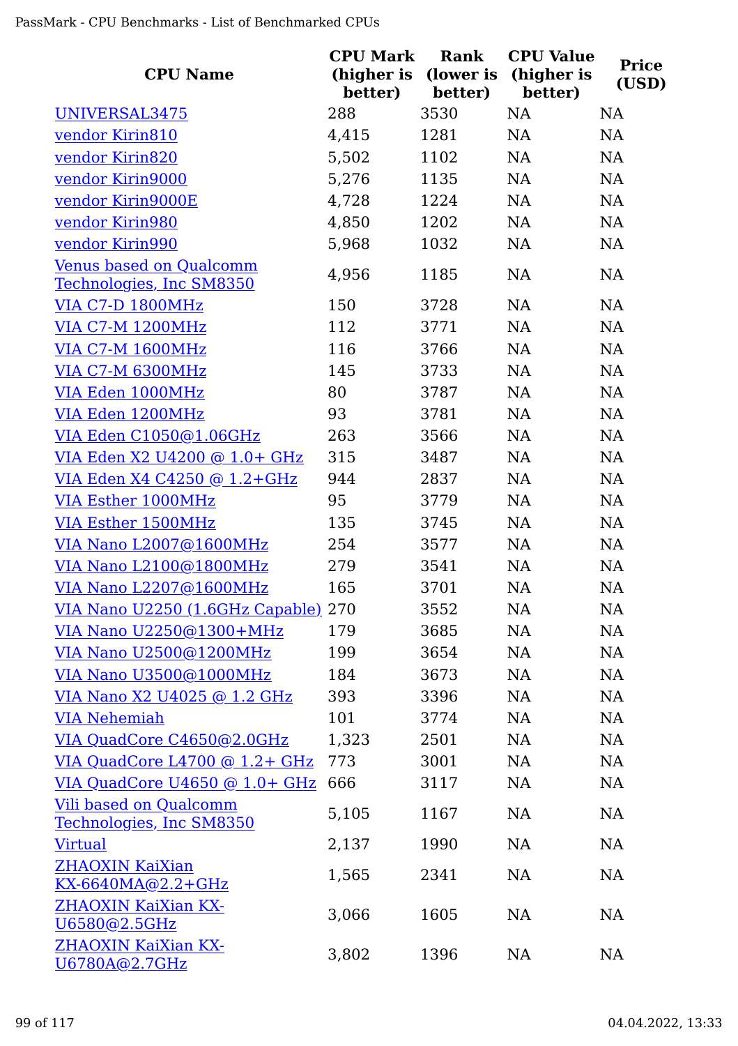| CPU Name | CPU Mark (higher is better) | Rank (lower is better) | CPU Value (higher is better) | Price (USD) |
|---|---|---|---|---|
| UNIVERSAL3475 | 288 | 3530 | NA | NA |
| vendor Kirin810 | 4,415 | 1281 | NA | NA |
| vendor Kirin820 | 5,502 | 1102 | NA | NA |
| vendor Kirin9000 | 5,276 | 1135 | NA | NA |
| vendor Kirin9000E | 4,728 | 1224 | NA | NA |
| vendor Kirin980 | 4,850 | 1202 | NA | NA |
| vendor Kirin990 | 5,968 | 1032 | NA | NA |
| Venus based on Qualcomm Technologies, Inc SM8350 | 4,956 | 1185 | NA | NA |
| VIA C7-D 1800MHz | 150 | 3728 | NA | NA |
| VIA C7-M 1200MHz | 112 | 3771 | NA | NA |
| VIA C7-M 1600MHz | 116 | 3766 | NA | NA |
| VIA C7-M 6300MHz | 145 | 3733 | NA | NA |
| VIA Eden 1000MHz | 80 | 3787 | NA | NA |
| VIA Eden 1200MHz | 93 | 3781 | NA | NA |
| VIA Eden C1050@1.06GHz | 263 | 3566 | NA | NA |
| VIA Eden X2 U4200 @ 1.0+ GHz | 315 | 3487 | NA | NA |
| VIA Eden X4 C4250 @ 1.2+GHz | 944 | 2837 | NA | NA |
| VIA Esther 1000MHz | 95 | 3779 | NA | NA |
| VIA Esther 1500MHz | 135 | 3745 | NA | NA |
| VIA Nano L2007@1600MHz | 254 | 3577 | NA | NA |
| VIA Nano L2100@1800MHz | 279 | 3541 | NA | NA |
| VIA Nano L2207@1600MHz | 165 | 3701 | NA | NA |
| VIA Nano U2250 (1.6GHz Capable) | 270 | 3552 | NA | NA |
| VIA Nano U2250@1300+MHz | 179 | 3685 | NA | NA |
| VIA Nano U2500@1200MHz | 199 | 3654 | NA | NA |
| VIA Nano U3500@1000MHz | 184 | 3673 | NA | NA |
| VIA Nano X2 U4025 @ 1.2 GHz | 393 | 3396 | NA | NA |
| VIA Nehemiah | 101 | 3774 | NA | NA |
| VIA QuadCore C4650@2.0GHz | 1,323 | 2501 | NA | NA |
| VIA QuadCore L4700 @ 1.2+ GHz | 773 | 3001 | NA | NA |
| VIA QuadCore U4650 @ 1.0+ GHz | 666 | 3117 | NA | NA |
| Vili based on Qualcomm Technologies, Inc SM8350 | 5,105 | 1167 | NA | NA |
| Virtual | 2,137 | 1990 | NA | NA |
| ZHAOXIN KaiXian KX-6640MA@2.2+GHz | 1,565 | 2341 | NA | NA |
| ZHAOXIN KaiXian KX-U6580@2.5GHz | 3,066 | 1605 | NA | NA |
| ZHAOXIN KaiXian KX-U6780A@2.7GHz | 3,802 | 1396 | NA | NA |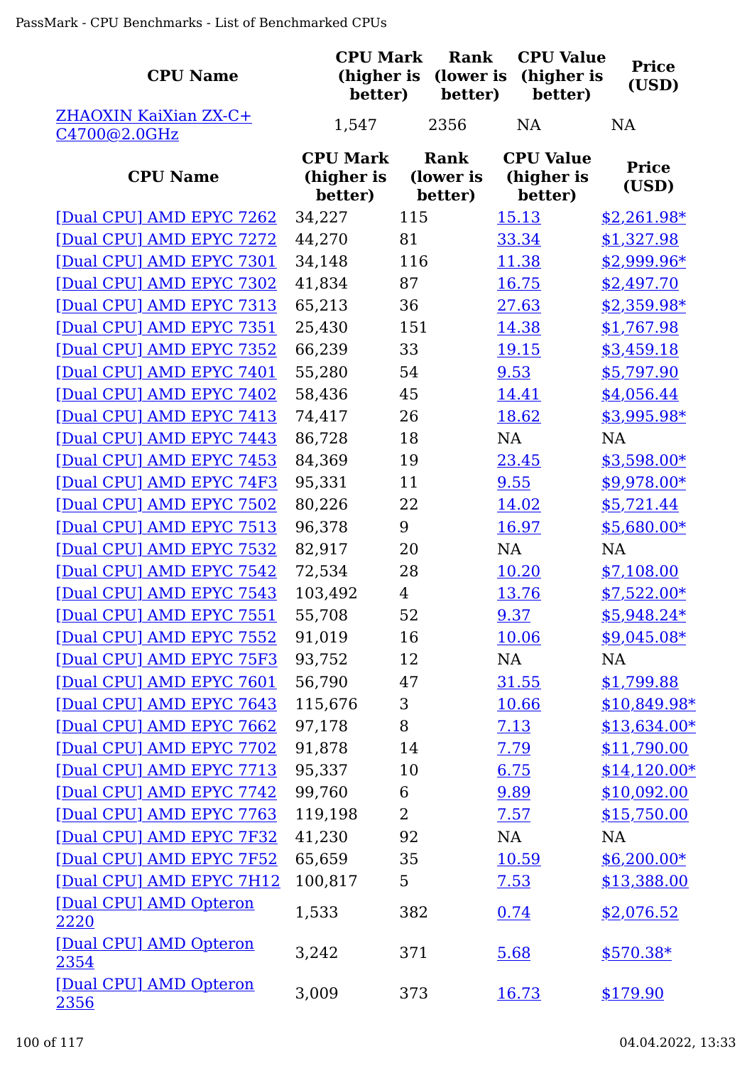| CPU Name | CPU Mark (higher is better) | Rank (lower is better) | CPU Value (higher is better) | Price (USD) |
|---|---|---|---|---|
| ZHAOXIN KaiXian ZX-C+ C4700@2.0GHz | 1,547 | 2356 | NA | NA |

| CPU Name | CPU Mark (higher is better) | Rank (lower is better) | CPU Value (higher is better) | Price (USD) |
|---|---|---|---|---|
| [Dual CPU] AMD EPYC 7262 | 34,227 | 115 | 15.13 | $2,261.98* |
| [Dual CPU] AMD EPYC 7272 | 44,270 | 81 | 33.34 | $1,327.98 |
| [Dual CPU] AMD EPYC 7301 | 34,148 | 116 | 11.38 | $2,999.96* |
| [Dual CPU] AMD EPYC 7302 | 41,834 | 87 | 16.75 | $2,497.70 |
| [Dual CPU] AMD EPYC 7313 | 65,213 | 36 | 27.63 | $2,359.98* |
| [Dual CPU] AMD EPYC 7351 | 25,430 | 151 | 14.38 | $1,767.98 |
| [Dual CPU] AMD EPYC 7352 | 66,239 | 33 | 19.15 | $3,459.18 |
| [Dual CPU] AMD EPYC 7401 | 55,280 | 54 | 9.53 | $5,797.90 |
| [Dual CPU] AMD EPYC 7402 | 58,436 | 45 | 14.41 | $4,056.44 |
| [Dual CPU] AMD EPYC 7413 | 74,417 | 26 | 18.62 | $3,995.98* |
| [Dual CPU] AMD EPYC 7443 | 86,728 | 18 | NA | NA |
| [Dual CPU] AMD EPYC 7453 | 84,369 | 19 | 23.45 | $3,598.00* |
| [Dual CPU] AMD EPYC 74F3 | 95,331 | 11 | 9.55 | $9,978.00* |
| [Dual CPU] AMD EPYC 7502 | 80,226 | 22 | 14.02 | $5,721.44 |
| [Dual CPU] AMD EPYC 7513 | 96,378 | 9 | 16.97 | $5,680.00* |
| [Dual CPU] AMD EPYC 7532 | 82,917 | 20 | NA | NA |
| [Dual CPU] AMD EPYC 7542 | 72,534 | 28 | 10.20 | $7,108.00 |
| [Dual CPU] AMD EPYC 7543 | 103,492 | 4 | 13.76 | $7,522.00* |
| [Dual CPU] AMD EPYC 7551 | 55,708 | 52 | 9.37 | $5,948.24* |
| [Dual CPU] AMD EPYC 7552 | 91,019 | 16 | 10.06 | $9,045.08* |
| [Dual CPU] AMD EPYC 75F3 | 93,752 | 12 | NA | NA |
| [Dual CPU] AMD EPYC 7601 | 56,790 | 47 | 31.55 | $1,799.88 |
| [Dual CPU] AMD EPYC 7643 | 115,676 | 3 | 10.66 | $10,849.98* |
| [Dual CPU] AMD EPYC 7662 | 97,178 | 8 | 7.13 | $13,634.00* |
| [Dual CPU] AMD EPYC 7702 | 91,878 | 14 | 7.79 | $11,790.00 |
| [Dual CPU] AMD EPYC 7713 | 95,337 | 10 | 6.75 | $14,120.00* |
| [Dual CPU] AMD EPYC 7742 | 99,760 | 6 | 9.89 | $10,092.00 |
| [Dual CPU] AMD EPYC 7763 | 119,198 | 2 | 7.57 | $15,750.00 |
| [Dual CPU] AMD EPYC 7F32 | 41,230 | 92 | NA | NA |
| [Dual CPU] AMD EPYC 7F52 | 65,659 | 35 | 10.59 | $6,200.00* |
| [Dual CPU] AMD EPYC 7H12 | 100,817 | 5 | 7.53 | $13,388.00 |
| [Dual CPU] AMD Opteron 2220 | 1,533 | 382 | 0.74 | $2,076.52 |
| [Dual CPU] AMD Opteron 2354 | 3,242 | 371 | 5.68 | $570.38* |
| [Dual CPU] AMD Opteron 2356 | 3,009 | 373 | 16.73 | $179.90 |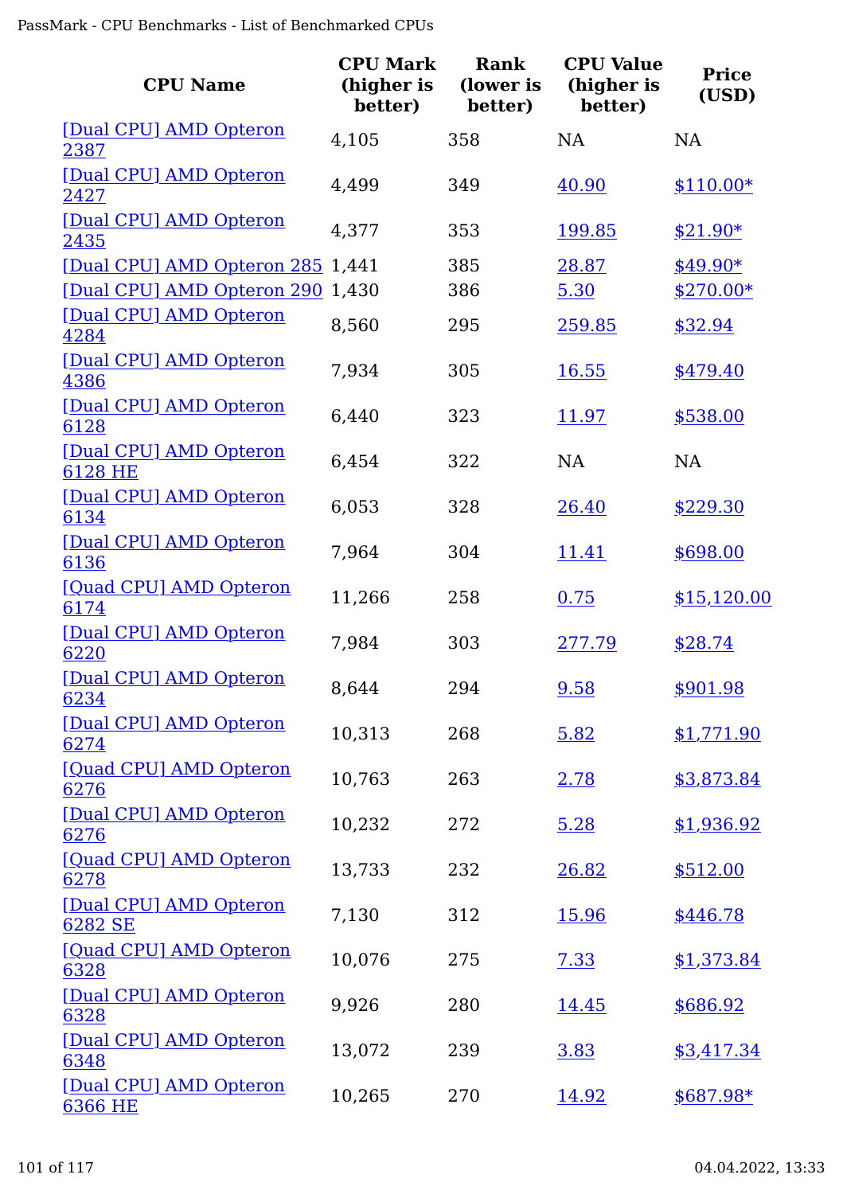| CPU Name | CPU Mark (higher is better) | Rank (lower is better) | CPU Value (higher is better) | Price (USD) |
|---|---|---|---|---|
| [Dual CPU] AMD Opteron 2387 | 4,105 | 358 | NA | NA |
| [Dual CPU] AMD Opteron 2427 | 4,499 | 349 | 40.90 | $110.00* |
| [Dual CPU] AMD Opteron 2435 | 4,377 | 353 | 199.85 | $21.90* |
| [Dual CPU] AMD Opteron 285 | 1,441 | 385 | 28.87 | $49.90* |
| [Dual CPU] AMD Opteron 290 | 1,430 | 386 | 5.30 | $270.00* |
| [Dual CPU] AMD Opteron 4284 | 8,560 | 295 | 259.85 | $32.94 |
| [Dual CPU] AMD Opteron 4386 | 7,934 | 305 | 16.55 | $479.40 |
| [Dual CPU] AMD Opteron 6128 | 6,440 | 323 | 11.97 | $538.00 |
| [Dual CPU] AMD Opteron 6128 HE | 6,454 | 322 | NA | NA |
| [Dual CPU] AMD Opteron 6134 | 6,053 | 328 | 26.40 | $229.30 |
| [Dual CPU] AMD Opteron 6136 | 7,964 | 304 | 11.41 | $698.00 |
| [Quad CPU] AMD Opteron 6174 | 11,266 | 258 | 0.75 | $15,120.00 |
| [Dual CPU] AMD Opteron 6220 | 7,984 | 303 | 277.79 | $28.74 |
| [Dual CPU] AMD Opteron 6234 | 8,644 | 294 | 9.58 | $901.98 |
| [Dual CPU] AMD Opteron 6274 | 10,313 | 268 | 5.82 | $1,771.90 |
| [Quad CPU] AMD Opteron 6276 | 10,763 | 263 | 2.78 | $3,873.84 |
| [Dual CPU] AMD Opteron 6276 | 10,232 | 272 | 5.28 | $1,936.92 |
| [Quad CPU] AMD Opteron 6278 | 13,733 | 232 | 26.82 | $512.00 |
| [Dual CPU] AMD Opteron 6282 SE | 7,130 | 312 | 15.96 | $446.78 |
| [Quad CPU] AMD Opteron 6328 | 10,076 | 275 | 7.33 | $1,373.84 |
| [Dual CPU] AMD Opteron 6328 | 9,926 | 280 | 14.45 | $686.92 |
| [Dual CPU] AMD Opteron 6348 | 13,072 | 239 | 3.83 | $3,417.34 |
| [Dual CPU] AMD Opteron 6366 HE | 10,265 | 270 | 14.92 | $687.98* |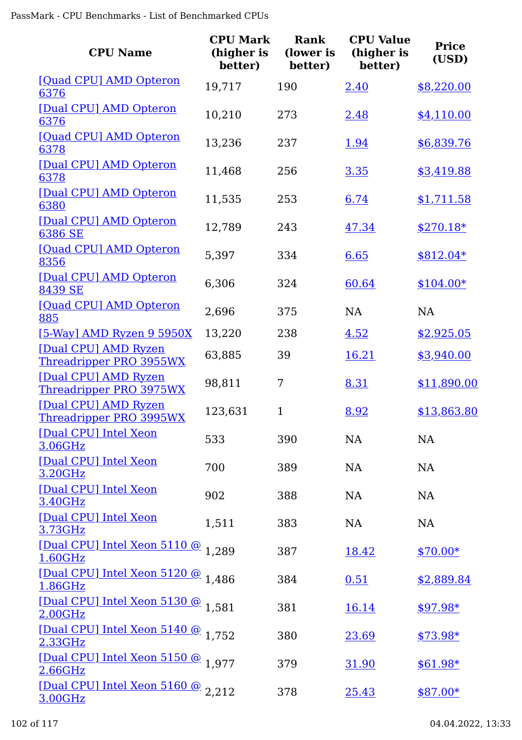| CPU Name | CPU Mark (higher is better) | Rank (lower is better) | CPU Value (higher is better) | Price (USD) |
|---|---|---|---|---|
| [Quad CPU] AMD Opteron 6376 | 19,717 | 190 | 2.40 | $8,220.00 |
| [Dual CPU] AMD Opteron 6376 | 10,210 | 273 | 2.48 | $4,110.00 |
| [Quad CPU] AMD Opteron 6378 | 13,236 | 237 | 1.94 | $6,839.76 |
| [Dual CPU] AMD Opteron 6378 | 11,468 | 256 | 3.35 | $3,419.88 |
| [Dual CPU] AMD Opteron 6380 | 11,535 | 253 | 6.74 | $1,711.58 |
| [Dual CPU] AMD Opteron 6386 SE | 12,789 | 243 | 47.34 | $270.18* |
| [Quad CPU] AMD Opteron 8356 | 5,397 | 334 | 6.65 | $812.04* |
| [Dual CPU] AMD Opteron 8439 SE | 6,306 | 324 | 60.64 | $104.00* |
| [Quad CPU] AMD Opteron 885 | 2,696 | 375 | NA | NA |
| [5-Way] AMD Ryzen 9 5950X | 13,220 | 238 | 4.52 | $2,925.05 |
| [Dual CPU] AMD Ryzen Threadripper PRO 3955WX | 63,885 | 39 | 16.21 | $3,940.00 |
| [Dual CPU] AMD Ryzen Threadripper PRO 3975WX | 98,811 | 7 | 8.31 | $11,890.00 |
| [Dual CPU] AMD Ryzen Threadripper PRO 3995WX | 123,631 | 1 | 8.92 | $13,863.80 |
| [Dual CPU] Intel Xeon 3.06GHz | 533 | 390 | NA | NA |
| [Dual CPU] Intel Xeon 3.20GHz | 700 | 389 | NA | NA |
| [Dual CPU] Intel Xeon 3.40GHz | 902 | 388 | NA | NA |
| [Dual CPU] Intel Xeon 3.73GHz | 1,511 | 383 | NA | NA |
| [Dual CPU] Intel Xeon 5110 @ 1.60GHz | 1,289 | 387 | 18.42 | $70.00* |
| [Dual CPU] Intel Xeon 5120 @ 1.86GHz | 1,486 | 384 | 0.51 | $2,889.84 |
| [Dual CPU] Intel Xeon 5130 @ 2.00GHz | 1,581 | 381 | 16.14 | $97.98* |
| [Dual CPU] Intel Xeon 5140 @ 2.33GHz | 1,752 | 380 | 23.69 | $73.98* |
| [Dual CPU] Intel Xeon 5150 @ 2.66GHz | 1,977 | 379 | 31.90 | $61.98* |
| [Dual CPU] Intel Xeon 5160 @ 3.00GHz | 2,212 | 378 | 25.43 | $87.00* |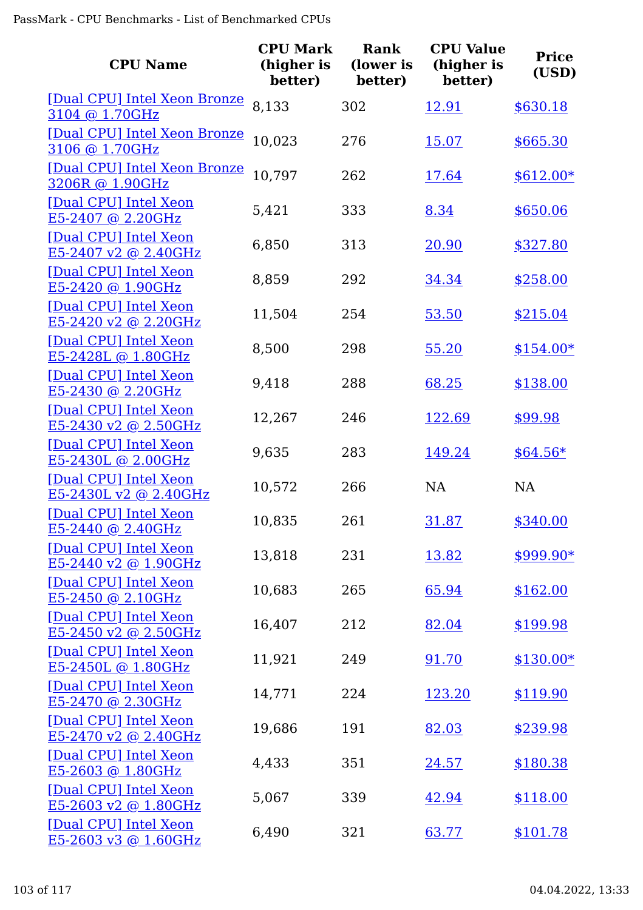| CPU Name | CPU Mark (higher is better) | Rank (lower is better) | CPU Value (higher is better) | Price (USD) |
|---|---|---|---|---|
| [Dual CPU] Intel Xeon Bronze 3104 @ 1.70GHz | 8,133 | 302 | 12.91 | $630.18 |
| [Dual CPU] Intel Xeon Bronze 3106 @ 1.70GHz | 10,023 | 276 | 15.07 | $665.30 |
| [Dual CPU] Intel Xeon Bronze 3206R @ 1.90GHz | 10,797 | 262 | 17.64 | $612.00* |
| [Dual CPU] Intel Xeon E5-2407 @ 2.20GHz | 5,421 | 333 | 8.34 | $650.06 |
| [Dual CPU] Intel Xeon E5-2407 v2 @ 2.40GHz | 6,850 | 313 | 20.90 | $327.80 |
| [Dual CPU] Intel Xeon E5-2420 @ 1.90GHz | 8,859 | 292 | 34.34 | $258.00 |
| [Dual CPU] Intel Xeon E5-2420 v2 @ 2.20GHz | 11,504 | 254 | 53.50 | $215.04 |
| [Dual CPU] Intel Xeon E5-2428L @ 1.80GHz | 8,500 | 298 | 55.20 | $154.00* |
| [Dual CPU] Intel Xeon E5-2430 @ 2.20GHz | 9,418 | 288 | 68.25 | $138.00 |
| [Dual CPU] Intel Xeon E5-2430 v2 @ 2.50GHz | 12,267 | 246 | 122.69 | $99.98 |
| [Dual CPU] Intel Xeon E5-2430L @ 2.00GHz | 9,635 | 283 | 149.24 | $64.56* |
| [Dual CPU] Intel Xeon E5-2430L v2 @ 2.40GHz | 10,572 | 266 | NA | NA |
| [Dual CPU] Intel Xeon E5-2440 @ 2.40GHz | 10,835 | 261 | 31.87 | $340.00 |
| [Dual CPU] Intel Xeon E5-2440 v2 @ 1.90GHz | 13,818 | 231 | 13.82 | $999.90* |
| [Dual CPU] Intel Xeon E5-2450 @ 2.10GHz | 10,683 | 265 | 65.94 | $162.00 |
| [Dual CPU] Intel Xeon E5-2450 v2 @ 2.50GHz | 16,407 | 212 | 82.04 | $199.98 |
| [Dual CPU] Intel Xeon E5-2450L @ 1.80GHz | 11,921 | 249 | 91.70 | $130.00* |
| [Dual CPU] Intel Xeon E5-2470 @ 2.30GHz | 14,771 | 224 | 123.20 | $119.90 |
| [Dual CPU] Intel Xeon E5-2470 v2 @ 2.40GHz | 19,686 | 191 | 82.03 | $239.98 |
| [Dual CPU] Intel Xeon E5-2603 @ 1.80GHz | 4,433 | 351 | 24.57 | $180.38 |
| [Dual CPU] Intel Xeon E5-2603 v2 @ 1.80GHz | 5,067 | 339 | 42.94 | $118.00 |
| [Dual CPU] Intel Xeon E5-2603 v3 @ 1.60GHz | 6,490 | 321 | 63.77 | $101.78 |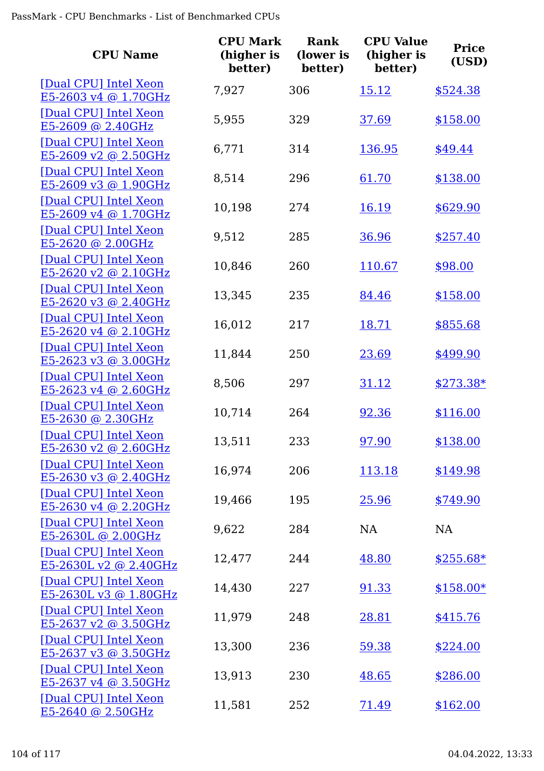| CPU Name | CPU Mark (higher is better) | Rank (lower is better) | CPU Value (higher is better) | Price (USD) |
|---|---|---|---|---|
| [Dual CPU] Intel Xeon E5-2603 v4 @ 1.70GHz | 7,927 | 306 | 15.12 | $524.38 |
| [Dual CPU] Intel Xeon E5-2609 @ 2.40GHz | 5,955 | 329 | 37.69 | $158.00 |
| [Dual CPU] Intel Xeon E5-2609 v2 @ 2.50GHz | 6,771 | 314 | 136.95 | $49.44 |
| [Dual CPU] Intel Xeon E5-2609 v3 @ 1.90GHz | 8,514 | 296 | 61.70 | $138.00 |
| [Dual CPU] Intel Xeon E5-2609 v4 @ 1.70GHz | 10,198 | 274 | 16.19 | $629.90 |
| [Dual CPU] Intel Xeon E5-2620 @ 2.00GHz | 9,512 | 285 | 36.96 | $257.40 |
| [Dual CPU] Intel Xeon E5-2620 v2 @ 2.10GHz | 10,846 | 260 | 110.67 | $98.00 |
| [Dual CPU] Intel Xeon E5-2620 v3 @ 2.40GHz | 13,345 | 235 | 84.46 | $158.00 |
| [Dual CPU] Intel Xeon E5-2620 v4 @ 2.10GHz | 16,012 | 217 | 18.71 | $855.68 |
| [Dual CPU] Intel Xeon E5-2623 v3 @ 3.00GHz | 11,844 | 250 | 23.69 | $499.90 |
| [Dual CPU] Intel Xeon E5-2623 v4 @ 2.60GHz | 8,506 | 297 | 31.12 | $273.38* |
| [Dual CPU] Intel Xeon E5-2630 @ 2.30GHz | 10,714 | 264 | 92.36 | $116.00 |
| [Dual CPU] Intel Xeon E5-2630 v2 @ 2.60GHz | 13,511 | 233 | 97.90 | $138.00 |
| [Dual CPU] Intel Xeon E5-2630 v3 @ 2.40GHz | 16,974 | 206 | 113.18 | $149.98 |
| [Dual CPU] Intel Xeon E5-2630 v4 @ 2.20GHz | 19,466 | 195 | 25.96 | $749.90 |
| [Dual CPU] Intel Xeon E5-2630L @ 2.00GHz | 9,622 | 284 | NA | NA |
| [Dual CPU] Intel Xeon E5-2630L v2 @ 2.40GHz | 12,477 | 244 | 48.80 | $255.68* |
| [Dual CPU] Intel Xeon E5-2630L v3 @ 1.80GHz | 14,430 | 227 | 91.33 | $158.00* |
| [Dual CPU] Intel Xeon E5-2637 v2 @ 3.50GHz | 11,979 | 248 | 28.81 | $415.76 |
| [Dual CPU] Intel Xeon E5-2637 v3 @ 3.50GHz | 13,300 | 236 | 59.38 | $224.00 |
| [Dual CPU] Intel Xeon E5-2637 v4 @ 3.50GHz | 13,913 | 230 | 48.65 | $286.00 |
| [Dual CPU] Intel Xeon E5-2640 @ 2.50GHz | 11,581 | 252 | 71.49 | $162.00 |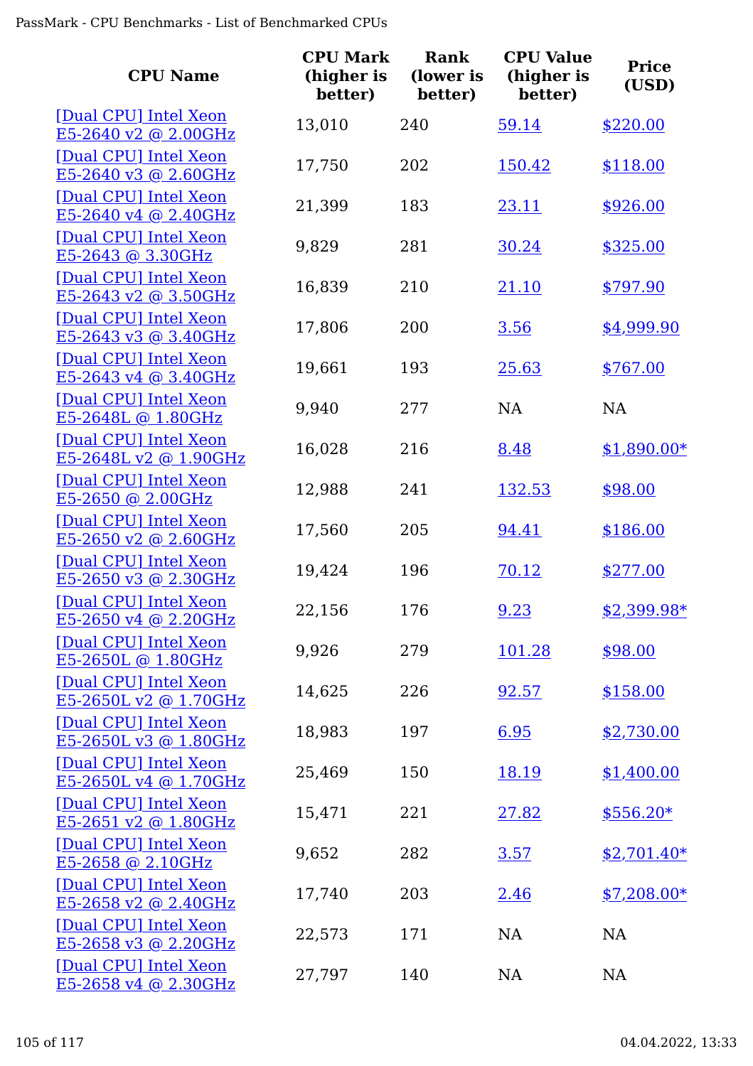| CPU Name | CPU Mark (higher is better) | Rank (lower is better) | CPU Value (higher is better) | Price (USD) |
|---|---|---|---|---|
| [Dual CPU] Intel Xeon E5-2640 v2 @ 2.00GHz | 13,010 | 240 | 59.14 | $220.00 |
| [Dual CPU] Intel Xeon E5-2640 v3 @ 2.60GHz | 17,750 | 202 | 150.42 | $118.00 |
| [Dual CPU] Intel Xeon E5-2640 v4 @ 2.40GHz | 21,399 | 183 | 23.11 | $926.00 |
| [Dual CPU] Intel Xeon E5-2643 @ 3.30GHz | 9,829 | 281 | 30.24 | $325.00 |
| [Dual CPU] Intel Xeon E5-2643 v2 @ 3.50GHz | 16,839 | 210 | 21.10 | $797.90 |
| [Dual CPU] Intel Xeon E5-2643 v3 @ 3.40GHz | 17,806 | 200 | 3.56 | $4,999.90 |
| [Dual CPU] Intel Xeon E5-2643 v4 @ 3.40GHz | 19,661 | 193 | 25.63 | $767.00 |
| [Dual CPU] Intel Xeon E5-2648L @ 1.80GHz | 9,940 | 277 | NA | NA |
| [Dual CPU] Intel Xeon E5-2648L v2 @ 1.90GHz | 16,028 | 216 | 8.48 | $1,890.00* |
| [Dual CPU] Intel Xeon E5-2650 @ 2.00GHz | 12,988 | 241 | 132.53 | $98.00 |
| [Dual CPU] Intel Xeon E5-2650 v2 @ 2.60GHz | 17,560 | 205 | 94.41 | $186.00 |
| [Dual CPU] Intel Xeon E5-2650 v3 @ 2.30GHz | 19,424 | 196 | 70.12 | $277.00 |
| [Dual CPU] Intel Xeon E5-2650 v4 @ 2.20GHz | 22,156 | 176 | 9.23 | $2,399.98* |
| [Dual CPU] Intel Xeon E5-2650L @ 1.80GHz | 9,926 | 279 | 101.28 | $98.00 |
| [Dual CPU] Intel Xeon E5-2650L v2 @ 1.70GHz | 14,625 | 226 | 92.57 | $158.00 |
| [Dual CPU] Intel Xeon E5-2650L v3 @ 1.80GHz | 18,983 | 197 | 6.95 | $2,730.00 |
| [Dual CPU] Intel Xeon E5-2650L v4 @ 1.70GHz | 25,469 | 150 | 18.19 | $1,400.00 |
| [Dual CPU] Intel Xeon E5-2651 v2 @ 1.80GHz | 15,471 | 221 | 27.82 | $556.20* |
| [Dual CPU] Intel Xeon E5-2658 @ 2.10GHz | 9,652 | 282 | 3.57 | $2,701.40* |
| [Dual CPU] Intel Xeon E5-2658 v2 @ 2.40GHz | 17,740 | 203 | 2.46 | $7,208.00* |
| [Dual CPU] Intel Xeon E5-2658 v3 @ 2.20GHz | 22,573 | 171 | NA | NA |
| [Dual CPU] Intel Xeon E5-2658 v4 @ 2.30GHz | 27,797 | 140 | NA | NA |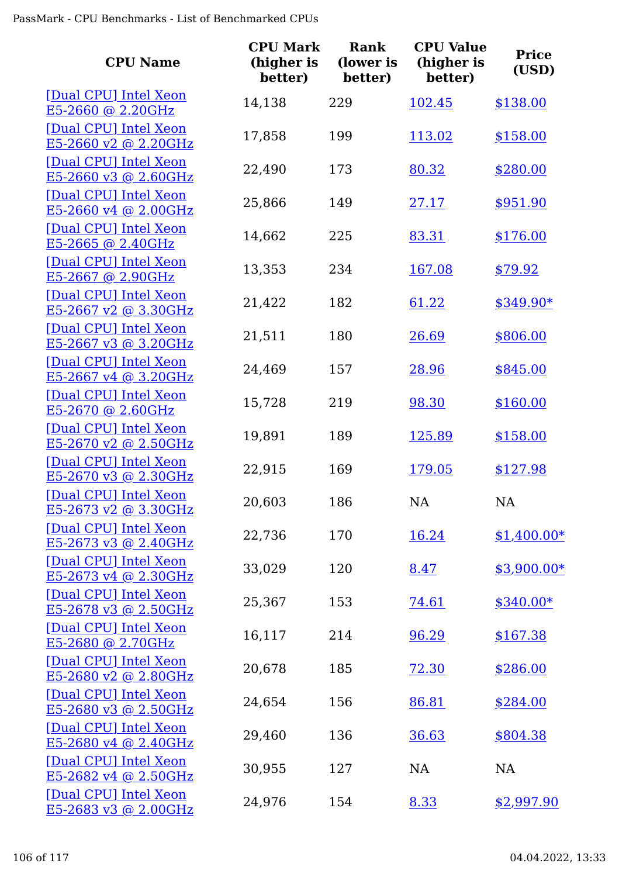| CPU Name | CPU Mark (higher is better) | Rank (lower is better) | CPU Value (higher is better) | Price (USD) |
|---|---|---|---|---|
| [Dual CPU] Intel Xeon E5-2660 @ 2.20GHz | 14,138 | 229 | 102.45 | $138.00 |
| [Dual CPU] Intel Xeon E5-2660 v2 @ 2.20GHz | 17,858 | 199 | 113.02 | $158.00 |
| [Dual CPU] Intel Xeon E5-2660 v3 @ 2.60GHz | 22,490 | 173 | 80.32 | $280.00 |
| [Dual CPU] Intel Xeon E5-2660 v4 @ 2.00GHz | 25,866 | 149 | 27.17 | $951.90 |
| [Dual CPU] Intel Xeon E5-2665 @ 2.40GHz | 14,662 | 225 | 83.31 | $176.00 |
| [Dual CPU] Intel Xeon E5-2667 @ 2.90GHz | 13,353 | 234 | 167.08 | $79.92 |
| [Dual CPU] Intel Xeon E5-2667 v2 @ 3.30GHz | 21,422 | 182 | 61.22 | $349.90* |
| [Dual CPU] Intel Xeon E5-2667 v3 @ 3.20GHz | 21,511 | 180 | 26.69 | $806.00 |
| [Dual CPU] Intel Xeon E5-2667 v4 @ 3.20GHz | 24,469 | 157 | 28.96 | $845.00 |
| [Dual CPU] Intel Xeon E5-2670 @ 2.60GHz | 15,728 | 219 | 98.30 | $160.00 |
| [Dual CPU] Intel Xeon E5-2670 v2 @ 2.50GHz | 19,891 | 189 | 125.89 | $158.00 |
| [Dual CPU] Intel Xeon E5-2670 v3 @ 2.30GHz | 22,915 | 169 | 179.05 | $127.98 |
| [Dual CPU] Intel Xeon E5-2673 v2 @ 3.30GHz | 20,603 | 186 | NA | NA |
| [Dual CPU] Intel Xeon E5-2673 v3 @ 2.40GHz | 22,736 | 170 | 16.24 | $1,400.00* |
| [Dual CPU] Intel Xeon E5-2673 v4 @ 2.30GHz | 33,029 | 120 | 8.47 | $3,900.00* |
| [Dual CPU] Intel Xeon E5-2678 v3 @ 2.50GHz | 25,367 | 153 | 74.61 | $340.00* |
| [Dual CPU] Intel Xeon E5-2680 @ 2.70GHz | 16,117 | 214 | 96.29 | $167.38 |
| [Dual CPU] Intel Xeon E5-2680 v2 @ 2.80GHz | 20,678 | 185 | 72.30 | $286.00 |
| [Dual CPU] Intel Xeon E5-2680 v3 @ 2.50GHz | 24,654 | 156 | 86.81 | $284.00 |
| [Dual CPU] Intel Xeon E5-2680 v4 @ 2.40GHz | 29,460 | 136 | 36.63 | $804.38 |
| [Dual CPU] Intel Xeon E5-2682 v4 @ 2.50GHz | 30,955 | 127 | NA | NA |
| [Dual CPU] Intel Xeon E5-2683 v3 @ 2.00GHz | 24,976 | 154 | 8.33 | $2,997.90 |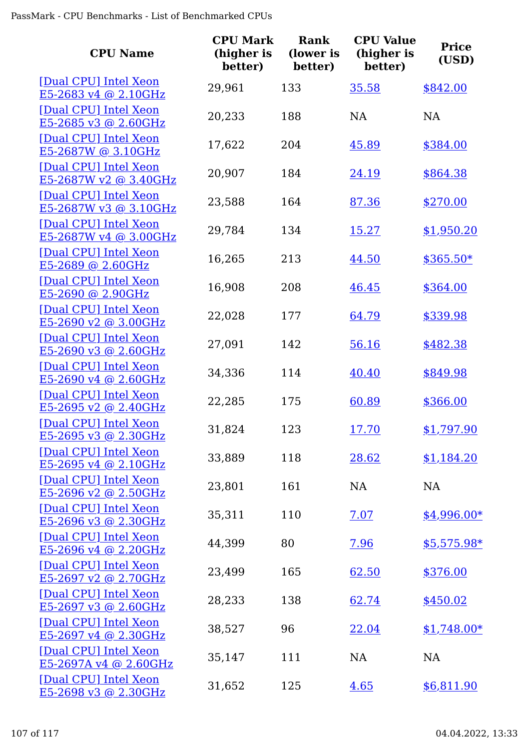| CPU Name | CPU Mark (higher is better) | Rank (lower is better) | CPU Value (higher is better) | Price (USD) |
|---|---|---|---|---|
| [Dual CPU] Intel Xeon E5-2683 v4 @ 2.10GHz | 29,961 | 133 | 35.58 | $842.00 |
| [Dual CPU] Intel Xeon E5-2685 v3 @ 2.60GHz | 20,233 | 188 | NA | NA |
| [Dual CPU] Intel Xeon E5-2687W @ 3.10GHz | 17,622 | 204 | 45.89 | $384.00 |
| [Dual CPU] Intel Xeon E5-2687W v2 @ 3.40GHz | 20,907 | 184 | 24.19 | $864.38 |
| [Dual CPU] Intel Xeon E5-2687W v3 @ 3.10GHz | 23,588 | 164 | 87.36 | $270.00 |
| [Dual CPU] Intel Xeon E5-2687W v4 @ 3.00GHz | 29,784 | 134 | 15.27 | $1,950.20 |
| [Dual CPU] Intel Xeon E5-2689 @ 2.60GHz | 16,265 | 213 | 44.50 | $365.50* |
| [Dual CPU] Intel Xeon E5-2690 @ 2.90GHz | 16,908 | 208 | 46.45 | $364.00 |
| [Dual CPU] Intel Xeon E5-2690 v2 @ 3.00GHz | 22,028 | 177 | 64.79 | $339.98 |
| [Dual CPU] Intel Xeon E5-2690 v3 @ 2.60GHz | 27,091 | 142 | 56.16 | $482.38 |
| [Dual CPU] Intel Xeon E5-2690 v4 @ 2.60GHz | 34,336 | 114 | 40.40 | $849.98 |
| [Dual CPU] Intel Xeon E5-2695 v2 @ 2.40GHz | 22,285 | 175 | 60.89 | $366.00 |
| [Dual CPU] Intel Xeon E5-2695 v3 @ 2.30GHz | 31,824 | 123 | 17.70 | $1,797.90 |
| [Dual CPU] Intel Xeon E5-2695 v4 @ 2.10GHz | 33,889 | 118 | 28.62 | $1,184.20 |
| [Dual CPU] Intel Xeon E5-2696 v2 @ 2.50GHz | 23,801 | 161 | NA | NA |
| [Dual CPU] Intel Xeon E5-2696 v3 @ 2.30GHz | 35,311 | 110 | 7.07 | $4,996.00* |
| [Dual CPU] Intel Xeon E5-2696 v4 @ 2.20GHz | 44,399 | 80 | 7.96 | $5,575.98* |
| [Dual CPU] Intel Xeon E5-2697 v2 @ 2.70GHz | 23,499 | 165 | 62.50 | $376.00 |
| [Dual CPU] Intel Xeon E5-2697 v3 @ 2.60GHz | 28,233 | 138 | 62.74 | $450.02 |
| [Dual CPU] Intel Xeon E5-2697 v4 @ 2.30GHz | 38,527 | 96 | 22.04 | $1,748.00* |
| [Dual CPU] Intel Xeon E5-2697A v4 @ 2.60GHz | 35,147 | 111 | NA | NA |
| [Dual CPU] Intel Xeon E5-2698 v3 @ 2.30GHz | 31,652 | 125 | 4.65 | $6,811.90 |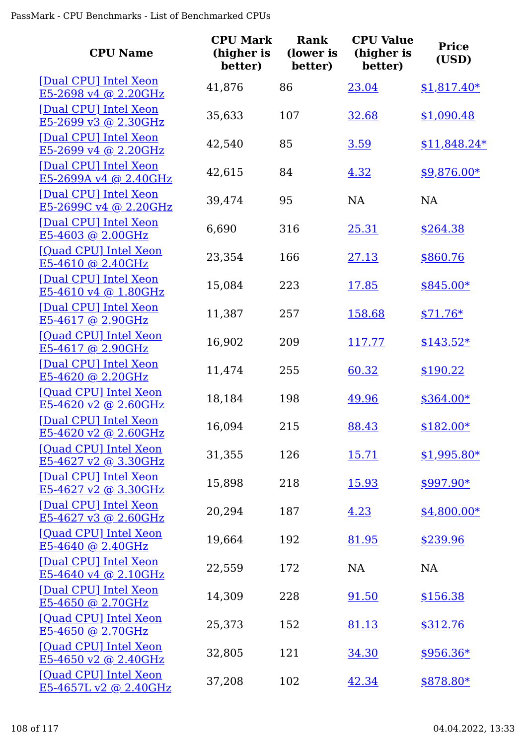| CPU Name | CPU Mark (higher is better) | Rank (lower is better) | CPU Value (higher is better) | Price (USD) |
|---|---|---|---|---|
| [Dual CPU] Intel Xeon E5-2698 v4 @ 2.20GHz | 41,876 | 86 | 23.04 | $1,817.40* |
| [Dual CPU] Intel Xeon E5-2699 v3 @ 2.30GHz | 35,633 | 107 | 32.68 | $1,090.48 |
| [Dual CPU] Intel Xeon E5-2699 v4 @ 2.20GHz | 42,540 | 85 | 3.59 | $11,848.24* |
| [Dual CPU] Intel Xeon E5-2699A v4 @ 2.40GHz | 42,615 | 84 | 4.32 | $9,876.00* |
| [Dual CPU] Intel Xeon E5-2699C v4 @ 2.20GHz | 39,474 | 95 | NA | NA |
| [Dual CPU] Intel Xeon E5-4603 @ 2.00GHz | 6,690 | 316 | 25.31 | $264.38 |
| [Quad CPU] Intel Xeon E5-4610 @ 2.40GHz | 23,354 | 166 | 27.13 | $860.76 |
| [Dual CPU] Intel Xeon E5-4610 v4 @ 1.80GHz | 15,084 | 223 | 17.85 | $845.00* |
| [Dual CPU] Intel Xeon E5-4617 @ 2.90GHz | 11,387 | 257 | 158.68 | $71.76* |
| [Quad CPU] Intel Xeon E5-4617 @ 2.90GHz | 16,902 | 209 | 117.77 | $143.52* |
| [Dual CPU] Intel Xeon E5-4620 @ 2.20GHz | 11,474 | 255 | 60.32 | $190.22 |
| [Quad CPU] Intel Xeon E5-4620 v2 @ 2.60GHz | 18,184 | 198 | 49.96 | $364.00* |
| [Dual CPU] Intel Xeon E5-4620 v2 @ 2.60GHz | 16,094 | 215 | 88.43 | $182.00* |
| [Quad CPU] Intel Xeon E5-4627 v2 @ 3.30GHz | 31,355 | 126 | 15.71 | $1,995.80* |
| [Dual CPU] Intel Xeon E5-4627 v2 @ 3.30GHz | 15,898 | 218 | 15.93 | $997.90* |
| [Dual CPU] Intel Xeon E5-4627 v3 @ 2.60GHz | 20,294 | 187 | 4.23 | $4,800.00* |
| [Quad CPU] Intel Xeon E5-4640 @ 2.40GHz | 19,664 | 192 | 81.95 | $239.96 |
| [Dual CPU] Intel Xeon E5-4640 v4 @ 2.10GHz | 22,559 | 172 | NA | NA |
| [Dual CPU] Intel Xeon E5-4650 @ 2.70GHz | 14,309 | 228 | 91.50 | $156.38 |
| [Quad CPU] Intel Xeon E5-4650 @ 2.70GHz | 25,373 | 152 | 81.13 | $312.76 |
| [Quad CPU] Intel Xeon E5-4650 v2 @ 2.40GHz | 32,805 | 121 | 34.30 | $956.36* |
| [Quad CPU] Intel Xeon E5-4657L v2 @ 2.40GHz | 37,208 | 102 | 42.34 | $878.80* |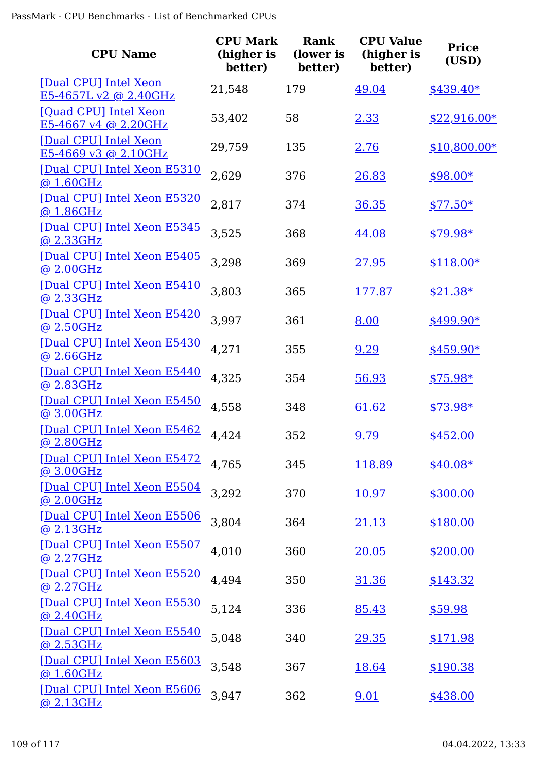| CPU Name | CPU Mark (higher is better) | Rank (lower is better) | CPU Value (higher is better) | Price (USD) |
|---|---|---|---|---|
| [Dual CPU] Intel Xeon E5-4657L v2 @ 2.40GHz | 21,548 | 179 | 49.04 | $439.40* |
| [Quad CPU] Intel Xeon E5-4667 v4 @ 2.20GHz | 53,402 | 58 | 2.33 | $22,916.00* |
| [Dual CPU] Intel Xeon E5-4669 v3 @ 2.10GHz | 29,759 | 135 | 2.76 | $10,800.00* |
| [Dual CPU] Intel Xeon E5310 @ 1.60GHz | 2,629 | 376 | 26.83 | $98.00* |
| [Dual CPU] Intel Xeon E5320 @ 1.86GHz | 2,817 | 374 | 36.35 | $77.50* |
| [Dual CPU] Intel Xeon E5345 @ 2.33GHz | 3,525 | 368 | 44.08 | $79.98* |
| [Dual CPU] Intel Xeon E5405 @ 2.00GHz | 3,298 | 369 | 27.95 | $118.00* |
| [Dual CPU] Intel Xeon E5410 @ 2.33GHz | 3,803 | 365 | 177.87 | $21.38* |
| [Dual CPU] Intel Xeon E5420 @ 2.50GHz | 3,997 | 361 | 8.00 | $499.90* |
| [Dual CPU] Intel Xeon E5430 @ 2.66GHz | 4,271 | 355 | 9.29 | $459.90* |
| [Dual CPU] Intel Xeon E5440 @ 2.83GHz | 4,325 | 354 | 56.93 | $75.98* |
| [Dual CPU] Intel Xeon E5450 @ 3.00GHz | 4,558 | 348 | 61.62 | $73.98* |
| [Dual CPU] Intel Xeon E5462 @ 2.80GHz | 4,424 | 352 | 9.79 | $452.00 |
| [Dual CPU] Intel Xeon E5472 @ 3.00GHz | 4,765 | 345 | 118.89 | $40.08* |
| [Dual CPU] Intel Xeon E5504 @ 2.00GHz | 3,292 | 370 | 10.97 | $300.00 |
| [Dual CPU] Intel Xeon E5506 @ 2.13GHz | 3,804 | 364 | 21.13 | $180.00 |
| [Dual CPU] Intel Xeon E5507 @ 2.27GHz | 4,010 | 360 | 20.05 | $200.00 |
| [Dual CPU] Intel Xeon E5520 @ 2.27GHz | 4,494 | 350 | 31.36 | $143.32 |
| [Dual CPU] Intel Xeon E5530 @ 2.40GHz | 5,124 | 336 | 85.43 | $59.98 |
| [Dual CPU] Intel Xeon E5540 @ 2.53GHz | 5,048 | 340 | 29.35 | $171.98 |
| [Dual CPU] Intel Xeon E5603 @ 1.60GHz | 3,548 | 367 | 18.64 | $190.38 |
| [Dual CPU] Intel Xeon E5606 @ 2.13GHz | 3,947 | 362 | 9.01 | $438.00 |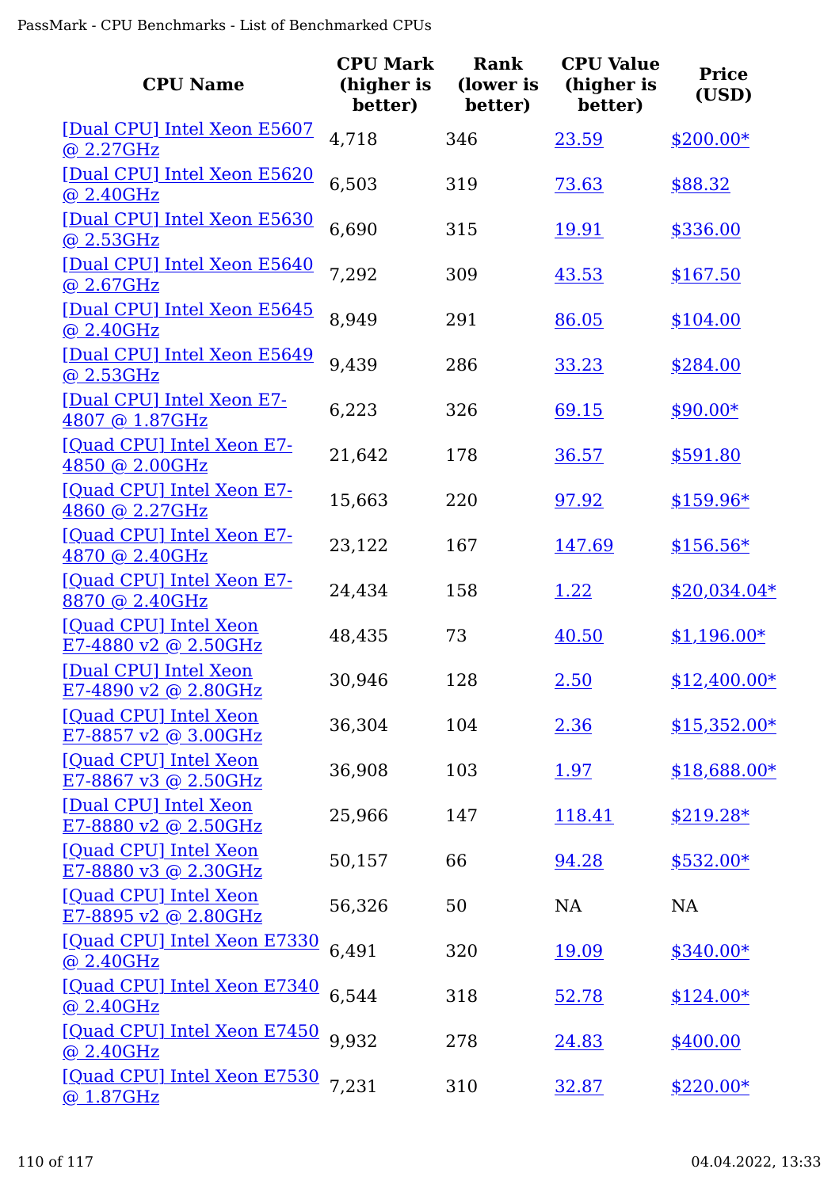| CPU Name | CPU Mark (higher is better) | Rank (lower is better) | CPU Value (higher is better) | Price (USD) |
|---|---|---|---|---|
| [Dual CPU] Intel Xeon E5607 @ 2.27GHz | 4,718 | 346 | 23.59 | $200.00* |
| [Dual CPU] Intel Xeon E5620 @ 2.40GHz | 6,503 | 319 | 73.63 | $88.32 |
| [Dual CPU] Intel Xeon E5630 @ 2.53GHz | 6,690 | 315 | 19.91 | $336.00 |
| [Dual CPU] Intel Xeon E5640 @ 2.67GHz | 7,292 | 309 | 43.53 | $167.50 |
| [Dual CPU] Intel Xeon E5645 @ 2.40GHz | 8,949 | 291 | 86.05 | $104.00 |
| [Dual CPU] Intel Xeon E5649 @ 2.53GHz | 9,439 | 286 | 33.23 | $284.00 |
| [Dual CPU] Intel Xeon E7-4807 @ 1.87GHz | 6,223 | 326 | 69.15 | $90.00* |
| [Quad CPU] Intel Xeon E7-4850 @ 2.00GHz | 21,642 | 178 | 36.57 | $591.80 |
| [Quad CPU] Intel Xeon E7-4860 @ 2.27GHz | 15,663 | 220 | 97.92 | $159.96* |
| [Quad CPU] Intel Xeon E7-4870 @ 2.40GHz | 23,122 | 167 | 147.69 | $156.56* |
| [Quad CPU] Intel Xeon E7-8870 @ 2.40GHz | 24,434 | 158 | 1.22 | $20,034.04* |
| [Quad CPU] Intel Xeon E7-4880 v2 @ 2.50GHz | 48,435 | 73 | 40.50 | $1,196.00* |
| [Dual CPU] Intel Xeon E7-4890 v2 @ 2.80GHz | 30,946 | 128 | 2.50 | $12,400.00* |
| [Quad CPU] Intel Xeon E7-8857 v2 @ 3.00GHz | 36,304 | 104 | 2.36 | $15,352.00* |
| [Quad CPU] Intel Xeon E7-8867 v3 @ 2.50GHz | 36,908 | 103 | 1.97 | $18,688.00* |
| [Dual CPU] Intel Xeon E7-8880 v2 @ 2.50GHz | 25,966 | 147 | 118.41 | $219.28* |
| [Quad CPU] Intel Xeon E7-8880 v3 @ 2.30GHz | 50,157 | 66 | 94.28 | $532.00* |
| [Quad CPU] Intel Xeon E7-8895 v2 @ 2.80GHz | 56,326 | 50 | NA | NA |
| [Quad CPU] Intel Xeon E7330 @ 2.40GHz | 6,491 | 320 | 19.09 | $340.00* |
| [Quad CPU] Intel Xeon E7340 @ 2.40GHz | 6,544 | 318 | 52.78 | $124.00* |
| [Quad CPU] Intel Xeon E7450 @ 2.40GHz | 9,932 | 278 | 24.83 | $400.00 |
| [Quad CPU] Intel Xeon E7530 @ 1.87GHz | 7,231 | 310 | 32.87 | $220.00* |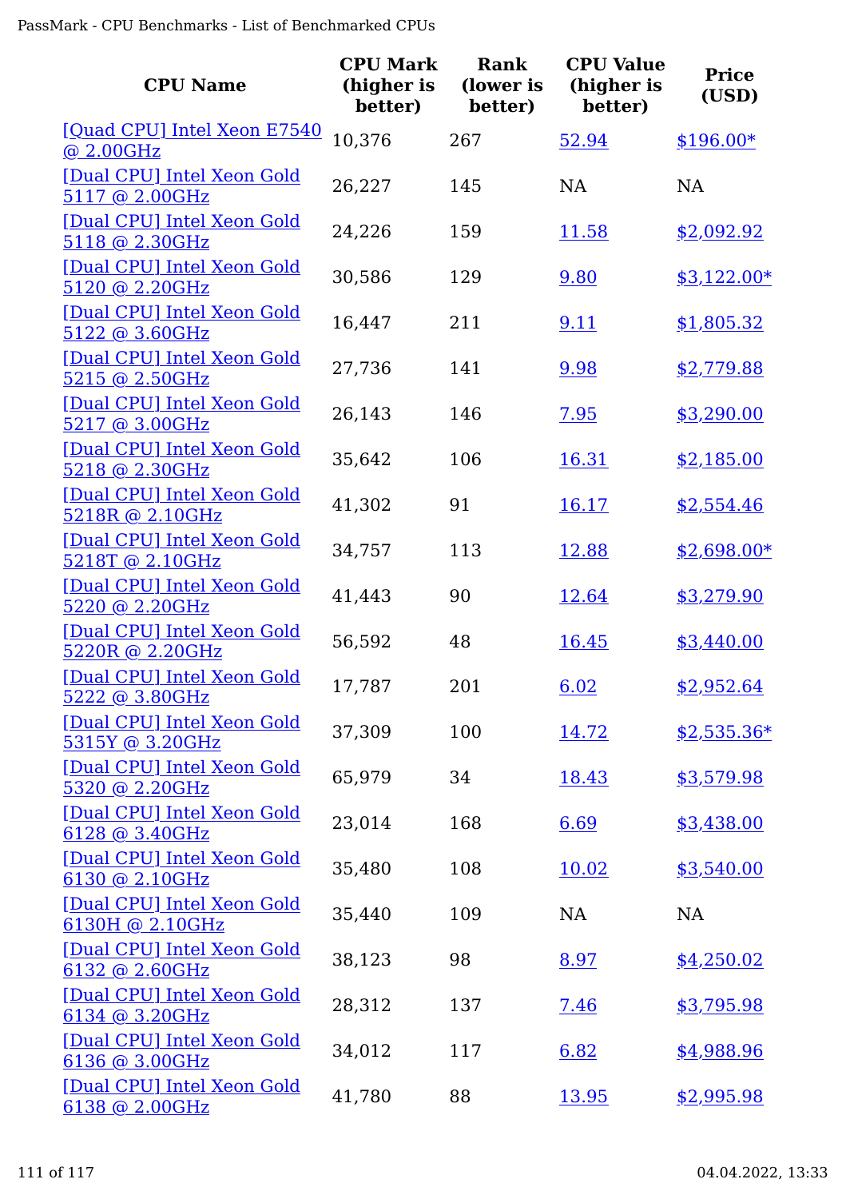| CPU Name | CPU Mark (higher is better) | Rank (lower is better) | CPU Value (higher is better) | Price (USD) |
| --- | --- | --- | --- | --- |
| [Quad CPU] Intel Xeon E7540 @ 2.00GHz | 10,376 | 267 | 52.94 | $196.00* |
| [Dual CPU] Intel Xeon Gold 5117 @ 2.00GHz | 26,227 | 145 | NA | NA |
| [Dual CPU] Intel Xeon Gold 5118 @ 2.30GHz | 24,226 | 159 | 11.58 | $2,092.92 |
| [Dual CPU] Intel Xeon Gold 5120 @ 2.20GHz | 30,586 | 129 | 9.80 | $3,122.00* |
| [Dual CPU] Intel Xeon Gold 5122 @ 3.60GHz | 16,447 | 211 | 9.11 | $1,805.32 |
| [Dual CPU] Intel Xeon Gold 5215 @ 2.50GHz | 27,736 | 141 | 9.98 | $2,779.88 |
| [Dual CPU] Intel Xeon Gold 5217 @ 3.00GHz | 26,143 | 146 | 7.95 | $3,290.00 |
| [Dual CPU] Intel Xeon Gold 5218 @ 2.30GHz | 35,642 | 106 | 16.31 | $2,185.00 |
| [Dual CPU] Intel Xeon Gold 5218R @ 2.10GHz | 41,302 | 91 | 16.17 | $2,554.46 |
| [Dual CPU] Intel Xeon Gold 5218T @ 2.10GHz | 34,757 | 113 | 12.88 | $2,698.00* |
| [Dual CPU] Intel Xeon Gold 5220 @ 2.20GHz | 41,443 | 90 | 12.64 | $3,279.90 |
| [Dual CPU] Intel Xeon Gold 5220R @ 2.20GHz | 56,592 | 48 | 16.45 | $3,440.00 |
| [Dual CPU] Intel Xeon Gold 5222 @ 3.80GHz | 17,787 | 201 | 6.02 | $2,952.64 |
| [Dual CPU] Intel Xeon Gold 5315Y @ 3.20GHz | 37,309 | 100 | 14.72 | $2,535.36* |
| [Dual CPU] Intel Xeon Gold 5320 @ 2.20GHz | 65,979 | 34 | 18.43 | $3,579.98 |
| [Dual CPU] Intel Xeon Gold 6128 @ 3.40GHz | 23,014 | 168 | 6.69 | $3,438.00 |
| [Dual CPU] Intel Xeon Gold 6130 @ 2.10GHz | 35,480 | 108 | 10.02 | $3,540.00 |
| [Dual CPU] Intel Xeon Gold 6130H @ 2.10GHz | 35,440 | 109 | NA | NA |
| [Dual CPU] Intel Xeon Gold 6132 @ 2.60GHz | 38,123 | 98 | 8.97 | $4,250.02 |
| [Dual CPU] Intel Xeon Gold 6134 @ 3.20GHz | 28,312 | 137 | 7.46 | $3,795.98 |
| [Dual CPU] Intel Xeon Gold 6136 @ 3.00GHz | 34,012 | 117 | 6.82 | $4,988.96 |
| [Dual CPU] Intel Xeon Gold 6138 @ 2.00GHz | 41,780 | 88 | 13.95 | $2,995.98 |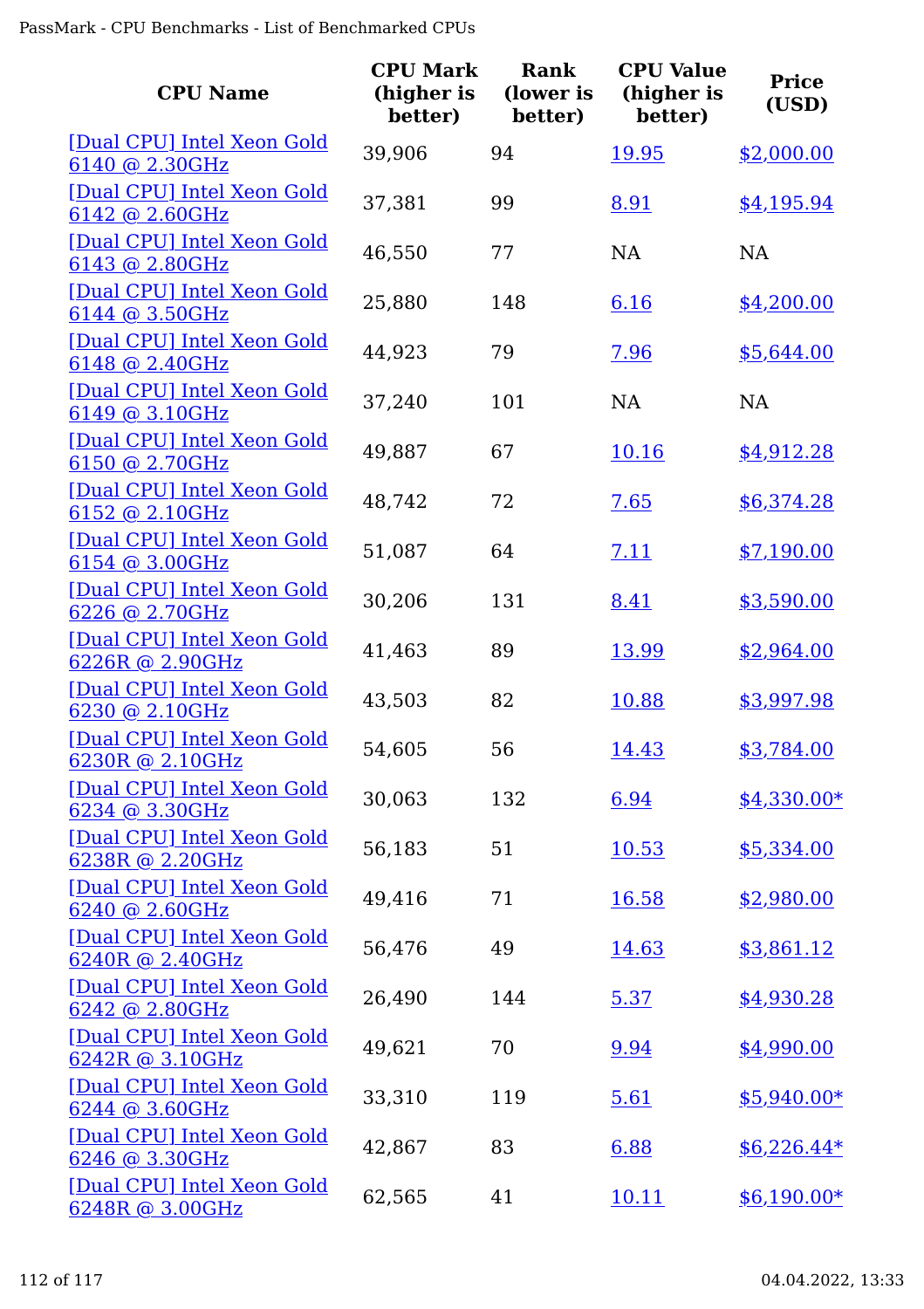| CPU Name | CPU Mark (higher is better) | Rank (lower is better) | CPU Value (higher is better) | Price (USD) |
|---|---|---|---|---|
| [Dual CPU] Intel Xeon Gold 6140 @ 2.30GHz | 39,906 | 94 | 19.95 | $2,000.00 |
| [Dual CPU] Intel Xeon Gold 6142 @ 2.60GHz | 37,381 | 99 | 8.91 | $4,195.94 |
| [Dual CPU] Intel Xeon Gold 6143 @ 2.80GHz | 46,550 | 77 | NA | NA |
| [Dual CPU] Intel Xeon Gold 6144 @ 3.50GHz | 25,880 | 148 | 6.16 | $4,200.00 |
| [Dual CPU] Intel Xeon Gold 6148 @ 2.40GHz | 44,923 | 79 | 7.96 | $5,644.00 |
| [Dual CPU] Intel Xeon Gold 6149 @ 3.10GHz | 37,240 | 101 | NA | NA |
| [Dual CPU] Intel Xeon Gold 6150 @ 2.70GHz | 49,887 | 67 | 10.16 | $4,912.28 |
| [Dual CPU] Intel Xeon Gold 6152 @ 2.10GHz | 48,742 | 72 | 7.65 | $6,374.28 |
| [Dual CPU] Intel Xeon Gold 6154 @ 3.00GHz | 51,087 | 64 | 7.11 | $7,190.00 |
| [Dual CPU] Intel Xeon Gold 6226 @ 2.70GHz | 30,206 | 131 | 8.41 | $3,590.00 |
| [Dual CPU] Intel Xeon Gold 6226R @ 2.90GHz | 41,463 | 89 | 13.99 | $2,964.00 |
| [Dual CPU] Intel Xeon Gold 6230 @ 2.10GHz | 43,503 | 82 | 10.88 | $3,997.98 |
| [Dual CPU] Intel Xeon Gold 6230R @ 2.10GHz | 54,605 | 56 | 14.43 | $3,784.00 |
| [Dual CPU] Intel Xeon Gold 6234 @ 3.30GHz | 30,063 | 132 | 6.94 | $4,330.00* |
| [Dual CPU] Intel Xeon Gold 6238R @ 2.20GHz | 56,183 | 51 | 10.53 | $5,334.00 |
| [Dual CPU] Intel Xeon Gold 6240 @ 2.60GHz | 49,416 | 71 | 16.58 | $2,980.00 |
| [Dual CPU] Intel Xeon Gold 6240R @ 2.40GHz | 56,476 | 49 | 14.63 | $3,861.12 |
| [Dual CPU] Intel Xeon Gold 6242 @ 2.80GHz | 26,490 | 144 | 5.37 | $4,930.28 |
| [Dual CPU] Intel Xeon Gold 6242R @ 3.10GHz | 49,621 | 70 | 9.94 | $4,990.00 |
| [Dual CPU] Intel Xeon Gold 6244 @ 3.60GHz | 33,310 | 119 | 5.61 | $5,940.00* |
| [Dual CPU] Intel Xeon Gold 6246 @ 3.30GHz | 42,867 | 83 | 6.88 | $6,226.44* |
| [Dual CPU] Intel Xeon Gold 6248R @ 3.00GHz | 62,565 | 41 | 10.11 | $6,190.00* |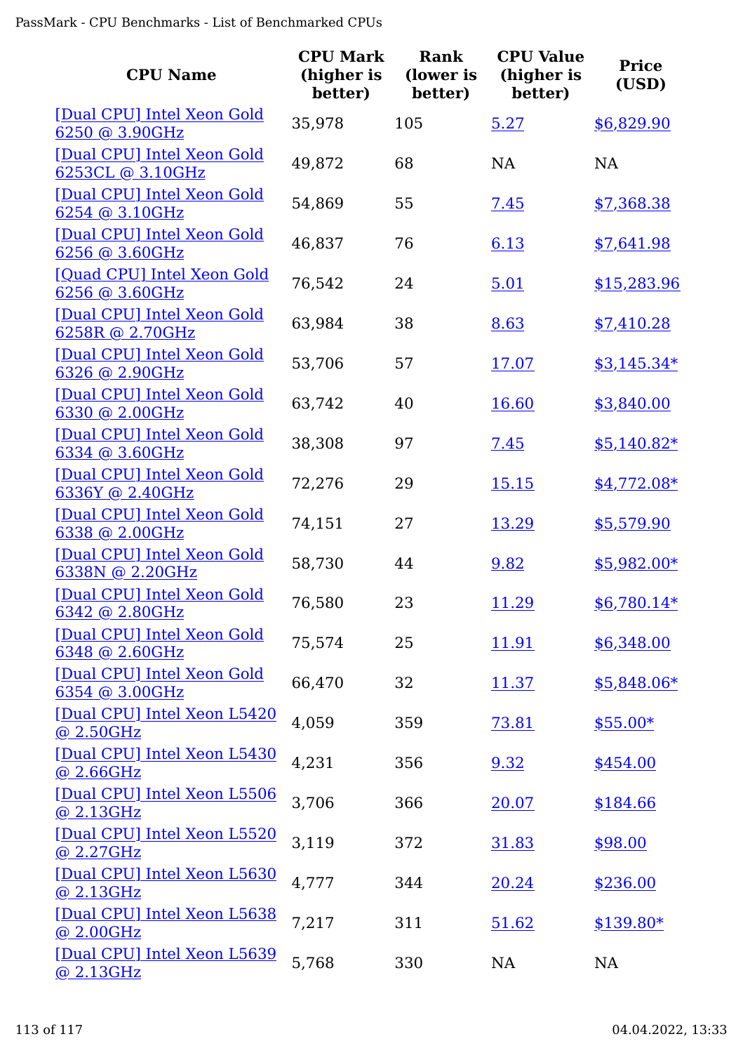| CPU Name | CPU Mark (higher is better) | Rank (lower is better) | CPU Value (higher is better) | Price (USD) |
|---|---|---|---|---|
| [Dual CPU] Intel Xeon Gold 6250 @ 3.90GHz | 35,978 | 105 | 5.27 | $6,829.90 |
| [Dual CPU] Intel Xeon Gold 6253CL @ 3.10GHz | 49,872 | 68 | NA | NA |
| [Dual CPU] Intel Xeon Gold 6254 @ 3.10GHz | 54,869 | 55 | 7.45 | $7,368.38 |
| [Dual CPU] Intel Xeon Gold 6256 @ 3.60GHz | 46,837 | 76 | 6.13 | $7,641.98 |
| [Quad CPU] Intel Xeon Gold 6256 @ 3.60GHz | 76,542 | 24 | 5.01 | $15,283.96 |
| [Dual CPU] Intel Xeon Gold 6258R @ 2.70GHz | 63,984 | 38 | 8.63 | $7,410.28 |
| [Dual CPU] Intel Xeon Gold 6326 @ 2.90GHz | 53,706 | 57 | 17.07 | $3,145.34* |
| [Dual CPU] Intel Xeon Gold 6330 @ 2.00GHz | 63,742 | 40 | 16.60 | $3,840.00 |
| [Dual CPU] Intel Xeon Gold 6334 @ 3.60GHz | 38,308 | 97 | 7.45 | $5,140.82* |
| [Dual CPU] Intel Xeon Gold 6336Y @ 2.40GHz | 72,276 | 29 | 15.15 | $4,772.08* |
| [Dual CPU] Intel Xeon Gold 6338 @ 2.00GHz | 74,151 | 27 | 13.29 | $5,579.90 |
| [Dual CPU] Intel Xeon Gold 6338N @ 2.20GHz | 58,730 | 44 | 9.82 | $5,982.00* |
| [Dual CPU] Intel Xeon Gold 6342 @ 2.80GHz | 76,580 | 23 | 11.29 | $6,780.14* |
| [Dual CPU] Intel Xeon Gold 6348 @ 2.60GHz | 75,574 | 25 | 11.91 | $6,348.00 |
| [Dual CPU] Intel Xeon Gold 6354 @ 3.00GHz | 66,470 | 32 | 11.37 | $5,848.06* |
| [Dual CPU] Intel Xeon L5420 @ 2.50GHz | 4,059 | 359 | 73.81 | $55.00* |
| [Dual CPU] Intel Xeon L5430 @ 2.66GHz | 4,231 | 356 | 9.32 | $454.00 |
| [Dual CPU] Intel Xeon L5506 @ 2.13GHz | 3,706 | 366 | 20.07 | $184.66 |
| [Dual CPU] Intel Xeon L5520 @ 2.27GHz | 3,119 | 372 | 31.83 | $98.00 |
| [Dual CPU] Intel Xeon L5630 @ 2.13GHz | 4,777 | 344 | 20.24 | $236.00 |
| [Dual CPU] Intel Xeon L5638 @ 2.00GHz | 7,217 | 311 | 51.62 | $139.80* |
| [Dual CPU] Intel Xeon L5639 @ 2.13GHz | 5,768 | 330 | NA | NA |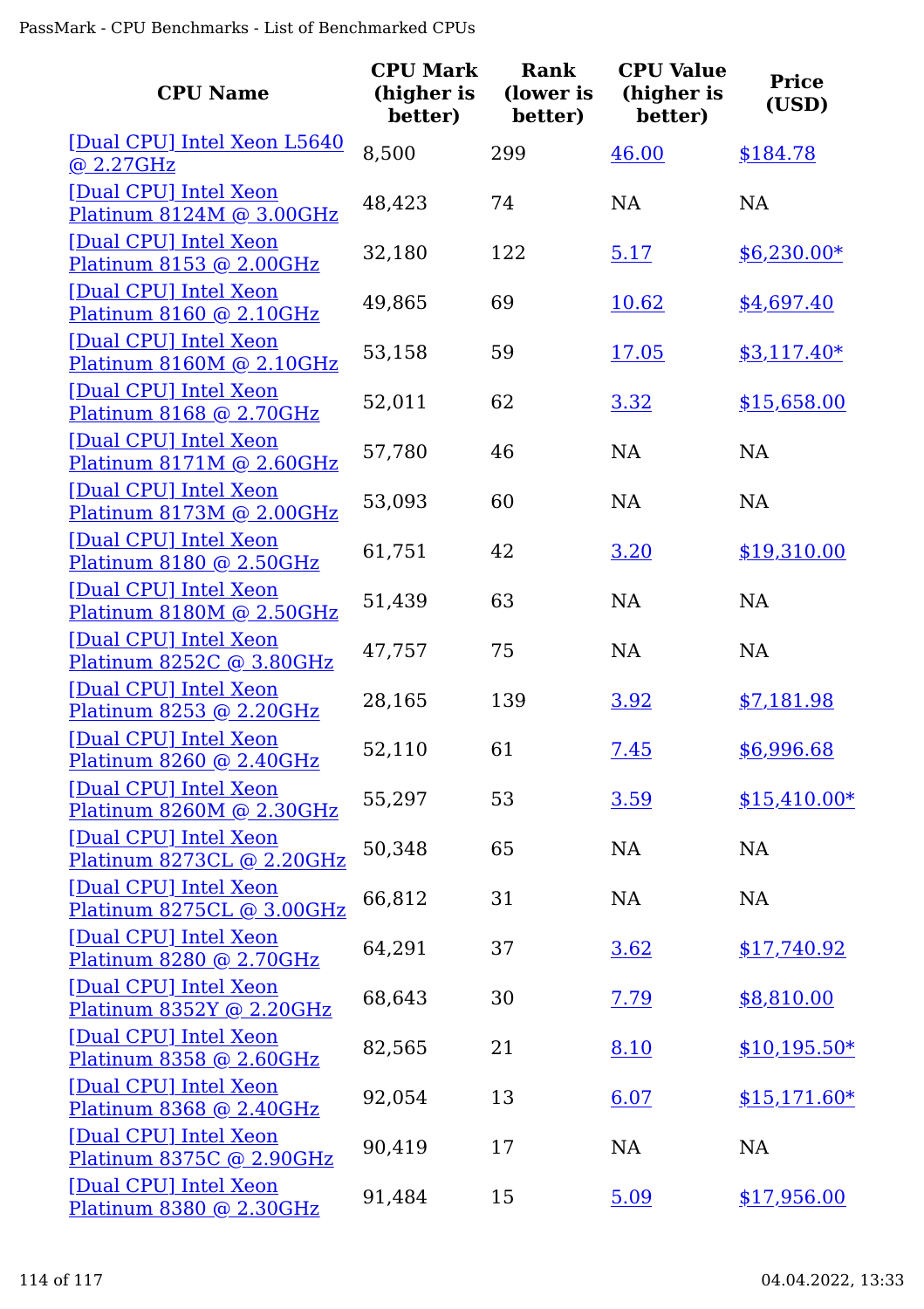| CPU Name | CPU Mark (higher is better) | Rank (lower is better) | CPU Value (higher is better) | Price (USD) |
|---|---|---|---|---|
| [Dual CPU] Intel Xeon L5640 @ 2.27GHz | 8,500 | 299 | 46.00 | $184.78 |
| [Dual CPU] Intel Xeon Platinum 8124M @ 3.00GHz | 48,423 | 74 | NA | NA |
| [Dual CPU] Intel Xeon Platinum 8153 @ 2.00GHz | 32,180 | 122 | 5.17 | $6,230.00* |
| [Dual CPU] Intel Xeon Platinum 8160 @ 2.10GHz | 49,865 | 69 | 10.62 | $4,697.40 |
| [Dual CPU] Intel Xeon Platinum 8160M @ 2.10GHz | 53,158 | 59 | 17.05 | $3,117.40* |
| [Dual CPU] Intel Xeon Platinum 8168 @ 2.70GHz | 52,011 | 62 | 3.32 | $15,658.00 |
| [Dual CPU] Intel Xeon Platinum 8171M @ 2.60GHz | 57,780 | 46 | NA | NA |
| [Dual CPU] Intel Xeon Platinum 8173M @ 2.00GHz | 53,093 | 60 | NA | NA |
| [Dual CPU] Intel Xeon Platinum 8180 @ 2.50GHz | 61,751 | 42 | 3.20 | $19,310.00 |
| [Dual CPU] Intel Xeon Platinum 8180M @ 2.50GHz | 51,439 | 63 | NA | NA |
| [Dual CPU] Intel Xeon Platinum 8252C @ 3.80GHz | 47,757 | 75 | NA | NA |
| [Dual CPU] Intel Xeon Platinum 8253 @ 2.20GHz | 28,165 | 139 | 3.92 | $7,181.98 |
| [Dual CPU] Intel Xeon Platinum 8260 @ 2.40GHz | 52,110 | 61 | 7.45 | $6,996.68 |
| [Dual CPU] Intel Xeon Platinum 8260M @ 2.30GHz | 55,297 | 53 | 3.59 | $15,410.00* |
| [Dual CPU] Intel Xeon Platinum 8273CL @ 2.20GHz | 50,348 | 65 | NA | NA |
| [Dual CPU] Intel Xeon Platinum 8275CL @ 3.00GHz | 66,812 | 31 | NA | NA |
| [Dual CPU] Intel Xeon Platinum 8280 @ 2.70GHz | 64,291 | 37 | 3.62 | $17,740.92 |
| [Dual CPU] Intel Xeon Platinum 8352Y @ 2.20GHz | 68,643 | 30 | 7.79 | $8,810.00 |
| [Dual CPU] Intel Xeon Platinum 8358 @ 2.60GHz | 82,565 | 21 | 8.10 | $10,195.50* |
| [Dual CPU] Intel Xeon Platinum 8368 @ 2.40GHz | 92,054 | 13 | 6.07 | $15,171.60* |
| [Dual CPU] Intel Xeon Platinum 8375C @ 2.90GHz | 90,419 | 17 | NA | NA |
| [Dual CPU] Intel Xeon Platinum 8380 @ 2.30GHz | 91,484 | 15 | 5.09 | $17,956.00 |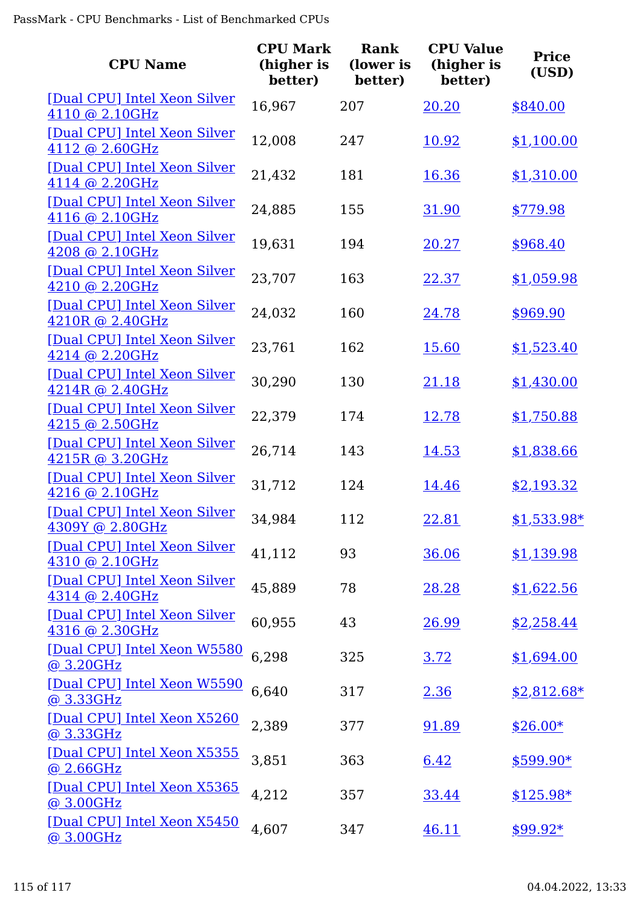| CPU Name | CPU Mark (higher is better) | Rank (lower is better) | CPU Value (higher is better) | Price (USD) |
|---|---|---|---|---|
| [Dual CPU] Intel Xeon Silver 4110 @ 2.10GHz | 16,967 | 207 | 20.20 | $840.00 |
| [Dual CPU] Intel Xeon Silver 4112 @ 2.60GHz | 12,008 | 247 | 10.92 | $1,100.00 |
| [Dual CPU] Intel Xeon Silver 4114 @ 2.20GHz | 21,432 | 181 | 16.36 | $1,310.00 |
| [Dual CPU] Intel Xeon Silver 4116 @ 2.10GHz | 24,885 | 155 | 31.90 | $779.98 |
| [Dual CPU] Intel Xeon Silver 4208 @ 2.10GHz | 19,631 | 194 | 20.27 | $968.40 |
| [Dual CPU] Intel Xeon Silver 4210 @ 2.20GHz | 23,707 | 163 | 22.37 | $1,059.98 |
| [Dual CPU] Intel Xeon Silver 4210R @ 2.40GHz | 24,032 | 160 | 24.78 | $969.90 |
| [Dual CPU] Intel Xeon Silver 4214 @ 2.20GHz | 23,761 | 162 | 15.60 | $1,523.40 |
| [Dual CPU] Intel Xeon Silver 4214R @ 2.40GHz | 30,290 | 130 | 21.18 | $1,430.00 |
| [Dual CPU] Intel Xeon Silver 4215 @ 2.50GHz | 22,379 | 174 | 12.78 | $1,750.88 |
| [Dual CPU] Intel Xeon Silver 4215R @ 3.20GHz | 26,714 | 143 | 14.53 | $1,838.66 |
| [Dual CPU] Intel Xeon Silver 4216 @ 2.10GHz | 31,712 | 124 | 14.46 | $2,193.32 |
| [Dual CPU] Intel Xeon Silver 4309Y @ 2.80GHz | 34,984 | 112 | 22.81 | $1,533.98* |
| [Dual CPU] Intel Xeon Silver 4310 @ 2.10GHz | 41,112 | 93 | 36.06 | $1,139.98 |
| [Dual CPU] Intel Xeon Silver 4314 @ 2.40GHz | 45,889 | 78 | 28.28 | $1,622.56 |
| [Dual CPU] Intel Xeon Silver 4316 @ 2.30GHz | 60,955 | 43 | 26.99 | $2,258.44 |
| [Dual CPU] Intel Xeon W5580 @ 3.20GHz | 6,298 | 325 | 3.72 | $1,694.00 |
| [Dual CPU] Intel Xeon W5590 @ 3.33GHz | 6,640 | 317 | 2.36 | $2,812.68* |
| [Dual CPU] Intel Xeon X5260 @ 3.33GHz | 2,389 | 377 | 91.89 | $26.00* |
| [Dual CPU] Intel Xeon X5355 @ 2.66GHz | 3,851 | 363 | 6.42 | $599.90* |
| [Dual CPU] Intel Xeon X5365 @ 3.00GHz | 4,212 | 357 | 33.44 | $125.98* |
| [Dual CPU] Intel Xeon X5450 @ 3.00GHz | 4,607 | 347 | 46.11 | $99.92* |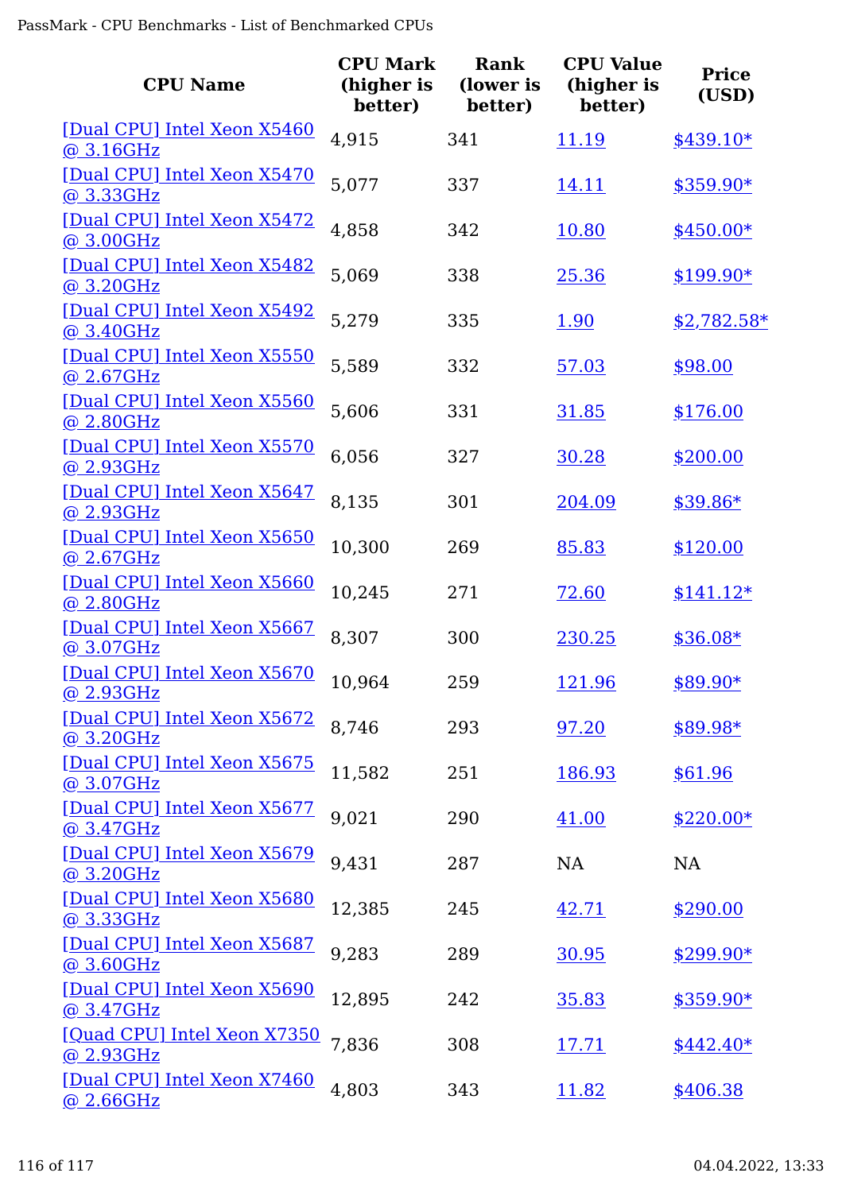| CPU Name | CPU Mark (higher is better) | Rank (lower is better) | CPU Value (higher is better) | Price (USD) |
| --- | --- | --- | --- | --- |
| [Dual CPU] Intel Xeon X5460 @ 3.16GHz | 4,915 | 341 | 11.19 | $439.10* |
| [Dual CPU] Intel Xeon X5470 @ 3.33GHz | 5,077 | 337 | 14.11 | $359.90* |
| [Dual CPU] Intel Xeon X5472 @ 3.00GHz | 4,858 | 342 | 10.80 | $450.00* |
| [Dual CPU] Intel Xeon X5482 @ 3.20GHz | 5,069 | 338 | 25.36 | $199.90* |
| [Dual CPU] Intel Xeon X5492 @ 3.40GHz | 5,279 | 335 | 1.90 | $2,782.58* |
| [Dual CPU] Intel Xeon X5550 @ 2.67GHz | 5,589 | 332 | 57.03 | $98.00 |
| [Dual CPU] Intel Xeon X5560 @ 2.80GHz | 5,606 | 331 | 31.85 | $176.00 |
| [Dual CPU] Intel Xeon X5570 @ 2.93GHz | 6,056 | 327 | 30.28 | $200.00 |
| [Dual CPU] Intel Xeon X5647 @ 2.93GHz | 8,135 | 301 | 204.09 | $39.86* |
| [Dual CPU] Intel Xeon X5650 @ 2.67GHz | 10,300 | 269 | 85.83 | $120.00 |
| [Dual CPU] Intel Xeon X5660 @ 2.80GHz | 10,245 | 271 | 72.60 | $141.12* |
| [Dual CPU] Intel Xeon X5667 @ 3.07GHz | 8,307 | 300 | 230.25 | $36.08* |
| [Dual CPU] Intel Xeon X5670 @ 2.93GHz | 10,964 | 259 | 121.96 | $89.90* |
| [Dual CPU] Intel Xeon X5672 @ 3.20GHz | 8,746 | 293 | 97.20 | $89.98* |
| [Dual CPU] Intel Xeon X5675 @ 3.07GHz | 11,582 | 251 | 186.93 | $61.96 |
| [Dual CPU] Intel Xeon X5677 @ 3.47GHz | 9,021 | 290 | 41.00 | $220.00* |
| [Dual CPU] Intel Xeon X5679 @ 3.20GHz | 9,431 | 287 | NA | NA |
| [Dual CPU] Intel Xeon X5680 @ 3.33GHz | 12,385 | 245 | 42.71 | $290.00 |
| [Dual CPU] Intel Xeon X5687 @ 3.60GHz | 9,283 | 289 | 30.95 | $299.90* |
| [Dual CPU] Intel Xeon X5690 @ 3.47GHz | 12,895 | 242 | 35.83 | $359.90* |
| [Quad CPU] Intel Xeon X7350 @ 2.93GHz | 7,836 | 308 | 17.71 | $442.40* |
| [Dual CPU] Intel Xeon X7460 @ 2.66GHz | 4,803 | 343 | 11.82 | $406.38 |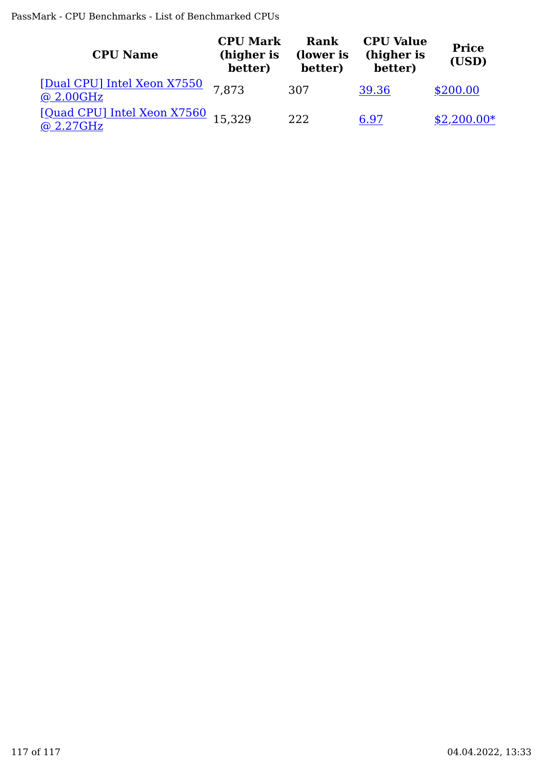| CPU Name | CPU Mark (higher is better) | Rank (lower is better) | CPU Value (higher is better) | Price (USD) |
|---|---|---|---|---|
| [Dual CPU] Intel Xeon X7550 @ 2.00GHz | 7,873 | 307 | 39.36 | $200.00 |
| [Quad CPU] Intel Xeon X7560 @ 2.27GHz | 15,329 | 222 | 6.97 | $2,200.00* |